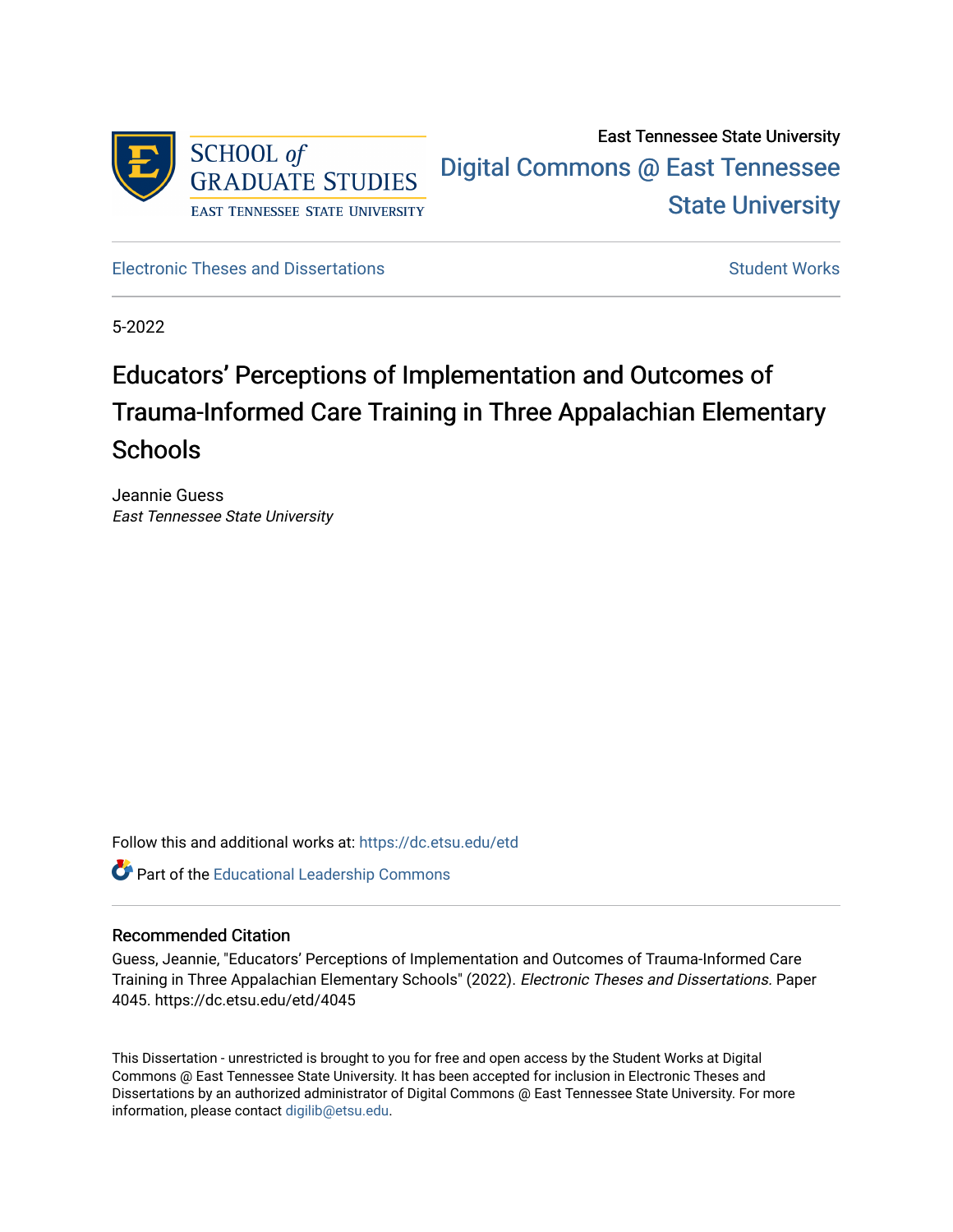SCHOOL *of* GRADUATE STUDIES
EAST TENNESSEE STATE UNIVERSITY

East Tennessee State University

Digital Commons @ East Tennessee State University

Electronic Theses and Dissertations

Student Works

5-2022

# Educators' Perceptions of Implementation and Outcomes of Trauma-Informed Care Training in Three Appalachian Elementary Schools

Jeannie Guess
*East Tennessee State University*

Follow this and additional works at: https://dc.etsu.edu/etd

Part of the Educational Leadership Commons

## Recommended Citation

Guess, Jeannie, "Educators' Perceptions of Implementation and Outcomes of Trauma-Informed Care Training in Three Appalachian Elementary Schools" (2022). *Electronic Theses and Dissertations.* Paper 4045. https://dc.etsu.edu/etd/4045

This Dissertation - unrestricted is brought to you for free and open access by the Student Works at Digital Commons @ East Tennessee State University. It has been accepted for inclusion in Electronic Theses and Dissertations by an authorized administrator of Digital Commons @ East Tennessee State University. For more information, please contact digilib@etsu.edu.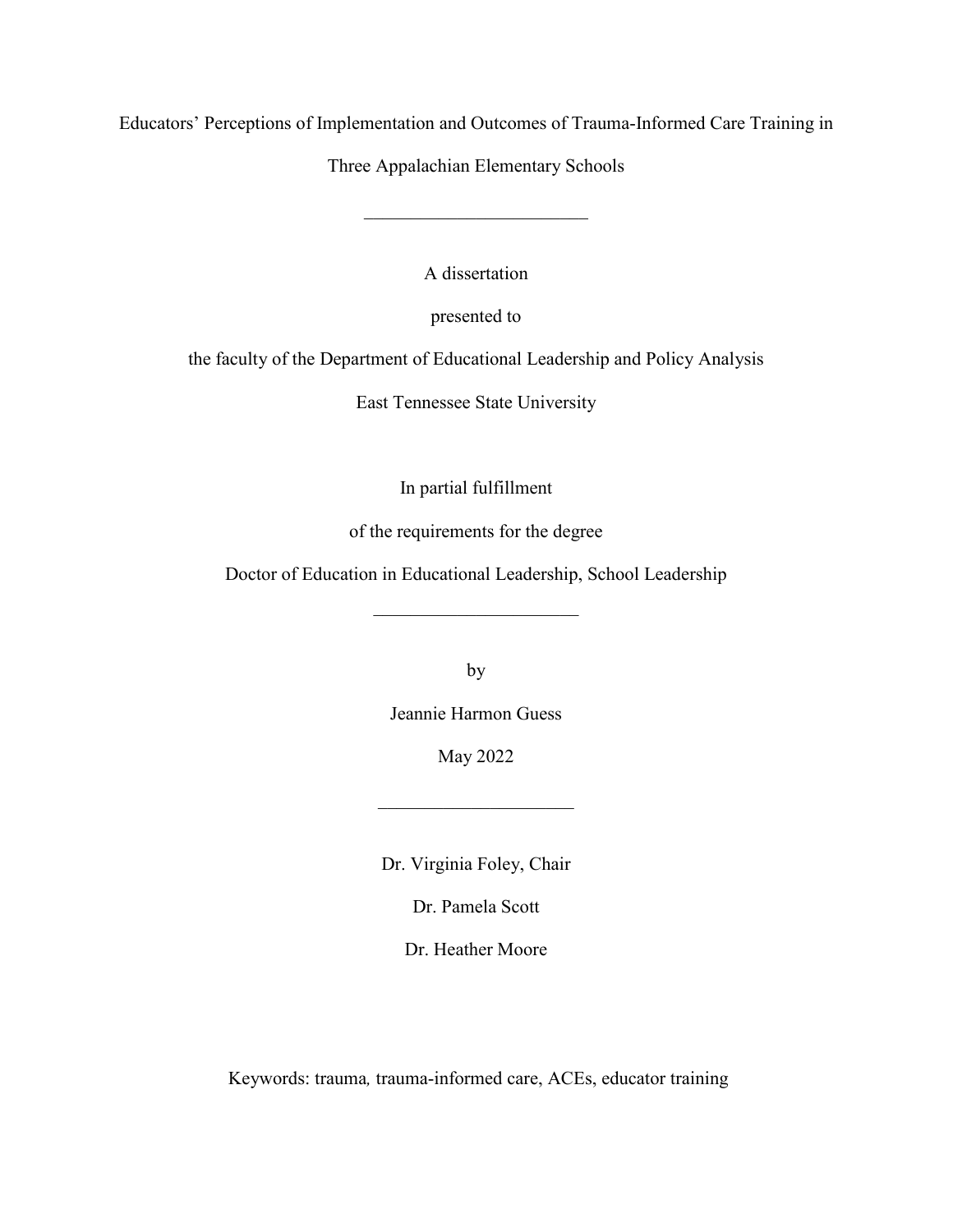Educators' Perceptions of Implementation and Outcomes of Trauma-Informed Care Training in Three Appalachian Elementary Schools

---

A dissertation

presented to

the faculty of the Department of Educational Leadership and Policy Analysis

East Tennessee State University

In partial fulfillment

of the requirements for the degree

Doctor of Education in Educational Leadership, School Leadership

---

by

Jeannie Harmon Guess

May 2022

---

Dr. Virginia Foley, Chair

Dr. Pamela Scott

Dr. Heather Moore

Keywords: trauma, trauma-informed care, ACEs, educator training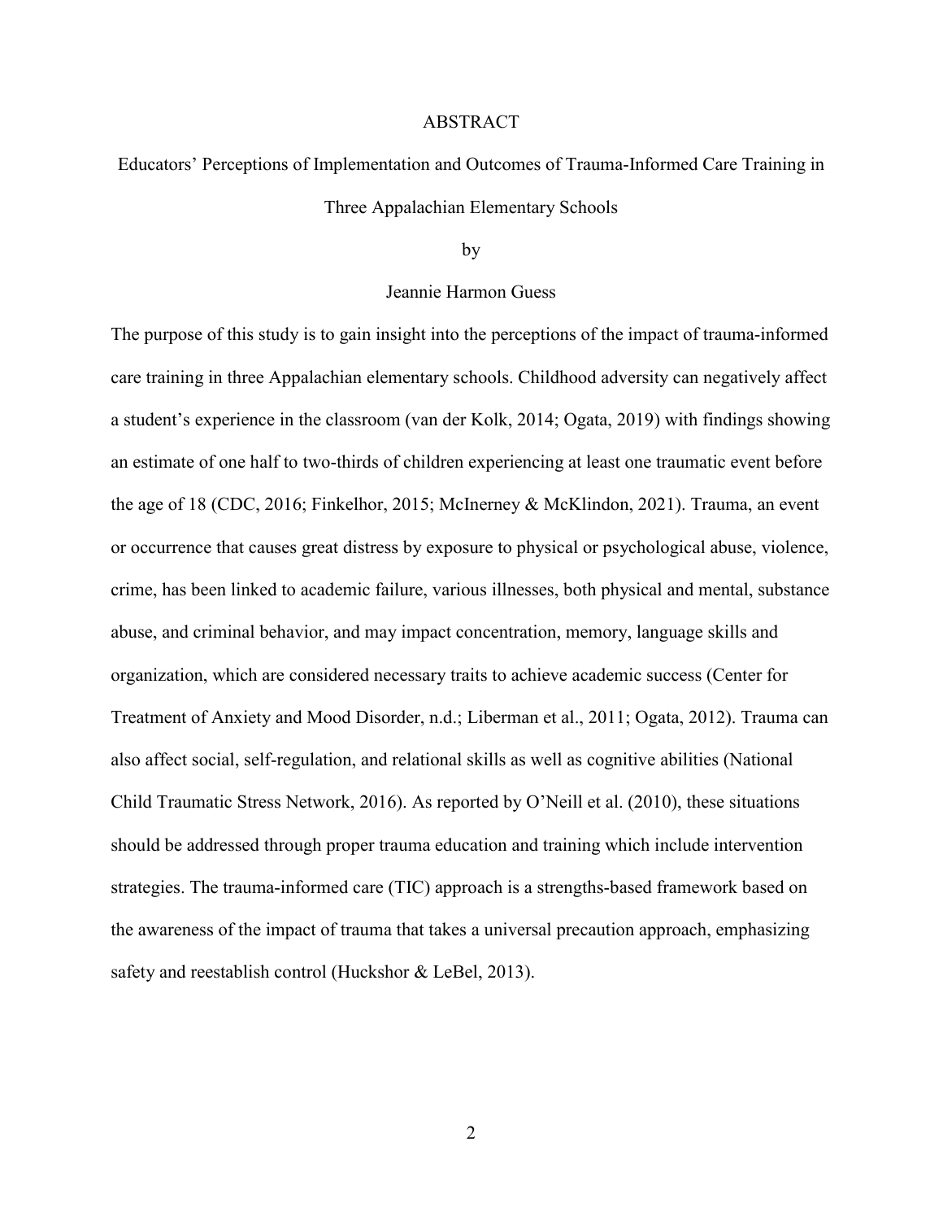# ABSTRACT

## Educators' Perceptions of Implementation and Outcomes of Trauma-Informed Care Training in Three Appalachian Elementary Schools

by

Jeannie Harmon Guess

The purpose of this study is to gain insight into the perceptions of the impact of trauma-informed care training in three Appalachian elementary schools. Childhood adversity can negatively affect a student's experience in the classroom (van der Kolk, 2014; Ogata, 2019) with findings showing an estimate of one half to two-thirds of children experiencing at least one traumatic event before the age of 18 (CDC, 2016; Finkelhor, 2015; McInerney & McKlindon, 2021). Trauma, an event or occurrence that causes great distress by exposure to physical or psychological abuse, violence, crime, has been linked to academic failure, various illnesses, both physical and mental, substance abuse, and criminal behavior, and may impact concentration, memory, language skills and organization, which are considered necessary traits to achieve academic success (Center for Treatment of Anxiety and Mood Disorder, n.d.; Liberman et al., 2011; Ogata, 2012). Trauma can also affect social, self-regulation, and relational skills as well as cognitive abilities (National Child Traumatic Stress Network, 2016). As reported by O'Neill et al. (2010), these situations should be addressed through proper trauma education and training which include intervention strategies. The trauma-informed care (TIC) approach is a strengths-based framework based on the awareness of the impact of trauma that takes a universal precaution approach, emphasizing safety and reestablish control (Huckshor & LeBel, 2013).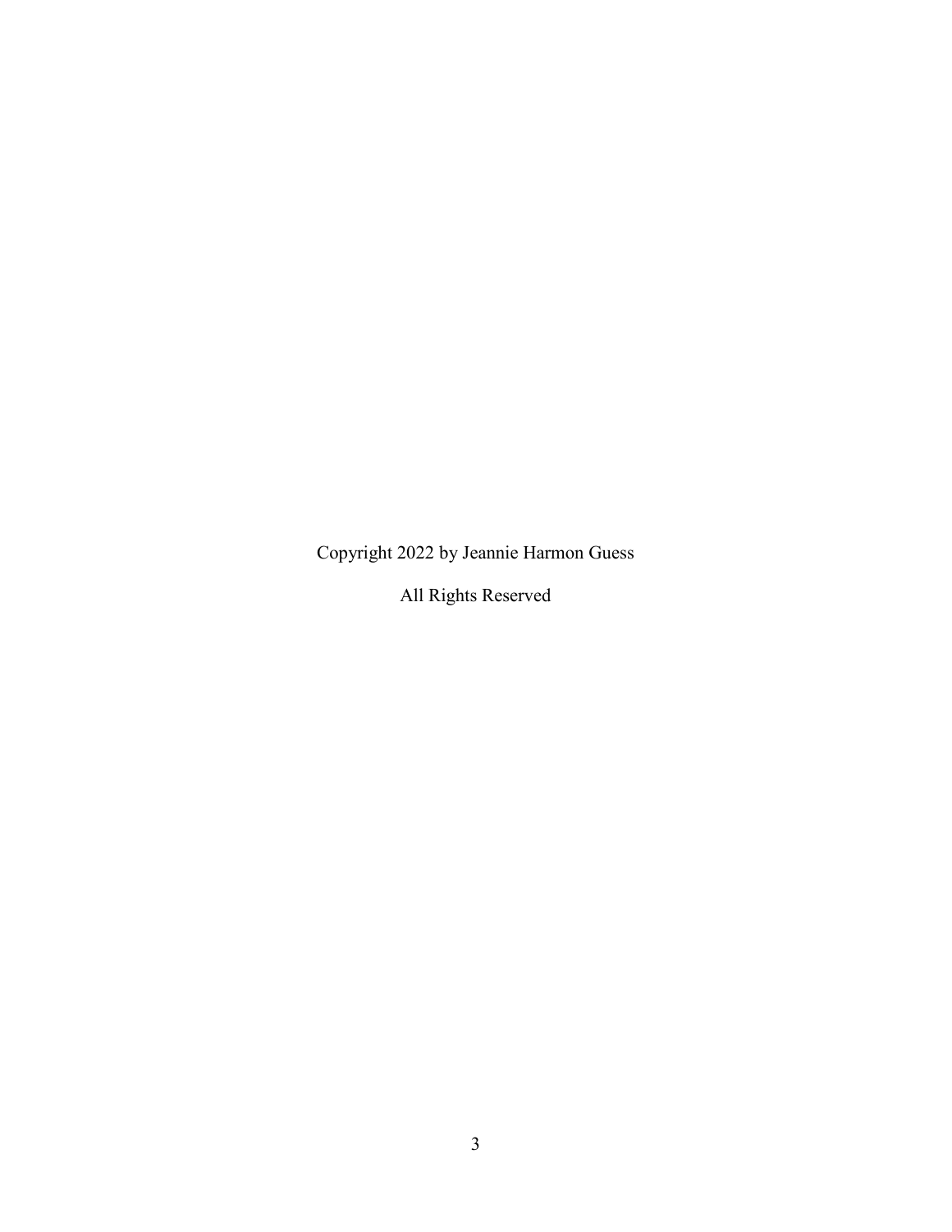Copyright 2022 by Jeannie Harmon Guess

All Rights Reserved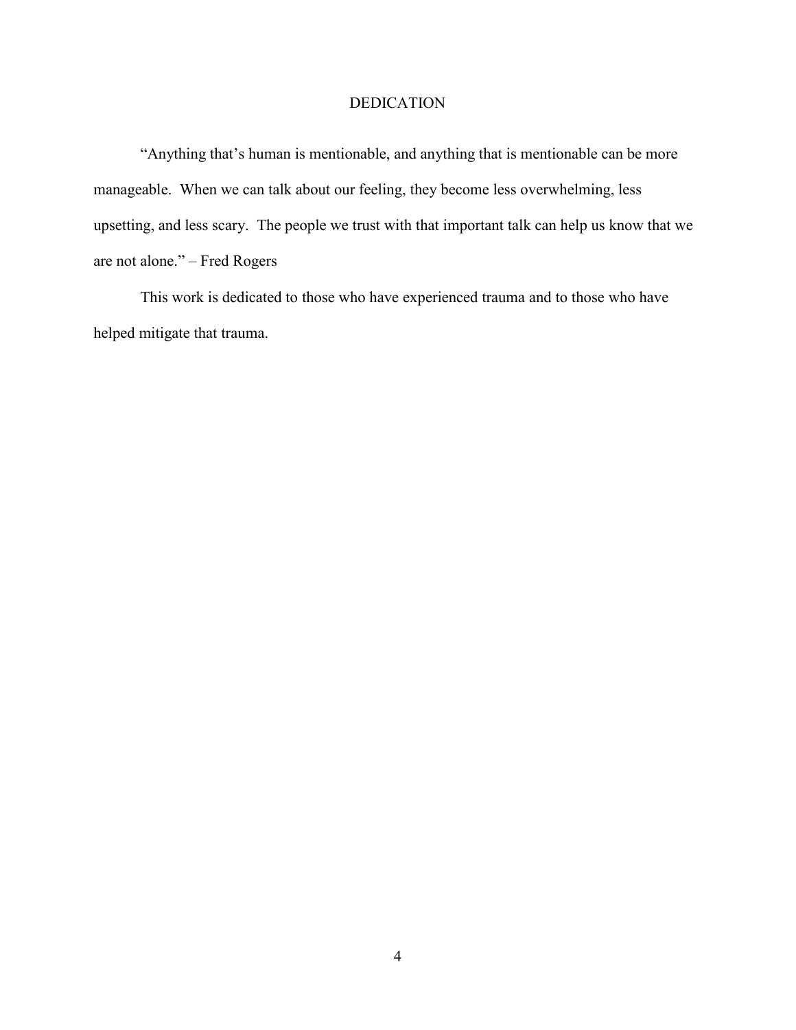# DEDICATION

"Anything that's human is mentionable, and anything that is mentionable can be more manageable. When we can talk about our feeling, they become less overwhelming, less upsetting, and less scary. The people we trust with that important talk can help us know that we are not alone." – Fred Rogers

This work is dedicated to those who have experienced trauma and to those who have helped mitigate that trauma.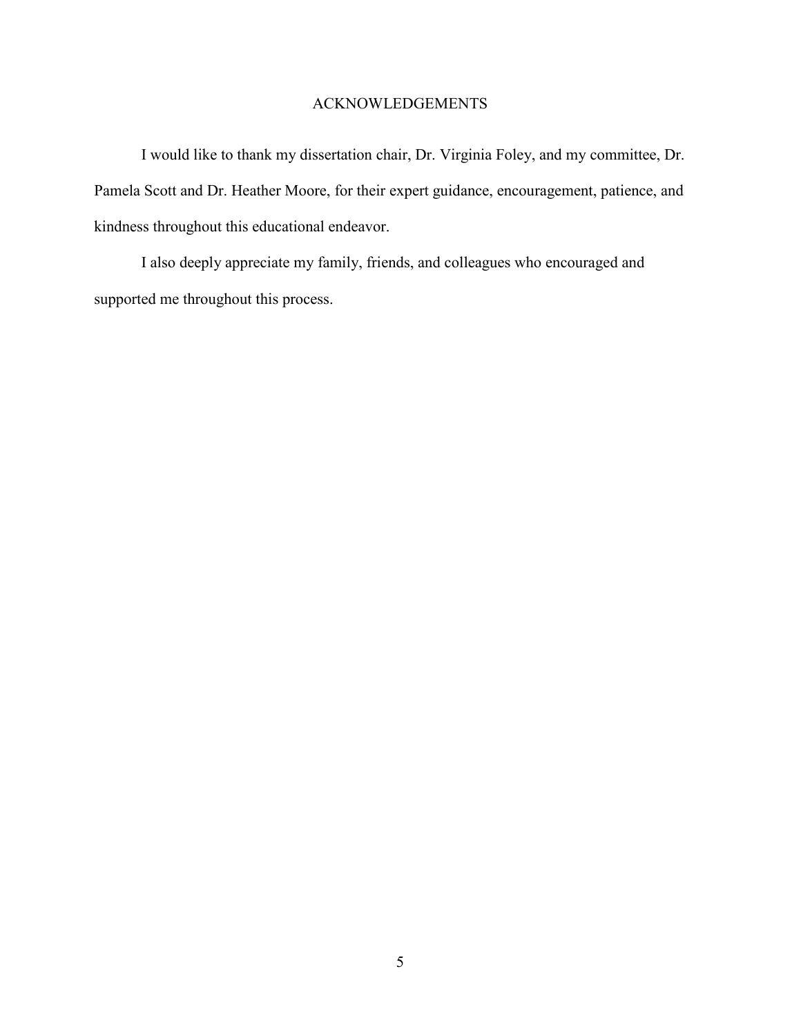## ACKNOWLEDGEMENTS

I would like to thank my dissertation chair, Dr. Virginia Foley, and my committee, Dr. Pamela Scott and Dr. Heather Moore, for their expert guidance, encouragement, patience, and kindness throughout this educational endeavor.

I also deeply appreciate my family, friends, and colleagues who encouraged and supported me throughout this process.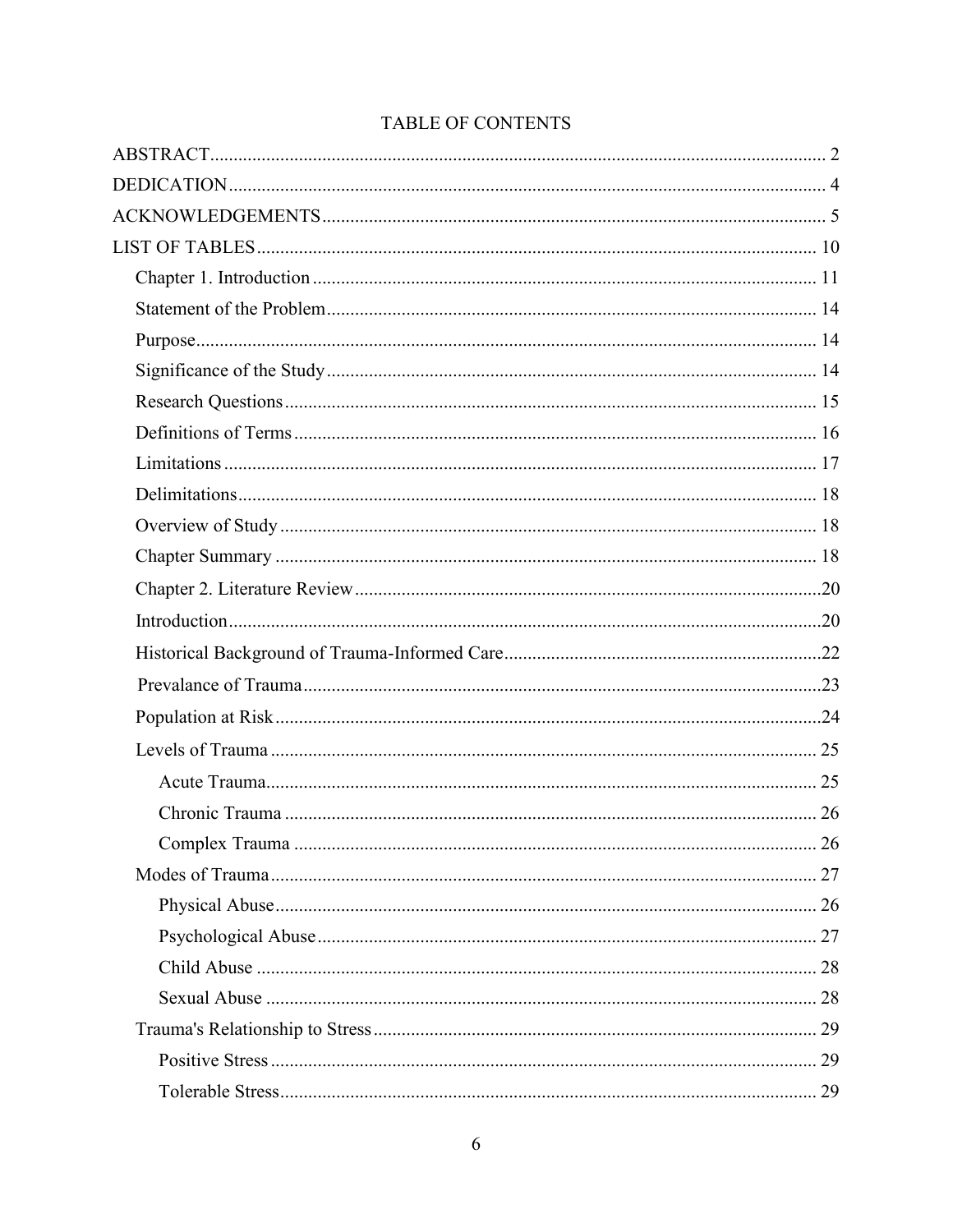# TABLE OF CONTENTS

ABSTRACT ........ 2

DEDICATION ........ 4

ACKNOWLEDGEMENTS ........ 5

LIST OF TABLES ........ 10

- Chapter 1. Introduction ........ 11
- Statement of the Problem ........ 14
- Purpose ........ 14
- Significance of the Study ........ 14
- Research Questions ........ 15
- Definitions of Terms ........ 16
- Limitations ........ 17
- Delimitations ........ 18
- Overview of Study ........ 18
- Chapter Summary ........ 18
- Chapter 2. Literature Review ........ 20
- Introduction ........ 20
- Historical Background of Trauma-Informed Care ........ 22
- Prevalance of Trauma ........ 23
- Population at Risk ........ 24
- Levels of Trauma ........ 25
  - Acute Trauma ........ 25
  - Chronic Trauma ........ 26
  - Complex Trauma ........ 26
- Modes of Trauma ........ 27
  - Physical Abuse ........ 26
  - Psychological Abuse ........ 27
  - Child Abuse ........ 28
  - Sexual Abuse ........ 28
- Trauma's Relationship to Stress ........ 29
  - Positive Stress ........ 29
  - Tolerable Stress ........ 29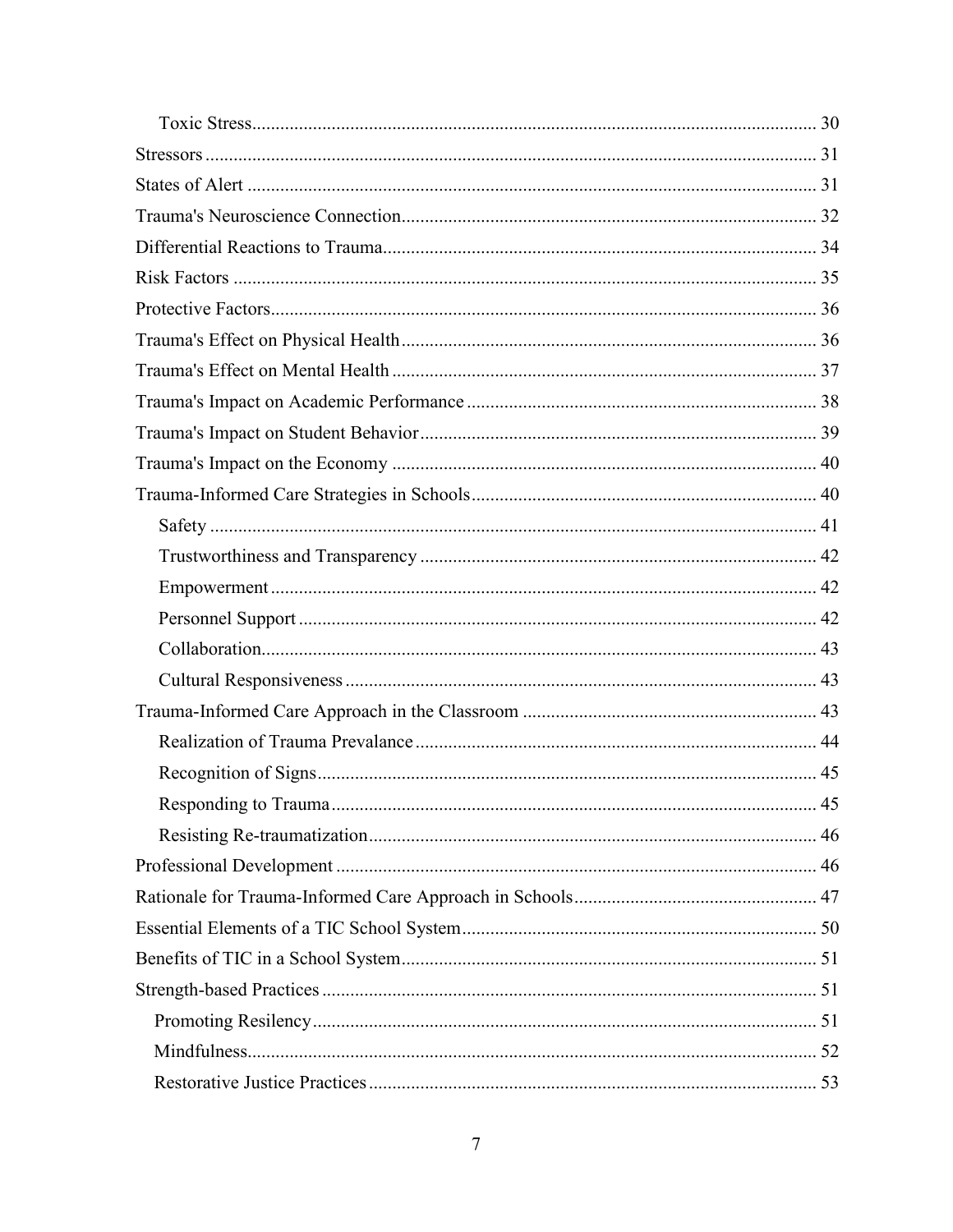- Toxic Stress ........ 30
- Stressors ........ 31
- States of Alert ........ 31
- Trauma's Neuroscience Connection ........ 32
- Differential Reactions to Trauma ........ 34
- Risk Factors ........ 35
- Protective Factors ........ 36
- Trauma's Effect on Physical Health ........ 36
- Trauma's Effect on Mental Health ........ 37
- Trauma's Impact on Academic Performance ........ 38
- Trauma's Impact on Student Behavior ........ 39
- Trauma's Impact on the Economy ........ 40
- Trauma-Informed Care Strategies in Schools ........ 40
  - Safety ........ 41
  - Trustworthiness and Transparency ........ 42
  - Empowerment ........ 42
  - Personnel Support ........ 42
  - Collaboration ........ 43
  - Cultural Responsiveness ........ 43
- Trauma-Informed Care Approach in the Classroom ........ 43
  - Realization of Trauma Prevalance ........ 44
  - Recognition of Signs ........ 45
  - Responding to Trauma ........ 45
  - Resisting Re-traumatization ........ 46
- Professional Development ........ 46
- Rationale for Trauma-Informed Care Approach in Schools ........ 47
- Essential Elements of a TIC School System ........ 50
- Benefits of TIC in a School System ........ 51
- Strength-based Practices ........ 51
  - Promoting Resiliency ........ 51
  - Mindfulness ........ 52
  - Restorative Justice Practices ........ 53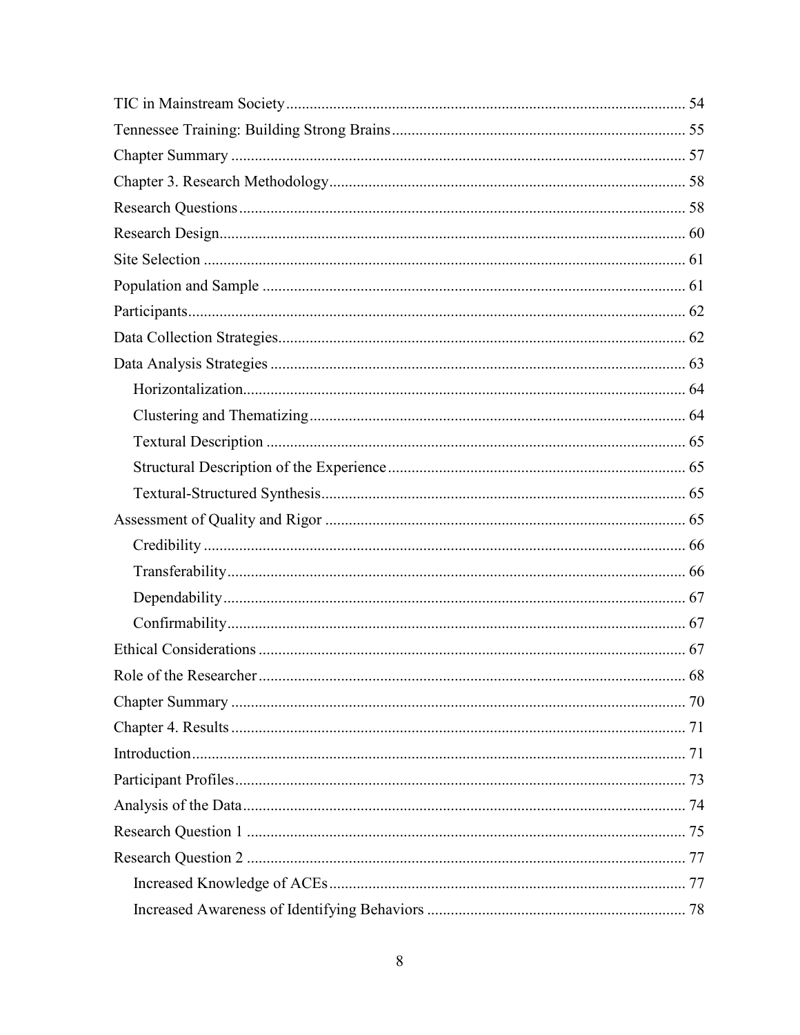TIC in Mainstream Society ..... 54

Tennessee Training: Building Strong Brains ..... 55

Chapter Summary ..... 57

Chapter 3. Research Methodology ..... 58

Research Questions ..... 58

Research Design ..... 60

Site Selection ..... 61

Population and Sample ..... 61

Participants ..... 62

Data Collection Strategies ..... 62

Data Analysis Strategies ..... 63

- Horizontalization ..... 64
- Clustering and Thematizing ..... 64
- Textural Description ..... 65
- Structural Description of the Experience ..... 65
- Textural-Structured Synthesis ..... 65

Assessment of Quality and Rigor ..... 65

- Credibility ..... 66
- Transferability ..... 66
- Dependability ..... 67
- Confirmability ..... 67

Ethical Considerations ..... 67

Role of the Researcher ..... 68

Chapter Summary ..... 70

Chapter 4. Results ..... 71

Introduction ..... 71

Participant Profiles ..... 73

Analysis of the Data ..... 74

Research Question 1 ..... 75

Research Question 2 ..... 77

- Increased Knowledge of ACEs ..... 77
- Increased Awareness of Identifying Behaviors ..... 78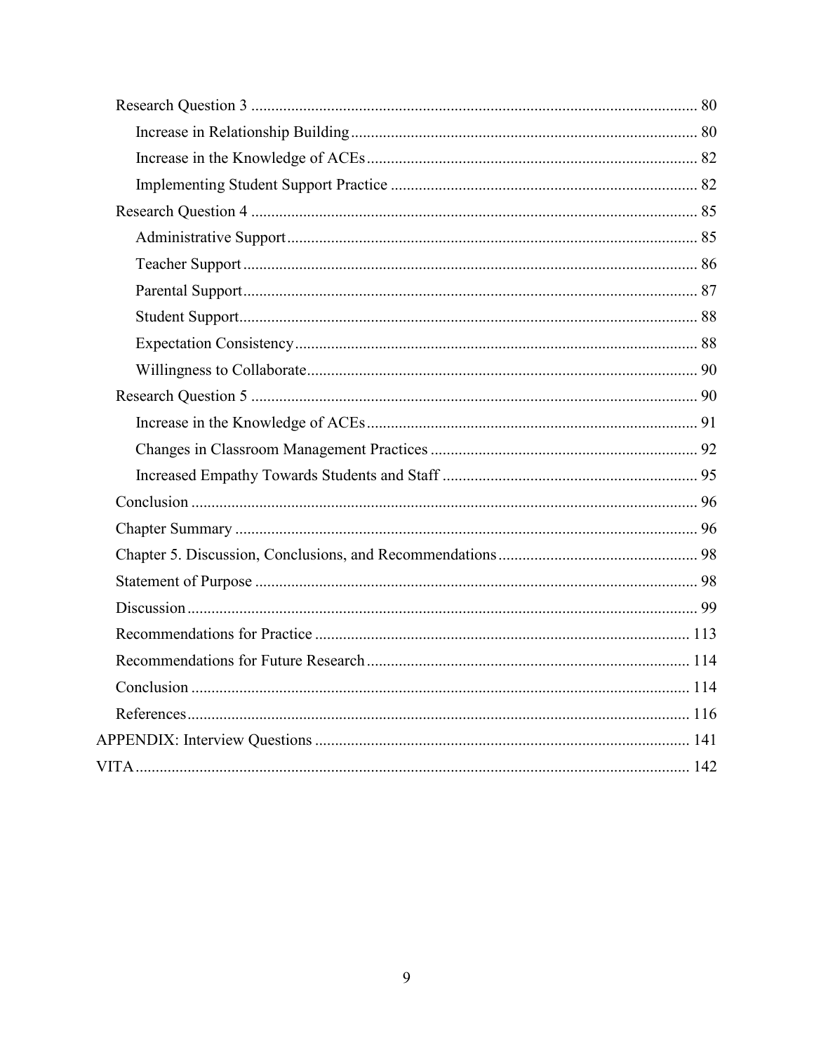Research Question 3 ............................................................................................................. 80

Increase in Relationship Building ...................................................................................... 80

Increase in the Knowledge of ACEs .................................................................................. 82

Implementing Student Support Practice ............................................................................ 82

Research Question 4 ............................................................................................................. 85

Administrative Support ...................................................................................................... 85

Teacher Support ................................................................................................................. 86

Parental Support ................................................................................................................. 87

Student Support .................................................................................................................. 88

Expectation Consistency .................................................................................................... 88

Willingness to Collaborate ................................................................................................. 90

Research Question 5 ............................................................................................................. 90

Increase in the Knowledge of ACEs .................................................................................. 91

Changes in Classroom Management Practices .................................................................. 92

Increased Empathy Towards Students and Staff ................................................................ 95

Conclusion ............................................................................................................................ 96

Chapter Summary ................................................................................................................. 96

Chapter 5. Discussion, Conclusions, and Recommendations ................................................ 98

Statement of Purpose ............................................................................................................ 98

Discussion ............................................................................................................................. 99

Recommendations for Practice ............................................................................................ 113

Recommendations for Future Research ............................................................................... 114

Conclusion ........................................................................................................................... 114

References ............................................................................................................................ 116

APPENDIX: Interview Questions ............................................................................................ 141

VITA ........................................................................................................................................ 142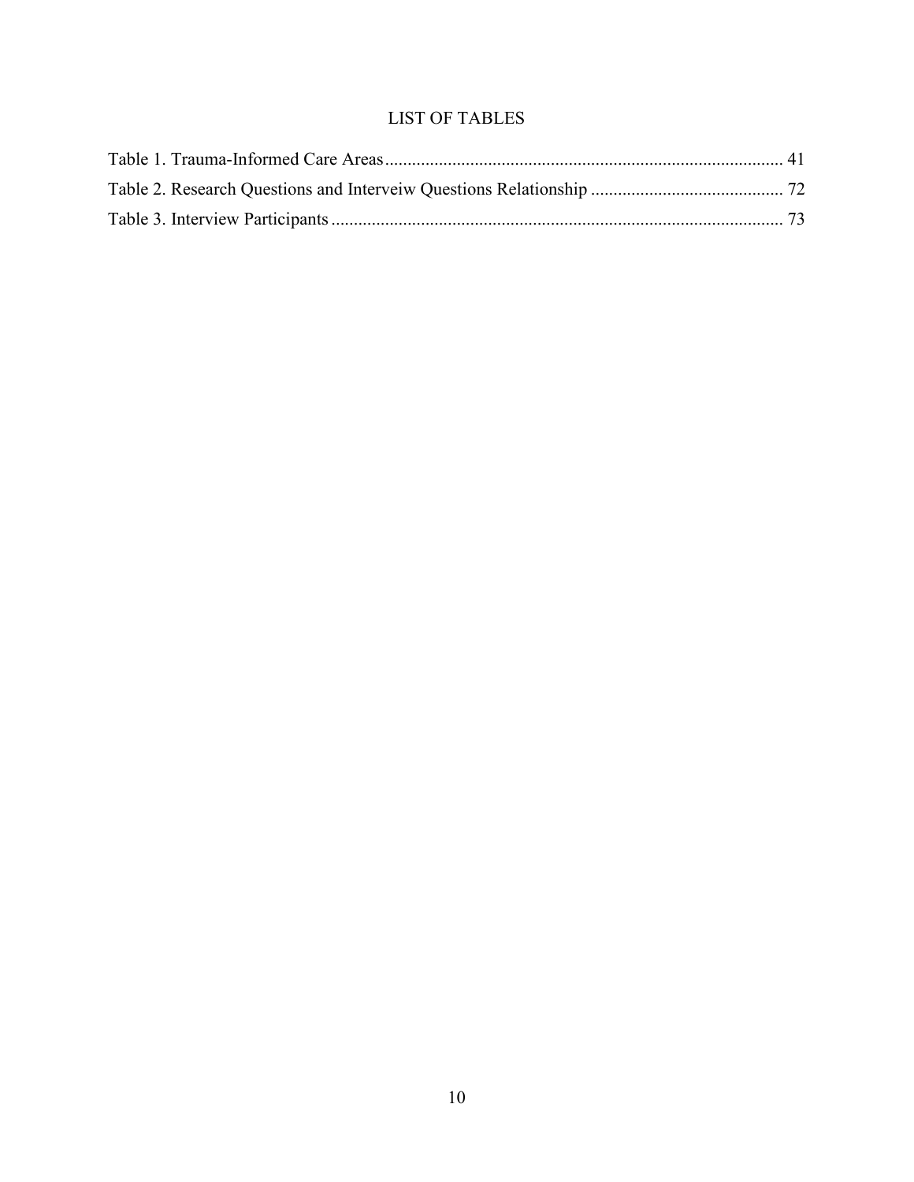# LIST OF TABLES

Table 1. Trauma-Informed Care Areas ........................................................................................ 41

Table 2. Research Questions and Interveiw Questions Relationship ........................................... 72

Table 3. Interview Participants ..................................................................................................... 73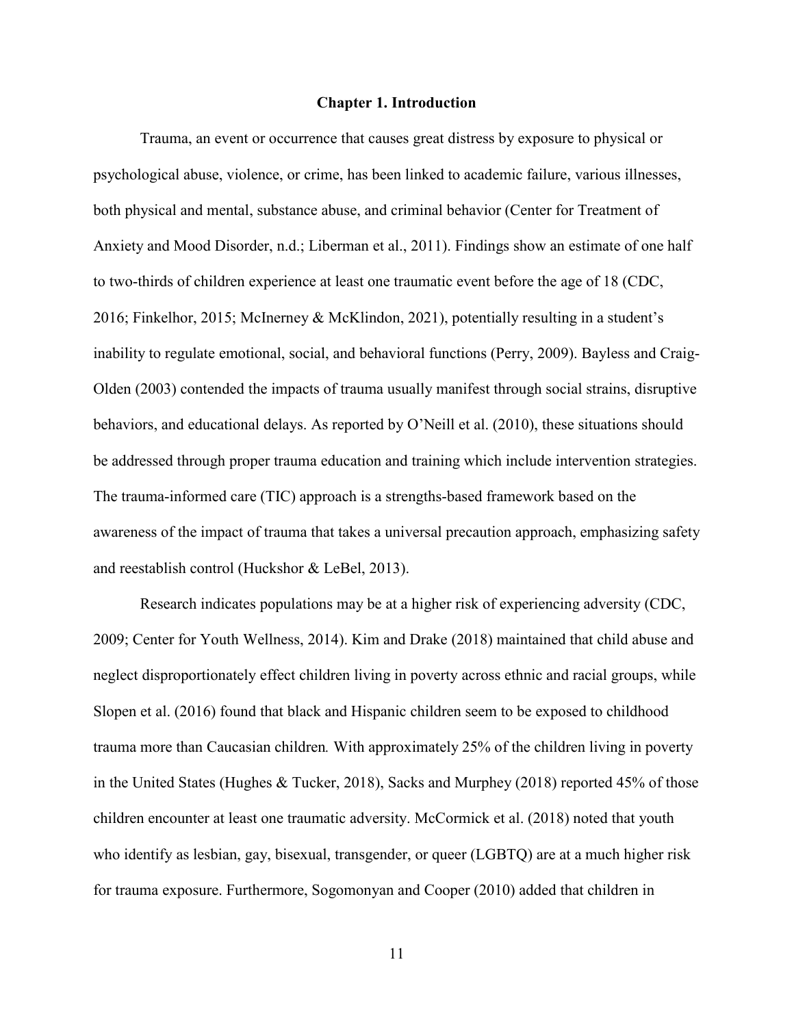# Chapter 1. Introduction

Trauma, an event or occurrence that causes great distress by exposure to physical or psychological abuse, violence, or crime, has been linked to academic failure, various illnesses, both physical and mental, substance abuse, and criminal behavior (Center for Treatment of Anxiety and Mood Disorder, n.d.; Liberman et al., 2011). Findings show an estimate of one half to two-thirds of children experience at least one traumatic event before the age of 18 (CDC, 2016; Finkelhor, 2015; McInerney & McKlindon, 2021), potentially resulting in a student's inability to regulate emotional, social, and behavioral functions (Perry, 2009). Bayless and Craig-Olden (2003) contended the impacts of trauma usually manifest through social strains, disruptive behaviors, and educational delays. As reported by O'Neill et al. (2010), these situations should be addressed through proper trauma education and training which include intervention strategies. The trauma-informed care (TIC) approach is a strengths-based framework based on the awareness of the impact of trauma that takes a universal precaution approach, emphasizing safety and reestablish control (Huckshor & LeBel, 2013).

Research indicates populations may be at a higher risk of experiencing adversity (CDC, 2009; Center for Youth Wellness, 2014). Kim and Drake (2018) maintained that child abuse and neglect disproportionately effect children living in poverty across ethnic and racial groups, while Slopen et al. (2016) found that black and Hispanic children seem to be exposed to childhood trauma more than Caucasian children*.* With approximately 25% of the children living in poverty in the United States (Hughes & Tucker, 2018), Sacks and Murphey (2018) reported 45% of those children encounter at least one traumatic adversity. McCormick et al. (2018) noted that youth who identify as lesbian, gay, bisexual, transgender, or queer (LGBTQ) are at a much higher risk for trauma exposure. Furthermore, Sogomonyan and Cooper (2010) added that children in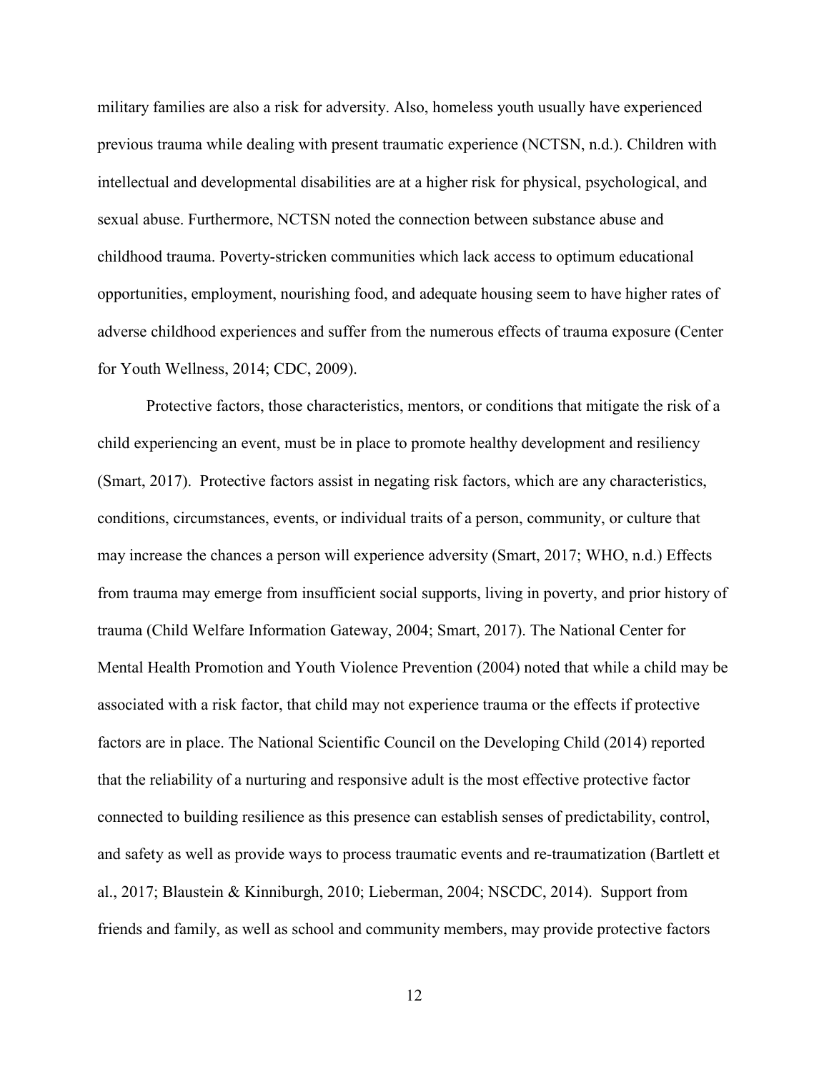military families are also a risk for adversity. Also, homeless youth usually have experienced previous trauma while dealing with present traumatic experience (NCTSN, n.d.). Children with intellectual and developmental disabilities are at a higher risk for physical, psychological, and sexual abuse. Furthermore, NCTSN noted the connection between substance abuse and childhood trauma. Poverty-stricken communities which lack access to optimum educational opportunities, employment, nourishing food, and adequate housing seem to have higher rates of adverse childhood experiences and suffer from the numerous effects of trauma exposure (Center for Youth Wellness, 2014; CDC, 2009).

Protective factors, those characteristics, mentors, or conditions that mitigate the risk of a child experiencing an event, must be in place to promote healthy development and resiliency (Smart, 2017). Protective factors assist in negating risk factors, which are any characteristics, conditions, circumstances, events, or individual traits of a person, community, or culture that may increase the chances a person will experience adversity (Smart, 2017; WHO, n.d.) Effects from trauma may emerge from insufficient social supports, living in poverty, and prior history of trauma (Child Welfare Information Gateway, 2004; Smart, 2017). The National Center for Mental Health Promotion and Youth Violence Prevention (2004) noted that while a child may be associated with a risk factor, that child may not experience trauma or the effects if protective factors are in place. The National Scientific Council on the Developing Child (2014) reported that the reliability of a nurturing and responsive adult is the most effective protective factor connected to building resilience as this presence can establish senses of predictability, control, and safety as well as provide ways to process traumatic events and re-traumatization (Bartlett et al., 2017; Blaustein & Kinniburgh, 2010; Lieberman, 2004; NSCDC, 2014). Support from friends and family, as well as school and community members, may provide protective factors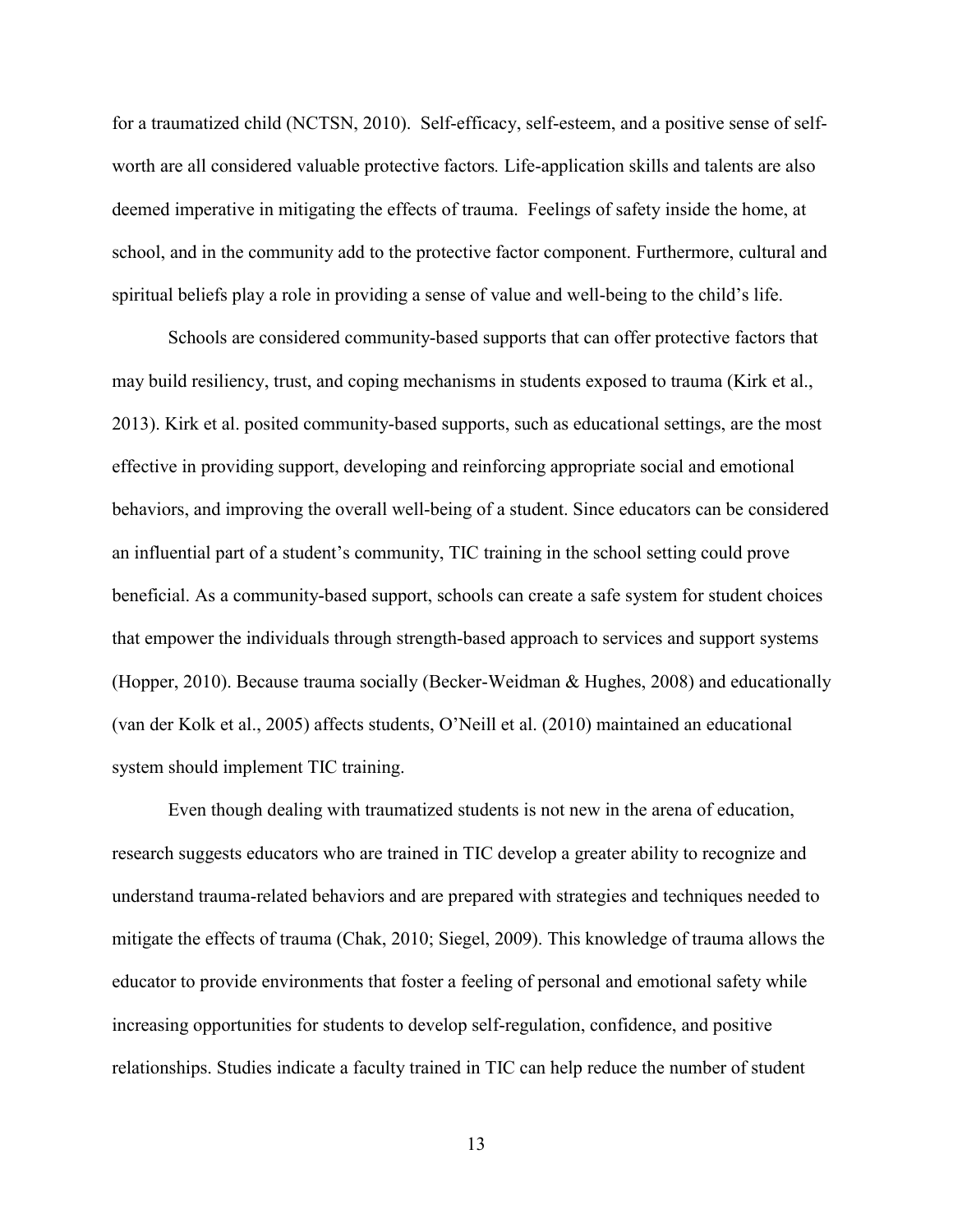for a traumatized child (NCTSN, 2010). Self-efficacy, self-esteem, and a positive sense of self-worth are all considered valuable protective factors. Life-application skills and talents are also deemed imperative in mitigating the effects of trauma. Feelings of safety inside the home, at school, and in the community add to the protective factor component. Furthermore, cultural and spiritual beliefs play a role in providing a sense of value and well-being to the child's life.

Schools are considered community-based supports that can offer protective factors that may build resiliency, trust, and coping mechanisms in students exposed to trauma (Kirk et al., 2013). Kirk et al. posited community-based supports, such as educational settings, are the most effective in providing support, developing and reinforcing appropriate social and emotional behaviors, and improving the overall well-being of a student. Since educators can be considered an influential part of a student's community, TIC training in the school setting could prove beneficial. As a community-based support, schools can create a safe system for student choices that empower the individuals through strength-based approach to services and support systems (Hopper, 2010). Because trauma socially (Becker-Weidman & Hughes, 2008) and educationally (van der Kolk et al., 2005) affects students, O'Neill et al. (2010) maintained an educational system should implement TIC training.

Even though dealing with traumatized students is not new in the arena of education, research suggests educators who are trained in TIC develop a greater ability to recognize and understand trauma-related behaviors and are prepared with strategies and techniques needed to mitigate the effects of trauma (Chak, 2010; Siegel, 2009). This knowledge of trauma allows the educator to provide environments that foster a feeling of personal and emotional safety while increasing opportunities for students to develop self-regulation, confidence, and positive relationships. Studies indicate a faculty trained in TIC can help reduce the number of student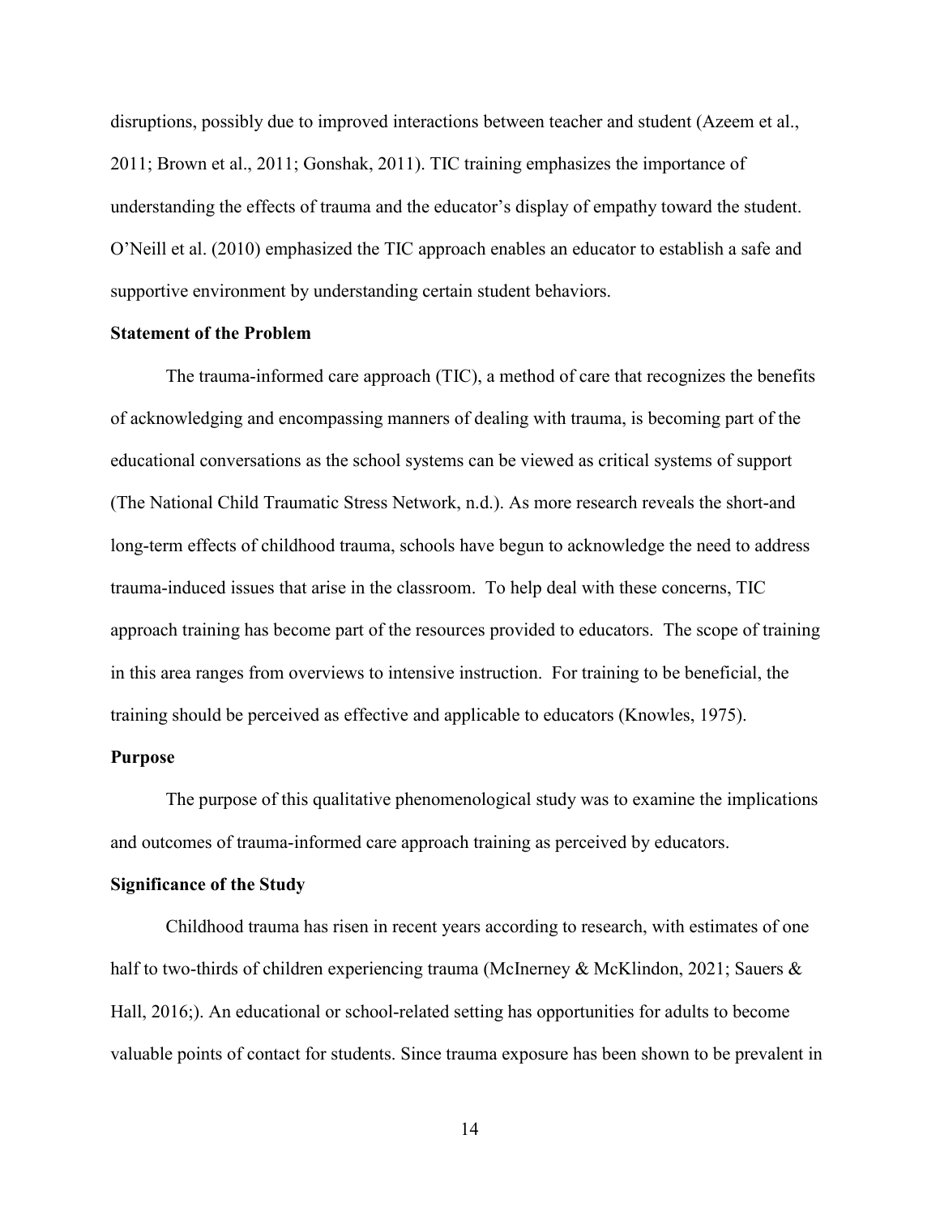disruptions, possibly due to improved interactions between teacher and student (Azeem et al., 2011; Brown et al., 2011; Gonshak, 2011). TIC training emphasizes the importance of understanding the effects of trauma and the educator's display of empathy toward the student. O'Neill et al. (2010) emphasized the TIC approach enables an educator to establish a safe and supportive environment by understanding certain student behaviors.

## Statement of the Problem

The trauma-informed care approach (TIC), a method of care that recognizes the benefits of acknowledging and encompassing manners of dealing with trauma, is becoming part of the educational conversations as the school systems can be viewed as critical systems of support (The National Child Traumatic Stress Network, n.d.). As more research reveals the short-and long-term effects of childhood trauma, schools have begun to acknowledge the need to address trauma-induced issues that arise in the classroom. To help deal with these concerns, TIC approach training has become part of the resources provided to educators. The scope of training in this area ranges from overviews to intensive instruction. For training to be beneficial, the training should be perceived as effective and applicable to educators (Knowles, 1975).

## Purpose

The purpose of this qualitative phenomenological study was to examine the implications and outcomes of trauma-informed care approach training as perceived by educators.

## Significance of the Study

Childhood trauma has risen in recent years according to research, with estimates of one half to two-thirds of children experiencing trauma (McInerney & McKlindon, 2021; Sauers & Hall, 2016;). An educational or school-related setting has opportunities for adults to become valuable points of contact for students. Since trauma exposure has been shown to be prevalent in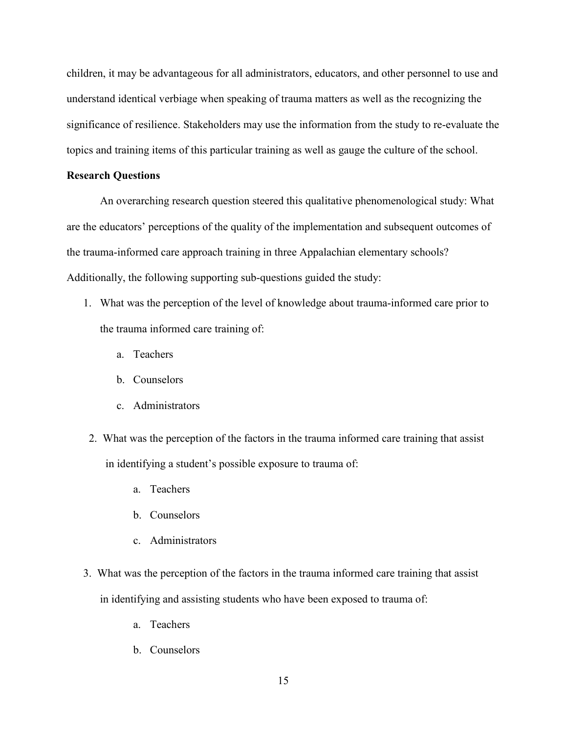children, it may be advantageous for all administrators, educators, and other personnel to use and understand identical verbiage when speaking of trauma matters as well as the recognizing the significance of resilience. Stakeholders may use the information from the study to re-evaluate the topics and training items of this particular training as well as gauge the culture of the school.

**Research Questions**

An overarching research question steered this qualitative phenomenological study: What are the educators' perceptions of the quality of the implementation and subsequent outcomes of the trauma-informed care approach training in three Appalachian elementary schools? Additionally, the following supporting sub-questions guided the study:

1. What was the perception of the level of knowledge about trauma-informed care prior to the trauma informed care training of:
    a. Teachers
    b. Counselors
    c. Administrators
2. What was the perception of the factors in the trauma informed care training that assist in identifying a student's possible exposure to trauma of:
    a. Teachers
    b. Counselors
    c. Administrators
3. What was the perception of the factors in the trauma informed care training that assist in identifying and assisting students who have been exposed to trauma of:
    a. Teachers
    b. Counselors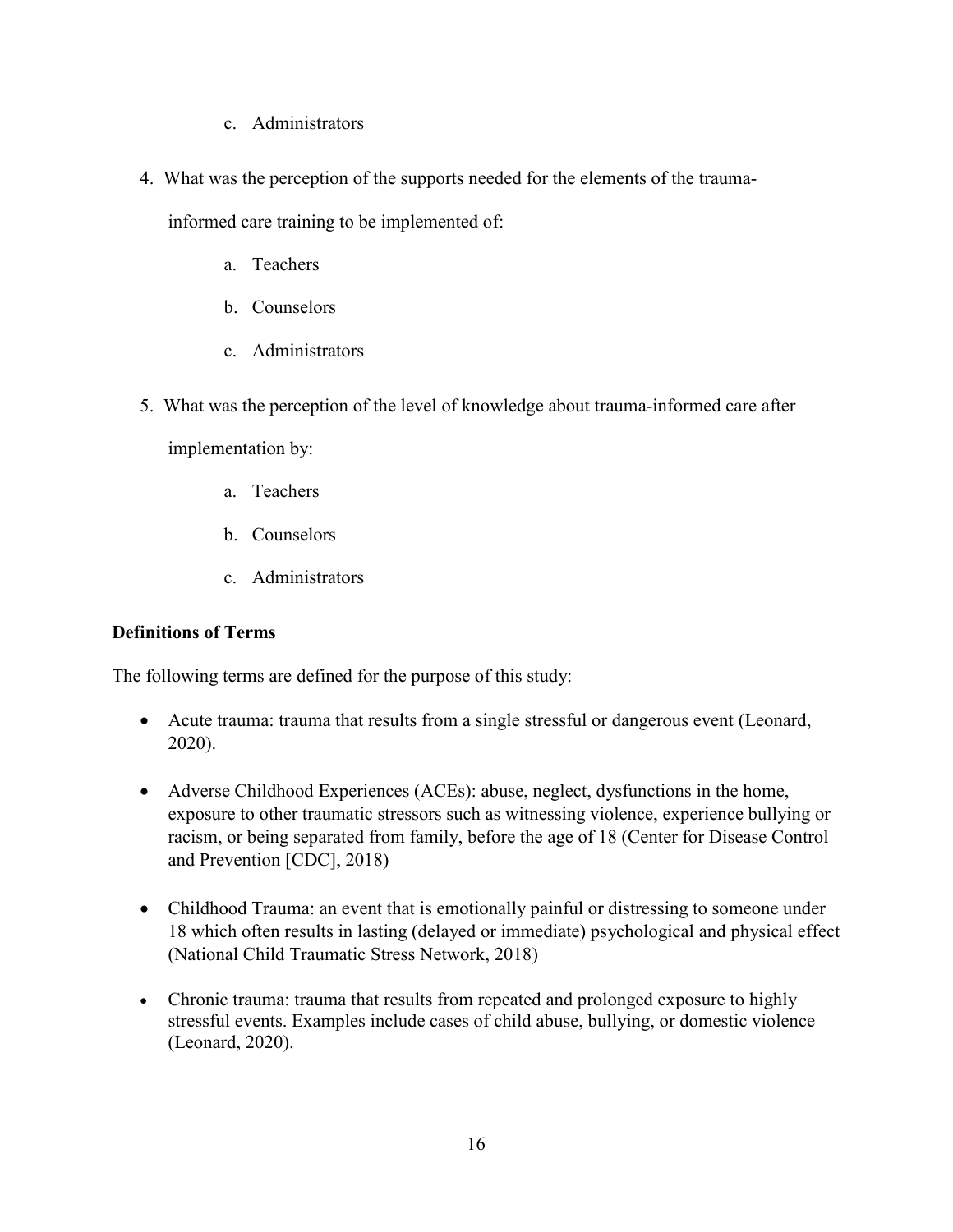c. Administrators

4. What was the perception of the supports needed for the elements of the trauma-informed care training to be implemented of:

    a. Teachers

    b. Counselors

    c. Administrators

5. What was the perception of the level of knowledge about trauma-informed care after implementation by:

    a. Teachers

    b. Counselors

    c. Administrators

**Definitions of Terms**

The following terms are defined for the purpose of this study:

- Acute trauma: trauma that results from a single stressful or dangerous event (Leonard, 2020).
- Adverse Childhood Experiences (ACEs): abuse, neglect, dysfunctions in the home, exposure to other traumatic stressors such as witnessing violence, experience bullying or racism, or being separated from family, before the age of 18 (Center for Disease Control and Prevention [CDC], 2018)
- Childhood Trauma: an event that is emotionally painful or distressing to someone under 18 which often results in lasting (delayed or immediate) psychological and physical effect (National Child Traumatic Stress Network, 2018)
- Chronic trauma: trauma that results from repeated and prolonged exposure to highly stressful events. Examples include cases of child abuse, bullying, or domestic violence (Leonard, 2020).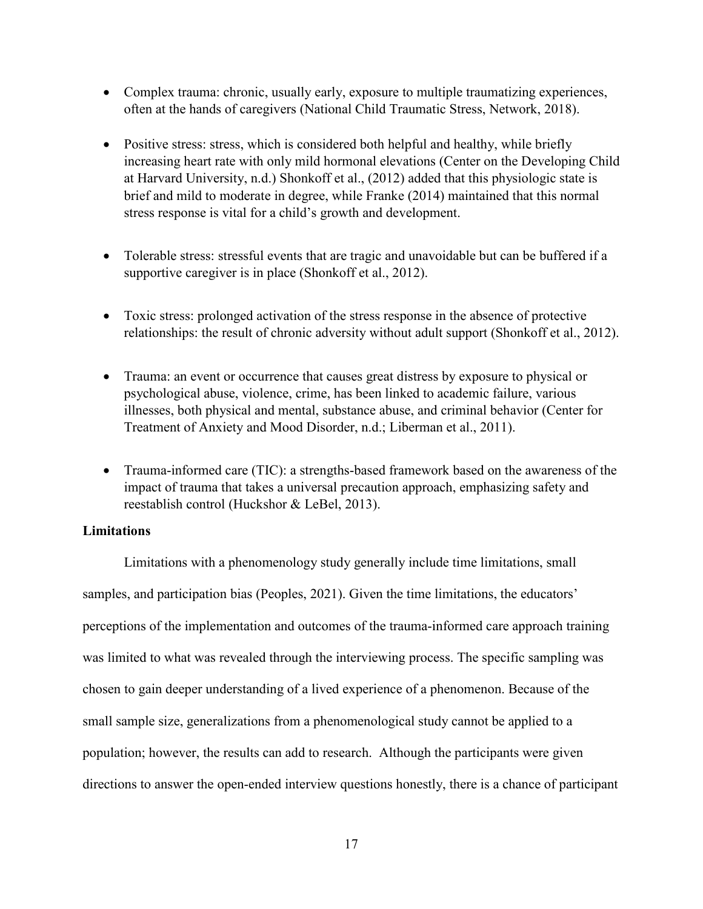- Complex trauma: chronic, usually early, exposure to multiple traumatizing experiences, often at the hands of caregivers (National Child Traumatic Stress, Network, 2018).

- Positive stress: stress, which is considered both helpful and healthy, while briefly increasing heart rate with only mild hormonal elevations (Center on the Developing Child at Harvard University, n.d.) Shonkoff et al., (2012) added that this physiologic state is brief and mild to moderate in degree, while Franke (2014) maintained that this normal stress response is vital for a child's growth and development.

- Tolerable stress: stressful events that are tragic and unavoidable but can be buffered if a supportive caregiver is in place (Shonkoff et al., 2012).

- Toxic stress: prolonged activation of the stress response in the absence of protective relationships: the result of chronic adversity without adult support (Shonkoff et al., 2012).

- Trauma: an event or occurrence that causes great distress by exposure to physical or psychological abuse, violence, crime, has been linked to academic failure, various illnesses, both physical and mental, substance abuse, and criminal behavior (Center for Treatment of Anxiety and Mood Disorder, n.d.; Liberman et al., 2011).

- Trauma-informed care (TIC): a strengths-based framework based on the awareness of the impact of trauma that takes a universal precaution approach, emphasizing safety and reestablish control (Huckshor & LeBel, 2013).

**Limitations**

Limitations with a phenomenology study generally include time limitations, small samples, and participation bias (Peoples, 2021). Given the time limitations, the educators' perceptions of the implementation and outcomes of the trauma-informed care approach training was limited to what was revealed through the interviewing process. The specific sampling was chosen to gain deeper understanding of a lived experience of a phenomenon. Because of the small sample size, generalizations from a phenomenological study cannot be applied to a population; however, the results can add to research. Although the participants were given directions to answer the open-ended interview questions honestly, there is a chance of participant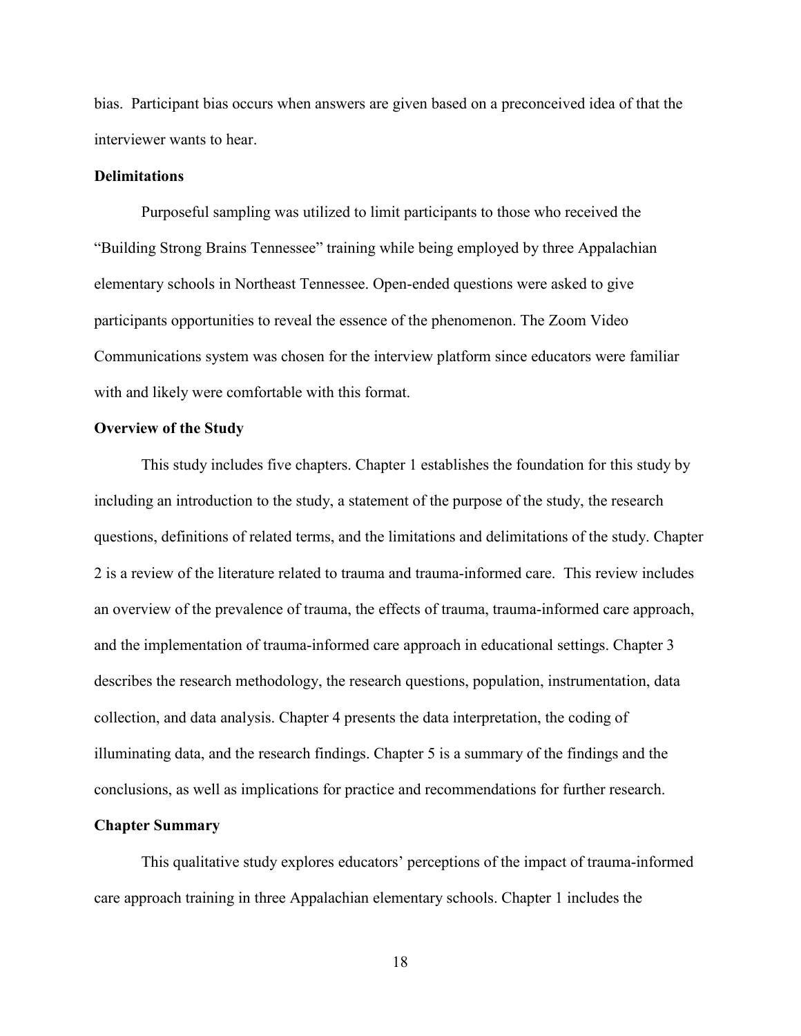bias. Participant bias occurs when answers are given based on a preconceived idea of that the interviewer wants to hear.

### Delimitations

Purposeful sampling was utilized to limit participants to those who received the "Building Strong Brains Tennessee" training while being employed by three Appalachian elementary schools in Northeast Tennessee. Open-ended questions were asked to give participants opportunities to reveal the essence of the phenomenon. The Zoom Video Communications system was chosen for the interview platform since educators were familiar with and likely were comfortable with this format.

### Overview of the Study

This study includes five chapters. Chapter 1 establishes the foundation for this study by including an introduction to the study, a statement of the purpose of the study, the research questions, definitions of related terms, and the limitations and delimitations of the study. Chapter 2 is a review of the literature related to trauma and trauma-informed care. This review includes an overview of the prevalence of trauma, the effects of trauma, trauma-informed care approach, and the implementation of trauma-informed care approach in educational settings. Chapter 3 describes the research methodology, the research questions, population, instrumentation, data collection, and data analysis. Chapter 4 presents the data interpretation, the coding of illuminating data, and the research findings. Chapter 5 is a summary of the findings and the conclusions, as well as implications for practice and recommendations for further research.

### Chapter Summary

This qualitative study explores educators' perceptions of the impact of trauma-informed care approach training in three Appalachian elementary schools. Chapter 1 includes the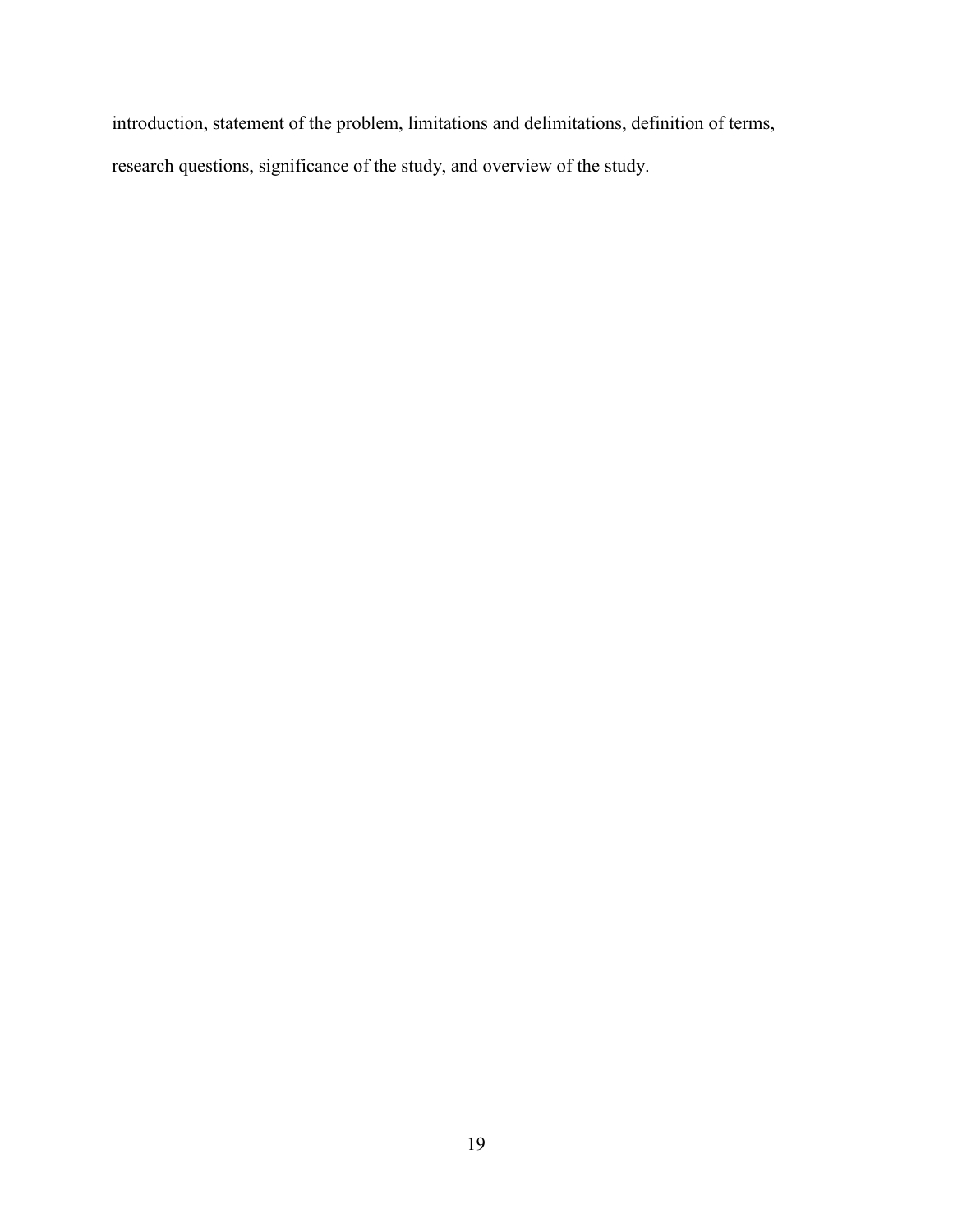introduction, statement of the problem, limitations and delimitations, definition of terms, research questions, significance of the study, and overview of the study.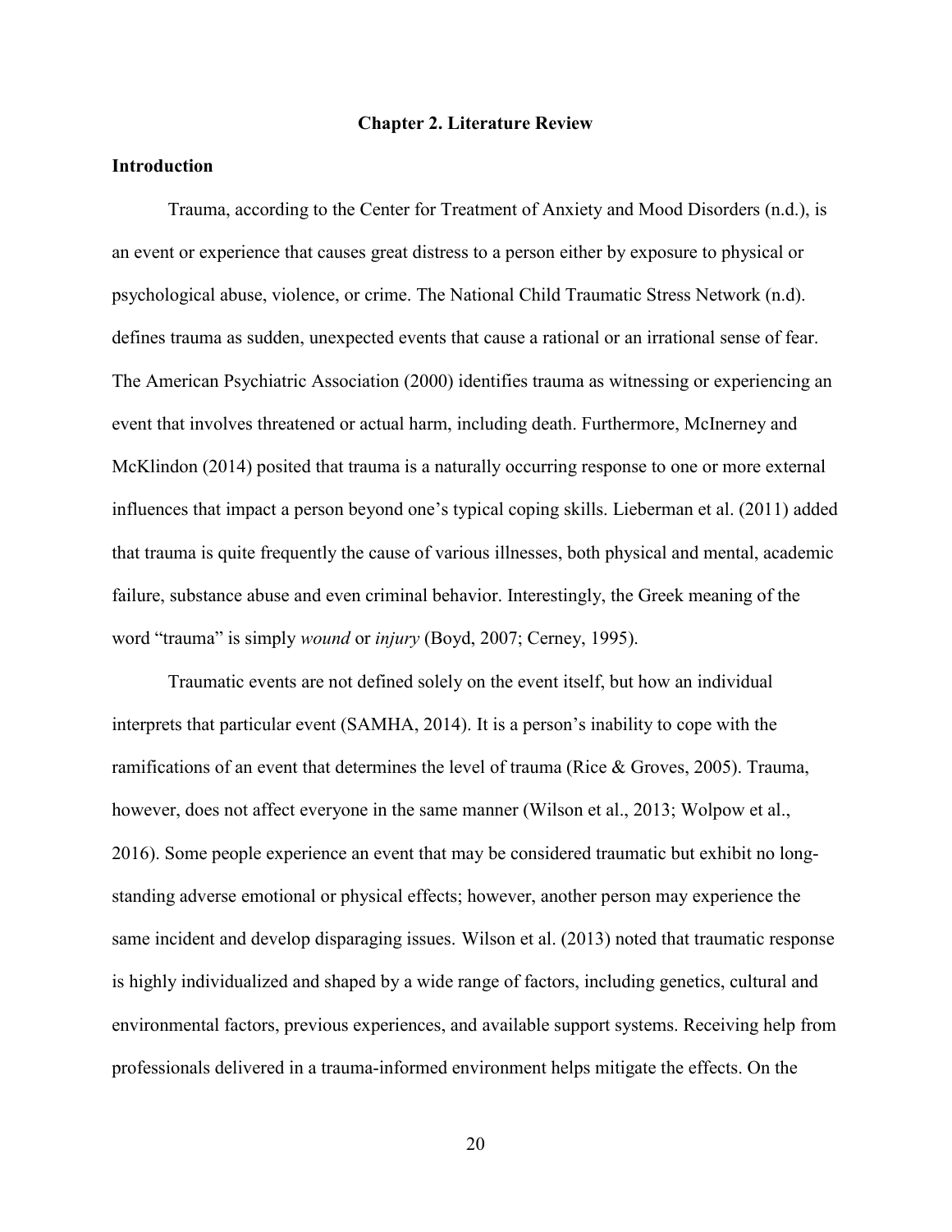# Chapter 2. Literature Review

## Introduction

Trauma, according to the Center for Treatment of Anxiety and Mood Disorders (n.d.), is an event or experience that causes great distress to a person either by exposure to physical or psychological abuse, violence, or crime. The National Child Traumatic Stress Network (n.d). defines trauma as sudden, unexpected events that cause a rational or an irrational sense of fear. The American Psychiatric Association (2000) identifies trauma as witnessing or experiencing an event that involves threatened or actual harm, including death. Furthermore, McInerney and McKlindon (2014) posited that trauma is a naturally occurring response to one or more external influences that impact a person beyond one's typical coping skills. Lieberman et al. (2011) added that trauma is quite frequently the cause of various illnesses, both physical and mental, academic failure, substance abuse and even criminal behavior. Interestingly, the Greek meaning of the word "trauma" is simply *wound* or *injury* (Boyd, 2007; Cerney, 1995).

Traumatic events are not defined solely on the event itself, but how an individual interprets that particular event (SAMHA, 2014). It is a person's inability to cope with the ramifications of an event that determines the level of trauma (Rice & Groves, 2005). Trauma, however, does not affect everyone in the same manner (Wilson et al., 2013; Wolpow et al., 2016). Some people experience an event that may be considered traumatic but exhibit no long-standing adverse emotional or physical effects; however, another person may experience the same incident and develop disparaging issues. Wilson et al. (2013) noted that traumatic response is highly individualized and shaped by a wide range of factors, including genetics, cultural and environmental factors, previous experiences, and available support systems. Receiving help from professionals delivered in a trauma-informed environment helps mitigate the effects. On the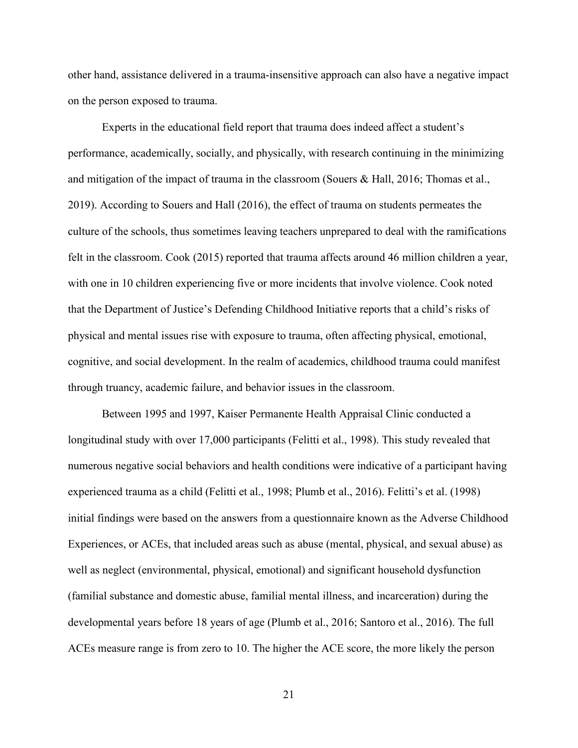other hand, assistance delivered in a trauma-insensitive approach can also have a negative impact on the person exposed to trauma.

Experts in the educational field report that trauma does indeed affect a student's performance, academically, socially, and physically, with research continuing in the minimizing and mitigation of the impact of trauma in the classroom (Souers & Hall, 2016; Thomas et al., 2019). According to Souers and Hall (2016), the effect of trauma on students permeates the culture of the schools, thus sometimes leaving teachers unprepared to deal with the ramifications felt in the classroom. Cook (2015) reported that trauma affects around 46 million children a year, with one in 10 children experiencing five or more incidents that involve violence. Cook noted that the Department of Justice's Defending Childhood Initiative reports that a child's risks of physical and mental issues rise with exposure to trauma, often affecting physical, emotional, cognitive, and social development. In the realm of academics, childhood trauma could manifest through truancy, academic failure, and behavior issues in the classroom.

Between 1995 and 1997, Kaiser Permanente Health Appraisal Clinic conducted a longitudinal study with over 17,000 participants (Felitti et al., 1998). This study revealed that numerous negative social behaviors and health conditions were indicative of a participant having experienced trauma as a child (Felitti et al., 1998; Plumb et al., 2016). Felitti's et al. (1998) initial findings were based on the answers from a questionnaire known as the Adverse Childhood Experiences, or ACEs, that included areas such as abuse (mental, physical, and sexual abuse) as well as neglect (environmental, physical, emotional) and significant household dysfunction (familial substance and domestic abuse, familial mental illness, and incarceration) during the developmental years before 18 years of age (Plumb et al., 2016; Santoro et al., 2016). The full ACEs measure range is from zero to 10. The higher the ACE score, the more likely the person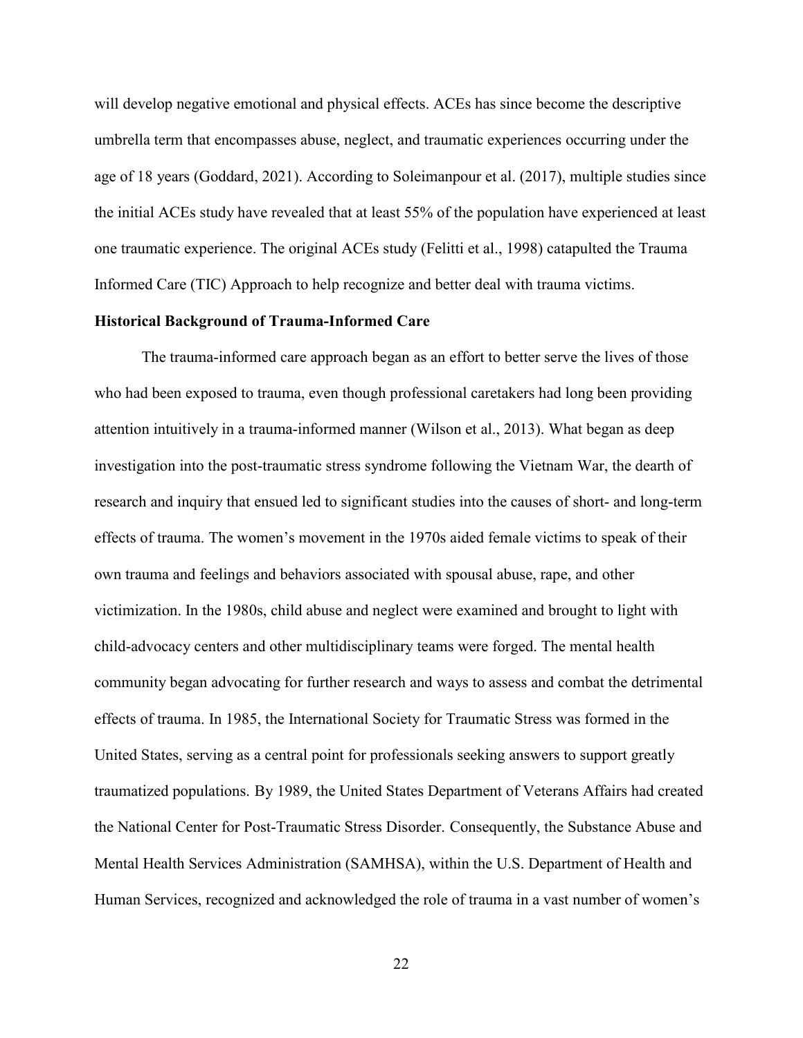will develop negative emotional and physical effects. ACEs has since become the descriptive umbrella term that encompasses abuse, neglect, and traumatic experiences occurring under the age of 18 years (Goddard, 2021). According to Soleimanpour et al. (2017), multiple studies since the initial ACEs study have revealed that at least 55% of the population have experienced at least one traumatic experience. The original ACEs study (Felitti et al., 1998) catapulted the Trauma Informed Care (TIC) Approach to help recognize and better deal with trauma victims.

**Historical Background of Trauma-Informed Care**

The trauma-informed care approach began as an effort to better serve the lives of those who had been exposed to trauma, even though professional caretakers had long been providing attention intuitively in a trauma-informed manner (Wilson et al., 2013). What began as deep investigation into the post-traumatic stress syndrome following the Vietnam War, the dearth of research and inquiry that ensued led to significant studies into the causes of short- and long-term effects of trauma. The women's movement in the 1970s aided female victims to speak of their own trauma and feelings and behaviors associated with spousal abuse, rape, and other victimization. In the 1980s, child abuse and neglect were examined and brought to light with child-advocacy centers and other multidisciplinary teams were forged. The mental health community began advocating for further research and ways to assess and combat the detrimental effects of trauma. In 1985, the International Society for Traumatic Stress was formed in the United States, serving as a central point for professionals seeking answers to support greatly traumatized populations. By 1989, the United States Department of Veterans Affairs had created the National Center for Post-Traumatic Stress Disorder. Consequently, the Substance Abuse and Mental Health Services Administration (SAMHSA), within the U.S. Department of Health and Human Services, recognized and acknowledged the role of trauma in a vast number of women's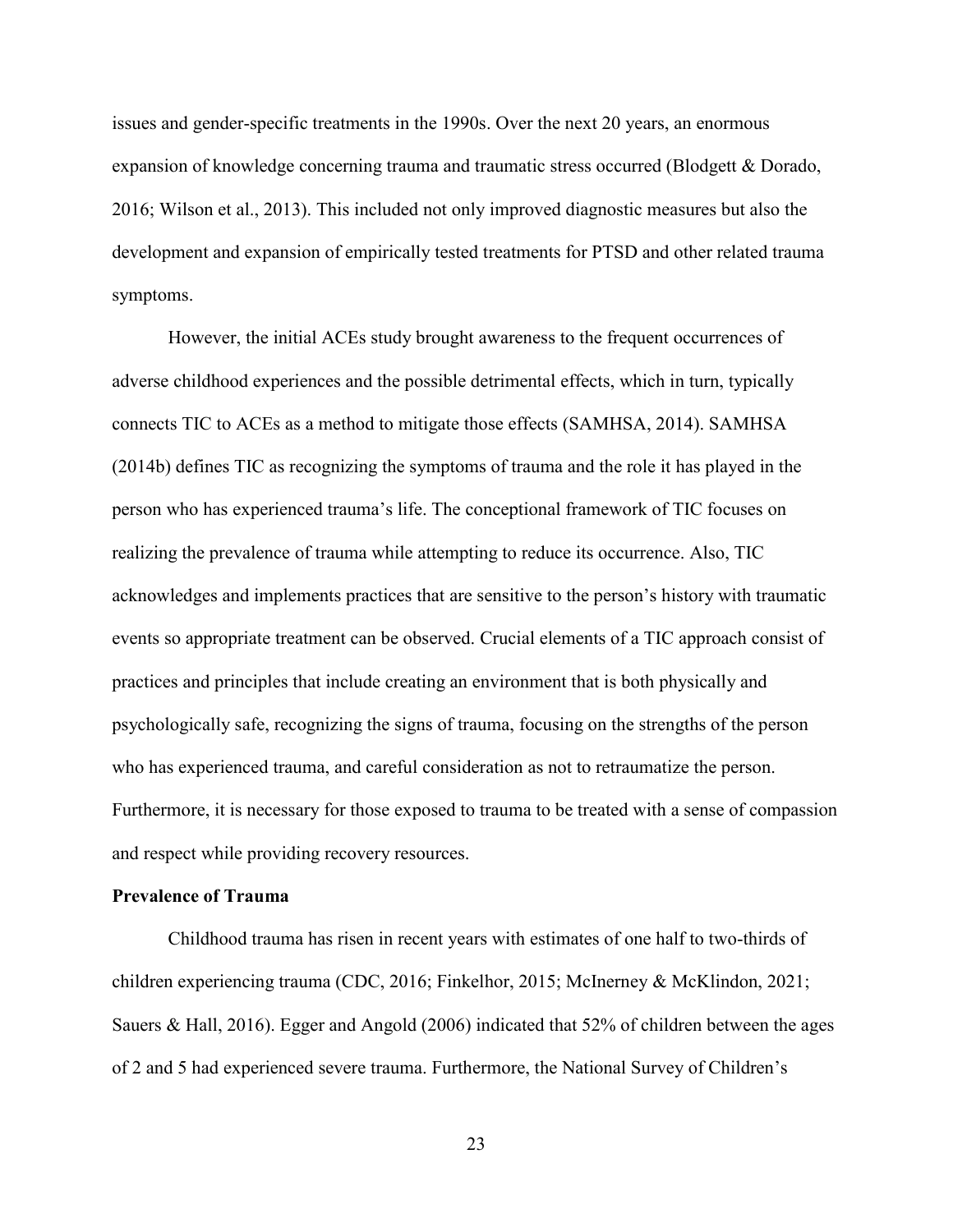issues and gender-specific treatments in the 1990s. Over the next 20 years, an enormous expansion of knowledge concerning trauma and traumatic stress occurred (Blodgett & Dorado, 2016; Wilson et al., 2013). This included not only improved diagnostic measures but also the development and expansion of empirically tested treatments for PTSD and other related trauma symptoms.

However, the initial ACEs study brought awareness to the frequent occurrences of adverse childhood experiences and the possible detrimental effects, which in turn, typically connects TIC to ACEs as a method to mitigate those effects (SAMHSA, 2014). SAMHSA (2014b) defines TIC as recognizing the symptoms of trauma and the role it has played in the person who has experienced trauma's life. The conceptional framework of TIC focuses on realizing the prevalence of trauma while attempting to reduce its occurrence. Also, TIC acknowledges and implements practices that are sensitive to the person's history with traumatic events so appropriate treatment can be observed. Crucial elements of a TIC approach consist of practices and principles that include creating an environment that is both physically and psychologically safe, recognizing the signs of trauma, focusing on the strengths of the person who has experienced trauma, and careful consideration as not to retraumatize the person. Furthermore, it is necessary for those exposed to trauma to be treated with a sense of compassion and respect while providing recovery resources.

**Prevalence of Trauma**

Childhood trauma has risen in recent years with estimates of one half to two-thirds of children experiencing trauma (CDC, 2016; Finkelhor, 2015; McInerney & McKlindon, 2021; Sauers & Hall, 2016). Egger and Angold (2006) indicated that 52% of children between the ages of 2 and 5 had experienced severe trauma. Furthermore, the National Survey of Children's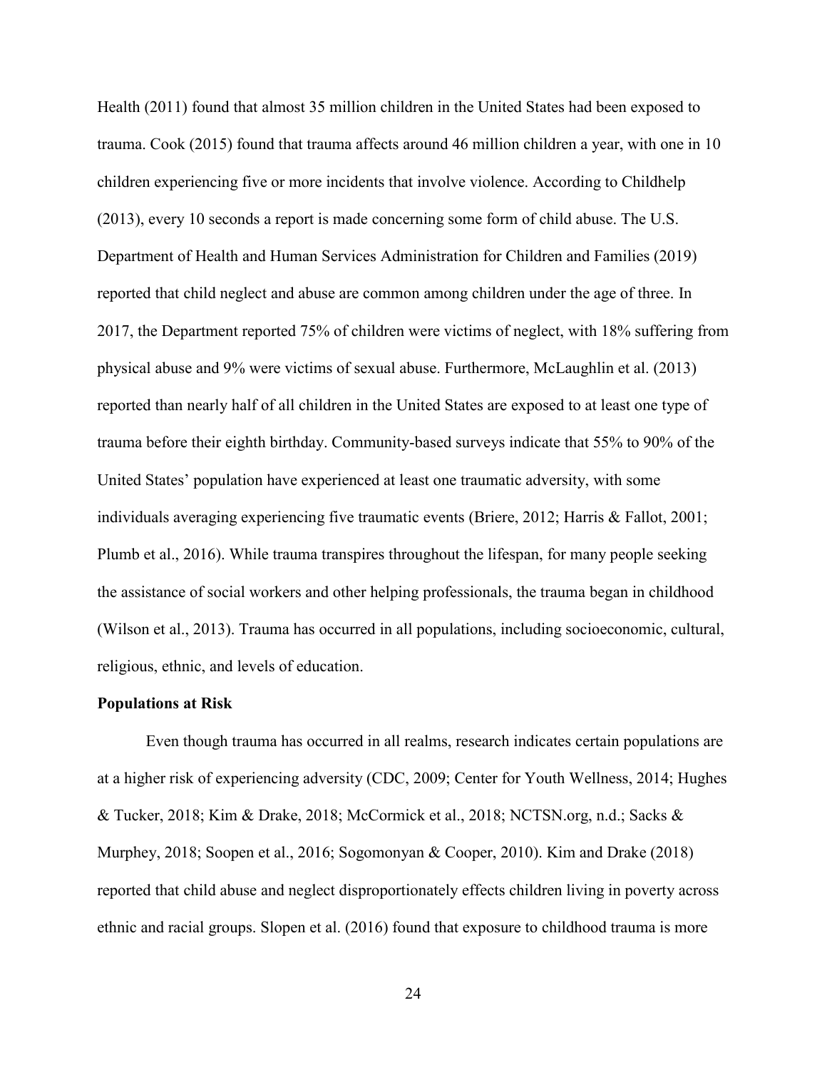Health (2011) found that almost 35 million children in the United States had been exposed to trauma. Cook (2015) found that trauma affects around 46 million children a year, with one in 10 children experiencing five or more incidents that involve violence. According to Childhelp (2013), every 10 seconds a report is made concerning some form of child abuse. The U.S. Department of Health and Human Services Administration for Children and Families (2019) reported that child neglect and abuse are common among children under the age of three. In 2017, the Department reported 75% of children were victims of neglect, with 18% suffering from physical abuse and 9% were victims of sexual abuse. Furthermore, McLaughlin et al. (2013) reported than nearly half of all children in the United States are exposed to at least one type of trauma before their eighth birthday. Community-based surveys indicate that 55% to 90% of the United States' population have experienced at least one traumatic adversity, with some individuals averaging experiencing five traumatic events (Briere, 2012; Harris & Fallot, 2001; Plumb et al., 2016). While trauma transpires throughout the lifespan, for many people seeking the assistance of social workers and other helping professionals, the trauma began in childhood (Wilson et al., 2013). Trauma has occurred in all populations, including socioeconomic, cultural, religious, ethnic, and levels of education.

**Populations at Risk**

Even though trauma has occurred in all realms, research indicates certain populations are at a higher risk of experiencing adversity (CDC, 2009; Center for Youth Wellness, 2014; Hughes & Tucker, 2018; Kim & Drake, 2018; McCormick et al., 2018; NCTSN.org, n.d.; Sacks & Murphey, 2018; Soopen et al., 2016; Sogomonyan & Cooper, 2010). Kim and Drake (2018) reported that child abuse and neglect disproportionately effects children living in poverty across ethnic and racial groups. Slopen et al. (2016) found that exposure to childhood trauma is more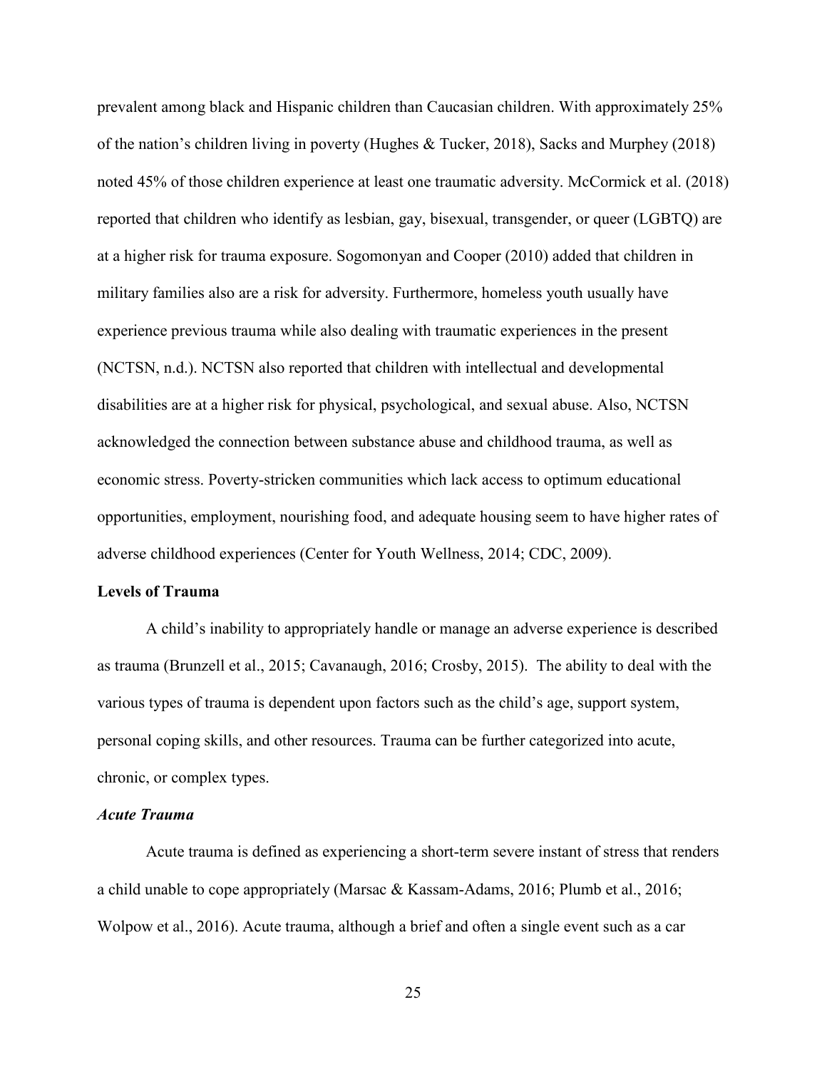prevalent among black and Hispanic children than Caucasian children. With approximately 25% of the nation's children living in poverty (Hughes & Tucker, 2018), Sacks and Murphey (2018) noted 45% of those children experience at least one traumatic adversity. McCormick et al. (2018) reported that children who identify as lesbian, gay, bisexual, transgender, or queer (LGBTQ) are at a higher risk for trauma exposure. Sogomonyan and Cooper (2010) added that children in military families also are a risk for adversity. Furthermore, homeless youth usually have experience previous trauma while also dealing with traumatic experiences in the present (NCTSN, n.d.). NCTSN also reported that children with intellectual and developmental disabilities are at a higher risk for physical, psychological, and sexual abuse. Also, NCTSN acknowledged the connection between substance abuse and childhood trauma, as well as economic stress. Poverty-stricken communities which lack access to optimum educational opportunities, employment, nourishing food, and adequate housing seem to have higher rates of adverse childhood experiences (Center for Youth Wellness, 2014; CDC, 2009).

## Levels of Trauma

A child's inability to appropriately handle or manage an adverse experience is described as trauma (Brunzell et al., 2015; Cavanaugh, 2016; Crosby, 2015). The ability to deal with the various types of trauma is dependent upon factors such as the child's age, support system, personal coping skills, and other resources. Trauma can be further categorized into acute, chronic, or complex types.

### *Acute Trauma*

Acute trauma is defined as experiencing a short-term severe instant of stress that renders a child unable to cope appropriately (Marsac & Kassam-Adams, 2016; Plumb et al., 2016; Wolpow et al., 2016). Acute trauma, although a brief and often a single event such as a car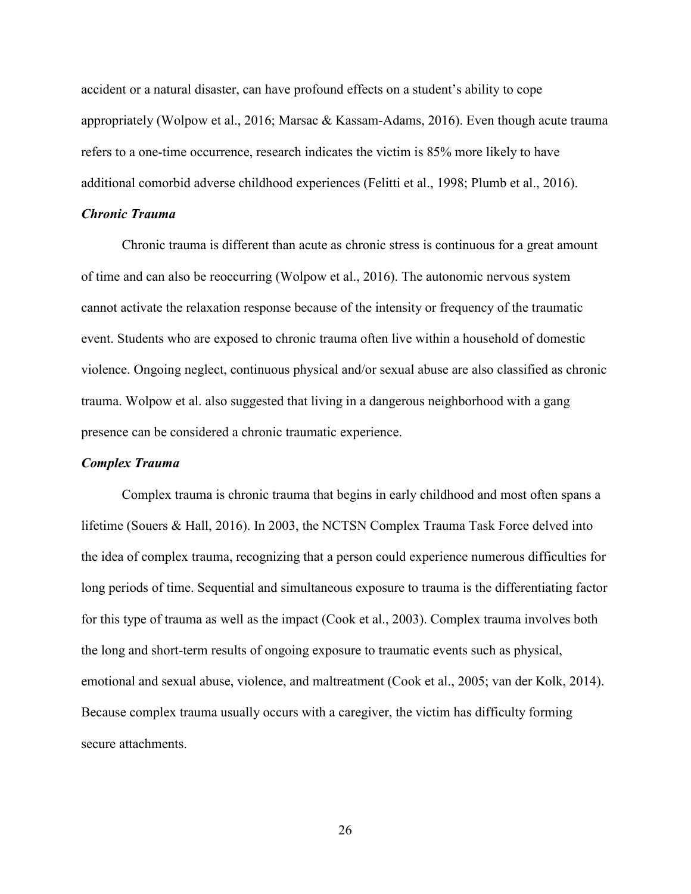accident or a natural disaster, can have profound effects on a student's ability to cope appropriately (Wolpow et al., 2016; Marsac & Kassam-Adams, 2016). Even though acute trauma refers to a one-time occurrence, research indicates the victim is 85% more likely to have additional comorbid adverse childhood experiences (Felitti et al., 1998; Plumb et al., 2016).

### *Chronic Trauma*

Chronic trauma is different than acute as chronic stress is continuous for a great amount of time and can also be reoccurring (Wolpow et al., 2016). The autonomic nervous system cannot activate the relaxation response because of the intensity or frequency of the traumatic event. Students who are exposed to chronic trauma often live within a household of domestic violence. Ongoing neglect, continuous physical and/or sexual abuse are also classified as chronic trauma. Wolpow et al. also suggested that living in a dangerous neighborhood with a gang presence can be considered a chronic traumatic experience.

### *Complex Trauma*

Complex trauma is chronic trauma that begins in early childhood and most often spans a lifetime (Souers & Hall, 2016). In 2003, the NCTSN Complex Trauma Task Force delved into the idea of complex trauma, recognizing that a person could experience numerous difficulties for long periods of time. Sequential and simultaneous exposure to trauma is the differentiating factor for this type of trauma as well as the impact (Cook et al., 2003). Complex trauma involves both the long and short-term results of ongoing exposure to traumatic events such as physical, emotional and sexual abuse, violence, and maltreatment (Cook et al., 2005; van der Kolk, 2014). Because complex trauma usually occurs with a caregiver, the victim has difficulty forming secure attachments.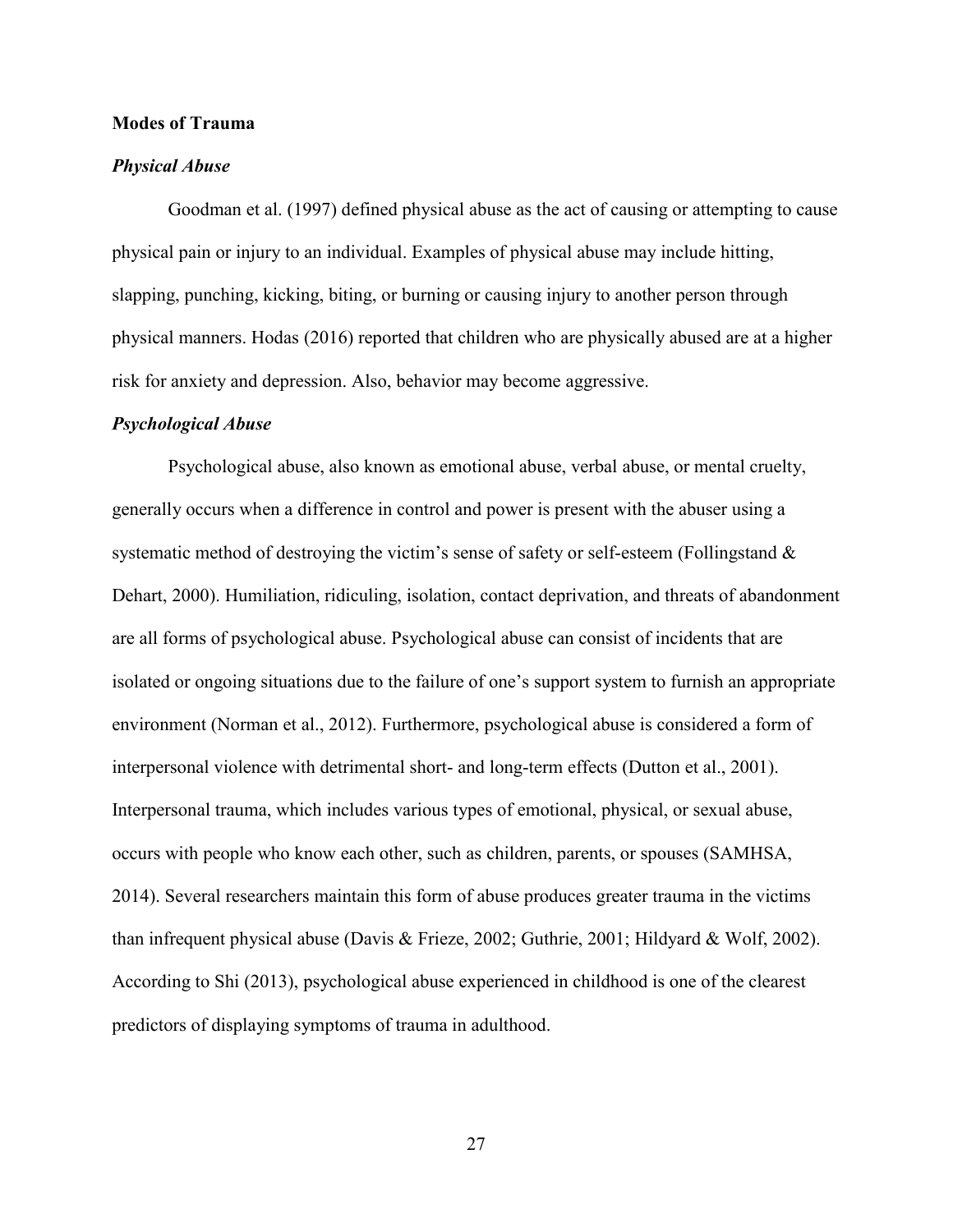## Modes of Trauma

### *Physical Abuse*

Goodman et al. (1997) defined physical abuse as the act of causing or attempting to cause physical pain or injury to an individual. Examples of physical abuse may include hitting, slapping, punching, kicking, biting, or burning or causing injury to another person through physical manners. Hodas (2016) reported that children who are physically abused are at a higher risk for anxiety and depression. Also, behavior may become aggressive.

### *Psychological Abuse*

Psychological abuse, also known as emotional abuse, verbal abuse, or mental cruelty, generally occurs when a difference in control and power is present with the abuser using a systematic method of destroying the victim's sense of safety or self-esteem (Follingstand & Dehart, 2000). Humiliation, ridiculing, isolation, contact deprivation, and threats of abandonment are all forms of psychological abuse. Psychological abuse can consist of incidents that are isolated or ongoing situations due to the failure of one's support system to furnish an appropriate environment (Norman et al., 2012). Furthermore, psychological abuse is considered a form of interpersonal violence with detrimental short- and long-term effects (Dutton et al., 2001). Interpersonal trauma, which includes various types of emotional, physical, or sexual abuse, occurs with people who know each other, such as children, parents, or spouses (SAMHSA, 2014). Several researchers maintain this form of abuse produces greater trauma in the victims than infrequent physical abuse (Davis & Frieze, 2002; Guthrie, 2001; Hildyard & Wolf, 2002). According to Shi (2013), psychological abuse experienced in childhood is one of the clearest predictors of displaying symptoms of trauma in adulthood.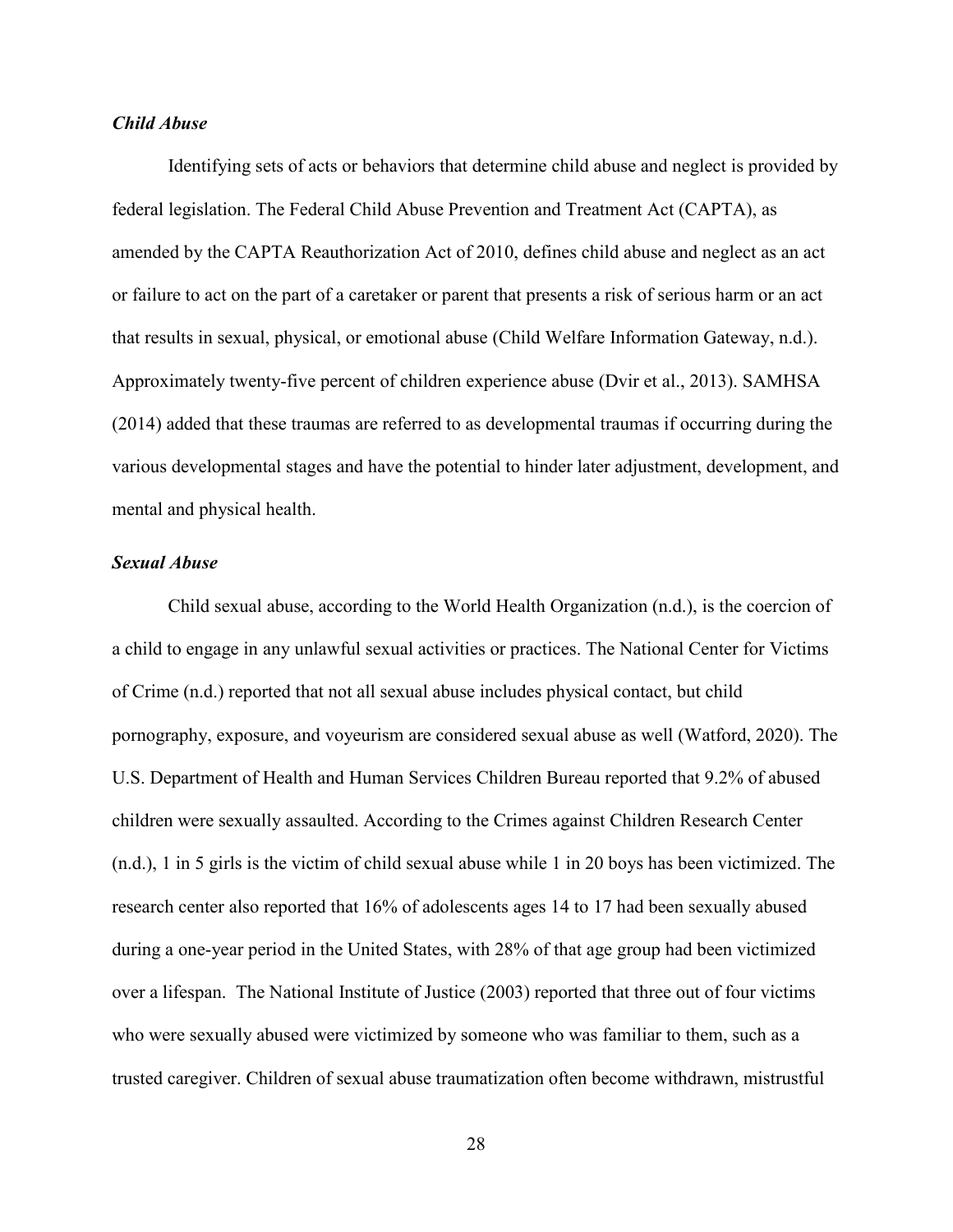### *Child Abuse*

Identifying sets of acts or behaviors that determine child abuse and neglect is provided by federal legislation. The Federal Child Abuse Prevention and Treatment Act (CAPTA), as amended by the CAPTA Reauthorization Act of 2010, defines child abuse and neglect as an act or failure to act on the part of a caretaker or parent that presents a risk of serious harm or an act that results in sexual, physical, or emotional abuse (Child Welfare Information Gateway, n.d.). Approximately twenty-five percent of children experience abuse (Dvir et al., 2013). SAMHSA (2014) added that these traumas are referred to as developmental traumas if occurring during the various developmental stages and have the potential to hinder later adjustment, development, and mental and physical health.

### *Sexual Abuse*

Child sexual abuse, according to the World Health Organization (n.d.), is the coercion of a child to engage in any unlawful sexual activities or practices. The National Center for Victims of Crime (n.d.) reported that not all sexual abuse includes physical contact, but child pornography, exposure, and voyeurism are considered sexual abuse as well (Watford, 2020). The U.S. Department of Health and Human Services Children Bureau reported that 9.2% of abused children were sexually assaulted. According to the Crimes against Children Research Center (n.d.), 1 in 5 girls is the victim of child sexual abuse while 1 in 20 boys has been victimized. The research center also reported that 16% of adolescents ages 14 to 17 had been sexually abused during a one-year period in the United States, with 28% of that age group had been victimized over a lifespan. The National Institute of Justice (2003) reported that three out of four victims who were sexually abused were victimized by someone who was familiar to them, such as a trusted caregiver. Children of sexual abuse traumatization often become withdrawn, mistrustful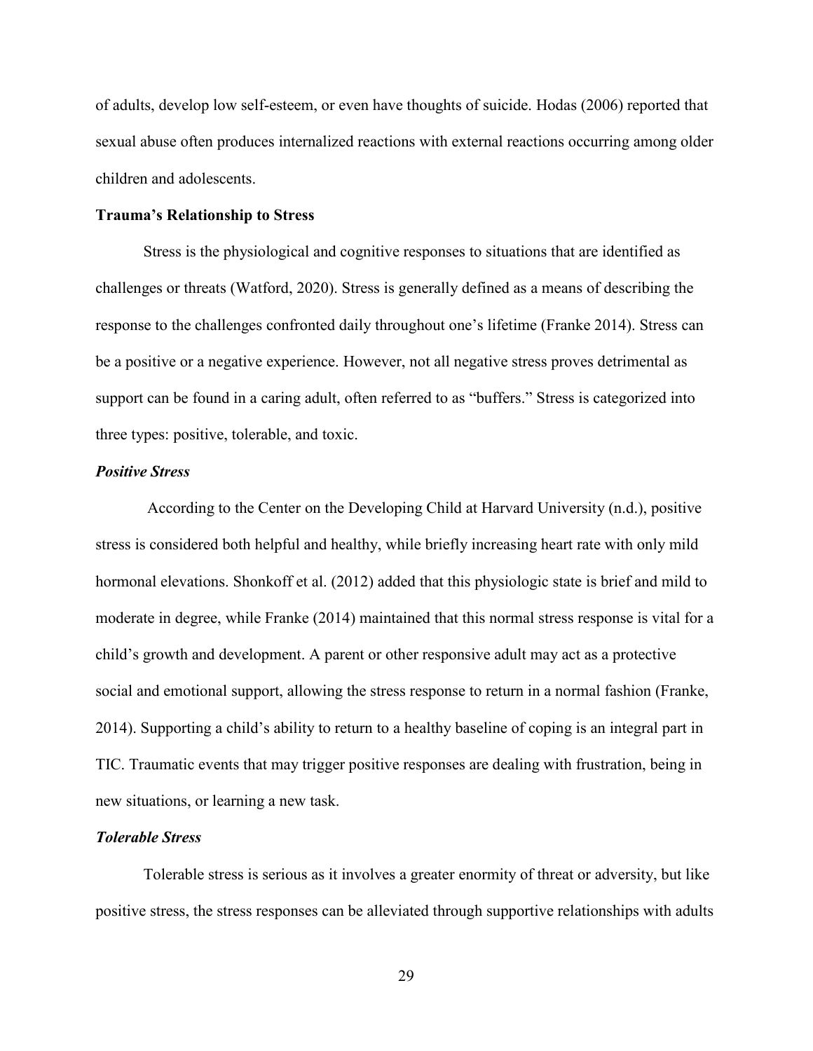of adults, develop low self-esteem, or even have thoughts of suicide. Hodas (2006) reported that sexual abuse often produces internalized reactions with external reactions occurring among older children and adolescents.

## Trauma's Relationship to Stress

Stress is the physiological and cognitive responses to situations that are identified as challenges or threats (Watford, 2020). Stress is generally defined as a means of describing the response to the challenges confronted daily throughout one's lifetime (Franke 2014). Stress can be a positive or a negative experience. However, not all negative stress proves detrimental as support can be found in a caring adult, often referred to as "buffers." Stress is categorized into three types: positive, tolerable, and toxic.

### *Positive Stress*

According to the Center on the Developing Child at Harvard University (n.d.), positive stress is considered both helpful and healthy, while briefly increasing heart rate with only mild hormonal elevations. Shonkoff et al. (2012) added that this physiologic state is brief and mild to moderate in degree, while Franke (2014) maintained that this normal stress response is vital for a child's growth and development. A parent or other responsive adult may act as a protective social and emotional support, allowing the stress response to return in a normal fashion (Franke, 2014). Supporting a child's ability to return to a healthy baseline of coping is an integral part in TIC. Traumatic events that may trigger positive responses are dealing with frustration, being in new situations, or learning a new task.

### *Tolerable Stress*

Tolerable stress is serious as it involves a greater enormity of threat or adversity, but like positive stress, the stress responses can be alleviated through supportive relationships with adults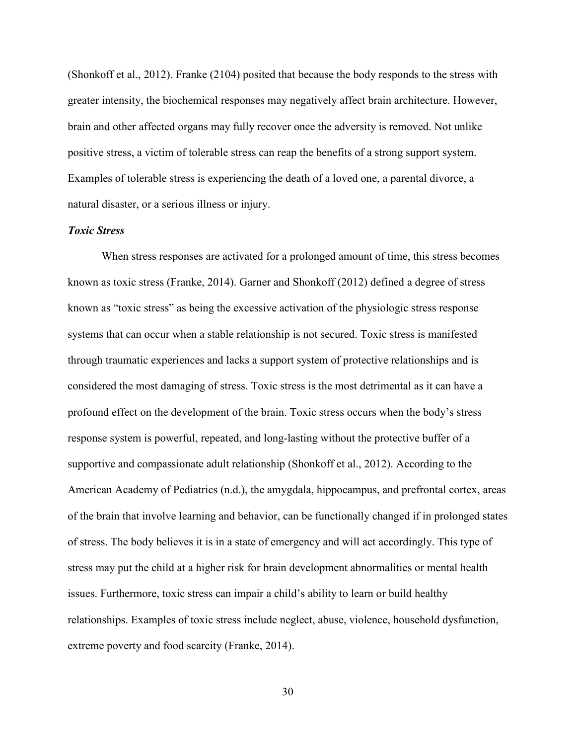(Shonkoff et al., 2012). Franke (2104) posited that because the body responds to the stress with greater intensity, the biochemical responses may negatively affect brain architecture. However, brain and other affected organs may fully recover once the adversity is removed. Not unlike positive stress, a victim of tolerable stress can reap the benefits of a strong support system. Examples of tolerable stress is experiencing the death of a loved one, a parental divorce, a natural disaster, or a serious illness or injury.

### *Toxic Stress*

When stress responses are activated for a prolonged amount of time, this stress becomes known as toxic stress (Franke, 2014). Garner and Shonkoff (2012) defined a degree of stress known as "toxic stress" as being the excessive activation of the physiologic stress response systems that can occur when a stable relationship is not secured. Toxic stress is manifested through traumatic experiences and lacks a support system of protective relationships and is considered the most damaging of stress. Toxic stress is the most detrimental as it can have a profound effect on the development of the brain. Toxic stress occurs when the body's stress response system is powerful, repeated, and long-lasting without the protective buffer of a supportive and compassionate adult relationship (Shonkoff et al., 2012). According to the American Academy of Pediatrics (n.d.), the amygdala, hippocampus, and prefrontal cortex, areas of the brain that involve learning and behavior, can be functionally changed if in prolonged states of stress. The body believes it is in a state of emergency and will act accordingly. This type of stress may put the child at a higher risk for brain development abnormalities or mental health issues. Furthermore, toxic stress can impair a child's ability to learn or build healthy relationships. Examples of toxic stress include neglect, abuse, violence, household dysfunction, extreme poverty and food scarcity (Franke, 2014).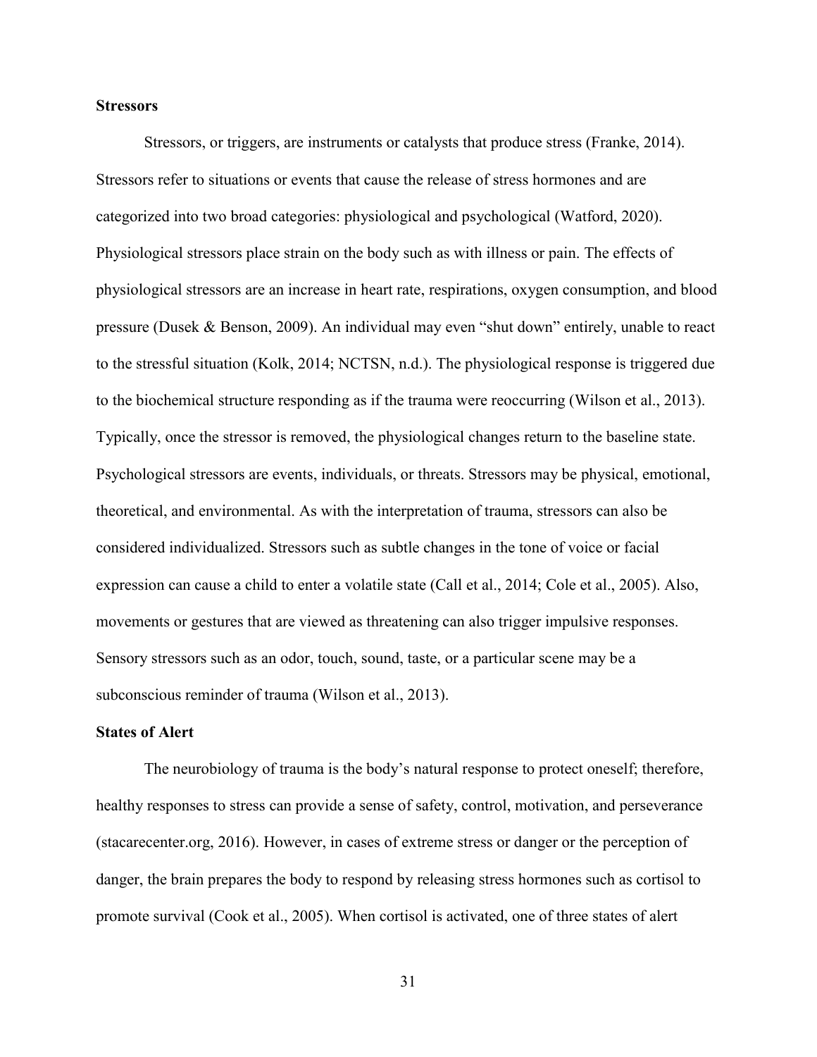**Stressors**

Stressors, or triggers, are instruments or catalysts that produce stress (Franke, 2014). Stressors refer to situations or events that cause the release of stress hormones and are categorized into two broad categories: physiological and psychological (Watford, 2020). Physiological stressors place strain on the body such as with illness or pain. The effects of physiological stressors are an increase in heart rate, respirations, oxygen consumption, and blood pressure (Dusek & Benson, 2009). An individual may even "shut down" entirely, unable to react to the stressful situation (Kolk, 2014; NCTSN, n.d.). The physiological response is triggered due to the biochemical structure responding as if the trauma were reoccurring (Wilson et al., 2013). Typically, once the stressor is removed, the physiological changes return to the baseline state. Psychological stressors are events, individuals, or threats. Stressors may be physical, emotional, theoretical, and environmental. As with the interpretation of trauma, stressors can also be considered individualized. Stressors such as subtle changes in the tone of voice or facial expression can cause a child to enter a volatile state (Call et al., 2014; Cole et al., 2005). Also, movements or gestures that are viewed as threatening can also trigger impulsive responses. Sensory stressors such as an odor, touch, sound, taste, or a particular scene may be a subconscious reminder of trauma (Wilson et al., 2013).

**States of Alert**

The neurobiology of trauma is the body's natural response to protect oneself; therefore, healthy responses to stress can provide a sense of safety, control, motivation, and perseverance (stacarecenter.org, 2016). However, in cases of extreme stress or danger or the perception of danger, the brain prepares the body to respond by releasing stress hormones such as cortisol to promote survival (Cook et al., 2005). When cortisol is activated, one of three states of alert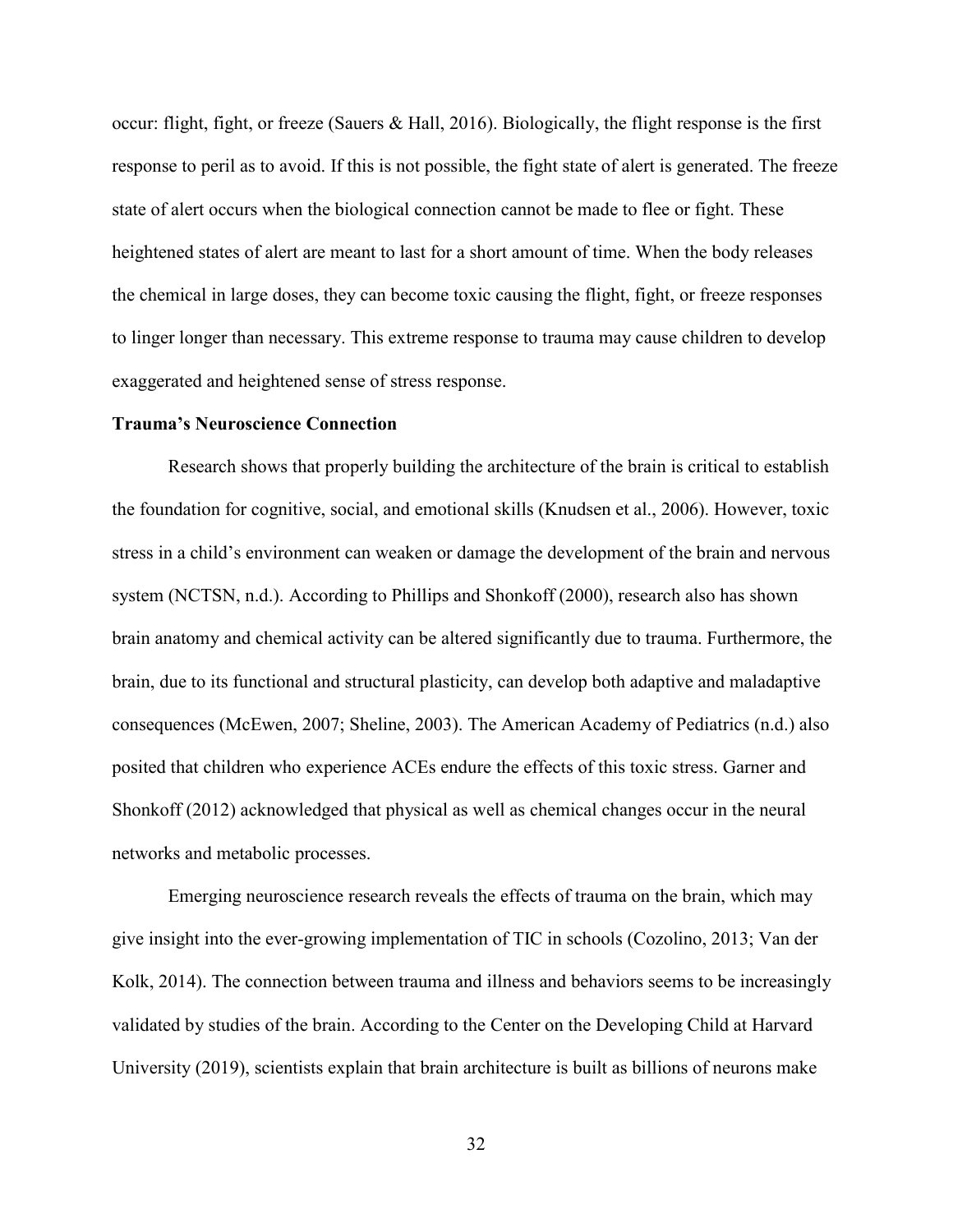occur: flight, fight, or freeze (Sauers & Hall, 2016). Biologically, the flight response is the first response to peril as to avoid. If this is not possible, the fight state of alert is generated. The freeze state of alert occurs when the biological connection cannot be made to flee or fight. These heightened states of alert are meant to last for a short amount of time. When the body releases the chemical in large doses, they can become toxic causing the flight, fight, or freeze responses to linger longer than necessary. This extreme response to trauma may cause children to develop exaggerated and heightened sense of stress response.

**Trauma's Neuroscience Connection**

Research shows that properly building the architecture of the brain is critical to establish the foundation for cognitive, social, and emotional skills (Knudsen et al., 2006). However, toxic stress in a child's environment can weaken or damage the development of the brain and nervous system (NCTSN, n.d.). According to Phillips and Shonkoff (2000), research also has shown brain anatomy and chemical activity can be altered significantly due to trauma. Furthermore, the brain, due to its functional and structural plasticity, can develop both adaptive and maladaptive consequences (McEwen, 2007; Sheline, 2003). The American Academy of Pediatrics (n.d.) also posited that children who experience ACEs endure the effects of this toxic stress. Garner and Shonkoff (2012) acknowledged that physical as well as chemical changes occur in the neural networks and metabolic processes.

Emerging neuroscience research reveals the effects of trauma on the brain, which may give insight into the ever-growing implementation of TIC in schools (Cozolino, 2013; Van der Kolk, 2014). The connection between trauma and illness and behaviors seems to be increasingly validated by studies of the brain. According to the Center on the Developing Child at Harvard University (2019), scientists explain that brain architecture is built as billions of neurons make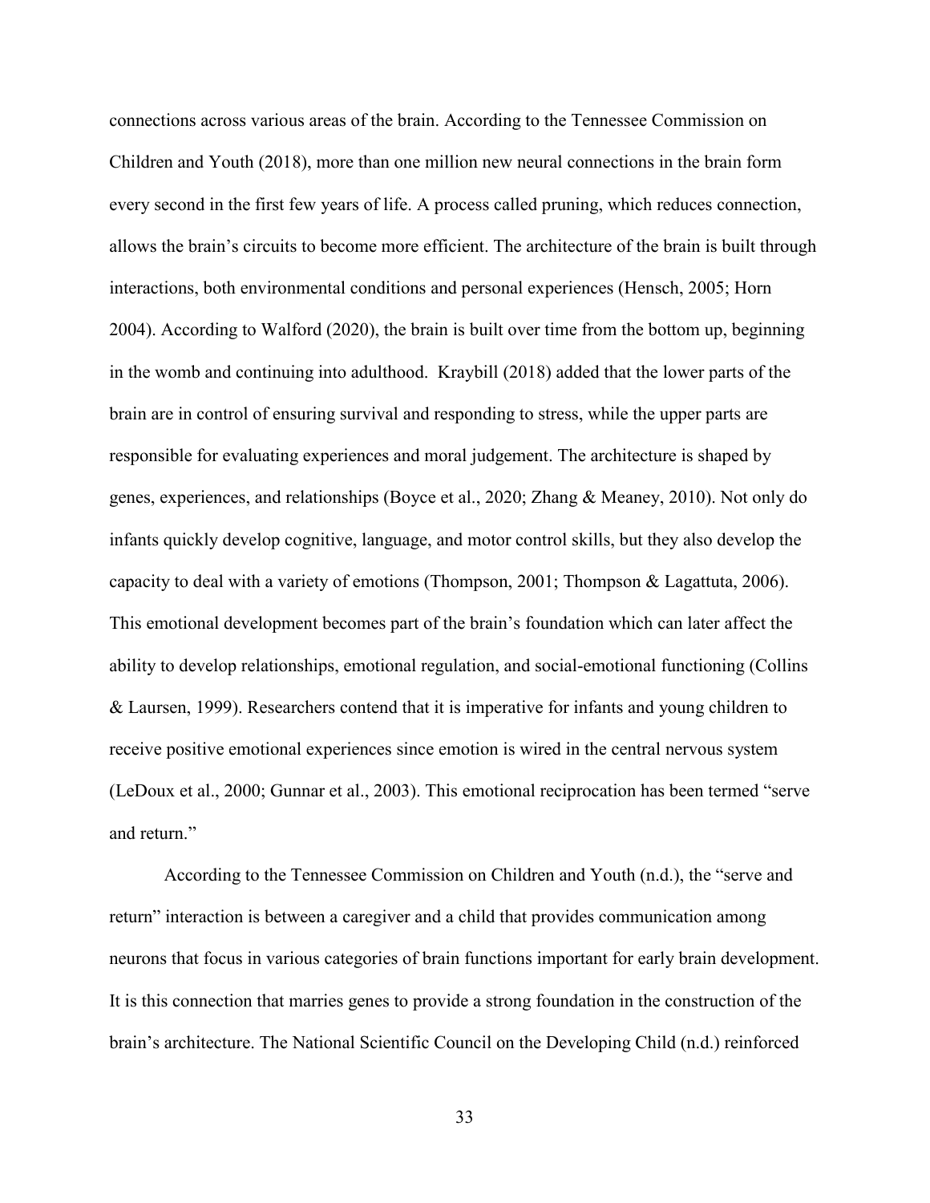connections across various areas of the brain. According to the Tennessee Commission on Children and Youth (2018), more than one million new neural connections in the brain form every second in the first few years of life. A process called pruning, which reduces connection, allows the brain's circuits to become more efficient. The architecture of the brain is built through interactions, both environmental conditions and personal experiences (Hensch, 2005; Horn 2004). According to Walford (2020), the brain is built over time from the bottom up, beginning in the womb and continuing into adulthood. Kraybill (2018) added that the lower parts of the brain are in control of ensuring survival and responding to stress, while the upper parts are responsible for evaluating experiences and moral judgement. The architecture is shaped by genes, experiences, and relationships (Boyce et al., 2020; Zhang & Meaney, 2010). Not only do infants quickly develop cognitive, language, and motor control skills, but they also develop the capacity to deal with a variety of emotions (Thompson, 2001; Thompson & Lagattuta, 2006). This emotional development becomes part of the brain's foundation which can later affect the ability to develop relationships, emotional regulation, and social-emotional functioning (Collins & Laursen, 1999). Researchers contend that it is imperative for infants and young children to receive positive emotional experiences since emotion is wired in the central nervous system (LeDoux et al., 2000; Gunnar et al., 2003). This emotional reciprocation has been termed "serve and return."

According to the Tennessee Commission on Children and Youth (n.d.), the "serve and return" interaction is between a caregiver and a child that provides communication among neurons that focus in various categories of brain functions important for early brain development. It is this connection that marries genes to provide a strong foundation in the construction of the brain's architecture. The National Scientific Council on the Developing Child (n.d.) reinforced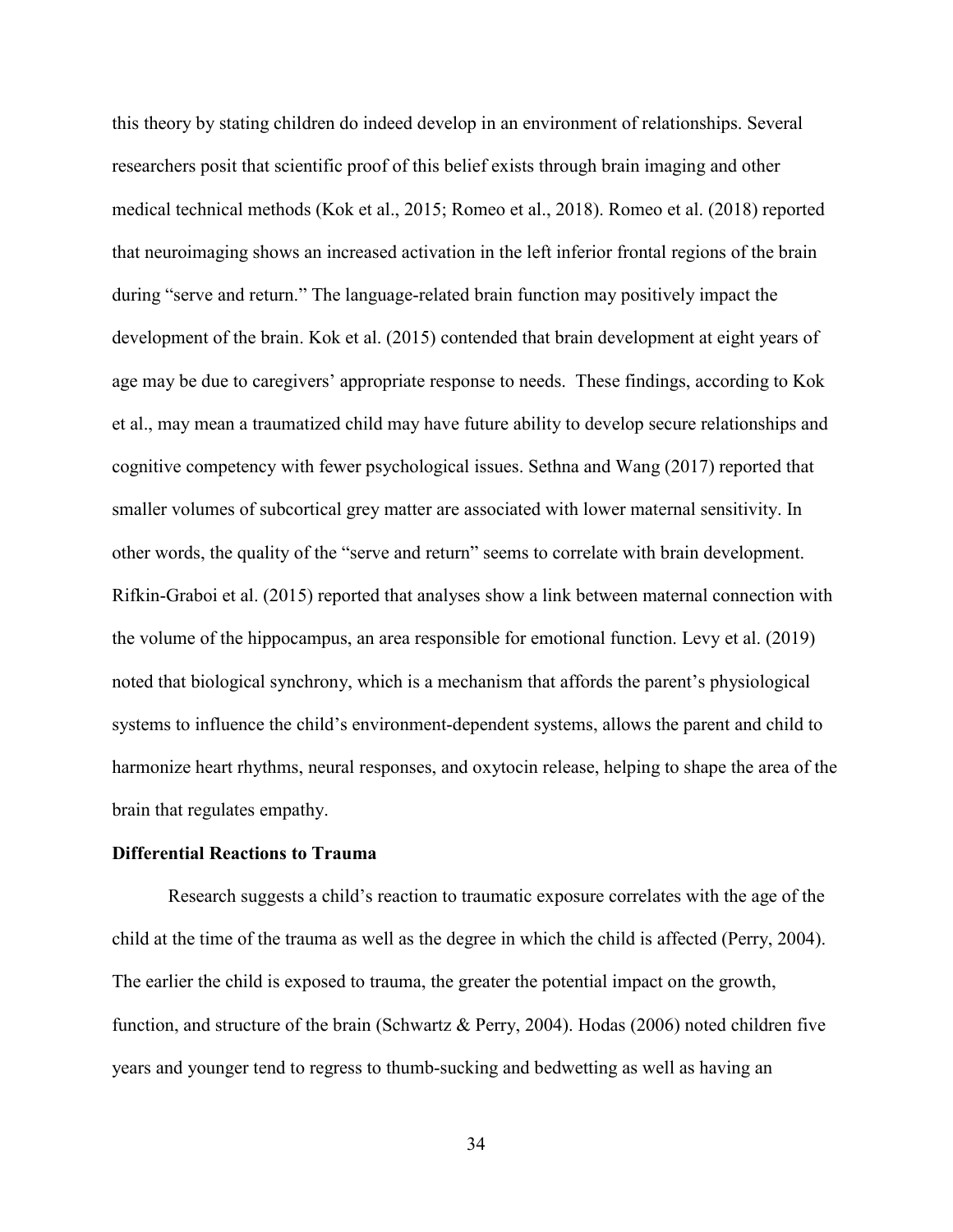this theory by stating children do indeed develop in an environment of relationships. Several researchers posit that scientific proof of this belief exists through brain imaging and other medical technical methods (Kok et al., 2015; Romeo et al., 2018). Romeo et al. (2018) reported that neuroimaging shows an increased activation in the left inferior frontal regions of the brain during "serve and return." The language-related brain function may positively impact the development of the brain. Kok et al. (2015) contended that brain development at eight years of age may be due to caregivers' appropriate response to needs. These findings, according to Kok et al., may mean a traumatized child may have future ability to develop secure relationships and cognitive competency with fewer psychological issues. Sethna and Wang (2017) reported that smaller volumes of subcortical grey matter are associated with lower maternal sensitivity. In other words, the quality of the "serve and return" seems to correlate with brain development. Rifkin-Graboi et al. (2015) reported that analyses show a link between maternal connection with the volume of the hippocampus, an area responsible for emotional function. Levy et al. (2019) noted that biological synchrony, which is a mechanism that affords the parent's physiological systems to influence the child's environment-dependent systems, allows the parent and child to harmonize heart rhythms, neural responses, and oxytocin release, helping to shape the area of the brain that regulates empathy.

**Differential Reactions to Trauma**

Research suggests a child's reaction to traumatic exposure correlates with the age of the child at the time of the trauma as well as the degree in which the child is affected (Perry, 2004). The earlier the child is exposed to trauma, the greater the potential impact on the growth, function, and structure of the brain (Schwartz & Perry, 2004). Hodas (2006) noted children five years and younger tend to regress to thumb-sucking and bedwetting as well as having an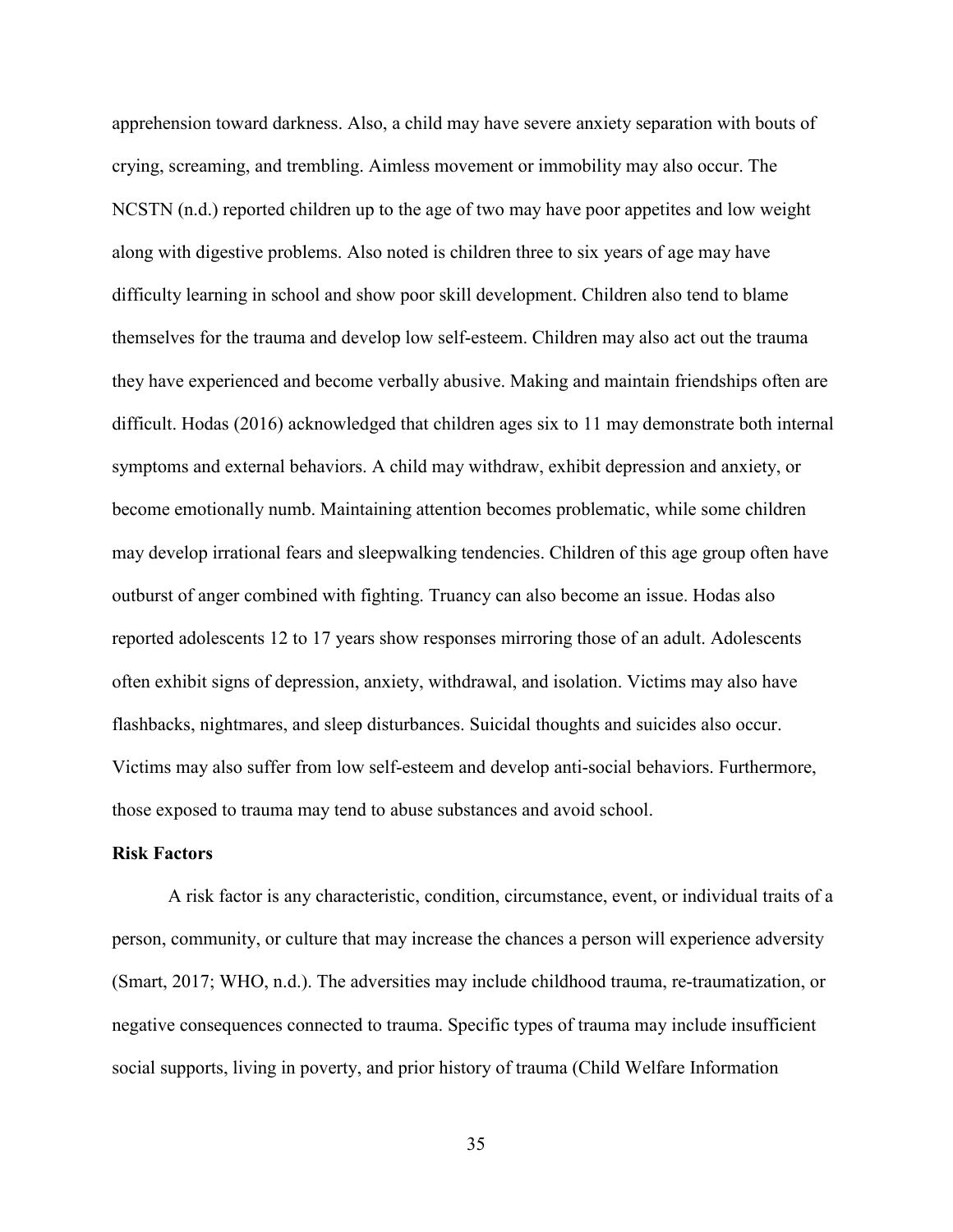apprehension toward darkness. Also, a child may have severe anxiety separation with bouts of crying, screaming, and trembling. Aimless movement or immobility may also occur. The NCSTN (n.d.) reported children up to the age of two may have poor appetites and low weight along with digestive problems. Also noted is children three to six years of age may have difficulty learning in school and show poor skill development. Children also tend to blame themselves for the trauma and develop low self-esteem. Children may also act out the trauma they have experienced and become verbally abusive. Making and maintain friendships often are difficult. Hodas (2016) acknowledged that children ages six to 11 may demonstrate both internal symptoms and external behaviors. A child may withdraw, exhibit depression and anxiety, or become emotionally numb. Maintaining attention becomes problematic, while some children may develop irrational fears and sleepwalking tendencies. Children of this age group often have outburst of anger combined with fighting. Truancy can also become an issue. Hodas also reported adolescents 12 to 17 years show responses mirroring those of an adult. Adolescents often exhibit signs of depression, anxiety, withdrawal, and isolation. Victims may also have flashbacks, nightmares, and sleep disturbances. Suicidal thoughts and suicides also occur. Victims may also suffer from low self-esteem and develop anti-social behaviors. Furthermore, those exposed to trauma may tend to abuse substances and avoid school.

**Risk Factors**

A risk factor is any characteristic, condition, circumstance, event, or individual traits of a person, community, or culture that may increase the chances a person will experience adversity (Smart, 2017; WHO, n.d.). The adversities may include childhood trauma, re-traumatization, or negative consequences connected to trauma. Specific types of trauma may include insufficient social supports, living in poverty, and prior history of trauma (Child Welfare Information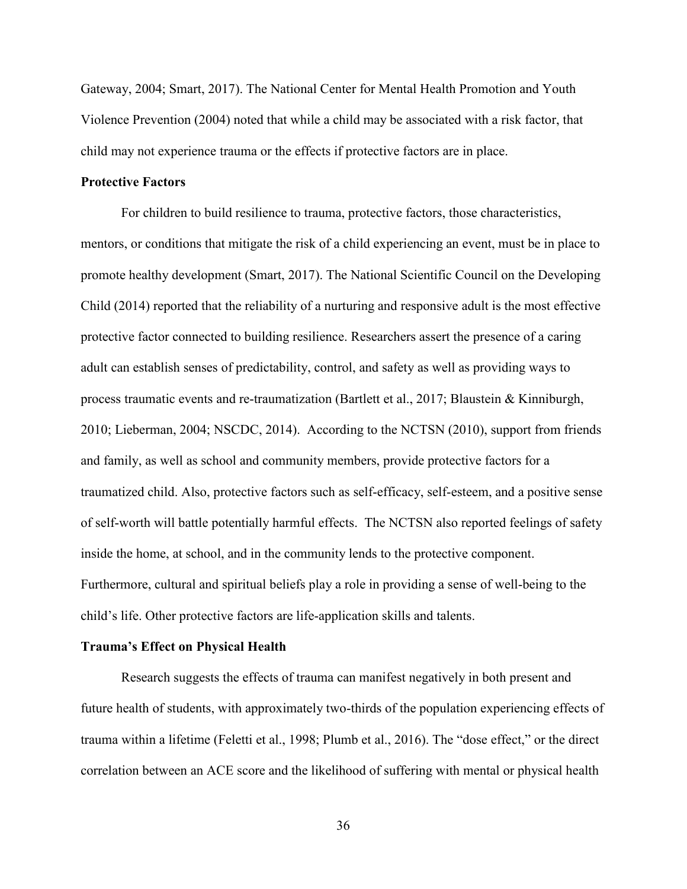Gateway, 2004; Smart, 2017). The National Center for Mental Health Promotion and Youth Violence Prevention (2004) noted that while a child may be associated with a risk factor, that child may not experience trauma or the effects if protective factors are in place.

### Protective Factors

For children to build resilience to trauma, protective factors, those characteristics, mentors, or conditions that mitigate the risk of a child experiencing an event, must be in place to promote healthy development (Smart, 2017). The National Scientific Council on the Developing Child (2014) reported that the reliability of a nurturing and responsive adult is the most effective protective factor connected to building resilience. Researchers assert the presence of a caring adult can establish senses of predictability, control, and safety as well as providing ways to process traumatic events and re-traumatization (Bartlett et al., 2017; Blaustein & Kinniburgh, 2010; Lieberman, 2004; NSCDC, 2014). According to the NCTSN (2010), support from friends and family, as well as school and community members, provide protective factors for a traumatized child. Also, protective factors such as self-efficacy, self-esteem, and a positive sense of self-worth will battle potentially harmful effects. The NCTSN also reported feelings of safety inside the home, at school, and in the community lends to the protective component. Furthermore, cultural and spiritual beliefs play a role in providing a sense of well-being to the child's life. Other protective factors are life-application skills and talents.

### Trauma's Effect on Physical Health

Research suggests the effects of trauma can manifest negatively in both present and future health of students, with approximately two-thirds of the population experiencing effects of trauma within a lifetime (Feletti et al., 1998; Plumb et al., 2016). The "dose effect," or the direct correlation between an ACE score and the likelihood of suffering with mental or physical health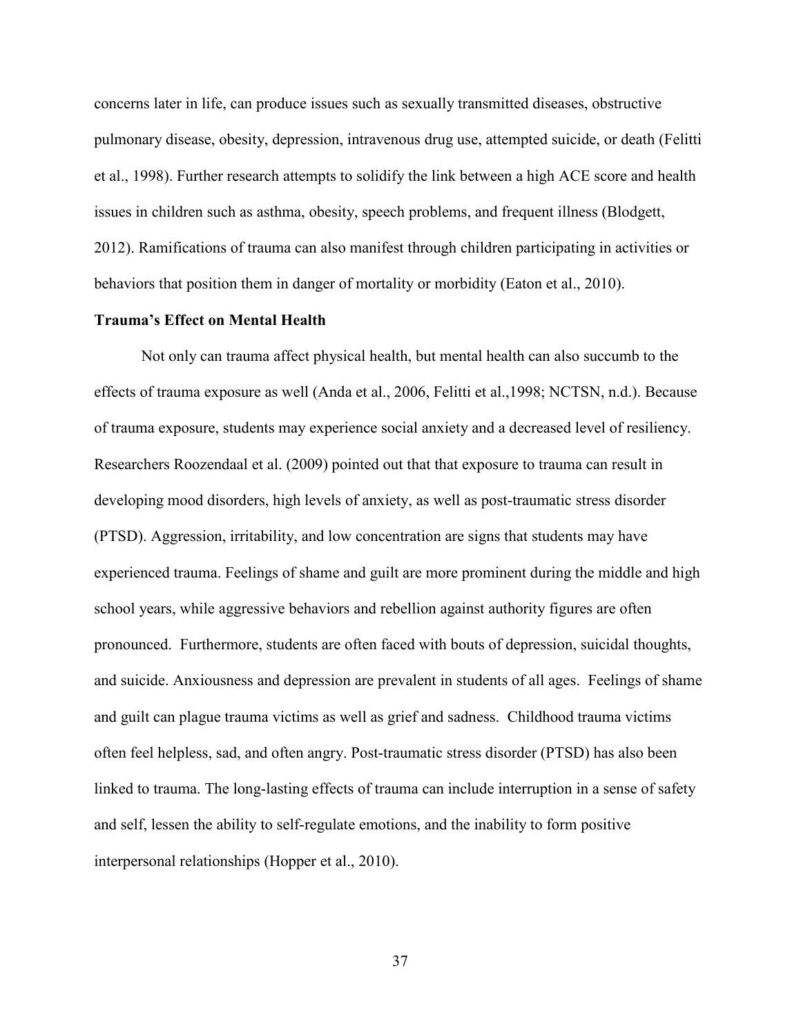concerns later in life, can produce issues such as sexually transmitted diseases, obstructive pulmonary disease, obesity, depression, intravenous drug use, attempted suicide, or death (Felitti et al., 1998). Further research attempts to solidify the link between a high ACE score and health issues in children such as asthma, obesity, speech problems, and frequent illness (Blodgett, 2012). Ramifications of trauma can also manifest through children participating in activities or behaviors that position them in danger of mortality or morbidity (Eaton et al., 2010).

### Trauma's Effect on Mental Health

Not only can trauma affect physical health, but mental health can also succumb to the effects of trauma exposure as well (Anda et al., 2006, Felitti et al.,1998; NCTSN, n.d.). Because of trauma exposure, students may experience social anxiety and a decreased level of resiliency. Researchers Roozendaal et al. (2009) pointed out that that exposure to trauma can result in developing mood disorders, high levels of anxiety, as well as post-traumatic stress disorder (PTSD). Aggression, irritability, and low concentration are signs that students may have experienced trauma. Feelings of shame and guilt are more prominent during the middle and high school years, while aggressive behaviors and rebellion against authority figures are often pronounced. Furthermore, students are often faced with bouts of depression, suicidal thoughts, and suicide. Anxiousness and depression are prevalent in students of all ages. Feelings of shame and guilt can plague trauma victims as well as grief and sadness. Childhood trauma victims often feel helpless, sad, and often angry. Post-traumatic stress disorder (PTSD) has also been linked to trauma. The long-lasting effects of trauma can include interruption in a sense of safety and self, lessen the ability to self-regulate emotions, and the inability to form positive interpersonal relationships (Hopper et al., 2010).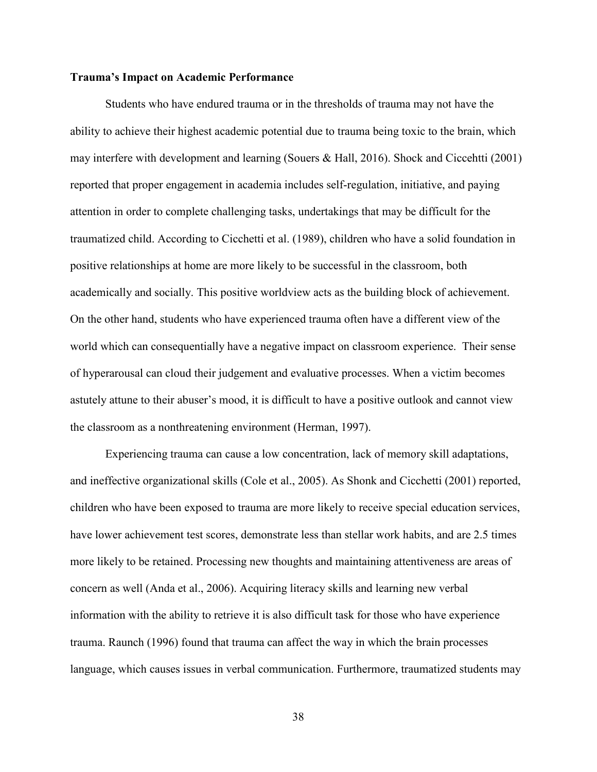**Trauma's Impact on Academic Performance**

Students who have endured trauma or in the thresholds of trauma may not have the ability to achieve their highest academic potential due to trauma being toxic to the brain, which may interfere with development and learning (Souers & Hall, 2016). Shock and Ciccehtti (2001) reported that proper engagement in academia includes self-regulation, initiative, and paying attention in order to complete challenging tasks, undertakings that may be difficult for the traumatized child. According to Cicchetti et al. (1989), children who have a solid foundation in positive relationships at home are more likely to be successful in the classroom, both academically and socially. This positive worldview acts as the building block of achievement. On the other hand, students who have experienced trauma often have a different view of the world which can consequentially have a negative impact on classroom experience. Their sense of hyperarousal can cloud their judgement and evaluative processes. When a victim becomes astutely attune to their abuser's mood, it is difficult to have a positive outlook and cannot view the classroom as a nonthreatening environment (Herman, 1997).

Experiencing trauma can cause a low concentration, lack of memory skill adaptations, and ineffective organizational skills (Cole et al., 2005). As Shonk and Cicchetti (2001) reported, children who have been exposed to trauma are more likely to receive special education services, have lower achievement test scores, demonstrate less than stellar work habits, and are 2.5 times more likely to be retained. Processing new thoughts and maintaining attentiveness are areas of concern as well (Anda et al., 2006). Acquiring literacy skills and learning new verbal information with the ability to retrieve it is also difficult task for those who have experience trauma. Raunch (1996) found that trauma can affect the way in which the brain processes language, which causes issues in verbal communication. Furthermore, traumatized students may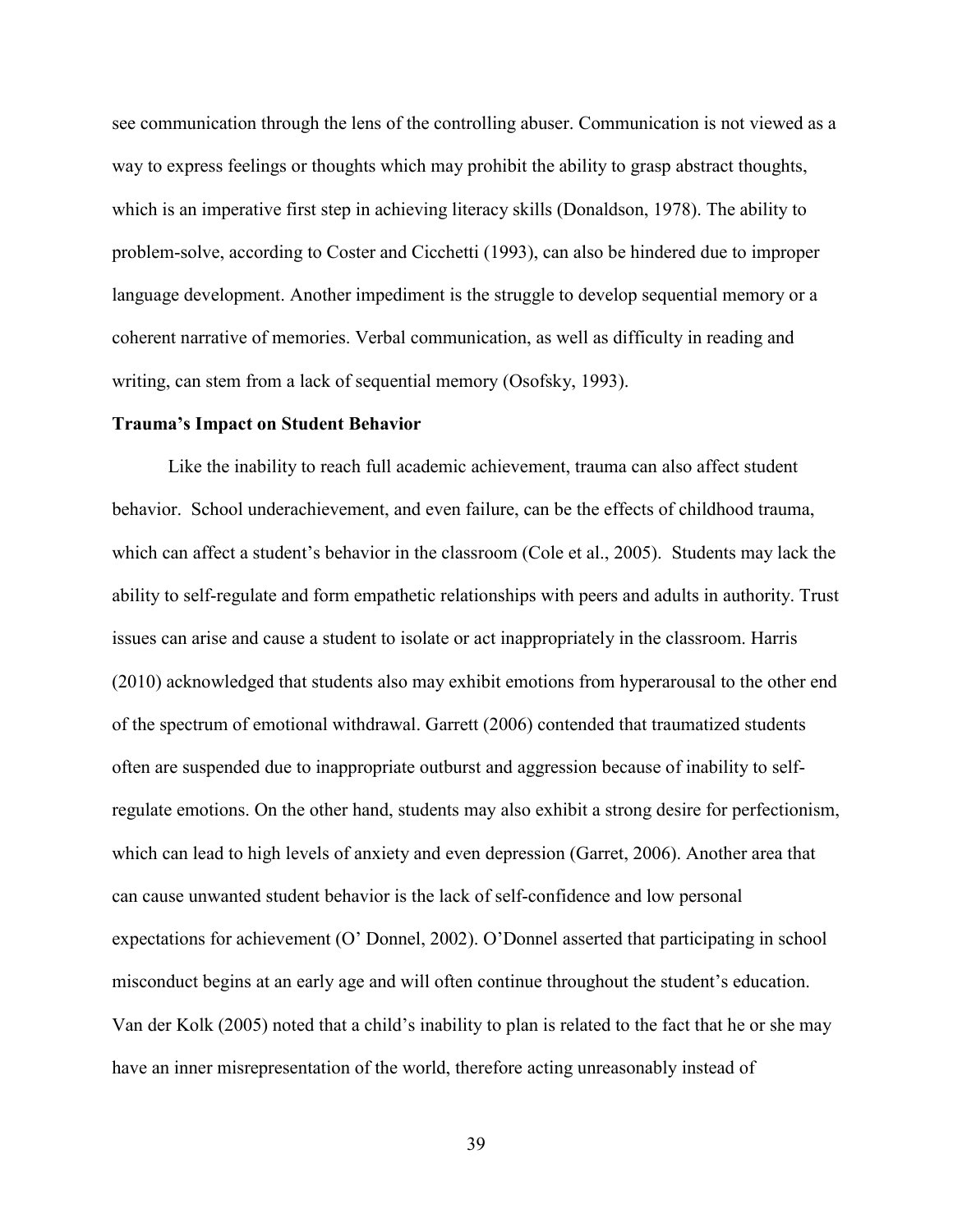see communication through the lens of the controlling abuser. Communication is not viewed as a way to express feelings or thoughts which may prohibit the ability to grasp abstract thoughts, which is an imperative first step in achieving literacy skills (Donaldson, 1978). The ability to problem-solve, according to Coster and Cicchetti (1993), can also be hindered due to improper language development. Another impediment is the struggle to develop sequential memory or a coherent narrative of memories. Verbal communication, as well as difficulty in reading and writing, can stem from a lack of sequential memory (Osofsky, 1993).

**Trauma's Impact on Student Behavior**

Like the inability to reach full academic achievement, trauma can also affect student behavior. School underachievement, and even failure, can be the effects of childhood trauma, which can affect a student's behavior in the classroom (Cole et al., 2005). Students may lack the ability to self-regulate and form empathetic relationships with peers and adults in authority. Trust issues can arise and cause a student to isolate or act inappropriately in the classroom. Harris (2010) acknowledged that students also may exhibit emotions from hyperarousal to the other end of the spectrum of emotional withdrawal. Garrett (2006) contended that traumatized students often are suspended due to inappropriate outburst and aggression because of inability to self-regulate emotions. On the other hand, students may also exhibit a strong desire for perfectionism, which can lead to high levels of anxiety and even depression (Garret, 2006). Another area that can cause unwanted student behavior is the lack of self-confidence and low personal expectations for achievement (O' Donnel, 2002). O'Donnel asserted that participating in school misconduct begins at an early age and will often continue throughout the student's education. Van der Kolk (2005) noted that a child's inability to plan is related to the fact that he or she may have an inner misrepresentation of the world, therefore acting unreasonably instead of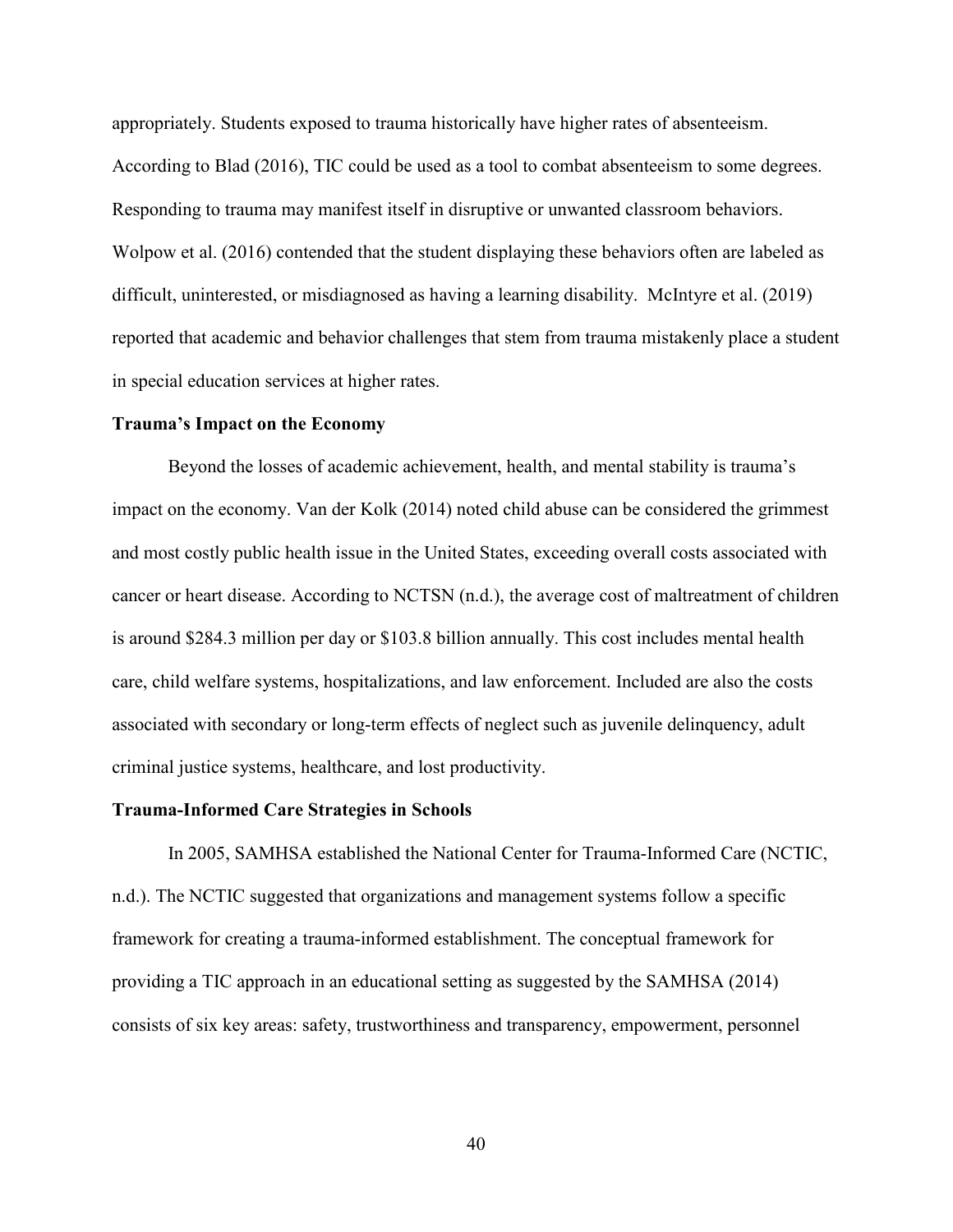appropriately. Students exposed to trauma historically have higher rates of absenteeism. According to Blad (2016), TIC could be used as a tool to combat absenteeism to some degrees. Responding to trauma may manifest itself in disruptive or unwanted classroom behaviors. Wolpow et al. (2016) contended that the student displaying these behaviors often are labeled as difficult, uninterested, or misdiagnosed as having a learning disability. McIntyre et al. (2019) reported that academic and behavior challenges that stem from trauma mistakenly place a student in special education services at higher rates.

### Trauma's Impact on the Economy

Beyond the losses of academic achievement, health, and mental stability is trauma's impact on the economy. Van der Kolk (2014) noted child abuse can be considered the grimmest and most costly public health issue in the United States, exceeding overall costs associated with cancer or heart disease. According to NCTSN (n.d.), the average cost of maltreatment of children is around $284.3 million per day or $103.8 billion annually. This cost includes mental health care, child welfare systems, hospitalizations, and law enforcement. Included are also the costs associated with secondary or long-term effects of neglect such as juvenile delinquency, adult criminal justice systems, healthcare, and lost productivity.

### Trauma-Informed Care Strategies in Schools

In 2005, SAMHSA established the National Center for Trauma-Informed Care (NCTIC, n.d.). The NCTIC suggested that organizations and management systems follow a specific framework for creating a trauma-informed establishment. The conceptual framework for providing a TIC approach in an educational setting as suggested by the SAMHSA (2014) consists of six key areas: safety, trustworthiness and transparency, empowerment, personnel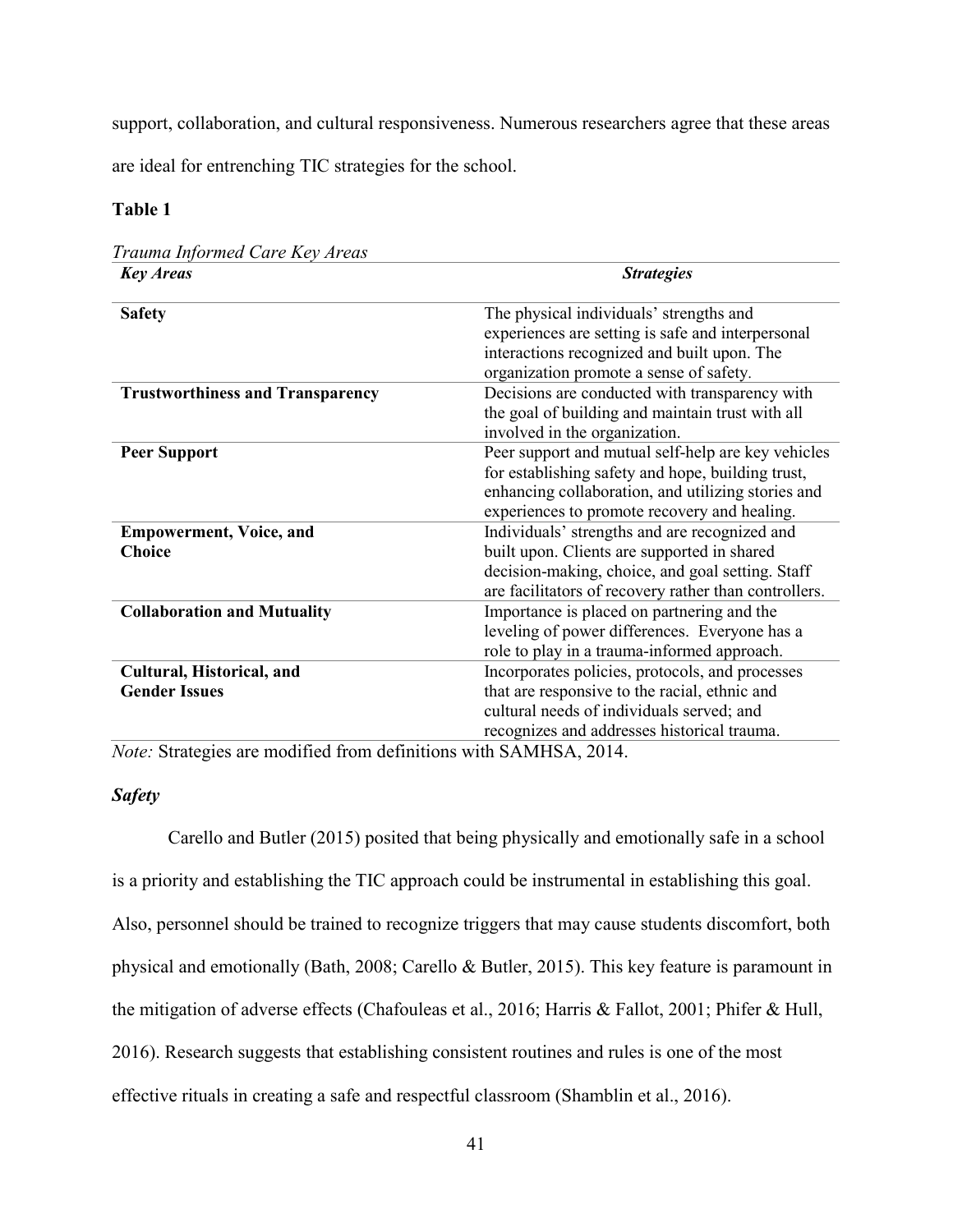support, collaboration, and cultural responsiveness. Numerous researchers agree that these areas are ideal for entrenching TIC strategies for the school.

**Table 1**

*Trauma Informed Care Key Areas*

| ***Key Areas*** | ***Strategies*** |
|---|---|
| **Safety** | The physical individuals' strengths and experiences are setting is safe and interpersonal interactions recognized and built upon. The organization promote a sense of safety. |
| **Trustworthiness and Transparency** | Decisions are conducted with transparency with the goal of building and maintain trust with all involved in the organization. |
| **Peer Support** | Peer support and mutual self-help are key vehicles for establishing safety and hope, building trust, enhancing collaboration, and utilizing stories and experiences to promote recovery and healing. |
| **Empowerment, Voice, and Choice** | Individuals' strengths and are recognized and built upon. Clients are supported in shared decision-making, choice, and goal setting. Staff are facilitators of recovery rather than controllers. |
| **Collaboration and Mutuality** | Importance is placed on partnering and the leveling of power differences. Everyone has a role to play in a trauma-informed approach. |
| **Cultural, Historical, and Gender Issues** | Incorporates policies, protocols, and processes that are responsive to the racial, ethnic and cultural needs of individuals served; and recognizes and addresses historical trauma. |

*Note:* Strategies are modified from definitions with SAMHSA, 2014.

### *Safety*

Carello and Butler (2015) posited that being physically and emotionally safe in a school is a priority and establishing the TIC approach could be instrumental in establishing this goal. Also, personnel should be trained to recognize triggers that may cause students discomfort, both physical and emotionally (Bath, 2008; Carello & Butler, 2015). This key feature is paramount in the mitigation of adverse effects (Chafouleas et al., 2016; Harris & Fallot, 2001; Phifer & Hull, 2016). Research suggests that establishing consistent routines and rules is one of the most effective rituals in creating a safe and respectful classroom (Shamblin et al., 2016).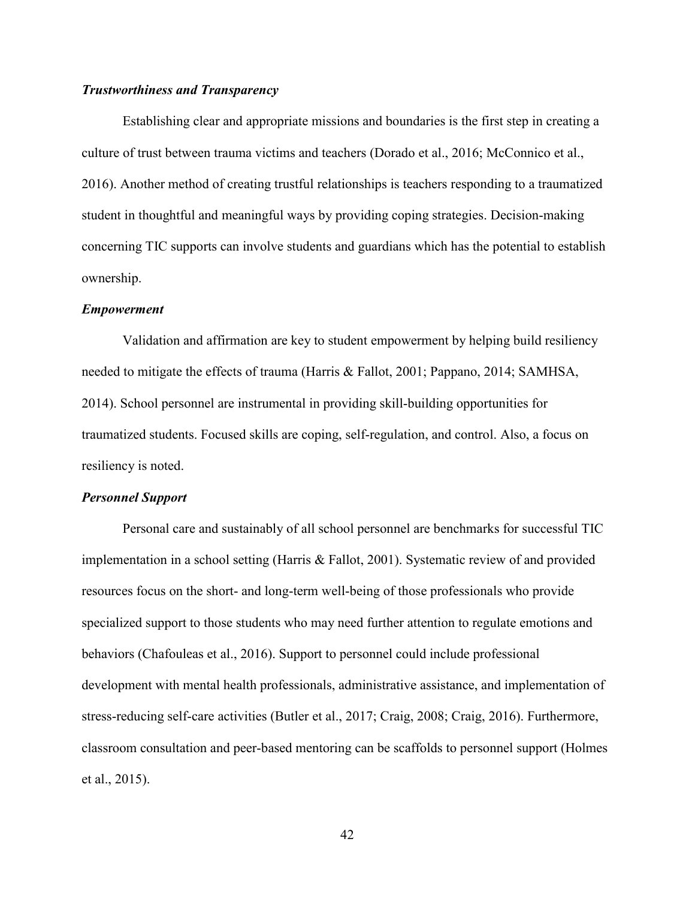### *Trustworthiness and Transparency*

Establishing clear and appropriate missions and boundaries is the first step in creating a culture of trust between trauma victims and teachers (Dorado et al., 2016; McConnico et al., 2016). Another method of creating trustful relationships is teachers responding to a traumatized student in thoughtful and meaningful ways by providing coping strategies. Decision-making concerning TIC supports can involve students and guardians which has the potential to establish ownership.

### *Empowerment*

Validation and affirmation are key to student empowerment by helping build resiliency needed to mitigate the effects of trauma (Harris & Fallot, 2001; Pappano, 2014; SAMHSA, 2014). School personnel are instrumental in providing skill-building opportunities for traumatized students. Focused skills are coping, self-regulation, and control. Also, a focus on resiliency is noted.

### *Personnel Support*

Personal care and sustainably of all school personnel are benchmarks for successful TIC implementation in a school setting (Harris & Fallot, 2001). Systematic review of and provided resources focus on the short- and long-term well-being of those professionals who provide specialized support to those students who may need further attention to regulate emotions and behaviors (Chafouleas et al., 2016). Support to personnel could include professional development with mental health professionals, administrative assistance, and implementation of stress-reducing self-care activities (Butler et al., 2017; Craig, 2008; Craig, 2016). Furthermore, classroom consultation and peer-based mentoring can be scaffolds to personnel support (Holmes et al., 2015).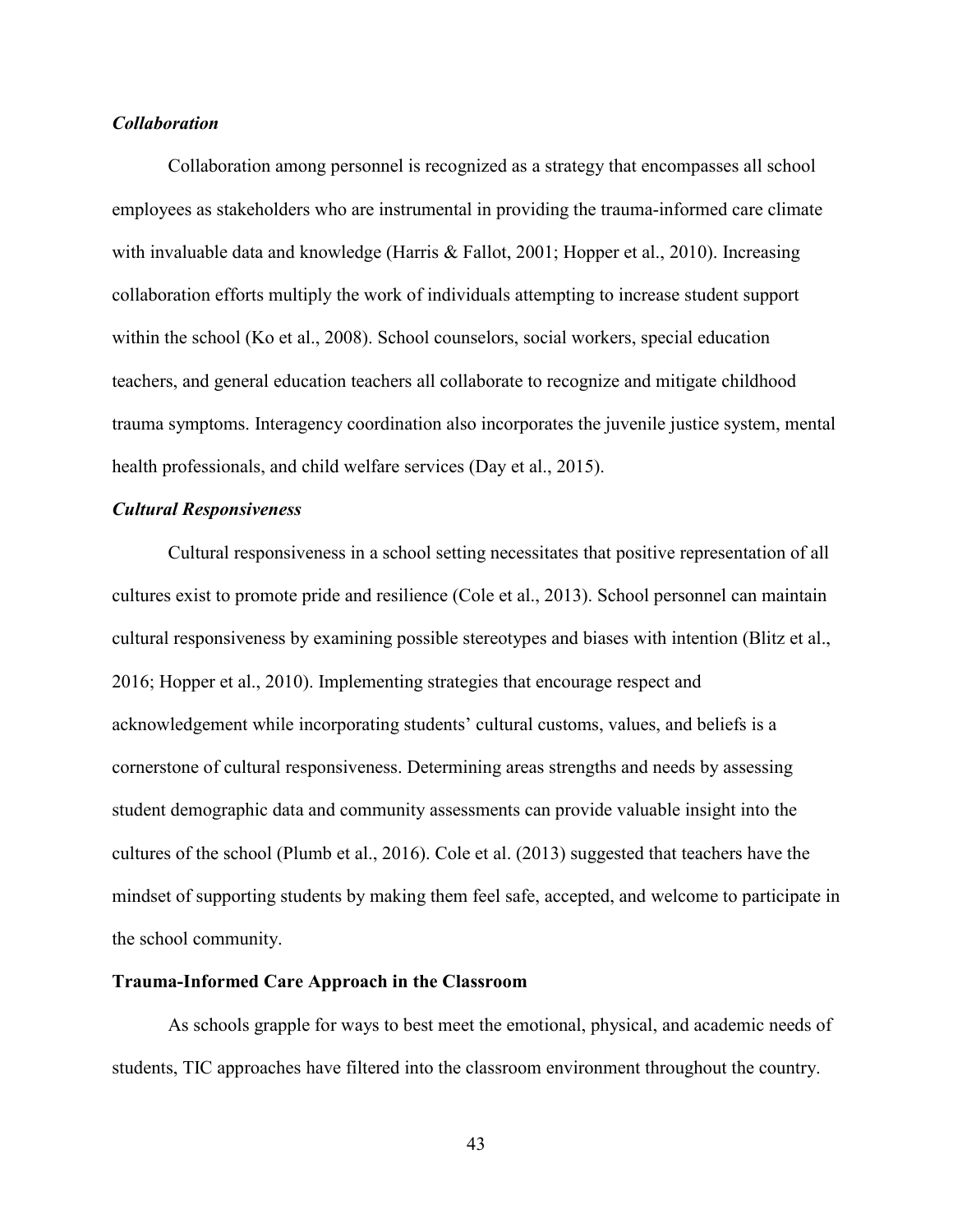### *Collaboration*

Collaboration among personnel is recognized as a strategy that encompasses all school employees as stakeholders who are instrumental in providing the trauma-informed care climate with invaluable data and knowledge (Harris & Fallot, 2001; Hopper et al., 2010). Increasing collaboration efforts multiply the work of individuals attempting to increase student support within the school (Ko et al., 2008). School counselors, social workers, special education teachers, and general education teachers all collaborate to recognize and mitigate childhood trauma symptoms. Interagency coordination also incorporates the juvenile justice system, mental health professionals, and child welfare services (Day et al., 2015).

### *Cultural Responsiveness*

Cultural responsiveness in a school setting necessitates that positive representation of all cultures exist to promote pride and resilience (Cole et al., 2013). School personnel can maintain cultural responsiveness by examining possible stereotypes and biases with intention (Blitz et al., 2016; Hopper et al., 2010). Implementing strategies that encourage respect and acknowledgement while incorporating students' cultural customs, values, and beliefs is a cornerstone of cultural responsiveness. Determining areas strengths and needs by assessing student demographic data and community assessments can provide valuable insight into the cultures of the school (Plumb et al., 2016). Cole et al. (2013) suggested that teachers have the mindset of supporting students by making them feel safe, accepted, and welcome to participate in the school community.

## Trauma-Informed Care Approach in the Classroom

As schools grapple for ways to best meet the emotional, physical, and academic needs of students, TIC approaches have filtered into the classroom environment throughout the country.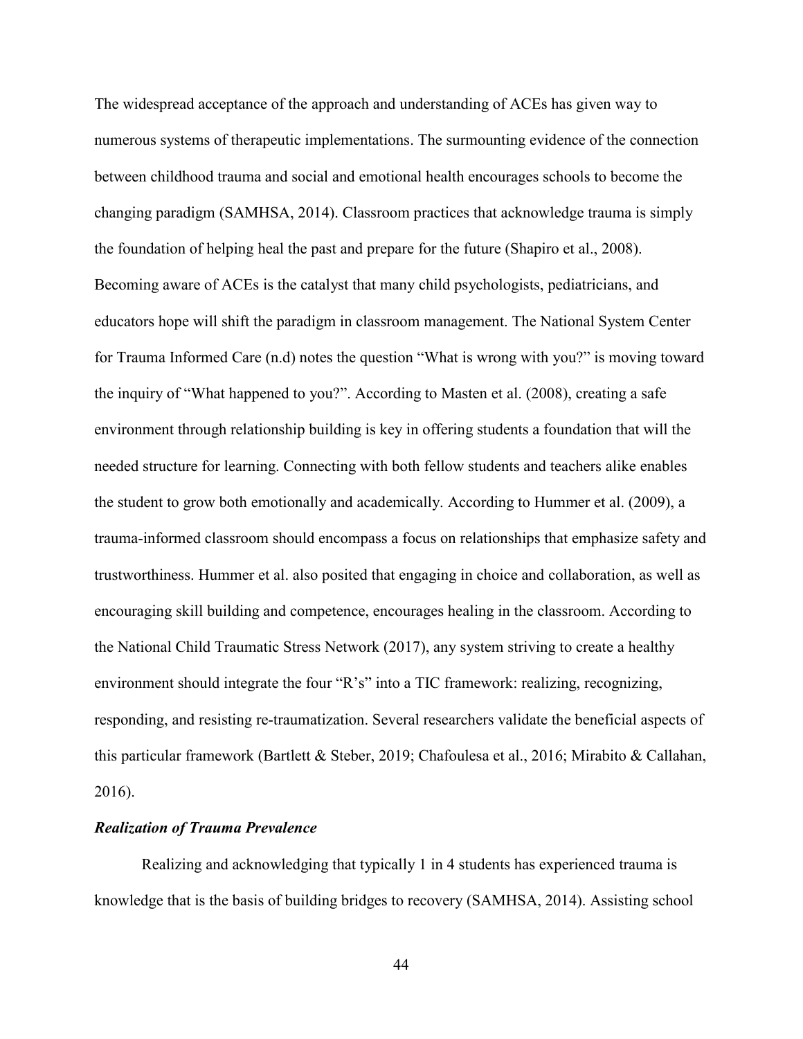The widespread acceptance of the approach and understanding of ACEs has given way to numerous systems of therapeutic implementations. The surmounting evidence of the connection between childhood trauma and social and emotional health encourages schools to become the changing paradigm (SAMHSA, 2014). Classroom practices that acknowledge trauma is simply the foundation of helping heal the past and prepare for the future (Shapiro et al., 2008). Becoming aware of ACEs is the catalyst that many child psychologists, pediatricians, and educators hope will shift the paradigm in classroom management. The National System Center for Trauma Informed Care (n.d) notes the question "What is wrong with you?" is moving toward the inquiry of "What happened to you?". According to Masten et al. (2008), creating a safe environment through relationship building is key in offering students a foundation that will the needed structure for learning. Connecting with both fellow students and teachers alike enables the student to grow both emotionally and academically. According to Hummer et al. (2009), a trauma-informed classroom should encompass a focus on relationships that emphasize safety and trustworthiness. Hummer et al. also posited that engaging in choice and collaboration, as well as encouraging skill building and competence, encourages healing in the classroom. According to the National Child Traumatic Stress Network (2017), any system striving to create a healthy environment should integrate the four "R's" into a TIC framework: realizing, recognizing, responding, and resisting re-traumatization. Several researchers validate the beneficial aspects of this particular framework (Bartlett & Steber, 2019; Chafoulesa et al., 2016; Mirabito & Callahan, 2016).

***Realization of Trauma Prevalence***

Realizing and acknowledging that typically 1 in 4 students has experienced trauma is knowledge that is the basis of building bridges to recovery (SAMHSA, 2014). Assisting school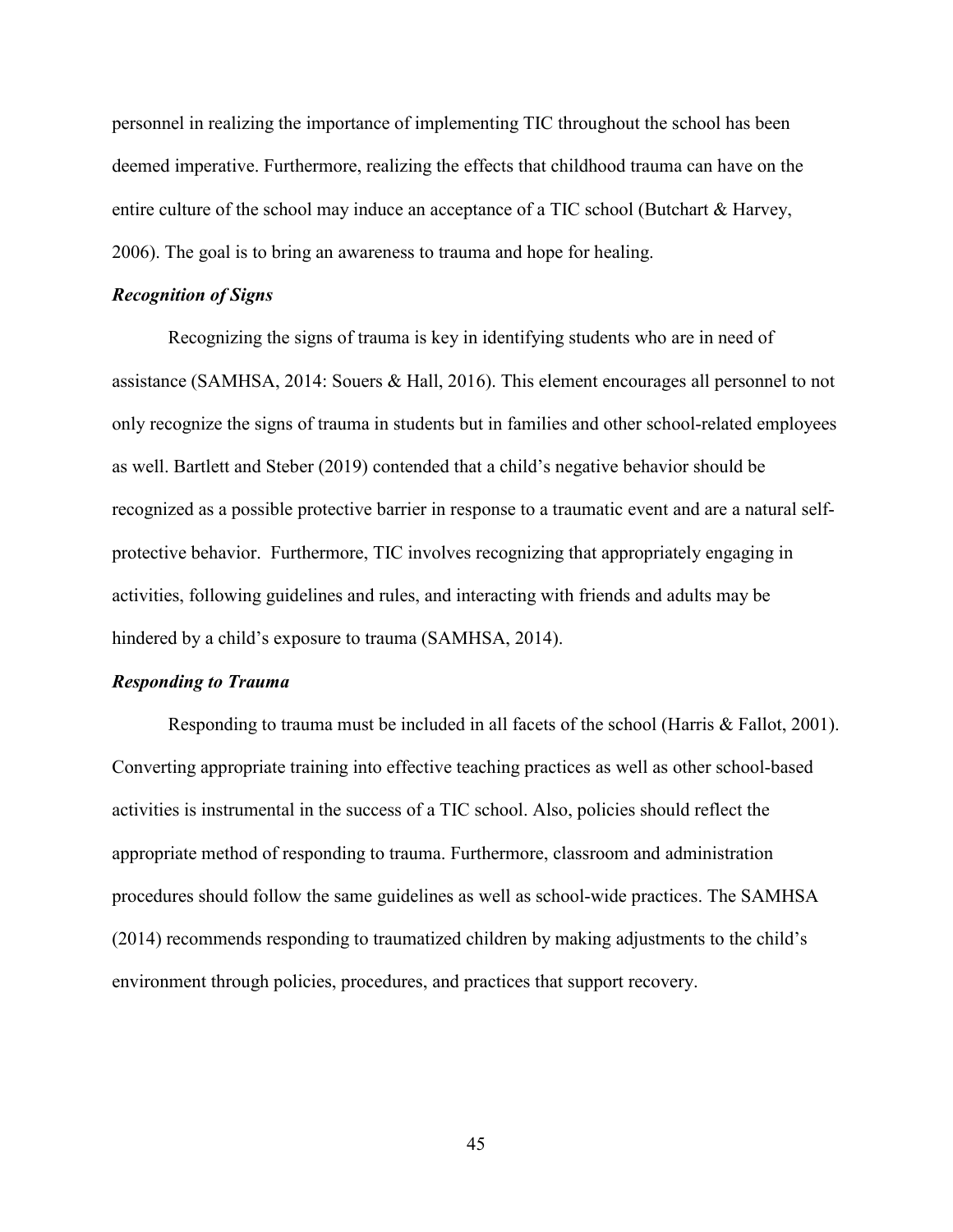personnel in realizing the importance of implementing TIC throughout the school has been deemed imperative. Furthermore, realizing the effects that childhood trauma can have on the entire culture of the school may induce an acceptance of a TIC school (Butchart & Harvey, 2006). The goal is to bring an awareness to trauma and hope for healing.

### *Recognition of Signs*

Recognizing the signs of trauma is key in identifying students who are in need of assistance (SAMHSA, 2014: Souers & Hall, 2016). This element encourages all personnel to not only recognize the signs of trauma in students but in families and other school-related employees as well. Bartlett and Steber (2019) contended that a child's negative behavior should be recognized as a possible protective barrier in response to a traumatic event and are a natural self-protective behavior. Furthermore, TIC involves recognizing that appropriately engaging in activities, following guidelines and rules, and interacting with friends and adults may be hindered by a child's exposure to trauma (SAMHSA, 2014).

### *Responding to Trauma*

Responding to trauma must be included in all facets of the school (Harris & Fallot, 2001). Converting appropriate training into effective teaching practices as well as other school-based activities is instrumental in the success of a TIC school. Also, policies should reflect the appropriate method of responding to trauma. Furthermore, classroom and administration procedures should follow the same guidelines as well as school-wide practices. The SAMHSA (2014) recommends responding to traumatized children by making adjustments to the child's environment through policies, procedures, and practices that support recovery.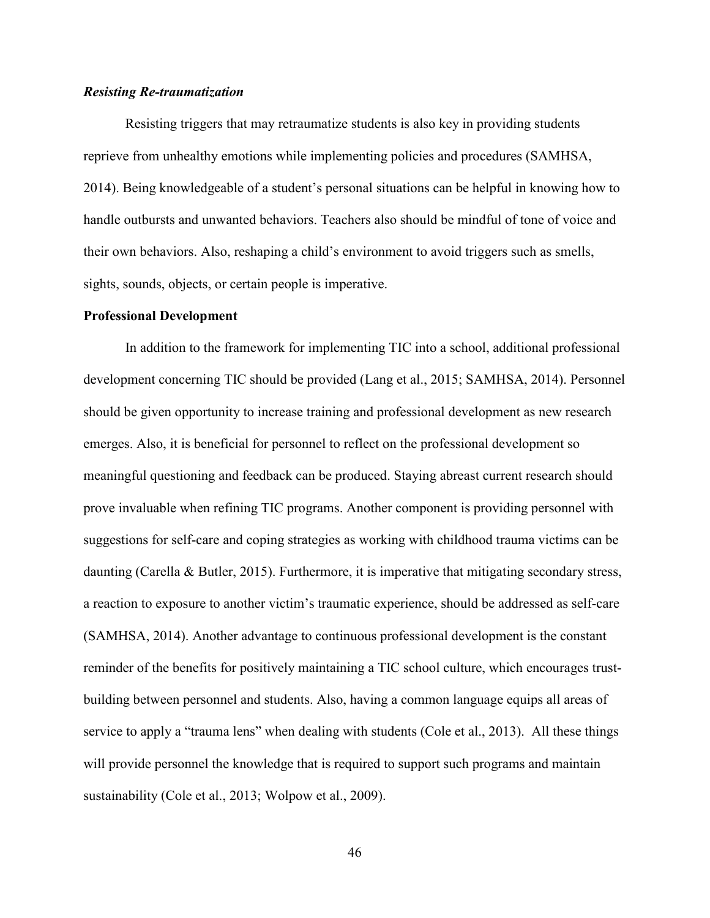### *Resisting Re-traumatization*

Resisting triggers that may retraumatize students is also key in providing students reprieve from unhealthy emotions while implementing policies and procedures (SAMHSA, 2014). Being knowledgeable of a student's personal situations can be helpful in knowing how to handle outbursts and unwanted behaviors. Teachers also should be mindful of tone of voice and their own behaviors. Also, reshaping a child's environment to avoid triggers such as smells, sights, sounds, objects, or certain people is imperative.

## Professional Development

In addition to the framework for implementing TIC into a school, additional professional development concerning TIC should be provided (Lang et al., 2015; SAMHSA, 2014). Personnel should be given opportunity to increase training and professional development as new research emerges. Also, it is beneficial for personnel to reflect on the professional development so meaningful questioning and feedback can be produced. Staying abreast current research should prove invaluable when refining TIC programs. Another component is providing personnel with suggestions for self-care and coping strategies as working with childhood trauma victims can be daunting (Carella & Butler, 2015). Furthermore, it is imperative that mitigating secondary stress, a reaction to exposure to another victim's traumatic experience, should be addressed as self-care (SAMHSA, 2014). Another advantage to continuous professional development is the constant reminder of the benefits for positively maintaining a TIC school culture, which encourages trust-building between personnel and students. Also, having a common language equips all areas of service to apply a "trauma lens" when dealing with students (Cole et al., 2013). All these things will provide personnel the knowledge that is required to support such programs and maintain sustainability (Cole et al., 2013; Wolpow et al., 2009).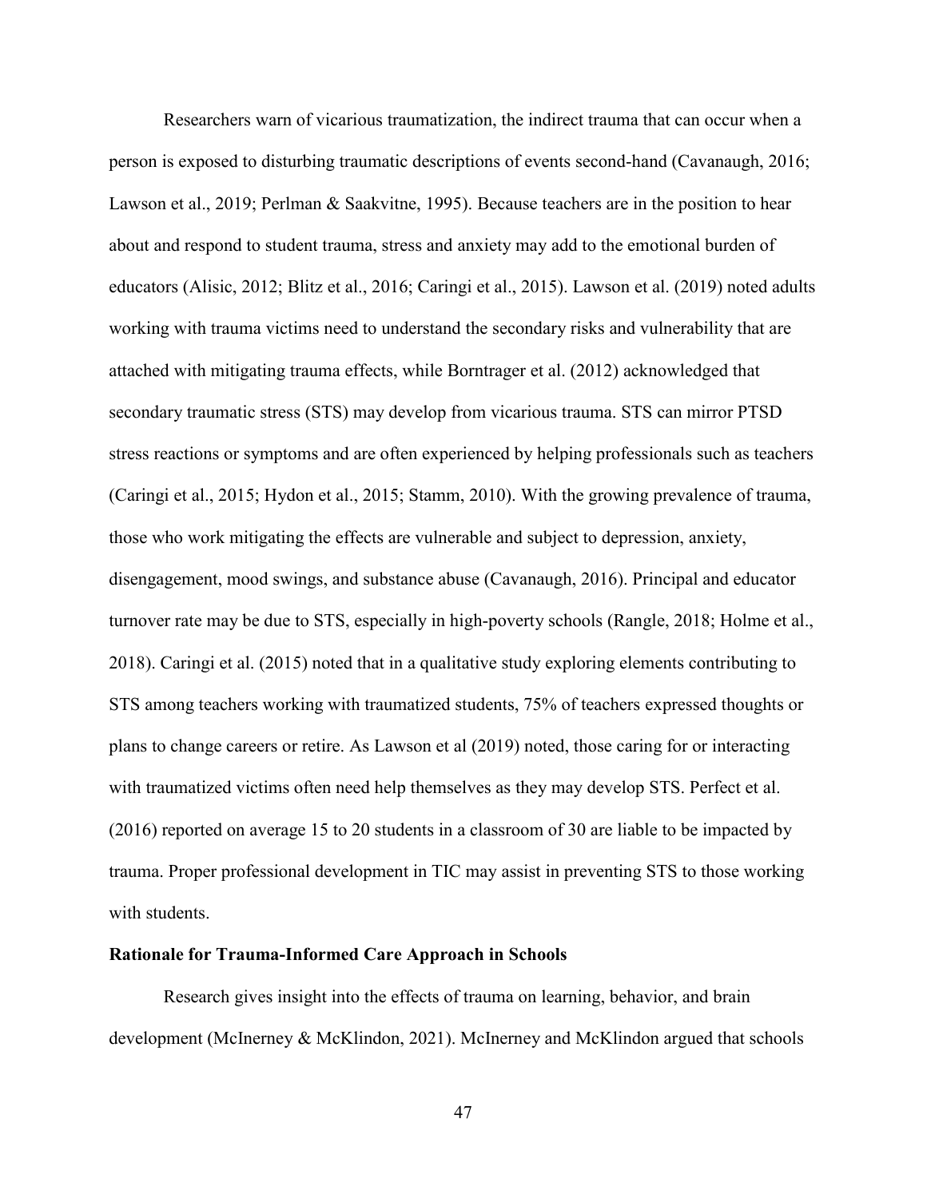Researchers warn of vicarious traumatization, the indirect trauma that can occur when a person is exposed to disturbing traumatic descriptions of events second-hand (Cavanaugh, 2016; Lawson et al., 2019; Perlman & Saakvitne, 1995). Because teachers are in the position to hear about and respond to student trauma, stress and anxiety may add to the emotional burden of educators (Alisic, 2012; Blitz et al., 2016; Caringi et al., 2015). Lawson et al. (2019) noted adults working with trauma victims need to understand the secondary risks and vulnerability that are attached with mitigating trauma effects, while Borntrager et al. (2012) acknowledged that secondary traumatic stress (STS) may develop from vicarious trauma. STS can mirror PTSD stress reactions or symptoms and are often experienced by helping professionals such as teachers (Caringi et al., 2015; Hydon et al., 2015; Stamm, 2010). With the growing prevalence of trauma, those who work mitigating the effects are vulnerable and subject to depression, anxiety, disengagement, mood swings, and substance abuse (Cavanaugh, 2016). Principal and educator turnover rate may be due to STS, especially in high-poverty schools (Rangle, 2018; Holme et al., 2018). Caringi et al. (2015) noted that in a qualitative study exploring elements contributing to STS among teachers working with traumatized students, 75% of teachers expressed thoughts or plans to change careers or retire. As Lawson et al (2019) noted, those caring for or interacting with traumatized victims often need help themselves as they may develop STS. Perfect et al. (2016) reported on average 15 to 20 students in a classroom of 30 are liable to be impacted by trauma. Proper professional development in TIC may assist in preventing STS to those working with students.

**Rationale for Trauma-Informed Care Approach in Schools**

Research gives insight into the effects of trauma on learning, behavior, and brain development (McInerney & McKlindon, 2021). McInerney and McKlindon argued that schools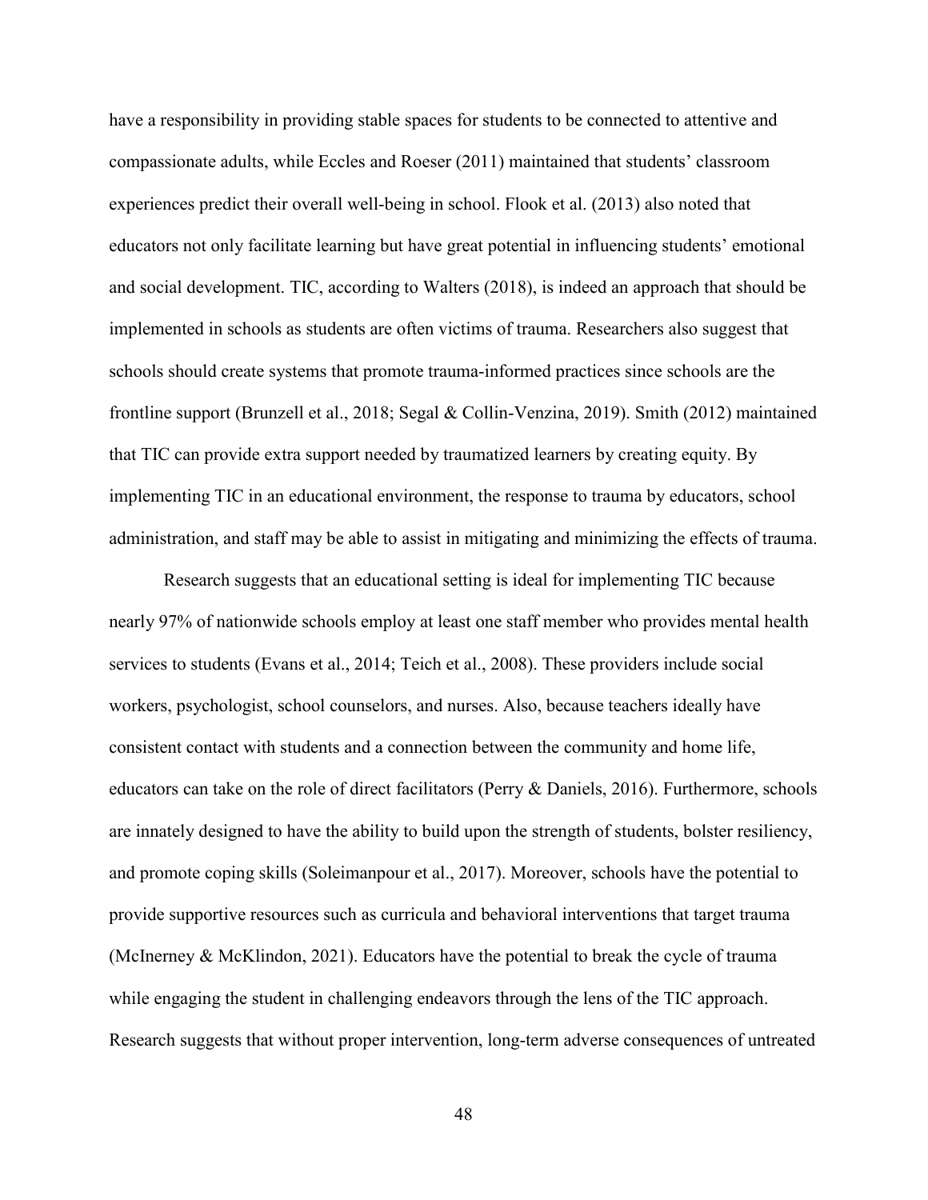have a responsibility in providing stable spaces for students to be connected to attentive and compassionate adults, while Eccles and Roeser (2011) maintained that students' classroom experiences predict their overall well-being in school. Flook et al. (2013) also noted that educators not only facilitate learning but have great potential in influencing students' emotional and social development. TIC, according to Walters (2018), is indeed an approach that should be implemented in schools as students are often victims of trauma. Researchers also suggest that schools should create systems that promote trauma-informed practices since schools are the frontline support (Brunzell et al., 2018; Segal & Collin-Venzina, 2019). Smith (2012) maintained that TIC can provide extra support needed by traumatized learners by creating equity. By implementing TIC in an educational environment, the response to trauma by educators, school administration, and staff may be able to assist in mitigating and minimizing the effects of trauma.

Research suggests that an educational setting is ideal for implementing TIC because nearly 97% of nationwide schools employ at least one staff member who provides mental health services to students (Evans et al., 2014; Teich et al., 2008). These providers include social workers, psychologist, school counselors, and nurses. Also, because teachers ideally have consistent contact with students and a connection between the community and home life, educators can take on the role of direct facilitators (Perry & Daniels, 2016). Furthermore, schools are innately designed to have the ability to build upon the strength of students, bolster resiliency, and promote coping skills (Soleimanpour et al., 2017). Moreover, schools have the potential to provide supportive resources such as curricula and behavioral interventions that target trauma (McInerney & McKlindon, 2021). Educators have the potential to break the cycle of trauma while engaging the student in challenging endeavors through the lens of the TIC approach. Research suggests that without proper intervention, long-term adverse consequences of untreated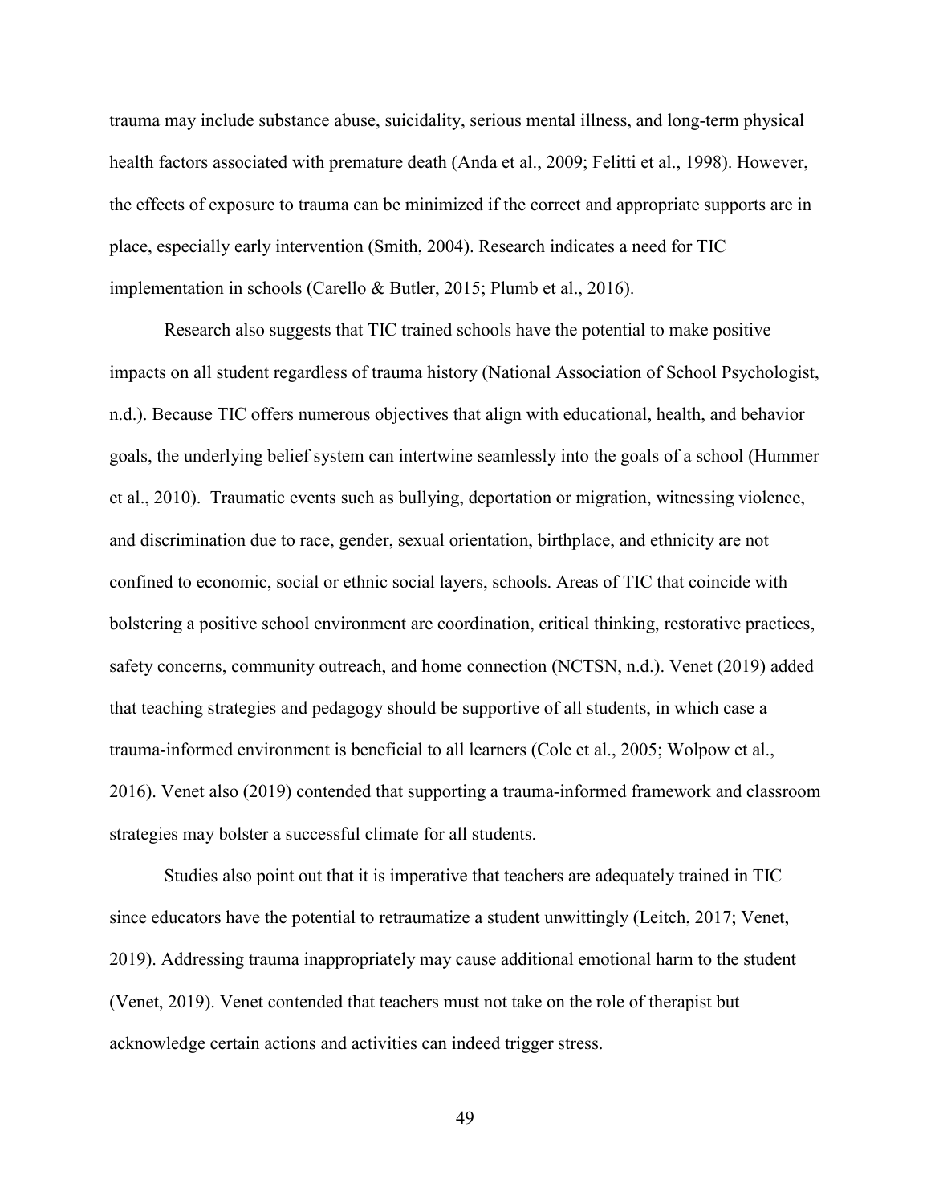trauma may include substance abuse, suicidality, serious mental illness, and long-term physical health factors associated with premature death (Anda et al., 2009; Felitti et al., 1998). However, the effects of exposure to trauma can be minimized if the correct and appropriate supports are in place, especially early intervention (Smith, 2004). Research indicates a need for TIC implementation in schools (Carello & Butler, 2015; Plumb et al., 2016).

Research also suggests that TIC trained schools have the potential to make positive impacts on all student regardless of trauma history (National Association of School Psychologist, n.d.). Because TIC offers numerous objectives that align with educational, health, and behavior goals, the underlying belief system can intertwine seamlessly into the goals of a school (Hummer et al., 2010). Traumatic events such as bullying, deportation or migration, witnessing violence, and discrimination due to race, gender, sexual orientation, birthplace, and ethnicity are not confined to economic, social or ethnic social layers, schools. Areas of TIC that coincide with bolstering a positive school environment are coordination, critical thinking, restorative practices, safety concerns, community outreach, and home connection (NCTSN, n.d.). Venet (2019) added that teaching strategies and pedagogy should be supportive of all students, in which case a trauma-informed environment is beneficial to all learners (Cole et al., 2005; Wolpow et al., 2016). Venet also (2019) contended that supporting a trauma-informed framework and classroom strategies may bolster a successful climate for all students.

Studies also point out that it is imperative that teachers are adequately trained in TIC since educators have the potential to retraumatize a student unwittingly (Leitch, 2017; Venet, 2019). Addressing trauma inappropriately may cause additional emotional harm to the student (Venet, 2019). Venet contended that teachers must not take on the role of therapist but acknowledge certain actions and activities can indeed trigger stress.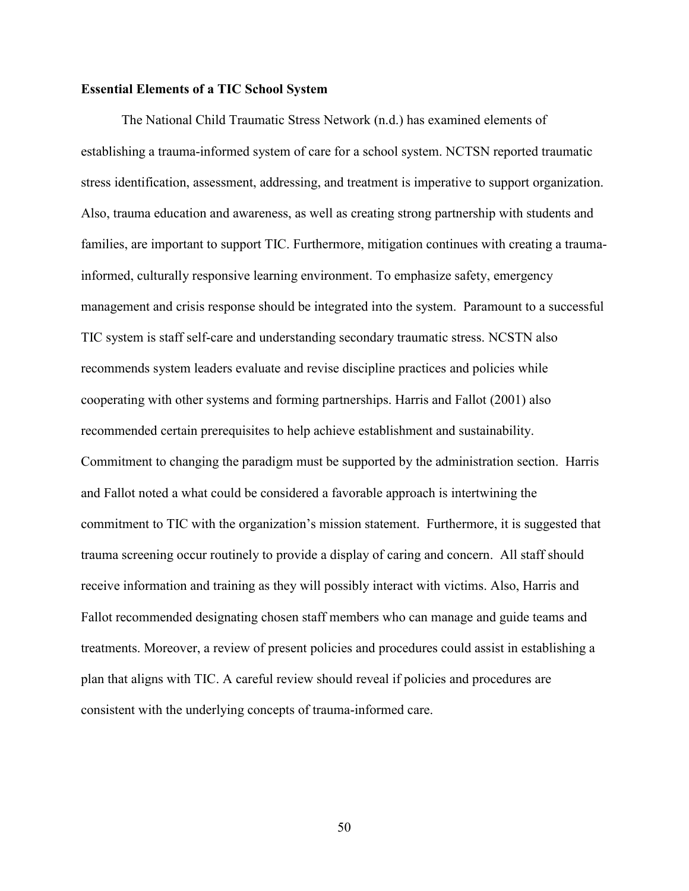**Essential Elements of a TIC School System**

The National Child Traumatic Stress Network (n.d.) has examined elements of establishing a trauma-informed system of care for a school system. NCTSN reported traumatic stress identification, assessment, addressing, and treatment is imperative to support organization. Also, trauma education and awareness, as well as creating strong partnership with students and families, are important to support TIC. Furthermore, mitigation continues with creating a trauma-informed, culturally responsive learning environment. To emphasize safety, emergency management and crisis response should be integrated into the system. Paramount to a successful TIC system is staff self-care and understanding secondary traumatic stress. NCSTN also recommends system leaders evaluate and revise discipline practices and policies while cooperating with other systems and forming partnerships. Harris and Fallot (2001) also recommended certain prerequisites to help achieve establishment and sustainability. Commitment to changing the paradigm must be supported by the administration section. Harris and Fallot noted a what could be considered a favorable approach is intertwining the commitment to TIC with the organization's mission statement. Furthermore, it is suggested that trauma screening occur routinely to provide a display of caring and concern. All staff should receive information and training as they will possibly interact with victims. Also, Harris and Fallot recommended designating chosen staff members who can manage and guide teams and treatments. Moreover, a review of present policies and procedures could assist in establishing a plan that aligns with TIC. A careful review should reveal if policies and procedures are consistent with the underlying concepts of trauma-informed care.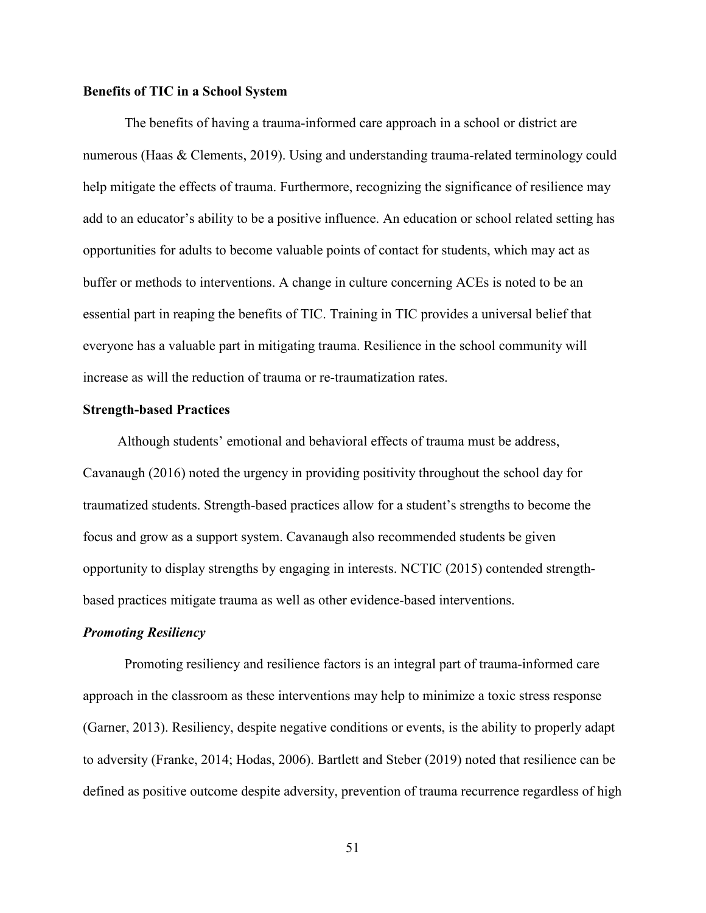**Benefits of TIC in a School System**

The benefits of having a trauma-informed care approach in a school or district are numerous (Haas & Clements, 2019). Using and understanding trauma-related terminology could help mitigate the effects of trauma. Furthermore, recognizing the significance of resilience may add to an educator's ability to be a positive influence. An education or school related setting has opportunities for adults to become valuable points of contact for students, which may act as buffer or methods to interventions. A change in culture concerning ACEs is noted to be an essential part in reaping the benefits of TIC. Training in TIC provides a universal belief that everyone has a valuable part in mitigating trauma. Resilience in the school community will increase as will the reduction of trauma or re-traumatization rates.

**Strength-based Practices**

Although students' emotional and behavioral effects of trauma must be address, Cavanaugh (2016) noted the urgency in providing positivity throughout the school day for traumatized students. Strength-based practices allow for a student's strengths to become the focus and grow as a support system. Cavanaugh also recommended students be given opportunity to display strengths by engaging in interests. NCTIC (2015) contended strength-based practices mitigate trauma as well as other evidence-based interventions.

***Promoting Resiliency***

Promoting resiliency and resilience factors is an integral part of trauma-informed care approach in the classroom as these interventions may help to minimize a toxic stress response (Garner, 2013). Resiliency, despite negative conditions or events, is the ability to properly adapt to adversity (Franke, 2014; Hodas, 2006). Bartlett and Steber (2019) noted that resilience can be defined as positive outcome despite adversity, prevention of trauma recurrence regardless of high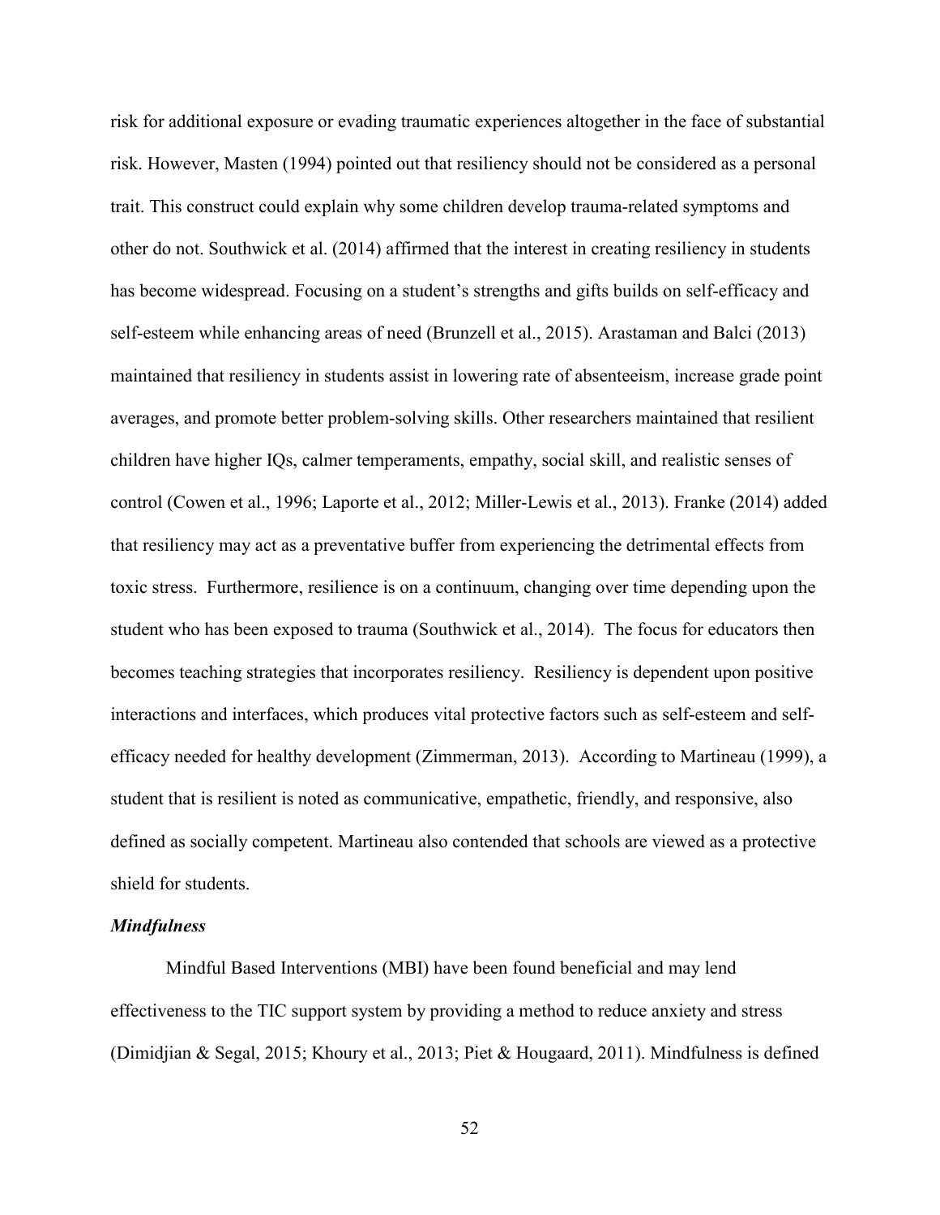risk for additional exposure or evading traumatic experiences altogether in the face of substantial risk. However, Masten (1994) pointed out that resiliency should not be considered as a personal trait. This construct could explain why some children develop trauma-related symptoms and other do not. Southwick et al. (2014) affirmed that the interest in creating resiliency in students has become widespread. Focusing on a student's strengths and gifts builds on self-efficacy and self-esteem while enhancing areas of need (Brunzell et al., 2015). Arastaman and Balci (2013) maintained that resiliency in students assist in lowering rate of absenteeism, increase grade point averages, and promote better problem-solving skills. Other researchers maintained that resilient children have higher IQs, calmer temperaments, empathy, social skill, and realistic senses of control (Cowen et al., 1996; Laporte et al., 2012; Miller-Lewis et al., 2013). Franke (2014) added that resiliency may act as a preventative buffer from experiencing the detrimental effects from toxic stress. Furthermore, resilience is on a continuum, changing over time depending upon the student who has been exposed to trauma (Southwick et al., 2014). The focus for educators then becomes teaching strategies that incorporates resiliency. Resiliency is dependent upon positive interactions and interfaces, which produces vital protective factors such as self-esteem and self-efficacy needed for healthy development (Zimmerman, 2013). According to Martineau (1999), a student that is resilient is noted as communicative, empathetic, friendly, and responsive, also defined as socially competent. Martineau also contended that schools are viewed as a protective shield for students.

***Mindfulness***

Mindful Based Interventions (MBI) have been found beneficial and may lend effectiveness to the TIC support system by providing a method to reduce anxiety and stress (Dimidjian & Segal, 2015; Khoury et al., 2013; Piet & Hougaard, 2011). Mindfulness is defined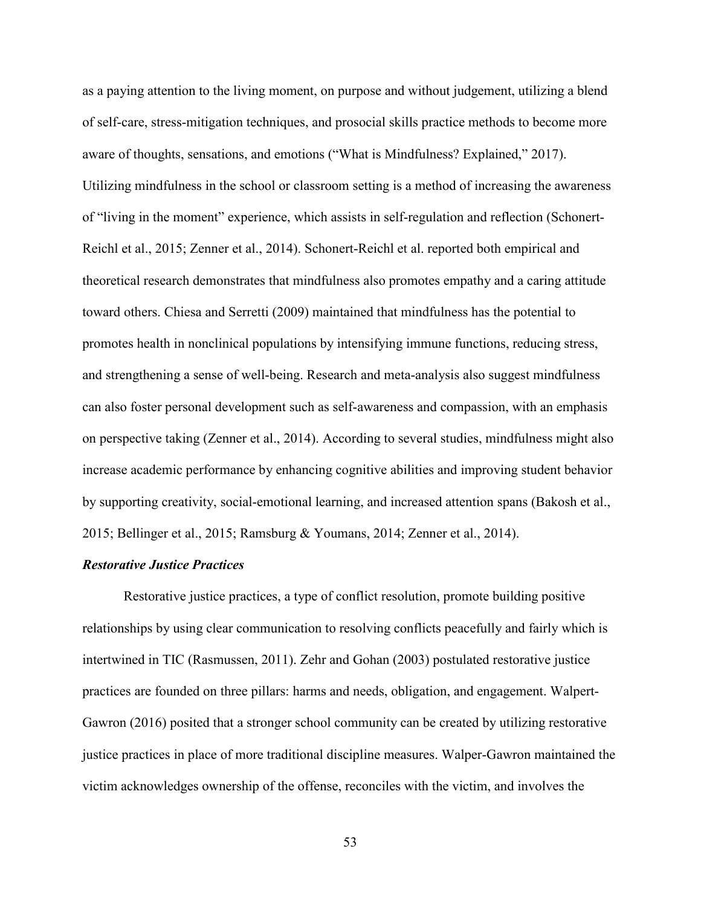as a paying attention to the living moment, on purpose and without judgement, utilizing a blend of self-care, stress-mitigation techniques, and prosocial skills practice methods to become more aware of thoughts, sensations, and emotions ("What is Mindfulness? Explained," 2017). Utilizing mindfulness in the school or classroom setting is a method of increasing the awareness of "living in the moment" experience, which assists in self-regulation and reflection (Schonert-Reichl et al., 2015; Zenner et al., 2014). Schonert-Reichl et al. reported both empirical and theoretical research demonstrates that mindfulness also promotes empathy and a caring attitude toward others. Chiesa and Serretti (2009) maintained that mindfulness has the potential to promotes health in nonclinical populations by intensifying immune functions, reducing stress, and strengthening a sense of well-being. Research and meta-analysis also suggest mindfulness can also foster personal development such as self-awareness and compassion, with an emphasis on perspective taking (Zenner et al., 2014). According to several studies, mindfulness might also increase academic performance by enhancing cognitive abilities and improving student behavior by supporting creativity, social-emotional learning, and increased attention spans (Bakosh et al., 2015; Bellinger et al., 2015; Ramsburg & Youmans, 2014; Zenner et al., 2014).

### *Restorative Justice Practices*

Restorative justice practices, a type of conflict resolution, promote building positive relationships by using clear communication to resolving conflicts peacefully and fairly which is intertwined in TIC (Rasmussen, 2011). Zehr and Gohan (2003) postulated restorative justice practices are founded on three pillars: harms and needs, obligation, and engagement. Walpert-Gawron (2016) posited that a stronger school community can be created by utilizing restorative justice practices in place of more traditional discipline measures. Walper-Gawron maintained the victim acknowledges ownership of the offense, reconciles with the victim, and involves the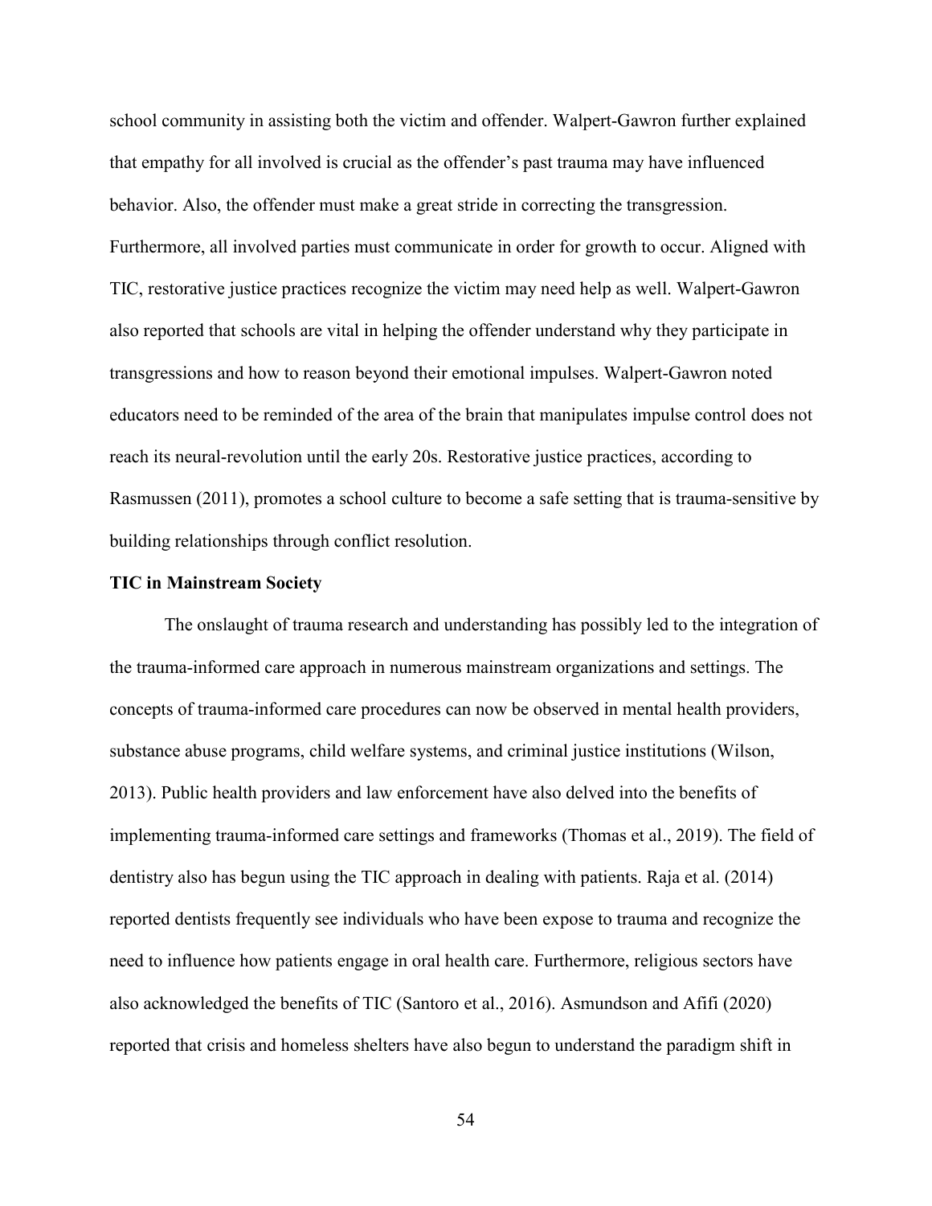school community in assisting both the victim and offender. Walpert-Gawron further explained that empathy for all involved is crucial as the offender's past trauma may have influenced behavior. Also, the offender must make a great stride in correcting the transgression. Furthermore, all involved parties must communicate in order for growth to occur. Aligned with TIC, restorative justice practices recognize the victim may need help as well. Walpert-Gawron also reported that schools are vital in helping the offender understand why they participate in transgressions and how to reason beyond their emotional impulses. Walpert-Gawron noted educators need to be reminded of the area of the brain that manipulates impulse control does not reach its neural-revolution until the early 20s. Restorative justice practices, according to Rasmussen (2011), promotes a school culture to become a safe setting that is trauma-sensitive by building relationships through conflict resolution.

**TIC in Mainstream Society**

The onslaught of trauma research and understanding has possibly led to the integration of the trauma-informed care approach in numerous mainstream organizations and settings. The concepts of trauma-informed care procedures can now be observed in mental health providers, substance abuse programs, child welfare systems, and criminal justice institutions (Wilson, 2013). Public health providers and law enforcement have also delved into the benefits of implementing trauma-informed care settings and frameworks (Thomas et al., 2019). The field of dentistry also has begun using the TIC approach in dealing with patients. Raja et al. (2014) reported dentists frequently see individuals who have been expose to trauma and recognize the need to influence how patients engage in oral health care. Furthermore, religious sectors have also acknowledged the benefits of TIC (Santoro et al., 2016). Asmundson and Afifi (2020) reported that crisis and homeless shelters have also begun to understand the paradigm shift in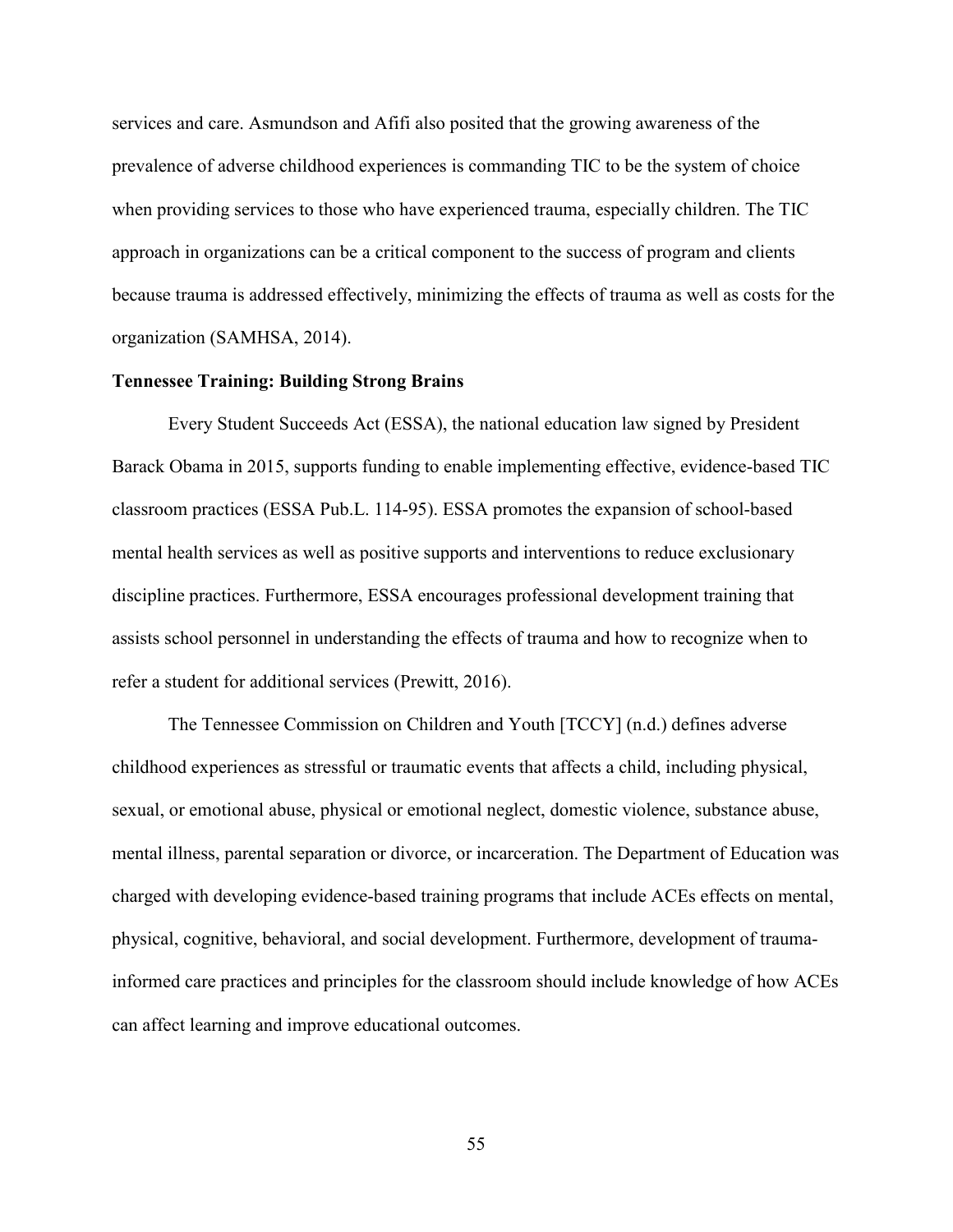services and care. Asmundson and Afifi also posited that the growing awareness of the prevalence of adverse childhood experiences is commanding TIC to be the system of choice when providing services to those who have experienced trauma, especially children. The TIC approach in organizations can be a critical component to the success of program and clients because trauma is addressed effectively, minimizing the effects of trauma as well as costs for the organization (SAMHSA, 2014).

**Tennessee Training: Building Strong Brains**

Every Student Succeeds Act (ESSA), the national education law signed by President Barack Obama in 2015, supports funding to enable implementing effective, evidence-based TIC classroom practices (ESSA Pub.L. 114-95). ESSA promotes the expansion of school-based mental health services as well as positive supports and interventions to reduce exclusionary discipline practices. Furthermore, ESSA encourages professional development training that assists school personnel in understanding the effects of trauma and how to recognize when to refer a student for additional services (Prewitt, 2016).

The Tennessee Commission on Children and Youth [TCCY] (n.d.) defines adverse childhood experiences as stressful or traumatic events that affects a child, including physical, sexual, or emotional abuse, physical or emotional neglect, domestic violence, substance abuse, mental illness, parental separation or divorce, or incarceration. The Department of Education was charged with developing evidence-based training programs that include ACEs effects on mental, physical, cognitive, behavioral, and social development. Furthermore, development of trauma-informed care practices and principles for the classroom should include knowledge of how ACEs can affect learning and improve educational outcomes.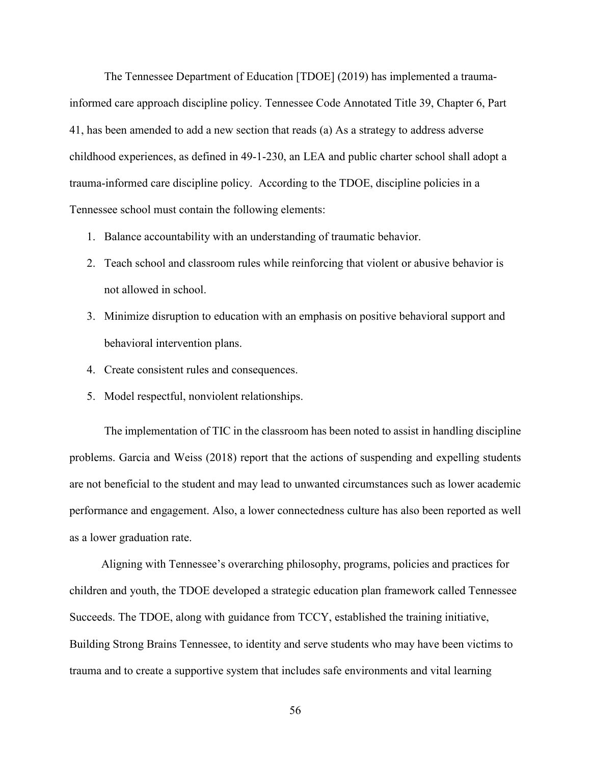The Tennessee Department of Education [TDOE] (2019) has implemented a trauma-informed care approach discipline policy. Tennessee Code Annotated Title 39, Chapter 6, Part 41, has been amended to add a new section that reads (a) As a strategy to address adverse childhood experiences, as defined in 49-1-230, an LEA and public charter school shall adopt a trauma-informed care discipline policy. According to the TDOE, discipline policies in a Tennessee school must contain the following elements:

1. Balance accountability with an understanding of traumatic behavior.
2. Teach school and classroom rules while reinforcing that violent or abusive behavior is not allowed in school.
3. Minimize disruption to education with an emphasis on positive behavioral support and behavioral intervention plans.
4. Create consistent rules and consequences.
5. Model respectful, nonviolent relationships.

The implementation of TIC in the classroom has been noted to assist in handling discipline problems. Garcia and Weiss (2018) report that the actions of suspending and expelling students are not beneficial to the student and may lead to unwanted circumstances such as lower academic performance and engagement. Also, a lower connectedness culture has also been reported as well as a lower graduation rate.

Aligning with Tennessee's overarching philosophy, programs, policies and practices for children and youth, the TDOE developed a strategic education plan framework called Tennessee Succeeds. The TDOE, along with guidance from TCCY, established the training initiative, Building Strong Brains Tennessee, to identity and serve students who may have been victims to trauma and to create a supportive system that includes safe environments and vital learning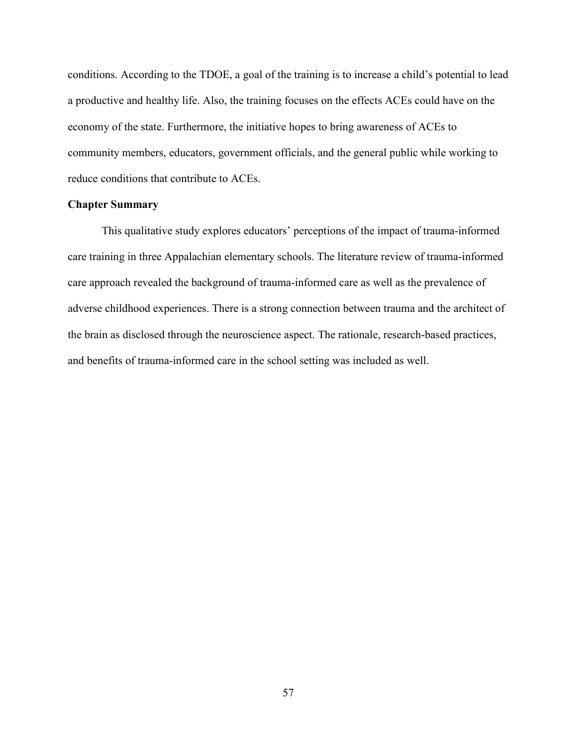conditions. According to the TDOE, a goal of the training is to increase a child's potential to lead a productive and healthy life. Also, the training focuses on the effects ACEs could have on the economy of the state. Furthermore, the initiative hopes to bring awareness of ACEs to community members, educators, government officials, and the general public while working to reduce conditions that contribute to ACEs.

## Chapter Summary

This qualitative study explores educators' perceptions of the impact of trauma-informed care training in three Appalachian elementary schools. The literature review of trauma-informed care approach revealed the background of trauma-informed care as well as the prevalence of adverse childhood experiences. There is a strong connection between trauma and the architect of the brain as disclosed through the neuroscience aspect. The rationale, research-based practices, and benefits of trauma-informed care in the school setting was included as well.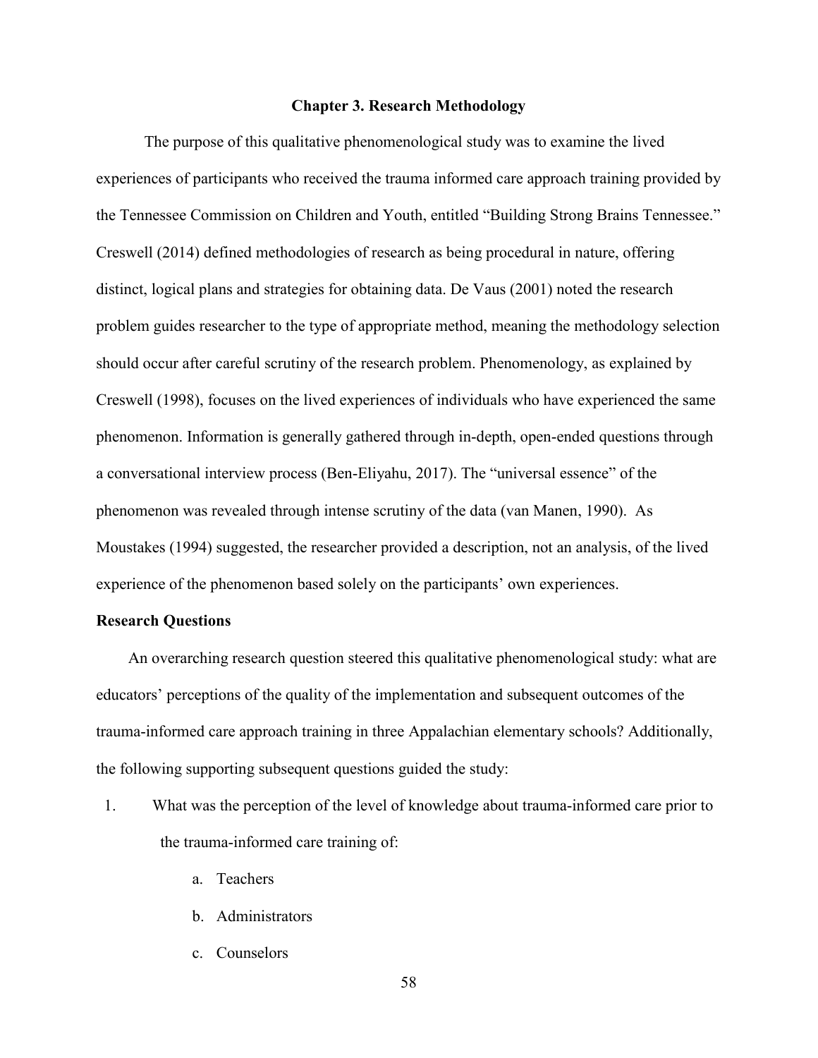# Chapter 3. Research Methodology

The purpose of this qualitative phenomenological study was to examine the lived experiences of participants who received the trauma informed care approach training provided by the Tennessee Commission on Children and Youth, entitled "Building Strong Brains Tennessee." Creswell (2014) defined methodologies of research as being procedural in nature, offering distinct, logical plans and strategies for obtaining data. De Vaus (2001) noted the research problem guides researcher to the type of appropriate method, meaning the methodology selection should occur after careful scrutiny of the research problem. Phenomenology, as explained by Creswell (1998), focuses on the lived experiences of individuals who have experienced the same phenomenon. Information is generally gathered through in-depth, open-ended questions through a conversational interview process (Ben-Eliyahu, 2017). The "universal essence" of the phenomenon was revealed through intense scrutiny of the data (van Manen, 1990). As Moustakes (1994) suggested, the researcher provided a description, not an analysis, of the lived experience of the phenomenon based solely on the participants' own experiences.

## Research Questions

An overarching research question steered this qualitative phenomenological study: what are educators' perceptions of the quality of the implementation and subsequent outcomes of the trauma-informed care approach training in three Appalachian elementary schools? Additionally, the following supporting subsequent questions guided the study:

1. What was the perception of the level of knowledge about trauma-informed care prior to the trauma-informed care training of:
   a. Teachers
   b. Administrators
   c. Counselors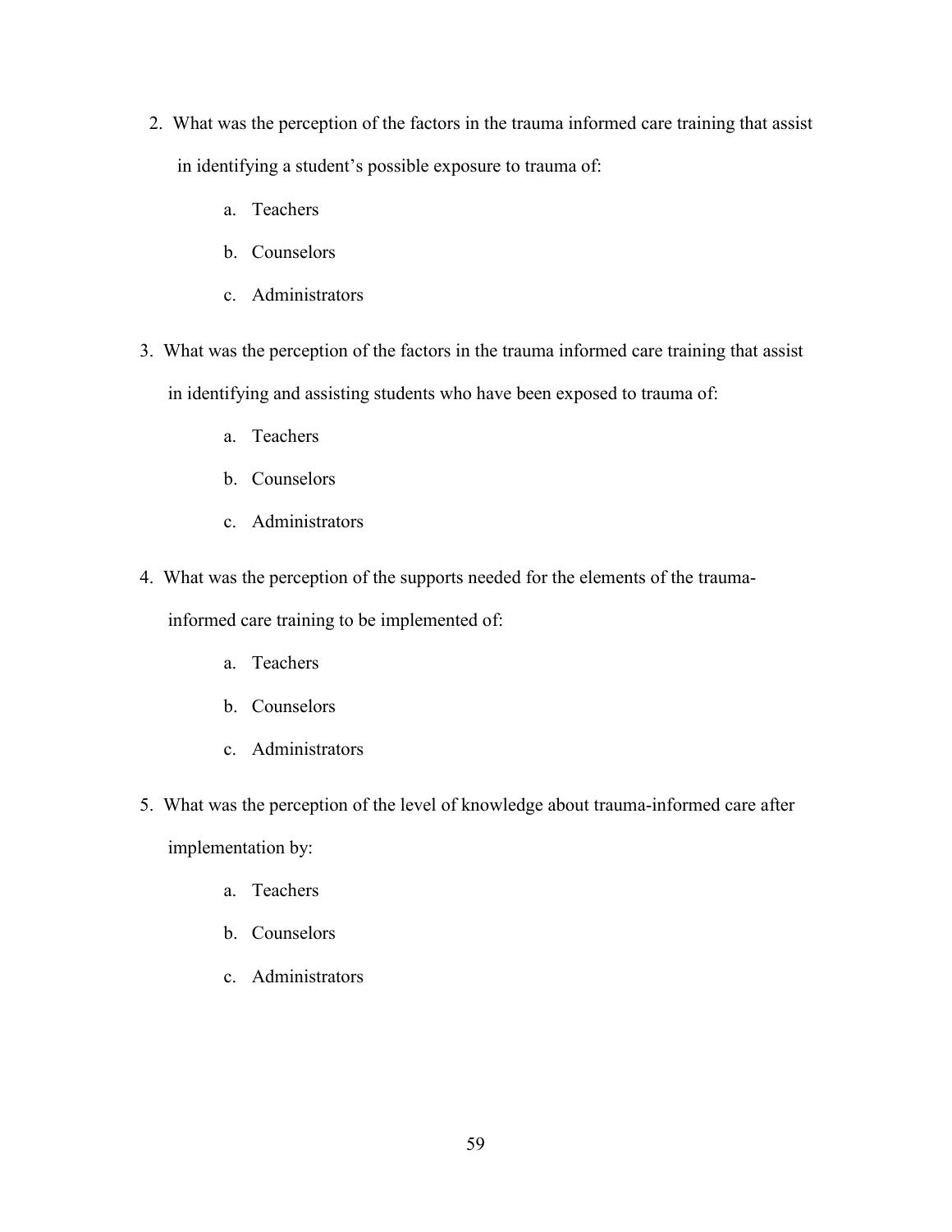2. What was the perception of the factors in the trauma informed care training that assist in identifying a student's possible exposure to trauma of:
    a. Teachers
    b. Counselors
    c. Administrators
3. What was the perception of the factors in the trauma informed care training that assist in identifying and assisting students who have been exposed to trauma of:
    a. Teachers
    b. Counselors
    c. Administrators
4. What was the perception of the supports needed for the elements of the trauma-informed care training to be implemented of:
    a. Teachers
    b. Counselors
    c. Administrators
5. What was the perception of the level of knowledge about trauma-informed care after implementation by:
    a. Teachers
    b. Counselors
    c. Administrators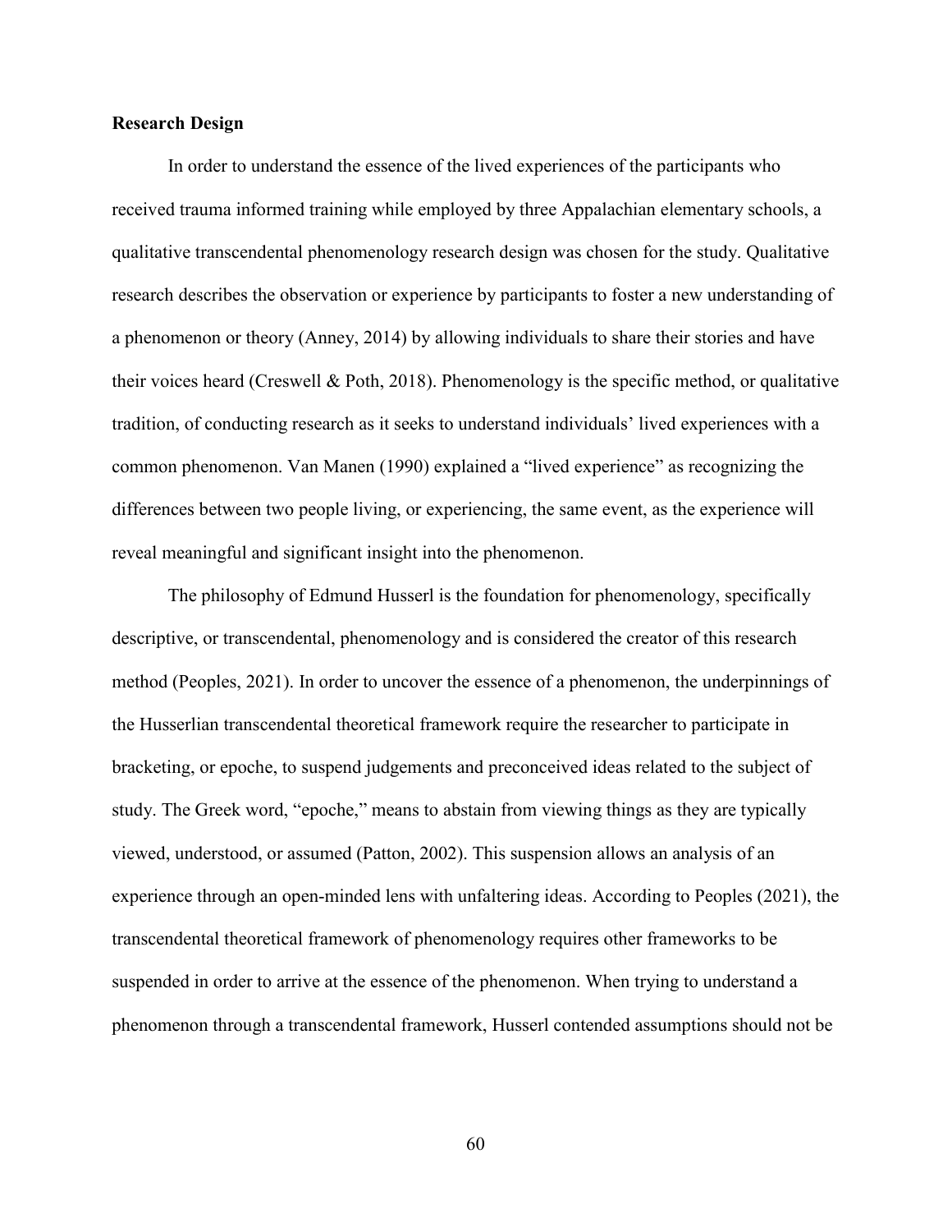**Research Design**

In order to understand the essence of the lived experiences of the participants who received trauma informed training while employed by three Appalachian elementary schools, a qualitative transcendental phenomenology research design was chosen for the study. Qualitative research describes the observation or experience by participants to foster a new understanding of a phenomenon or theory (Anney, 2014) by allowing individuals to share their stories and have their voices heard (Creswell & Poth, 2018). Phenomenology is the specific method, or qualitative tradition, of conducting research as it seeks to understand individuals' lived experiences with a common phenomenon. Van Manen (1990) explained a "lived experience" as recognizing the differences between two people living, or experiencing, the same event, as the experience will reveal meaningful and significant insight into the phenomenon.

The philosophy of Edmund Husserl is the foundation for phenomenology, specifically descriptive, or transcendental, phenomenology and is considered the creator of this research method (Peoples, 2021). In order to uncover the essence of a phenomenon, the underpinnings of the Husserlian transcendental theoretical framework require the researcher to participate in bracketing, or epoche, to suspend judgements and preconceived ideas related to the subject of study. The Greek word, "epoche," means to abstain from viewing things as they are typically viewed, understood, or assumed (Patton, 2002). This suspension allows an analysis of an experience through an open-minded lens with unfaltering ideas. According to Peoples (2021), the transcendental theoretical framework of phenomenology requires other frameworks to be suspended in order to arrive at the essence of the phenomenon. When trying to understand a phenomenon through a transcendental framework, Husserl contended assumptions should not be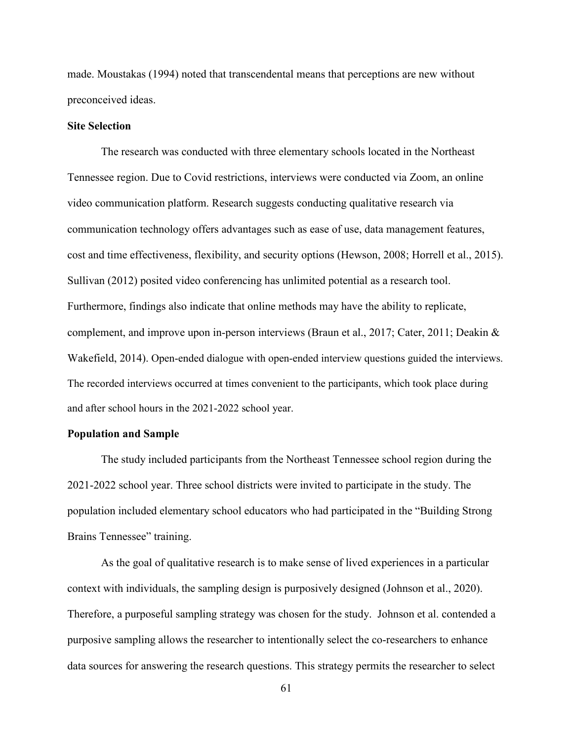made. Moustakas (1994) noted that transcendental means that perceptions are new without preconceived ideas.

### Site Selection

The research was conducted with three elementary schools located in the Northeast Tennessee region. Due to Covid restrictions, interviews were conducted via Zoom, an online video communication platform. Research suggests conducting qualitative research via communication technology offers advantages such as ease of use, data management features, cost and time effectiveness, flexibility, and security options (Hewson, 2008; Horrell et al., 2015). Sullivan (2012) posited video conferencing has unlimited potential as a research tool. Furthermore, findings also indicate that online methods may have the ability to replicate, complement, and improve upon in-person interviews (Braun et al., 2017; Cater, 2011; Deakin & Wakefield, 2014). Open-ended dialogue with open-ended interview questions guided the interviews. The recorded interviews occurred at times convenient to the participants, which took place during and after school hours in the 2021-2022 school year.

### Population and Sample

The study included participants from the Northeast Tennessee school region during the 2021-2022 school year. Three school districts were invited to participate in the study. The population included elementary school educators who had participated in the "Building Strong Brains Tennessee" training.

As the goal of qualitative research is to make sense of lived experiences in a particular context with individuals, the sampling design is purposively designed (Johnson et al., 2020). Therefore, a purposeful sampling strategy was chosen for the study. Johnson et al. contended a purposive sampling allows the researcher to intentionally select the co-researchers to enhance data sources for answering the research questions. This strategy permits the researcher to select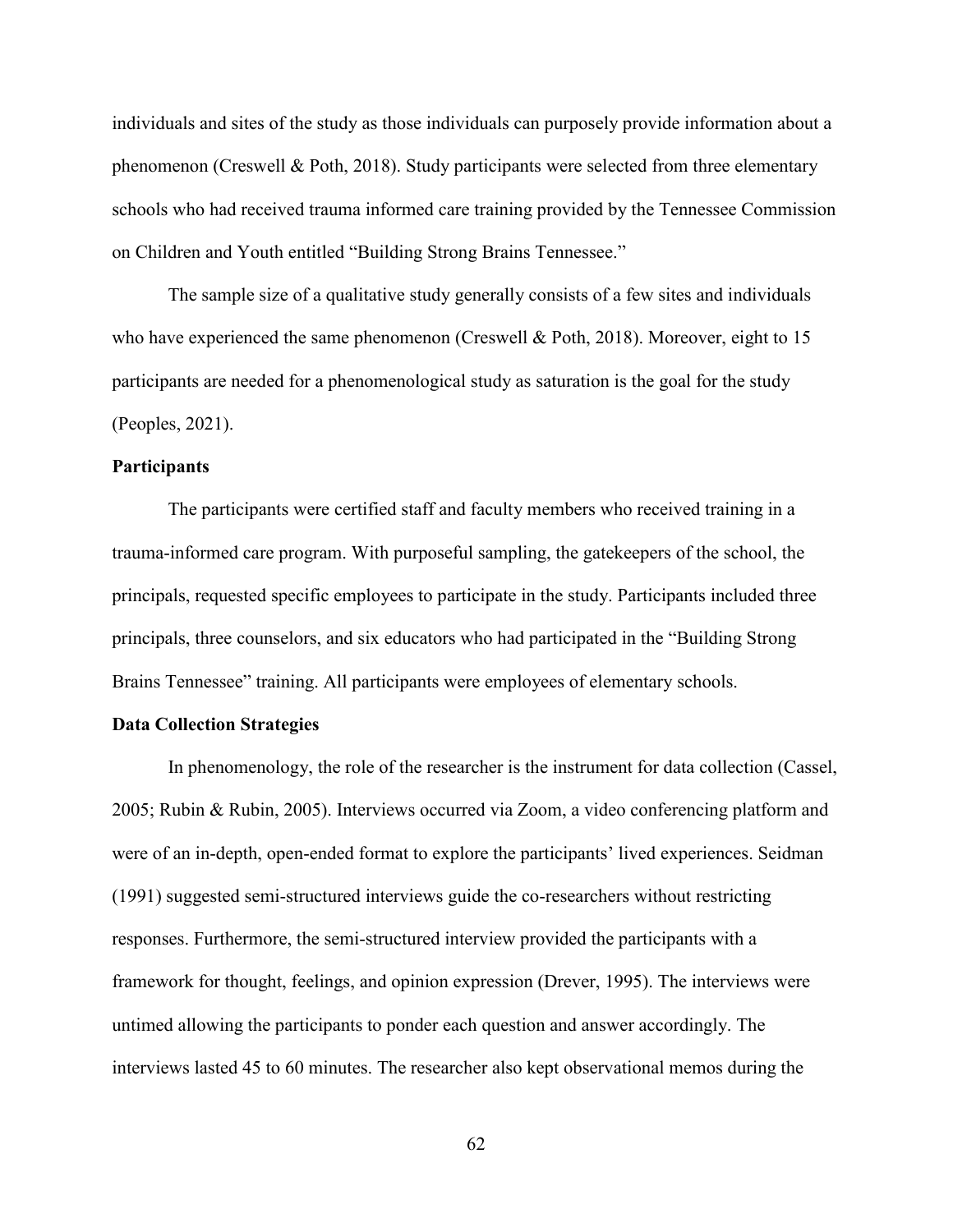individuals and sites of the study as those individuals can purposely provide information about a phenomenon (Creswell & Poth, 2018). Study participants were selected from three elementary schools who had received trauma informed care training provided by the Tennessee Commission on Children and Youth entitled "Building Strong Brains Tennessee."

The sample size of a qualitative study generally consists of a few sites and individuals who have experienced the same phenomenon (Creswell & Poth, 2018). Moreover, eight to 15 participants are needed for a phenomenological study as saturation is the goal for the study (Peoples, 2021).

### Participants

The participants were certified staff and faculty members who received training in a trauma-informed care program. With purposeful sampling, the gatekeepers of the school, the principals, requested specific employees to participate in the study. Participants included three principals, three counselors, and six educators who had participated in the "Building Strong Brains Tennessee" training. All participants were employees of elementary schools.

### Data Collection Strategies

In phenomenology, the role of the researcher is the instrument for data collection (Cassel, 2005; Rubin & Rubin, 2005). Interviews occurred via Zoom, a video conferencing platform and were of an in-depth, open-ended format to explore the participants' lived experiences. Seidman (1991) suggested semi-structured interviews guide the co-researchers without restricting responses. Furthermore, the semi-structured interview provided the participants with a framework for thought, feelings, and opinion expression (Drever, 1995). The interviews were untimed allowing the participants to ponder each question and answer accordingly. The interviews lasted 45 to 60 minutes. The researcher also kept observational memos during the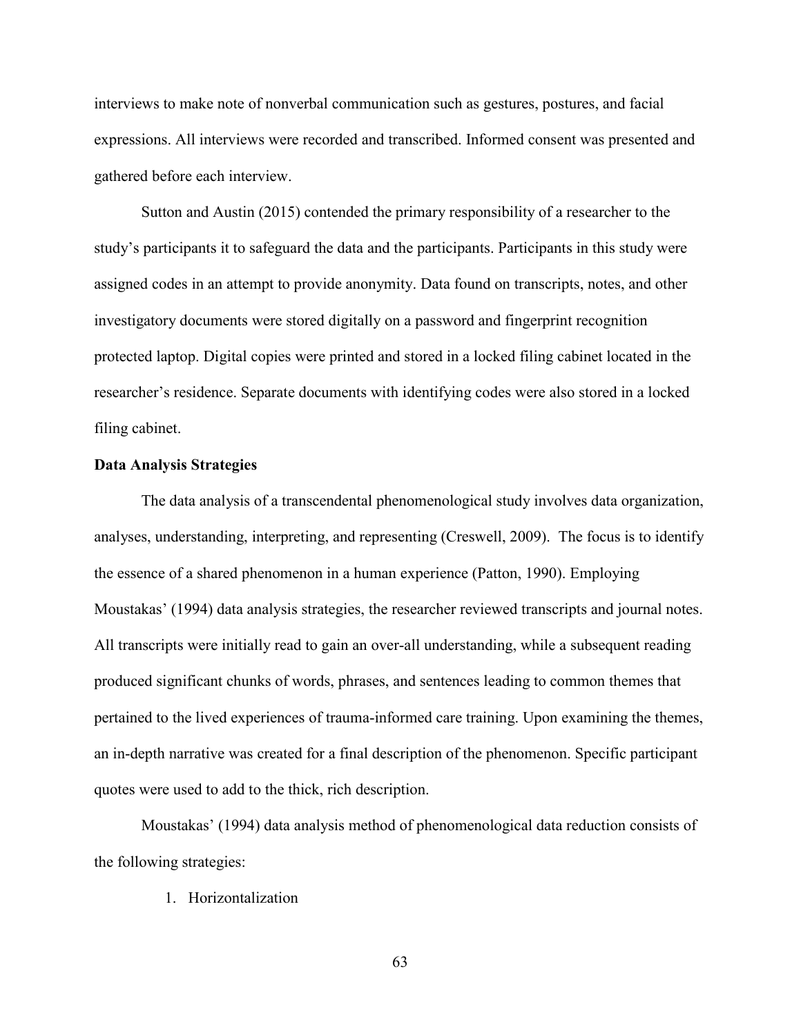interviews to make note of nonverbal communication such as gestures, postures, and facial expressions. All interviews were recorded and transcribed. Informed consent was presented and gathered before each interview.

Sutton and Austin (2015) contended the primary responsibility of a researcher to the study's participants it to safeguard the data and the participants. Participants in this study were assigned codes in an attempt to provide anonymity. Data found on transcripts, notes, and other investigatory documents were stored digitally on a password and fingerprint recognition protected laptop. Digital copies were printed and stored in a locked filing cabinet located in the researcher's residence. Separate documents with identifying codes were also stored in a locked filing cabinet.

**Data Analysis Strategies**

The data analysis of a transcendental phenomenological study involves data organization, analyses, understanding, interpreting, and representing (Creswell, 2009). The focus is to identify the essence of a shared phenomenon in a human experience (Patton, 1990). Employing Moustakas' (1994) data analysis strategies, the researcher reviewed transcripts and journal notes. All transcripts were initially read to gain an over-all understanding, while a subsequent reading produced significant chunks of words, phrases, and sentences leading to common themes that pertained to the lived experiences of trauma-informed care training. Upon examining the themes, an in-depth narrative was created for a final description of the phenomenon. Specific participant quotes were used to add to the thick, rich description.

Moustakas' (1994) data analysis method of phenomenological data reduction consists of the following strategies:

1. Horizontalization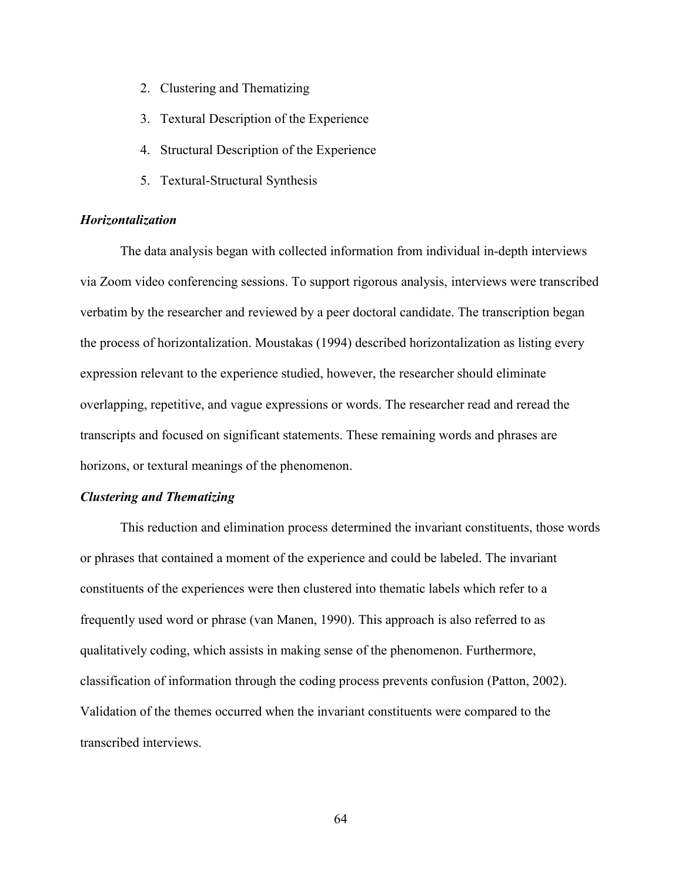2. Clustering and Thematizing
3. Textural Description of the Experience
4. Structural Description of the Experience
5. Textural-Structural Synthesis

### *Horizontalization*

The data analysis began with collected information from individual in-depth interviews via Zoom video conferencing sessions. To support rigorous analysis, interviews were transcribed verbatim by the researcher and reviewed by a peer doctoral candidate. The transcription began the process of horizontalization. Moustakas (1994) described horizontalization as listing every expression relevant to the experience studied, however, the researcher should eliminate overlapping, repetitive, and vague expressions or words. The researcher read and reread the transcripts and focused on significant statements. These remaining words and phrases are horizons, or textural meanings of the phenomenon.

### *Clustering and Thematizing*

This reduction and elimination process determined the invariant constituents, those words or phrases that contained a moment of the experience and could be labeled. The invariant constituents of the experiences were then clustered into thematic labels which refer to a frequently used word or phrase (van Manen, 1990). This approach is also referred to as qualitatively coding, which assists in making sense of the phenomenon. Furthermore, classification of information through the coding process prevents confusion (Patton, 2002). Validation of the themes occurred when the invariant constituents were compared to the transcribed interviews.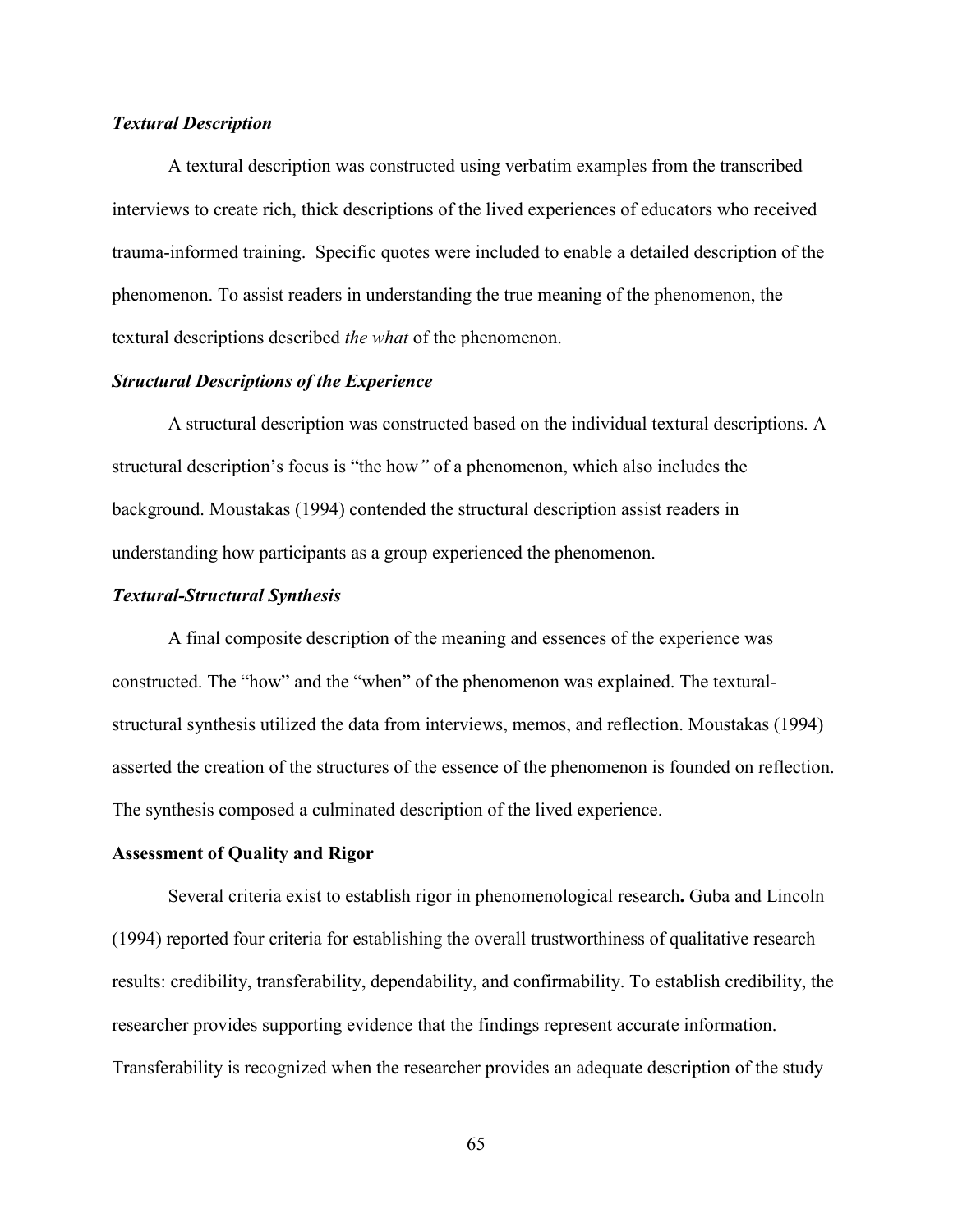### *Textural Description*

A textural description was constructed using verbatim examples from the transcribed interviews to create rich, thick descriptions of the lived experiences of educators who received trauma-informed training. Specific quotes were included to enable a detailed description of the phenomenon. To assist readers in understanding the true meaning of the phenomenon, the textural descriptions described *the what* of the phenomenon.

### *Structural Descriptions of the Experience*

A structural description was constructed based on the individual textural descriptions. A structural description's focus is "the how*"* of a phenomenon, which also includes the background. Moustakas (1994) contended the structural description assist readers in understanding how participants as a group experienced the phenomenon.

### *Textural-Structural Synthesis*

A final composite description of the meaning and essences of the experience was constructed. The "how" and the "when" of the phenomenon was explained. The textural-structural synthesis utilized the data from interviews, memos, and reflection. Moustakas (1994) asserted the creation of the structures of the essence of the phenomenon is founded on reflection. The synthesis composed a culminated description of the lived experience.

## Assessment of Quality and Rigor

Several criteria exist to establish rigor in phenomenological research**.** Guba and Lincoln (1994) reported four criteria for establishing the overall trustworthiness of qualitative research results: credibility, transferability, dependability, and confirmability. To establish credibility, the researcher provides supporting evidence that the findings represent accurate information. Transferability is recognized when the researcher provides an adequate description of the study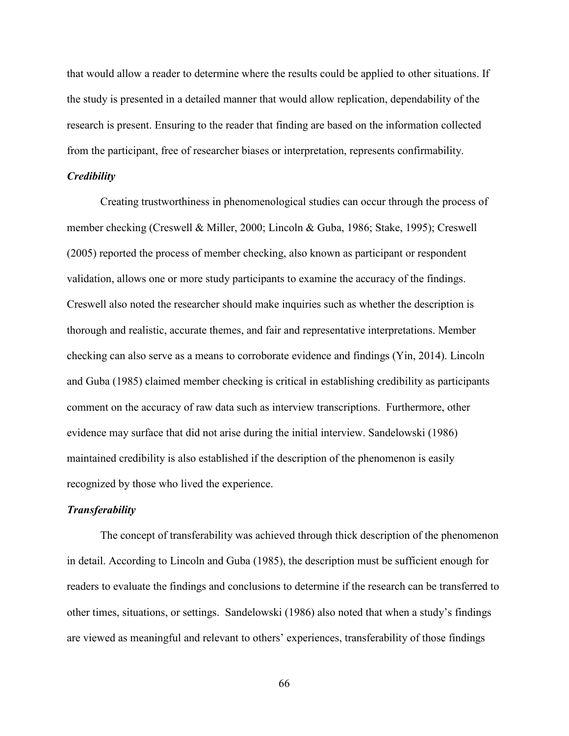that would allow a reader to determine where the results could be applied to other situations. If the study is presented in a detailed manner that would allow replication, dependability of the research is present. Ensuring to the reader that finding are based on the information collected from the participant, free of researcher biases or interpretation, represents confirmability.

### *Credibility*

Creating trustworthiness in phenomenological studies can occur through the process of member checking (Creswell & Miller, 2000; Lincoln & Guba, 1986; Stake, 1995); Creswell (2005) reported the process of member checking, also known as participant or respondent validation, allows one or more study participants to examine the accuracy of the findings. Creswell also noted the researcher should make inquiries such as whether the description is thorough and realistic, accurate themes, and fair and representative interpretations. Member checking can also serve as a means to corroborate evidence and findings (Yin, 2014). Lincoln and Guba (1985) claimed member checking is critical in establishing credibility as participants comment on the accuracy of raw data such as interview transcriptions. Furthermore, other evidence may surface that did not arise during the initial interview. Sandelowski (1986) maintained credibility is also established if the description of the phenomenon is easily recognized by those who lived the experience.

### *Transferability*

The concept of transferability was achieved through thick description of the phenomenon in detail. According to Lincoln and Guba (1985), the description must be sufficient enough for readers to evaluate the findings and conclusions to determine if the research can be transferred to other times, situations, or settings. Sandelowski (1986) also noted that when a study's findings are viewed as meaningful and relevant to others' experiences, transferability of those findings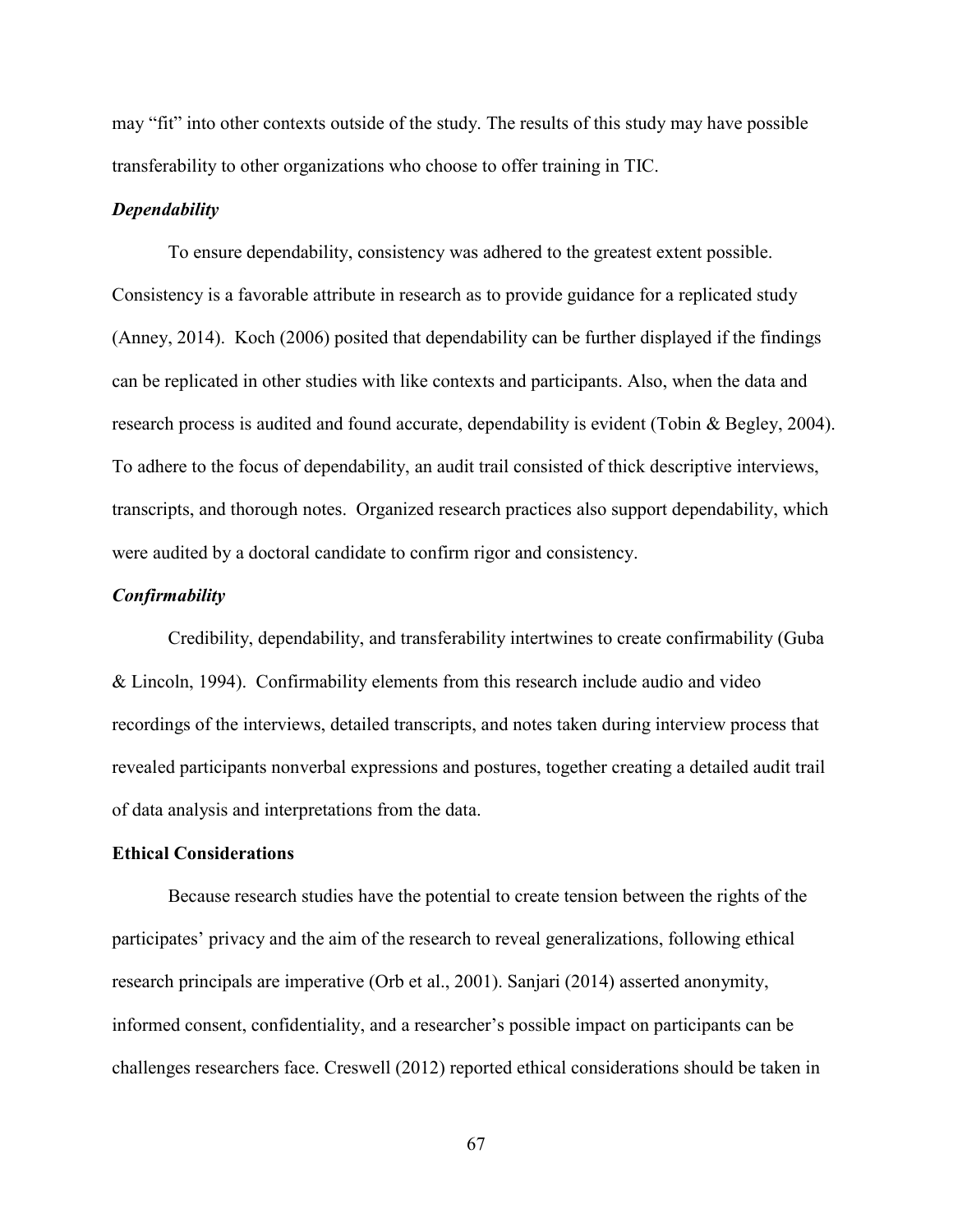may "fit" into other contexts outside of the study. The results of this study may have possible transferability to other organizations who choose to offer training in TIC.

### *Dependability*

To ensure dependability, consistency was adhered to the greatest extent possible. Consistency is a favorable attribute in research as to provide guidance for a replicated study (Anney, 2014). Koch (2006) posited that dependability can be further displayed if the findings can be replicated in other studies with like contexts and participants. Also, when the data and research process is audited and found accurate, dependability is evident (Tobin & Begley, 2004). To adhere to the focus of dependability, an audit trail consisted of thick descriptive interviews, transcripts, and thorough notes. Organized research practices also support dependability, which were audited by a doctoral candidate to confirm rigor and consistency.

### *Confirmability*

Credibility, dependability, and transferability intertwines to create confirmability (Guba & Lincoln, 1994). Confirmability elements from this research include audio and video recordings of the interviews, detailed transcripts, and notes taken during interview process that revealed participants nonverbal expressions and postures, together creating a detailed audit trail of data analysis and interpretations from the data.

## **Ethical Considerations**

Because research studies have the potential to create tension between the rights of the participates' privacy and the aim of the research to reveal generalizations, following ethical research principals are imperative (Orb et al., 2001). Sanjari (2014) asserted anonymity, informed consent, confidentiality, and a researcher's possible impact on participants can be challenges researchers face. Creswell (2012) reported ethical considerations should be taken in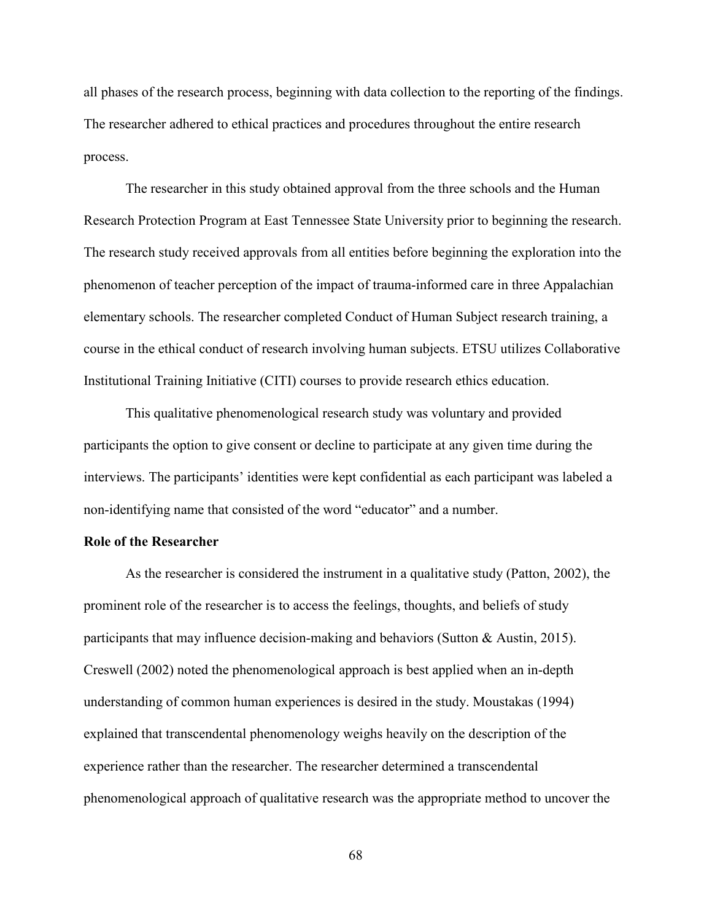all phases of the research process, beginning with data collection to the reporting of the findings. The researcher adhered to ethical practices and procedures throughout the entire research process.

The researcher in this study obtained approval from the three schools and the Human Research Protection Program at East Tennessee State University prior to beginning the research. The research study received approvals from all entities before beginning the exploration into the phenomenon of teacher perception of the impact of trauma-informed care in three Appalachian elementary schools. The researcher completed Conduct of Human Subject research training, a course in the ethical conduct of research involving human subjects. ETSU utilizes Collaborative Institutional Training Initiative (CITI) courses to provide research ethics education.

This qualitative phenomenological research study was voluntary and provided participants the option to give consent or decline to participate at any given time during the interviews. The participants' identities were kept confidential as each participant was labeled a non-identifying name that consisted of the word "educator" and a number.

**Role of the Researcher**

As the researcher is considered the instrument in a qualitative study (Patton, 2002), the prominent role of the researcher is to access the feelings, thoughts, and beliefs of study participants that may influence decision-making and behaviors (Sutton & Austin, 2015). Creswell (2002) noted the phenomenological approach is best applied when an in-depth understanding of common human experiences is desired in the study. Moustakas (1994) explained that transcendental phenomenology weighs heavily on the description of the experience rather than the researcher. The researcher determined a transcendental phenomenological approach of qualitative research was the appropriate method to uncover the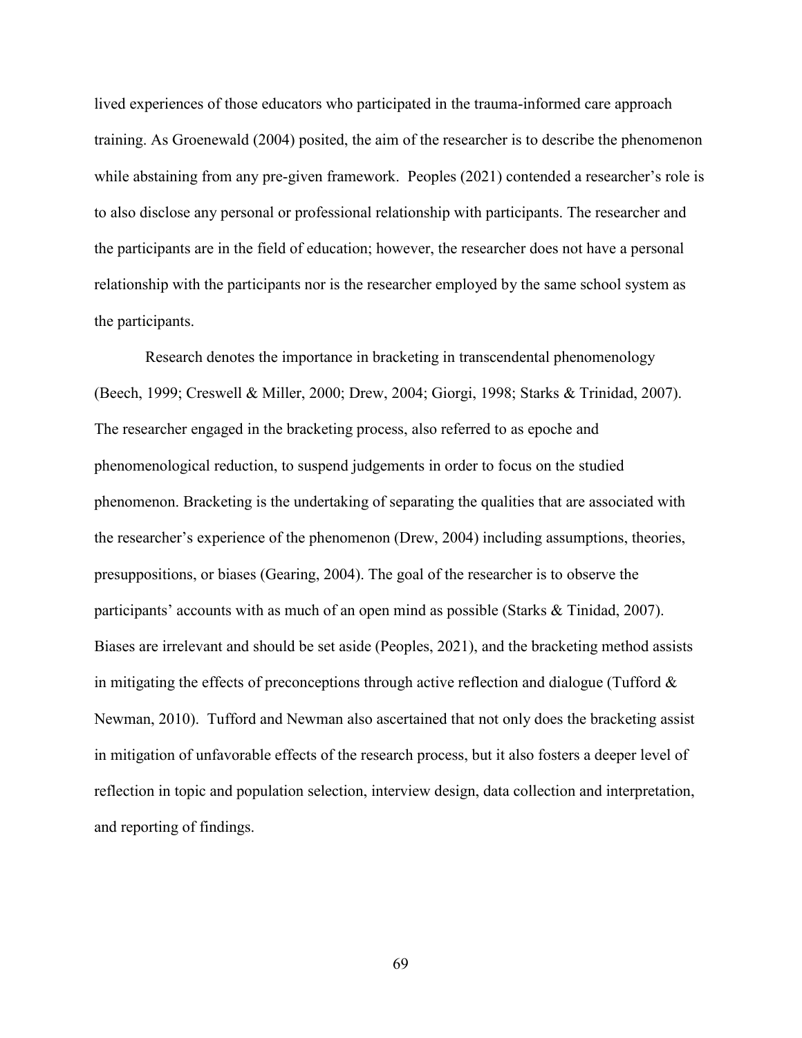lived experiences of those educators who participated in the trauma-informed care approach training. As Groenewald (2004) posited, the aim of the researcher is to describe the phenomenon while abstaining from any pre-given framework. Peoples (2021) contended a researcher's role is to also disclose any personal or professional relationship with participants. The researcher and the participants are in the field of education; however, the researcher does not have a personal relationship with the participants nor is the researcher employed by the same school system as the participants.

Research denotes the importance in bracketing in transcendental phenomenology (Beech, 1999; Creswell & Miller, 2000; Drew, 2004; Giorgi, 1998; Starks & Trinidad, 2007). The researcher engaged in the bracketing process, also referred to as epoche and phenomenological reduction, to suspend judgements in order to focus on the studied phenomenon. Bracketing is the undertaking of separating the qualities that are associated with the researcher's experience of the phenomenon (Drew, 2004) including assumptions, theories, presuppositions, or biases (Gearing, 2004). The goal of the researcher is to observe the participants' accounts with as much of an open mind as possible (Starks & Tinidad, 2007). Biases are irrelevant and should be set aside (Peoples, 2021), and the bracketing method assists in mitigating the effects of preconceptions through active reflection and dialogue (Tufford & Newman, 2010). Tufford and Newman also ascertained that not only does the bracketing assist in mitigation of unfavorable effects of the research process, but it also fosters a deeper level of reflection in topic and population selection, interview design, data collection and interpretation, and reporting of findings.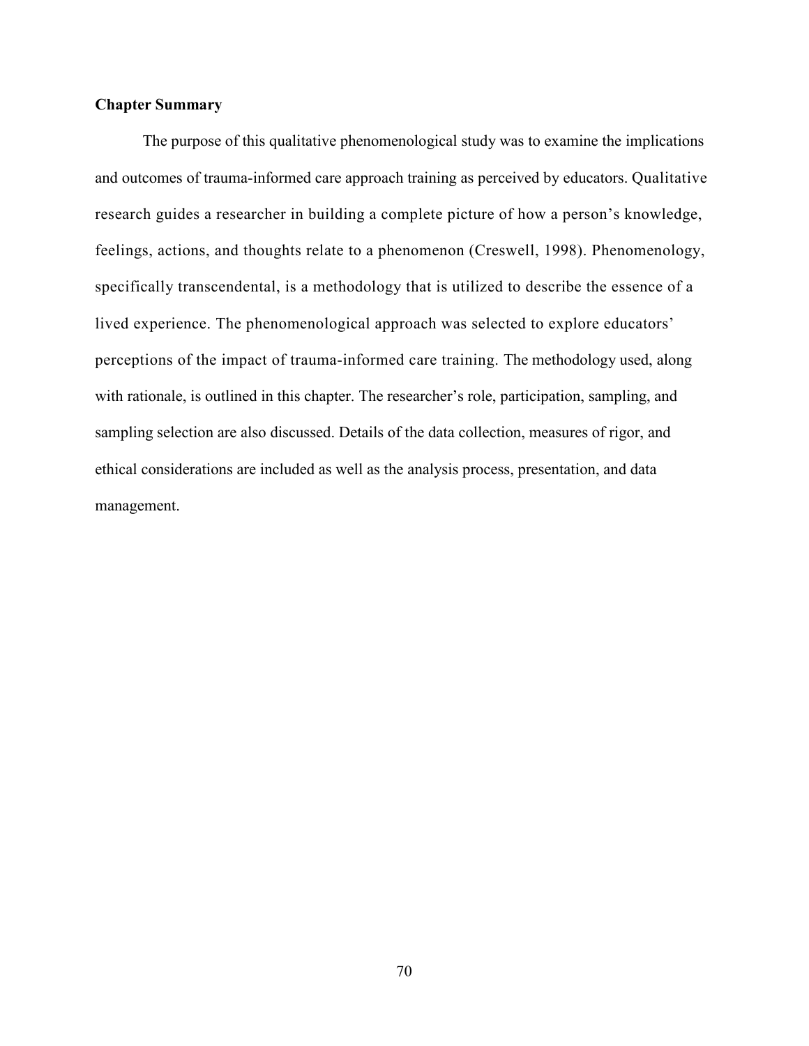**Chapter Summary**

The purpose of this qualitative phenomenological study was to examine the implications and outcomes of trauma-informed care approach training as perceived by educators. Qualitative research guides a researcher in building a complete picture of how a person's knowledge, feelings, actions, and thoughts relate to a phenomenon (Creswell, 1998). Phenomenology, specifically transcendental, is a methodology that is utilized to describe the essence of a lived experience. The phenomenological approach was selected to explore educators' perceptions of the impact of trauma-informed care training. The methodology used, along with rationale, is outlined in this chapter. The researcher's role, participation, sampling, and sampling selection are also discussed. Details of the data collection, measures of rigor, and ethical considerations are included as well as the analysis process, presentation, and data management.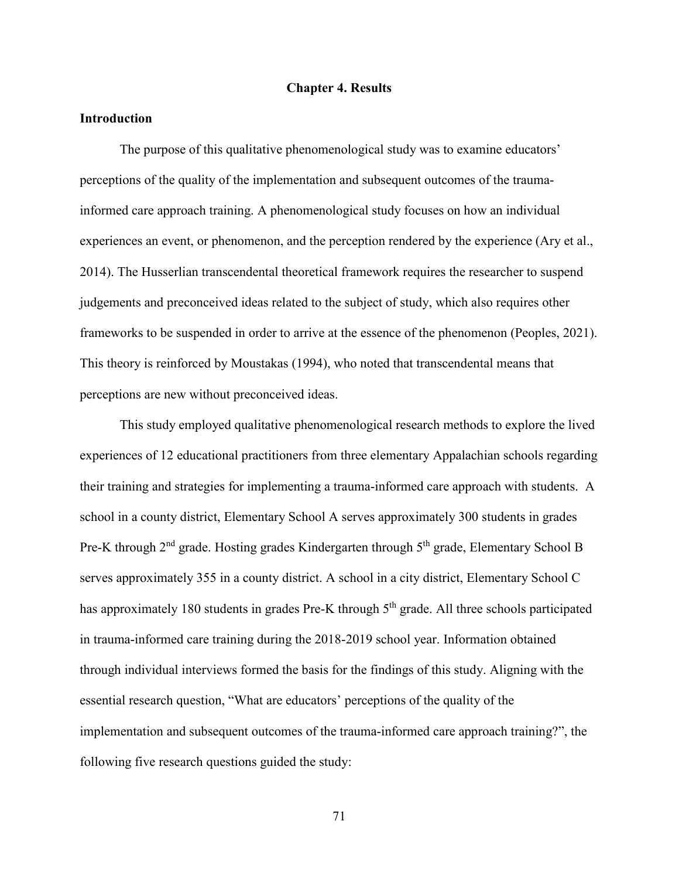## Chapter 4. Results

### Introduction

The purpose of this qualitative phenomenological study was to examine educators' perceptions of the quality of the implementation and subsequent outcomes of the trauma-informed care approach training. A phenomenological study focuses on how an individual experiences an event, or phenomenon, and the perception rendered by the experience (Ary et al., 2014). The Husserlian transcendental theoretical framework requires the researcher to suspend judgements and preconceived ideas related to the subject of study, which also requires other frameworks to be suspended in order to arrive at the essence of the phenomenon (Peoples, 2021). This theory is reinforced by Moustakas (1994), who noted that transcendental means that perceptions are new without preconceived ideas.

This study employed qualitative phenomenological research methods to explore the lived experiences of 12 educational practitioners from three elementary Appalachian schools regarding their training and strategies for implementing a trauma-informed care approach with students. A school in a county district, Elementary School A serves approximately 300 students in grades Pre-K through 2nd grade. Hosting grades Kindergarten through 5th grade, Elementary School B serves approximately 355 in a county district. A school in a city district, Elementary School C has approximately 180 students in grades Pre-K through 5th grade. All three schools participated in trauma-informed care training during the 2018-2019 school year. Information obtained through individual interviews formed the basis for the findings of this study. Aligning with the essential research question, "What are educators' perceptions of the quality of the implementation and subsequent outcomes of the trauma-informed care approach training?", the following five research questions guided the study: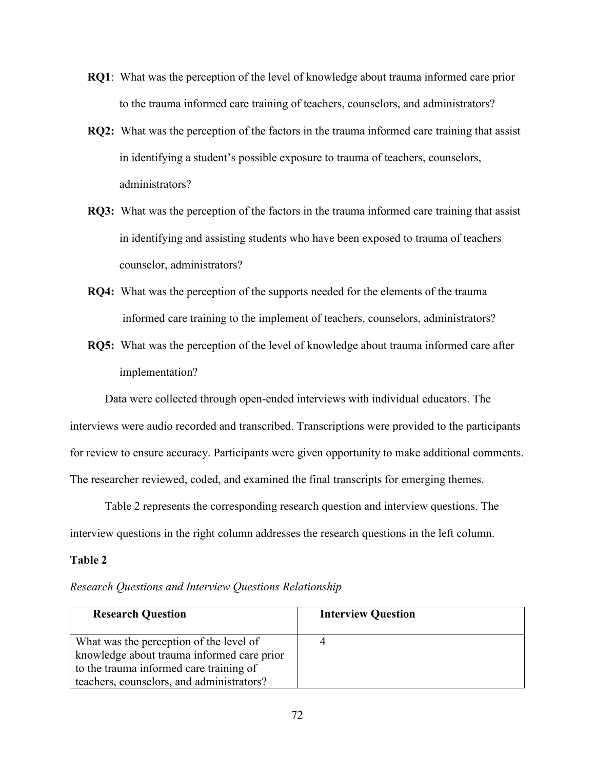**RQ1**: What was the perception of the level of knowledge about trauma informed care prior to the trauma informed care training of teachers, counselors, and administrators?

**RQ2:** What was the perception of the factors in the trauma informed care training that assist in identifying a student's possible exposure to trauma of teachers, counselors, administrators?

**RQ3:** What was the perception of the factors in the trauma informed care training that assist in identifying and assisting students who have been exposed to trauma of teachers counselor, administrators?

**RQ4:** What was the perception of the supports needed for the elements of the trauma informed care training to the implement of teachers, counselors, administrators?

**RQ5:** What was the perception of the level of knowledge about trauma informed care after implementation?

Data were collected through open-ended interviews with individual educators. The interviews were audio recorded and transcribed. Transcriptions were provided to the participants for review to ensure accuracy. Participants were given opportunity to make additional comments. The researcher reviewed, coded, and examined the final transcripts for emerging themes.

Table 2 represents the corresponding research question and interview questions. The interview questions in the right column addresses the research questions in the left column.

**Table 2**

*Research Questions and Interview Questions Relationship*

| Research Question | Interview Question |
| --- | --- |
| What was the perception of the level of knowledge about trauma informed care prior to the trauma informed care training of teachers, counselors, and administrators? | 4 |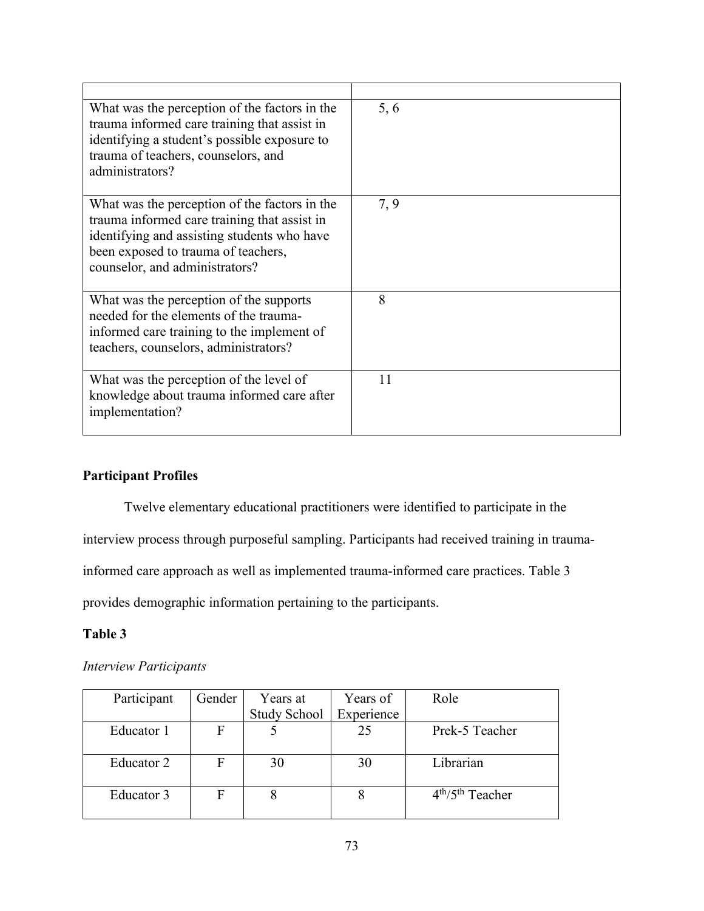| | |
|---|---|
| What was the perception of the factors in the trauma informed care training that assist in identifying a student's possible exposure to trauma of teachers, counselors, and administrators? | 5, 6 |
| What was the perception of the factors in the trauma informed care training that assist in identifying and assisting students who have been exposed to trauma of teachers, counselor, and administrators? | 7, 9 |
| What was the perception of the supports needed for the elements of the trauma-informed care training to the implement of teachers, counselors, administrators? | 8 |
| What was the perception of the level of knowledge about trauma informed care after implementation? | 11 |

**Participant Profiles**

Twelve elementary educational practitioners were identified to participate in the interview process through purposeful sampling. Participants had received training in trauma-informed care approach as well as implemented trauma-informed care practices. Table 3 provides demographic information pertaining to the participants.

**Table 3**

*Interview Participants*

| Participant | Gender | Years at Study School | Years of Experience | Role |
|---|---|---|---|---|
| Educator 1 | F | 5 | 25 | Prek-5 Teacher |
| Educator 2 | F | 30 | 30 | Librarian |
| Educator 3 | F | 8 | 8 | 4th/5th Teacher |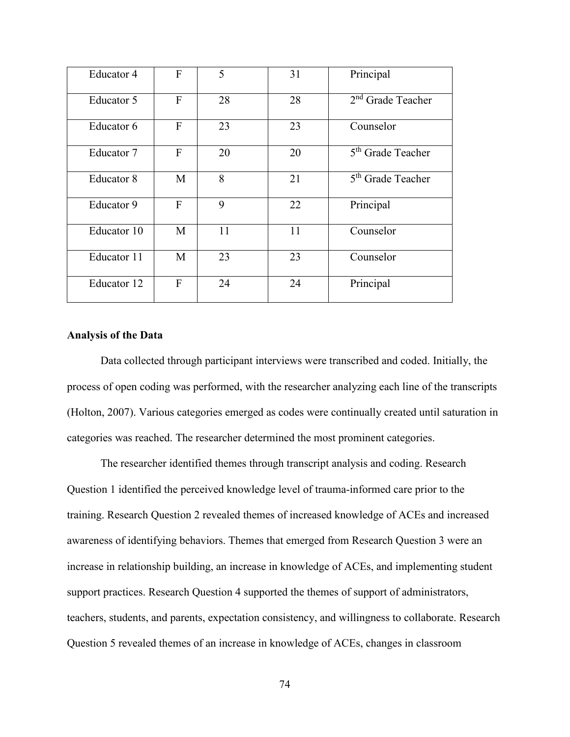| Educator 4 | F | 5 | 31 | Principal |
|---|---|---|---|---|
| Educator 5 | F | 28 | 28 | 2nd Grade Teacher |
| Educator 6 | F | 23 | 23 | Counselor |
| Educator 7 | F | 20 | 20 | 5th Grade Teacher |
| Educator 8 | M | 8 | 21 | 5th Grade Teacher |
| Educator 9 | F | 9 | 22 | Principal |
| Educator 10 | M | 11 | 11 | Counselor |
| Educator 11 | M | 23 | 23 | Counselor |
| Educator 12 | F | 24 | 24 | Principal |

**Analysis of the Data**

Data collected through participant interviews were transcribed and coded. Initially, the process of open coding was performed, with the researcher analyzing each line of the transcripts (Holton, 2007). Various categories emerged as codes were continually created until saturation in categories was reached. The researcher determined the most prominent categories.

The researcher identified themes through transcript analysis and coding. Research Question 1 identified the perceived knowledge level of trauma-informed care prior to the training. Research Question 2 revealed themes of increased knowledge of ACEs and increased awareness of identifying behaviors. Themes that emerged from Research Question 3 were an increase in relationship building, an increase in knowledge of ACEs, and implementing student support practices. Research Question 4 supported the themes of support of administrators, teachers, students, and parents, expectation consistency, and willingness to collaborate. Research Question 5 revealed themes of an increase in knowledge of ACEs, changes in classroom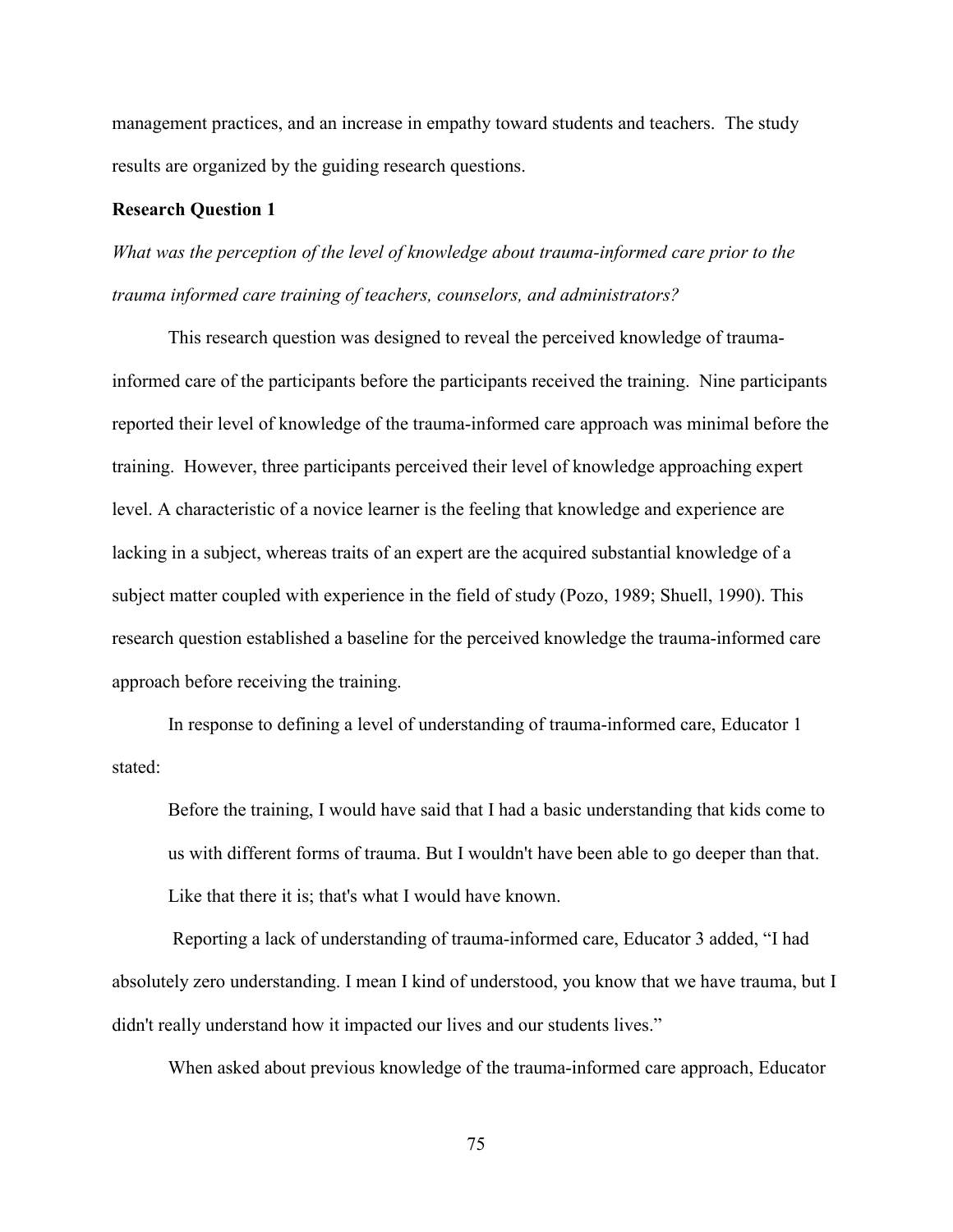management practices, and an increase in empathy toward students and teachers. The study results are organized by the guiding research questions.

### Research Question 1

*What was the perception of the level of knowledge about trauma-informed care prior to the trauma informed care training of teachers, counselors, and administrators?*

This research question was designed to reveal the perceived knowledge of trauma-informed care of the participants before the participants received the training. Nine participants reported their level of knowledge of the trauma-informed care approach was minimal before the training. However, three participants perceived their level of knowledge approaching expert level. A characteristic of a novice learner is the feeling that knowledge and experience are lacking in a subject, whereas traits of an expert are the acquired substantial knowledge of a subject matter coupled with experience in the field of study (Pozo, 1989; Shuell, 1990). This research question established a baseline for the perceived knowledge the trauma-informed care approach before receiving the training.

In response to defining a level of understanding of trauma-informed care, Educator 1 stated:

> Before the training, I would have said that I had a basic understanding that kids come to us with different forms of trauma. But I wouldn't have been able to go deeper than that. Like that there it is; that's what I would have known.

Reporting a lack of understanding of trauma-informed care, Educator 3 added, "I had absolutely zero understanding. I mean I kind of understood, you know that we have trauma, but I didn't really understand how it impacted our lives and our students lives."

When asked about previous knowledge of the trauma-informed care approach, Educator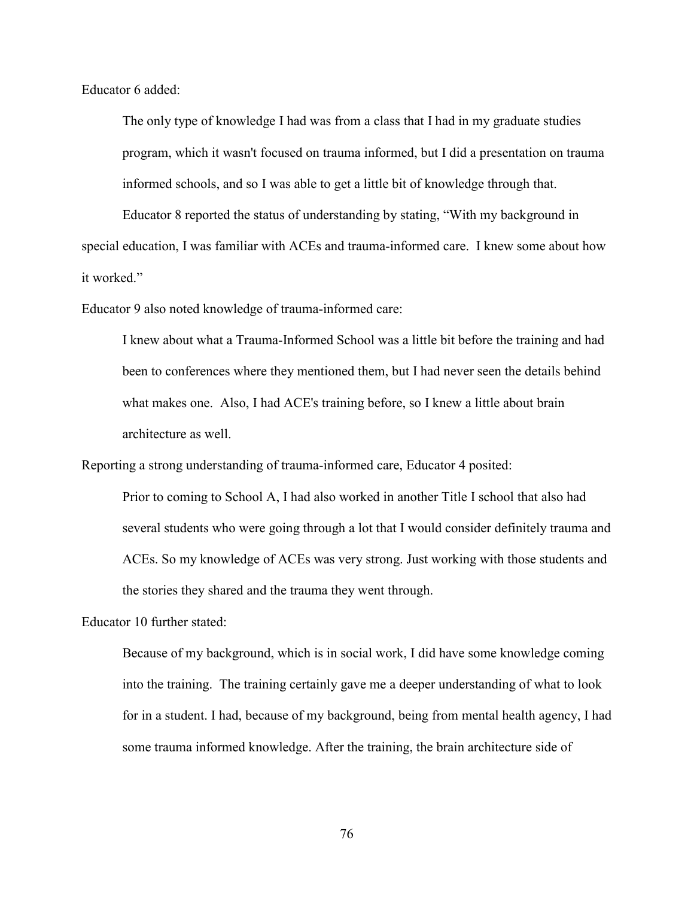Educator 6 added:

> The only type of knowledge I had was from a class that I had in my graduate studies program, which it wasn't focused on trauma informed, but I did a presentation on trauma informed schools, and so I was able to get a little bit of knowledge through that.

Educator 8 reported the status of understanding by stating, "With my background in special education, I was familiar with ACEs and trauma-informed care. I knew some about how it worked."

Educator 9 also noted knowledge of trauma-informed care:

> I knew about what a Trauma-Informed School was a little bit before the training and had been to conferences where they mentioned them, but I had never seen the details behind what makes one. Also, I had ACE's training before, so I knew a little about brain architecture as well.

Reporting a strong understanding of trauma-informed care, Educator 4 posited:

> Prior to coming to School A, I had also worked in another Title I school that also had several students who were going through a lot that I would consider definitely trauma and ACEs. So my knowledge of ACEs was very strong. Just working with those students and the stories they shared and the trauma they went through.

Educator 10 further stated:

> Because of my background, which is in social work, I did have some knowledge coming into the training. The training certainly gave me a deeper understanding of what to look for in a student. I had, because of my background, being from mental health agency, I had some trauma informed knowledge. After the training, the brain architecture side of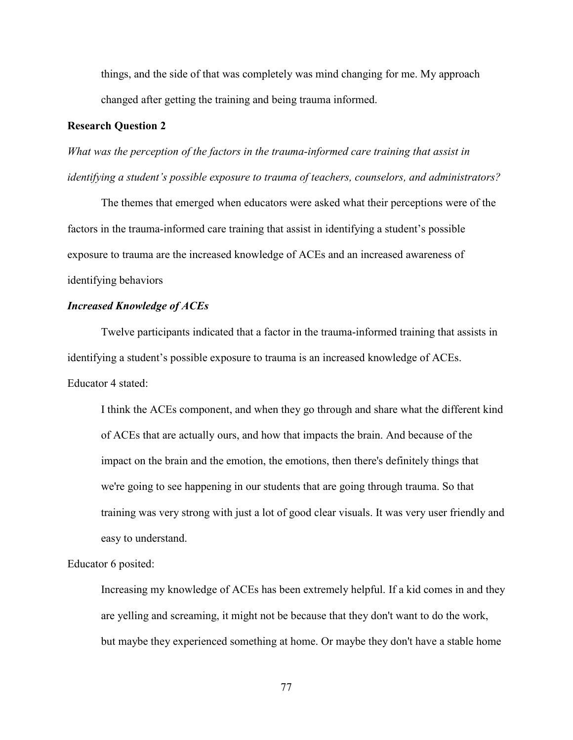things, and the side of that was completely was mind changing for me. My approach changed after getting the training and being trauma informed.

## Research Question 2

*What was the perception of the factors in the trauma-informed care training that assist in identifying a student's possible exposure to trauma of teachers, counselors, and administrators?*

The themes that emerged when educators were asked what their perceptions were of the factors in the trauma-informed care training that assist in identifying a student's possible exposure to trauma are the increased knowledge of ACEs and an increased awareness of identifying behaviors

### *Increased Knowledge of ACEs*

Twelve participants indicated that a factor in the trauma-informed training that assists in identifying a student's possible exposure to trauma is an increased knowledge of ACEs.

Educator 4 stated:

> I think the ACEs component, and when they go through and share what the different kind of ACEs that are actually ours, and how that impacts the brain. And because of the impact on the brain and the emotion, the emotions, then there's definitely things that we're going to see happening in our students that are going through trauma. So that training was very strong with just a lot of good clear visuals. It was very user friendly and easy to understand.

Educator 6 posited:

> Increasing my knowledge of ACEs has been extremely helpful. If a kid comes in and they are yelling and screaming, it might not be because that they don't want to do the work, but maybe they experienced something at home. Or maybe they don't have a stable home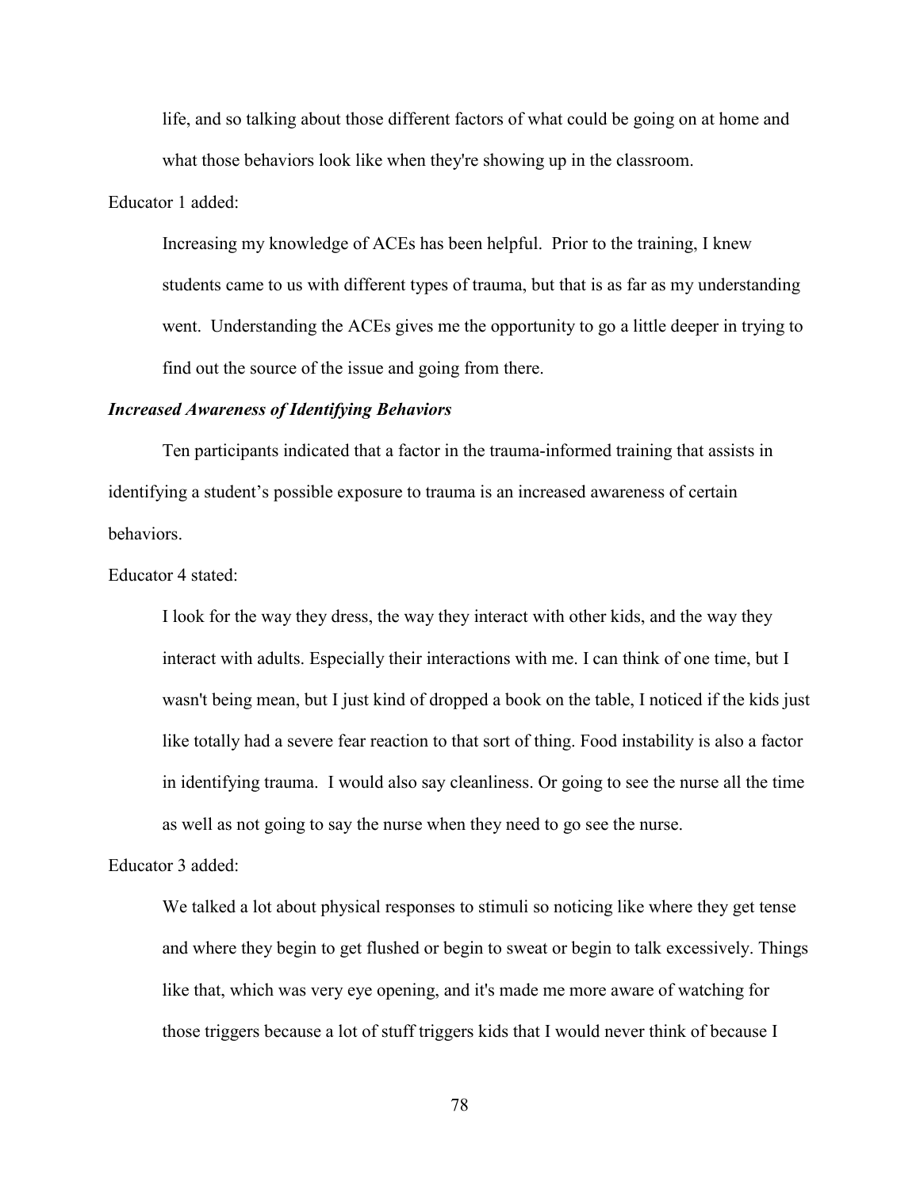life, and so talking about those different factors of what could be going on at home and what those behaviors look like when they're showing up in the classroom.

Educator 1 added:

> Increasing my knowledge of ACEs has been helpful. Prior to the training, I knew students came to us with different types of trauma, but that is as far as my understanding went. Understanding the ACEs gives me the opportunity to go a little deeper in trying to find out the source of the issue and going from there.

### *Increased Awareness of Identifying Behaviors*

Ten participants indicated that a factor in the trauma-informed training that assists in identifying a student's possible exposure to trauma is an increased awareness of certain behaviors.

Educator 4 stated:

> I look for the way they dress, the way they interact with other kids, and the way they interact with adults. Especially their interactions with me. I can think of one time, but I wasn't being mean, but I just kind of dropped a book on the table, I noticed if the kids just like totally had a severe fear reaction to that sort of thing. Food instability is also a factor in identifying trauma. I would also say cleanliness. Or going to see the nurse all the time as well as not going to say the nurse when they need to go see the nurse.

Educator 3 added:

> We talked a lot about physical responses to stimuli so noticing like where they get tense and where they begin to get flushed or begin to sweat or begin to talk excessively. Things like that, which was very eye opening, and it's made me more aware of watching for those triggers because a lot of stuff triggers kids that I would never think of because I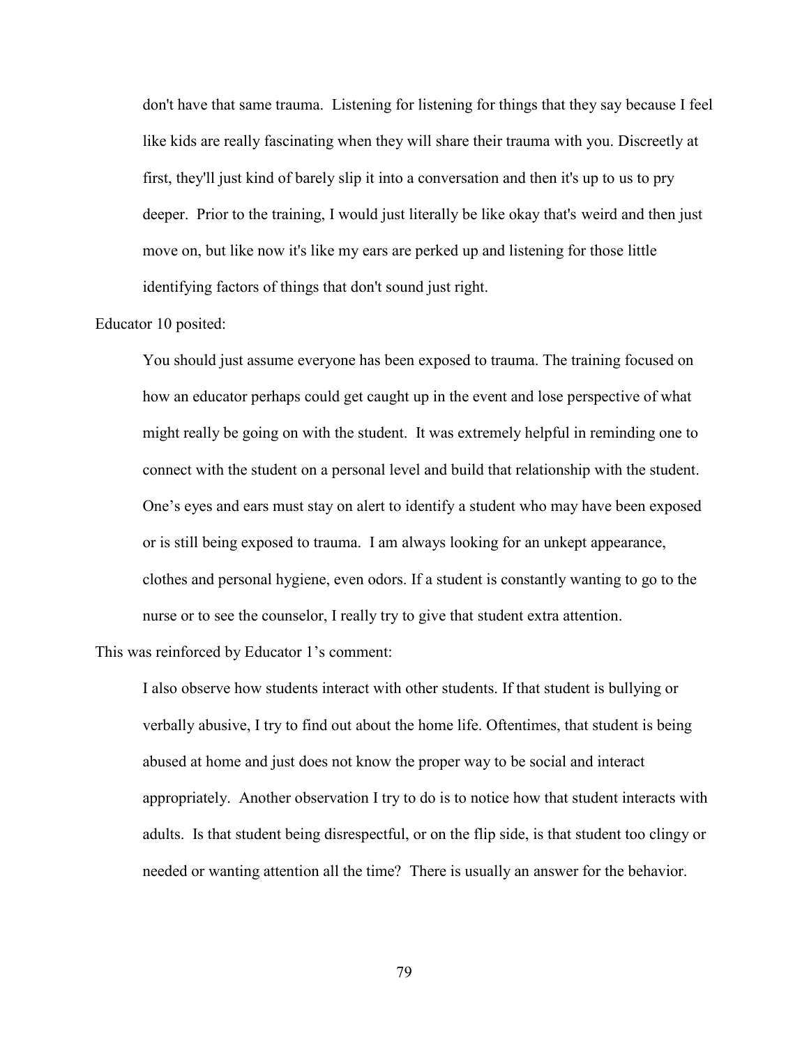> don't have that same trauma. Listening for listening for things that they say because I feel like kids are really fascinating when they will share their trauma with you. Discreetly at first, they'll just kind of barely slip it into a conversation and then it's up to us to pry deeper. Prior to the training, I would just literally be like okay that's weird and then just move on, but like now it's like my ears are perked up and listening for those little identifying factors of things that don't sound just right.

Educator 10 posited:

> You should just assume everyone has been exposed to trauma. The training focused on how an educator perhaps could get caught up in the event and lose perspective of what might really be going on with the student. It was extremely helpful in reminding one to connect with the student on a personal level and build that relationship with the student. One's eyes and ears must stay on alert to identify a student who may have been exposed or is still being exposed to trauma. I am always looking for an unkept appearance, clothes and personal hygiene, even odors. If a student is constantly wanting to go to the nurse or to see the counselor, I really try to give that student extra attention.

This was reinforced by Educator 1's comment:

> I also observe how students interact with other students. If that student is bullying or verbally abusive, I try to find out about the home life. Oftentimes, that student is being abused at home and just does not know the proper way to be social and interact appropriately. Another observation I try to do is to notice how that student interacts with adults. Is that student being disrespectful, or on the flip side, is that student too clingy or needed or wanting attention all the time? There is usually an answer for the behavior.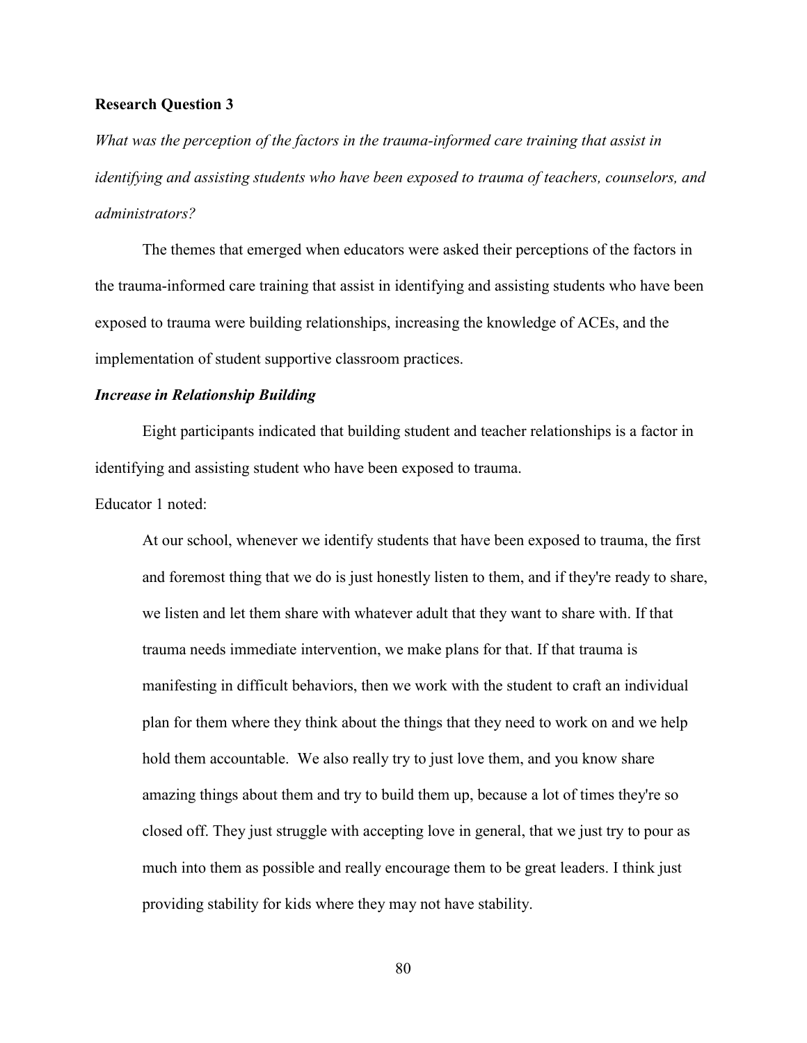**Research Question 3**

*What was the perception of the factors in the trauma-informed care training that assist in identifying and assisting students who have been exposed to trauma of teachers, counselors, and administrators?*

The themes that emerged when educators were asked their perceptions of the factors in the trauma-informed care training that assist in identifying and assisting students who have been exposed to trauma were building relationships, increasing the knowledge of ACEs, and the implementation of student supportive classroom practices.

***Increase in Relationship Building***

Eight participants indicated that building student and teacher relationships is a factor in identifying and assisting student who have been exposed to trauma.

Educator 1 noted:

> At our school, whenever we identify students that have been exposed to trauma, the first and foremost thing that we do is just honestly listen to them, and if they're ready to share, we listen and let them share with whatever adult that they want to share with. If that trauma needs immediate intervention, we make plans for that. If that trauma is manifesting in difficult behaviors, then we work with the student to craft an individual plan for them where they think about the things that they need to work on and we help hold them accountable. We also really try to just love them, and you know share amazing things about them and try to build them up, because a lot of times they're so closed off. They just struggle with accepting love in general, that we just try to pour as much into them as possible and really encourage them to be great leaders. I think just providing stability for kids where they may not have stability.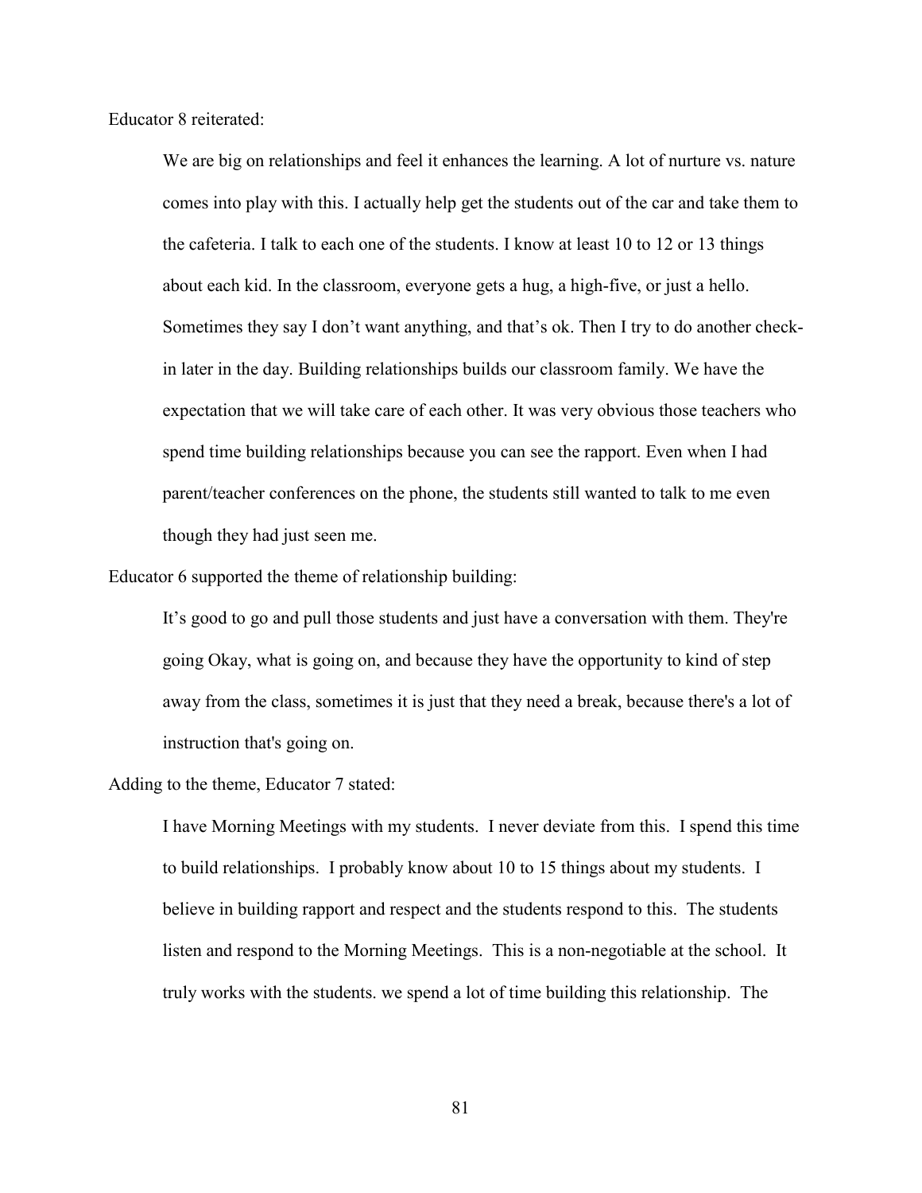Educator 8 reiterated:

> We are big on relationships and feel it enhances the learning. A lot of nurture vs. nature comes into play with this. I actually help get the students out of the car and take them to the cafeteria. I talk to each one of the students. I know at least 10 to 12 or 13 things about each kid. In the classroom, everyone gets a hug, a high-five, or just a hello. Sometimes they say I don't want anything, and that's ok. Then I try to do another check-in later in the day. Building relationships builds our classroom family. We have the expectation that we will take care of each other. It was very obvious those teachers who spend time building relationships because you can see the rapport. Even when I had parent/teacher conferences on the phone, the students still wanted to talk to me even though they had just seen me.

Educator 6 supported the theme of relationship building:

> It's good to go and pull those students and just have a conversation with them. They're going Okay, what is going on, and because they have the opportunity to kind of step away from the class, sometimes it is just that they need a break, because there's a lot of instruction that's going on.

Adding to the theme, Educator 7 stated:

> I have Morning Meetings with my students. I never deviate from this. I spend this time to build relationships. I probably know about 10 to 15 things about my students. I believe in building rapport and respect and the students respond to this. The students listen and respond to the Morning Meetings. This is a non-negotiable at the school. It truly works with the students. we spend a lot of time building this relationship. The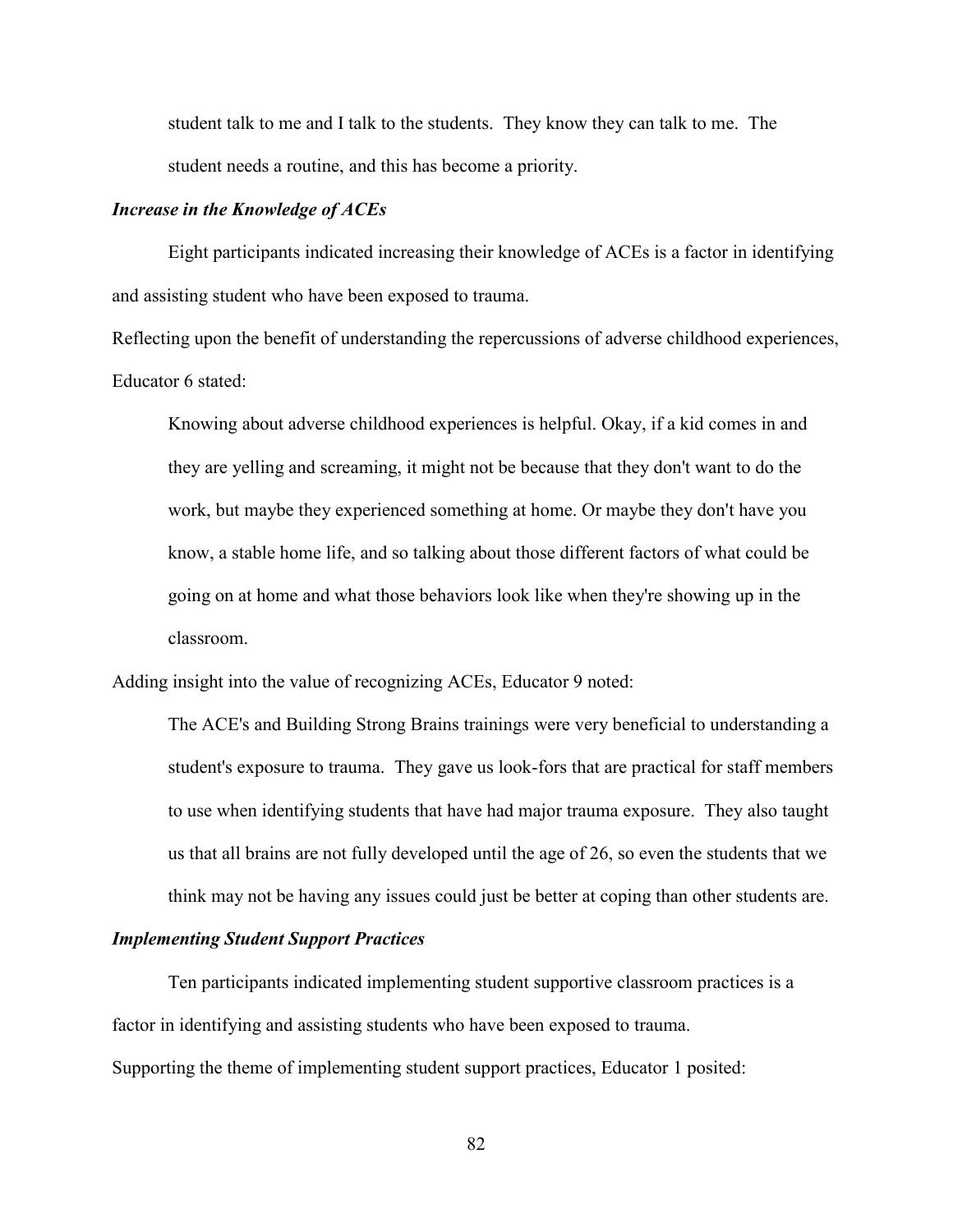> student talk to me and I talk to the students. They know they can talk to me. The student needs a routine, and this has become a priority.

***Increase in the Knowledge of ACEs***

Eight participants indicated increasing their knowledge of ACEs is a factor in identifying and assisting student who have been exposed to trauma.

Reflecting upon the benefit of understanding the repercussions of adverse childhood experiences, Educator 6 stated:

> Knowing about adverse childhood experiences is helpful. Okay, if a kid comes in and they are yelling and screaming, it might not be because that they don't want to do the work, but maybe they experienced something at home. Or maybe they don't have you know, a stable home life, and so talking about those different factors of what could be going on at home and what those behaviors look like when they're showing up in the classroom.

Adding insight into the value of recognizing ACEs, Educator 9 noted:

> The ACE's and Building Strong Brains trainings were very beneficial to understanding a student's exposure to trauma. They gave us look-fors that are practical for staff members to use when identifying students that have had major trauma exposure. They also taught us that all brains are not fully developed until the age of 26, so even the students that we think may not be having any issues could just be better at coping than other students are.

***Implementing Student Support Practices***

Ten participants indicated implementing student supportive classroom practices is a factor in identifying and assisting students who have been exposed to trauma.

Supporting the theme of implementing student support practices, Educator 1 posited: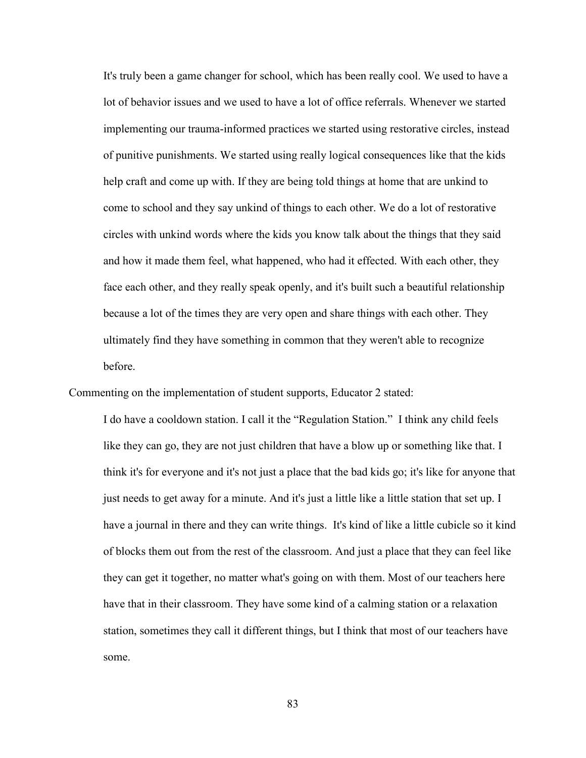> It's truly been a game changer for school, which has been really cool. We used to have a lot of behavior issues and we used to have a lot of office referrals. Whenever we started implementing our trauma-informed practices we started using restorative circles, instead of punitive punishments. We started using really logical consequences like that the kids help craft and come up with. If they are being told things at home that are unkind to come to school and they say unkind of things to each other. We do a lot of restorative circles with unkind words where the kids you know talk about the things that they said and how it made them feel, what happened, who had it effected. With each other, they face each other, and they really speak openly, and it's built such a beautiful relationship because a lot of the times they are very open and share things with each other. They ultimately find they have something in common that they weren't able to recognize before.

Commenting on the implementation of student supports, Educator 2 stated:

> I do have a cooldown station. I call it the "Regulation Station." I think any child feels like they can go, they are not just children that have a blow up or something like that. I think it's for everyone and it's not just a place that the bad kids go; it's like for anyone that just needs to get away for a minute. And it's just a little like a little station that set up. I have a journal in there and they can write things. It's kind of like a little cubicle so it kind of blocks them out from the rest of the classroom. And just a place that they can feel like they can get it together, no matter what's going on with them. Most of our teachers here have that in their classroom. They have some kind of a calming station or a relaxation station, sometimes they call it different things, but I think that most of our teachers have some.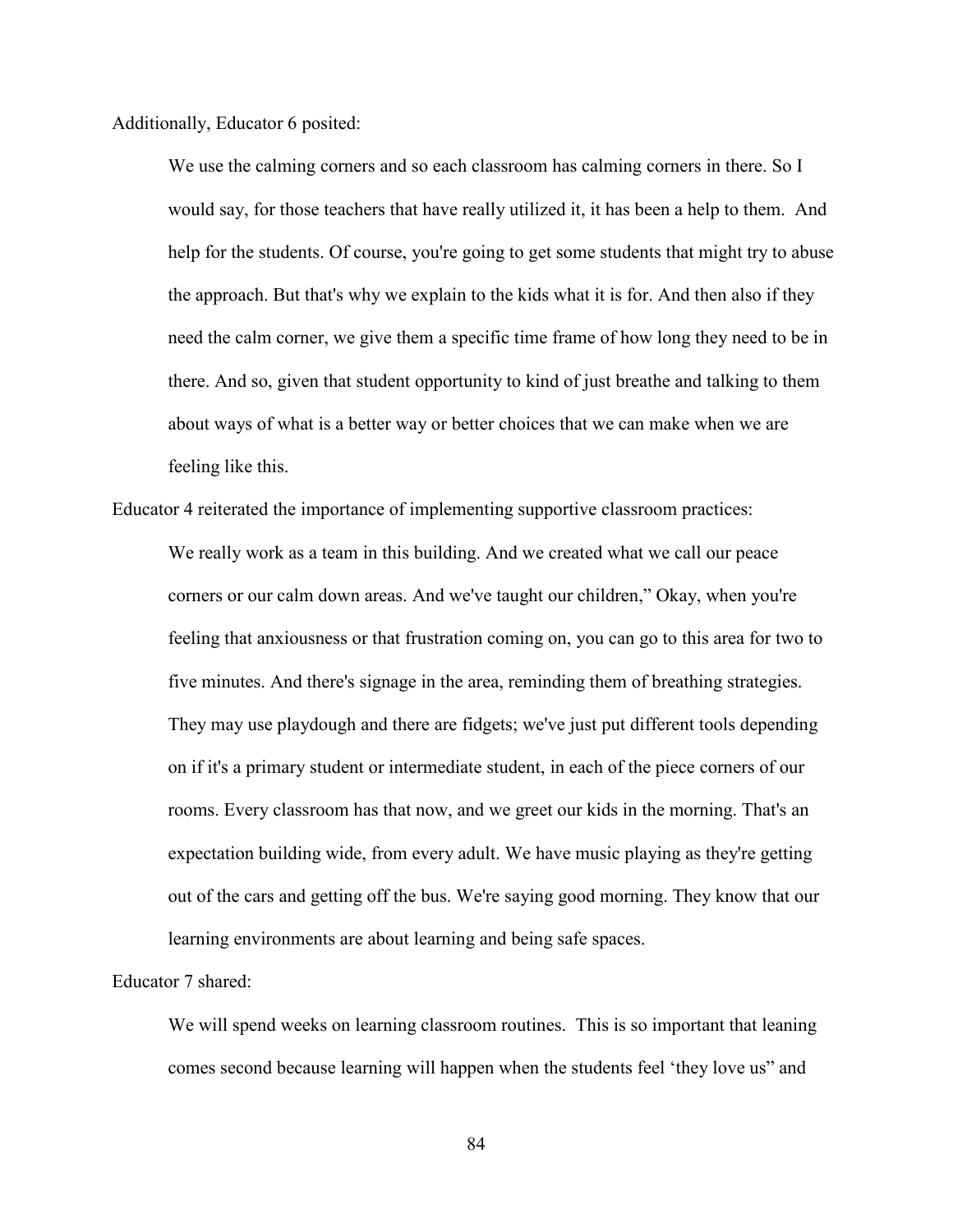Additionally, Educator 6 posited:

> We use the calming corners and so each classroom has calming corners in there. So I would say, for those teachers that have really utilized it, it has been a help to them. And help for the students. Of course, you're going to get some students that might try to abuse the approach. But that's why we explain to the kids what it is for. And then also if they need the calm corner, we give them a specific time frame of how long they need to be in there. And so, given that student opportunity to kind of just breathe and talking to them about ways of what is a better way or better choices that we can make when we are feeling like this.

Educator 4 reiterated the importance of implementing supportive classroom practices:

> We really work as a team in this building. And we created what we call our peace corners or our calm down areas. And we've taught our children," Okay, when you're feeling that anxiousness or that frustration coming on, you can go to this area for two to five minutes. And there's signage in the area, reminding them of breathing strategies. They may use playdough and there are fidgets; we've just put different tools depending on if it's a primary student or intermediate student, in each of the piece corners of our rooms. Every classroom has that now, and we greet our kids in the morning. That's an expectation building wide, from every adult. We have music playing as they're getting out of the cars and getting off the bus. We're saying good morning. They know that our learning environments are about learning and being safe spaces.

Educator 7 shared:

> We will spend weeks on learning classroom routines. This is so important that leaning comes second because learning will happen when the students feel 'they love us" and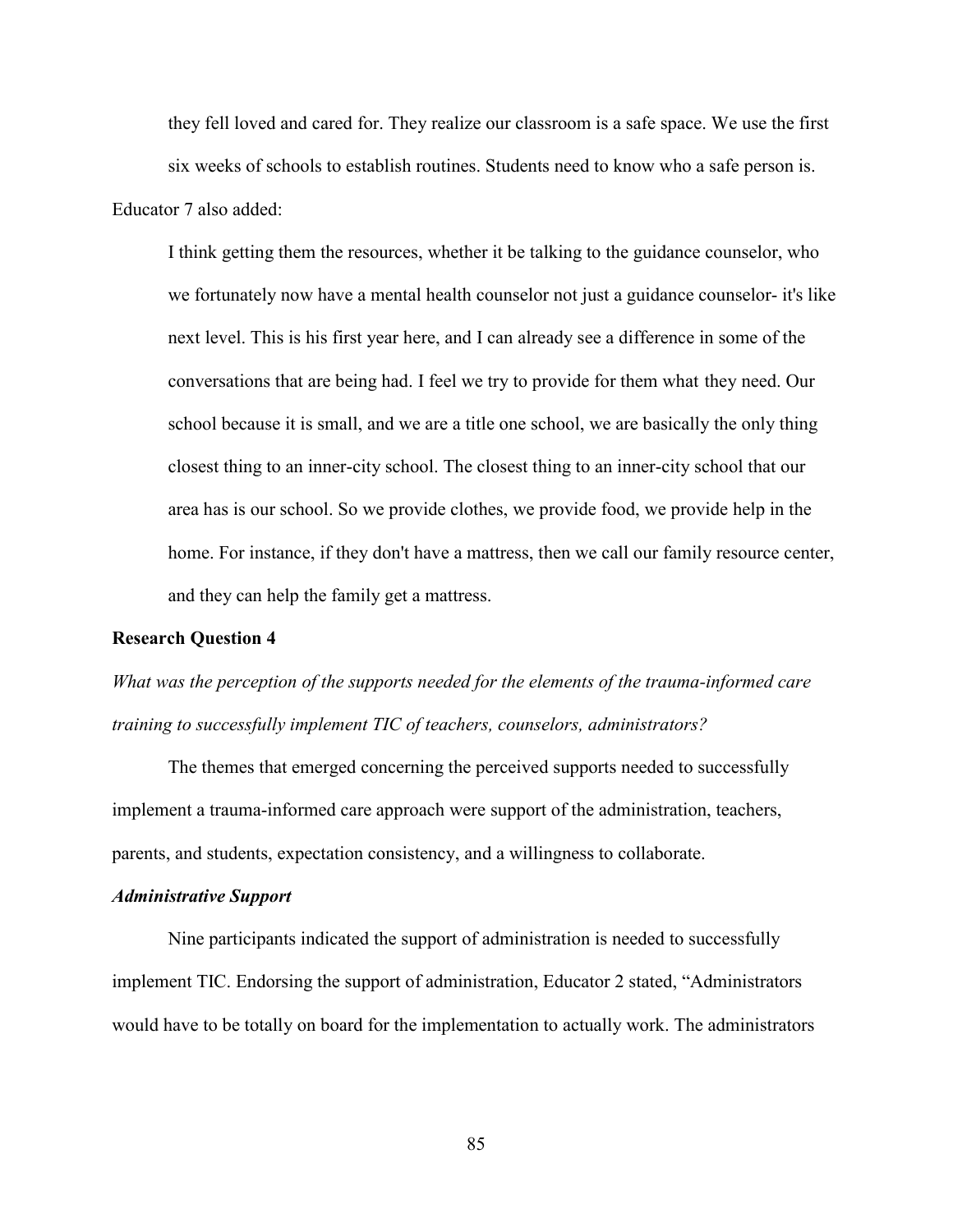> they fell loved and cared for. They realize our classroom is a safe space. We use the first six weeks of schools to establish routines. Students need to know who a safe person is.

Educator 7 also added:

> I think getting them the resources, whether it be talking to the guidance counselor, who we fortunately now have a mental health counselor not just a guidance counselor- it's like next level. This is his first year here, and I can already see a difference in some of the conversations that are being had. I feel we try to provide for them what they need. Our school because it is small, and we are a title one school, we are basically the only thing closest thing to an inner-city school. The closest thing to an inner-city school that our area has is our school. So we provide clothes, we provide food, we provide help in the home. For instance, if they don't have a mattress, then we call our family resource center, and they can help the family get a mattress.

### Research Question 4

*What was the perception of the supports needed for the elements of the trauma-informed care training to successfully implement TIC of teachers, counselors, administrators?*

The themes that emerged concerning the perceived supports needed to successfully implement a trauma-informed care approach were support of the administration, teachers, parents, and students, expectation consistency, and a willingness to collaborate.

#### *Administrative Support*

Nine participants indicated the support of administration is needed to successfully implement TIC. Endorsing the support of administration, Educator 2 stated, "Administrators would have to be totally on board for the implementation to actually work. The administrators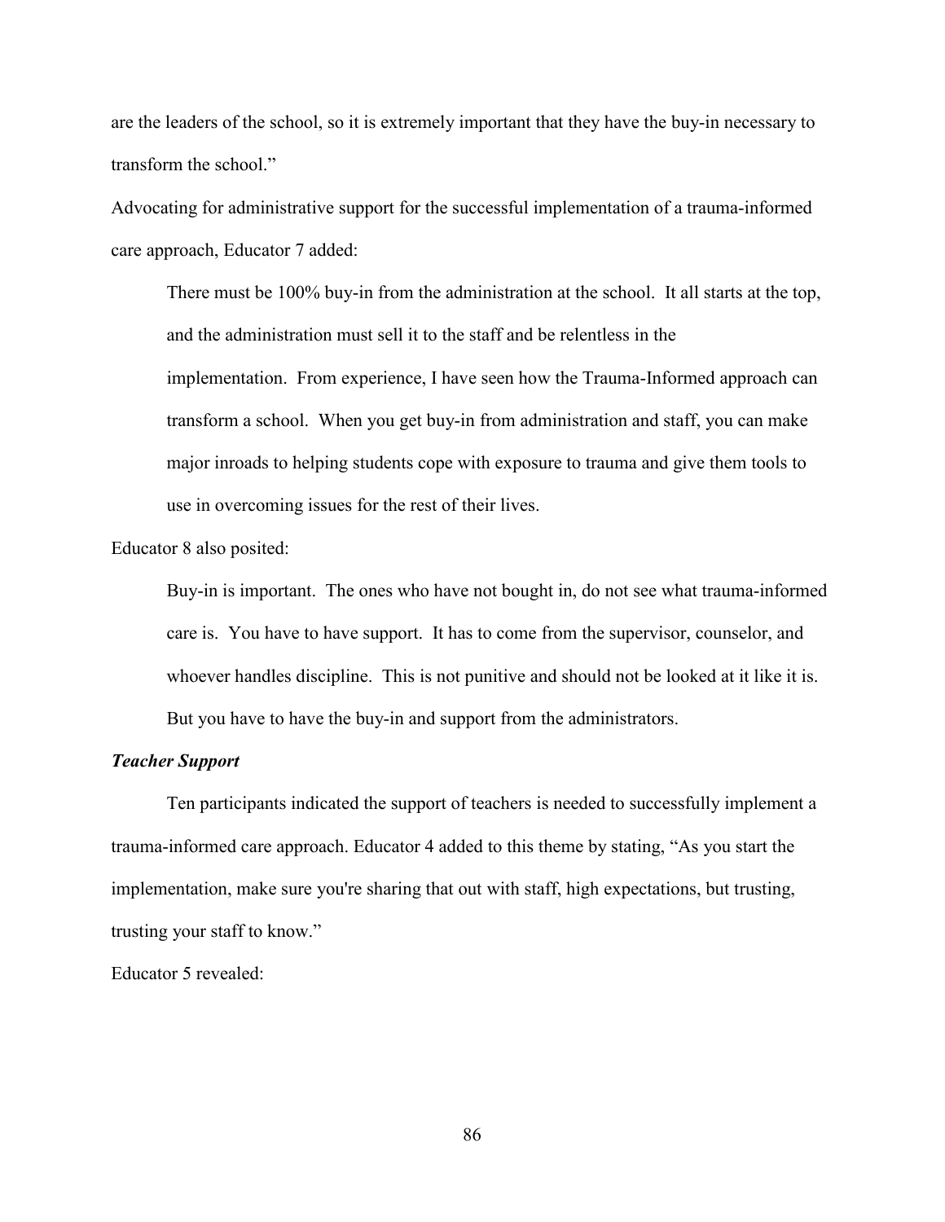are the leaders of the school, so it is extremely important that they have the buy-in necessary to transform the school."

Advocating for administrative support for the successful implementation of a trauma-informed care approach, Educator 7 added:

> There must be 100% buy-in from the administration at the school. It all starts at the top, and the administration must sell it to the staff and be relentless in the implementation. From experience, I have seen how the Trauma-Informed approach can transform a school. When you get buy-in from administration and staff, you can make major inroads to helping students cope with exposure to trauma and give them tools to use in overcoming issues for the rest of their lives.

Educator 8 also posited:

> Buy-in is important. The ones who have not bought in, do not see what trauma-informed care is. You have to have support. It has to come from the supervisor, counselor, and whoever handles discipline. This is not punitive and should not be looked at it like it is. But you have to have the buy-in and support from the administrators.

### ***Teacher Support***

Ten participants indicated the support of teachers is needed to successfully implement a trauma-informed care approach. Educator 4 added to this theme by stating, "As you start the implementation, make sure you're sharing that out with staff, high expectations, but trusting, trusting your staff to know."

Educator 5 revealed: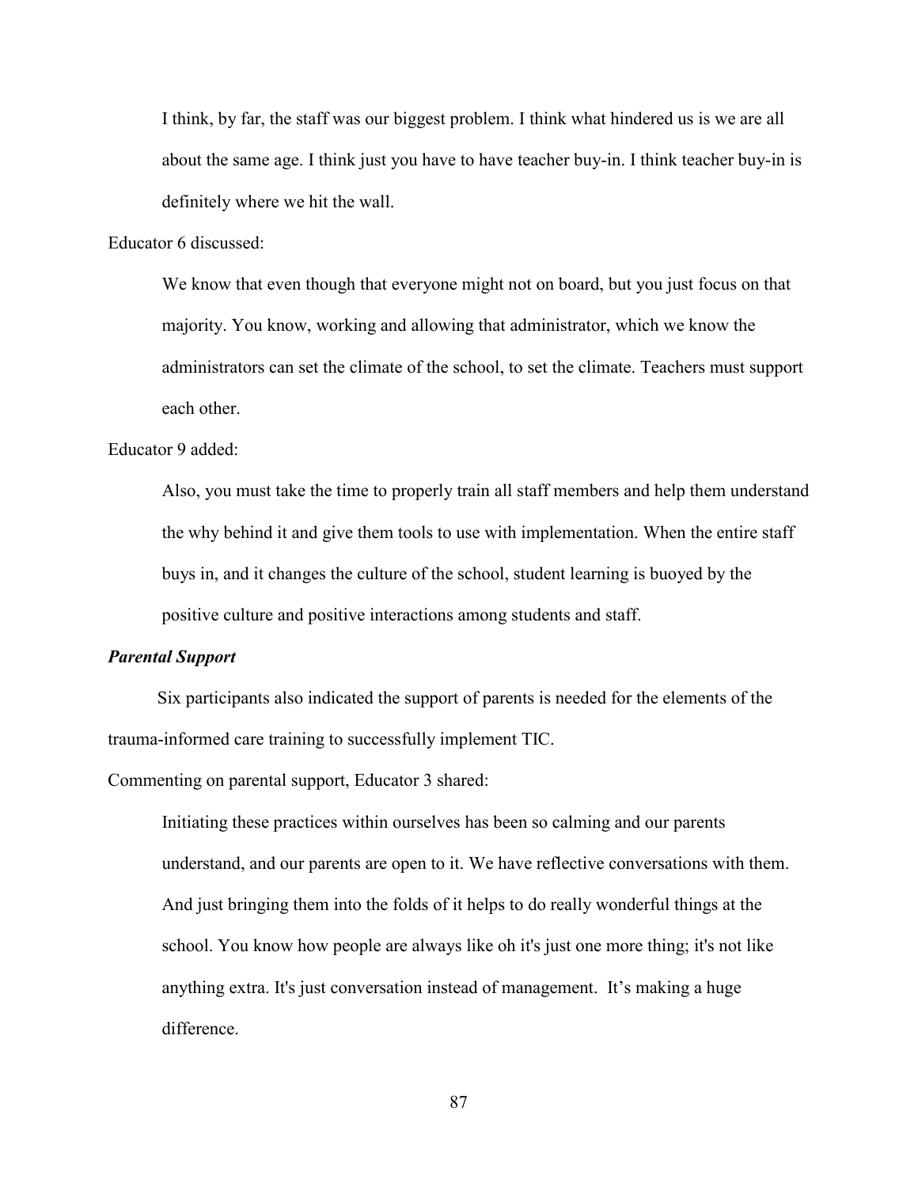> I think, by far, the staff was our biggest problem. I think what hindered us is we are all about the same age. I think just you have to have teacher buy-in. I think teacher buy-in is definitely where we hit the wall.

Educator 6 discussed:

> We know that even though that everyone might not on board, but you just focus on that majority. You know, working and allowing that administrator, which we know the administrators can set the climate of the school, to set the climate. Teachers must support each other.

Educator 9 added:

> Also, you must take the time to properly train all staff members and help them understand the why behind it and give them tools to use with implementation. When the entire staff buys in, and it changes the culture of the school, student learning is buoyed by the positive culture and positive interactions among students and staff.

***Parental Support***

Six participants also indicated the support of parents is needed for the elements of the trauma-informed care training to successfully implement TIC.

Commenting on parental support, Educator 3 shared:

> Initiating these practices within ourselves has been so calming and our parents understand, and our parents are open to it. We have reflective conversations with them. And just bringing them into the folds of it helps to do really wonderful things at the school. You know how people are always like oh it's just one more thing; it's not like anything extra. It's just conversation instead of management. It's making a huge difference.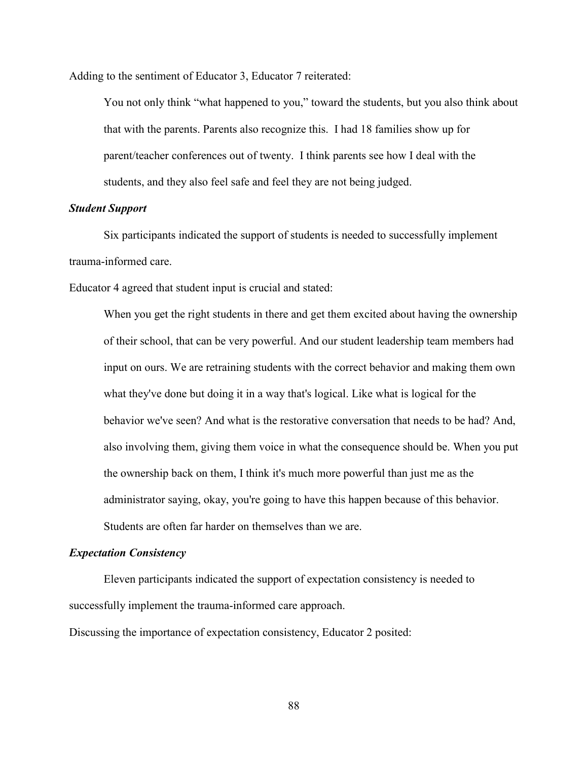Adding to the sentiment of Educator 3, Educator 7 reiterated:

> You not only think "what happened to you," toward the students, but you also think about that with the parents. Parents also recognize this. I had 18 families show up for parent/teacher conferences out of twenty. I think parents see how I deal with the students, and they also feel safe and feel they are not being judged.

***Student Support***

Six participants indicated the support of students is needed to successfully implement trauma-informed care.

Educator 4 agreed that student input is crucial and stated:

> When you get the right students in there and get them excited about having the ownership of their school, that can be very powerful. And our student leadership team members had input on ours. We are retraining students with the correct behavior and making them own what they've done but doing it in a way that's logical. Like what is logical for the behavior we've seen? And what is the restorative conversation that needs to be had? And, also involving them, giving them voice in what the consequence should be. When you put the ownership back on them, I think it's much more powerful than just me as the administrator saying, okay, you're going to have this happen because of this behavior. Students are often far harder on themselves than we are.

***Expectation Consistency***

Eleven participants indicated the support of expectation consistency is needed to successfully implement the trauma-informed care approach.

Discussing the importance of expectation consistency, Educator 2 posited: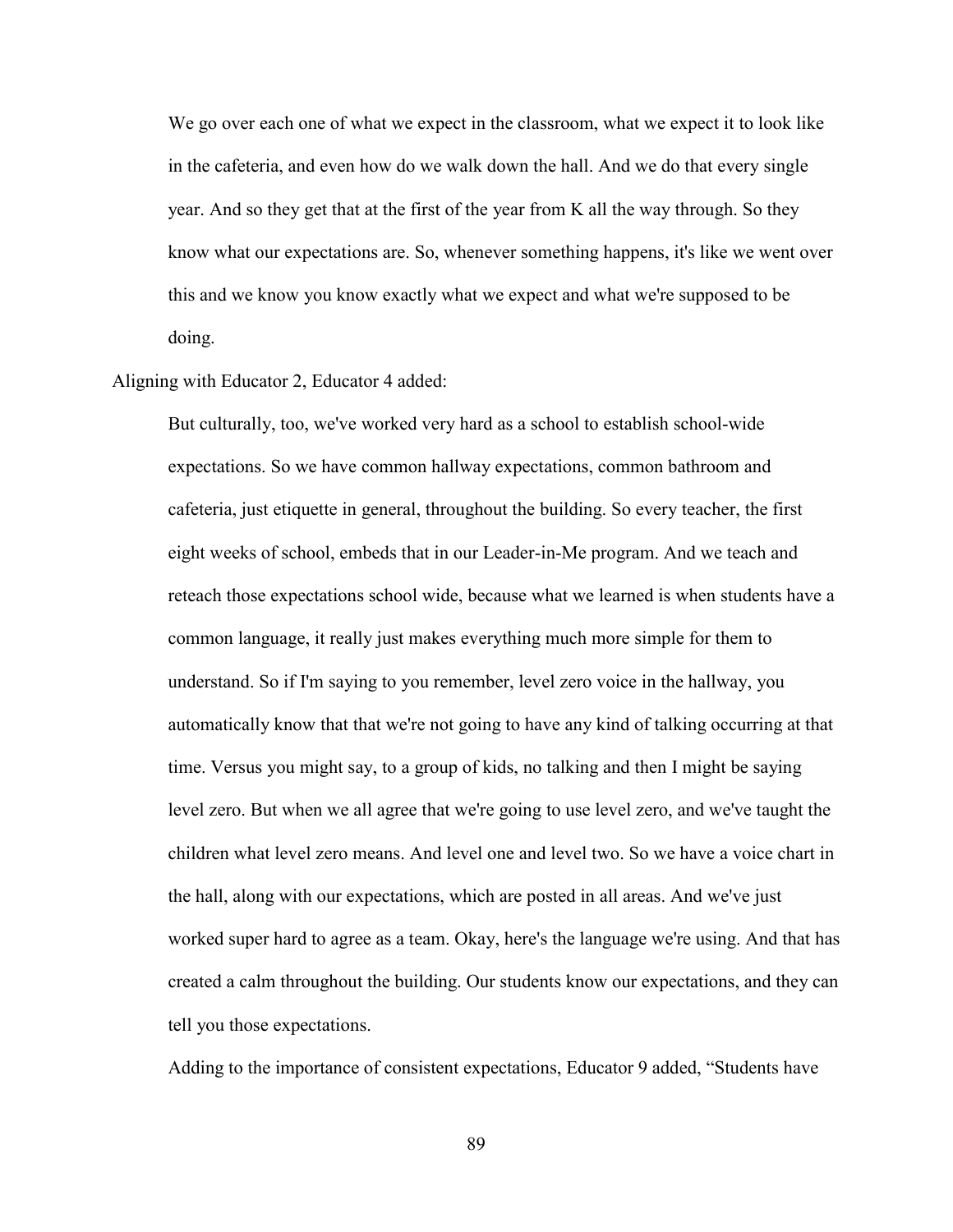> We go over each one of what we expect in the classroom, what we expect it to look like in the cafeteria, and even how do we walk down the hall. And we do that every single year. And so they get that at the first of the year from K all the way through. So they know what our expectations are. So, whenever something happens, it's like we went over this and we know you know exactly what we expect and what we're supposed to be doing.

Aligning with Educator 2, Educator 4 added:

> But culturally, too, we've worked very hard as a school to establish school-wide expectations. So we have common hallway expectations, common bathroom and cafeteria, just etiquette in general, throughout the building. So every teacher, the first eight weeks of school, embeds that in our Leader-in-Me program. And we teach and reteach those expectations school wide, because what we learned is when students have a common language, it really just makes everything much more simple for them to understand. So if I'm saying to you remember, level zero voice in the hallway, you automatically know that that we're not going to have any kind of talking occurring at that time. Versus you might say, to a group of kids, no talking and then I might be saying level zero. But when we all agree that we're going to use level zero, and we've taught the children what level zero means. And level one and level two. So we have a voice chart in the hall, along with our expectations, which are posted in all areas. And we've just worked super hard to agree as a team. Okay, here's the language we're using. And that has created a calm throughout the building. Our students know our expectations, and they can tell you those expectations.

Adding to the importance of consistent expectations, Educator 9 added, "Students have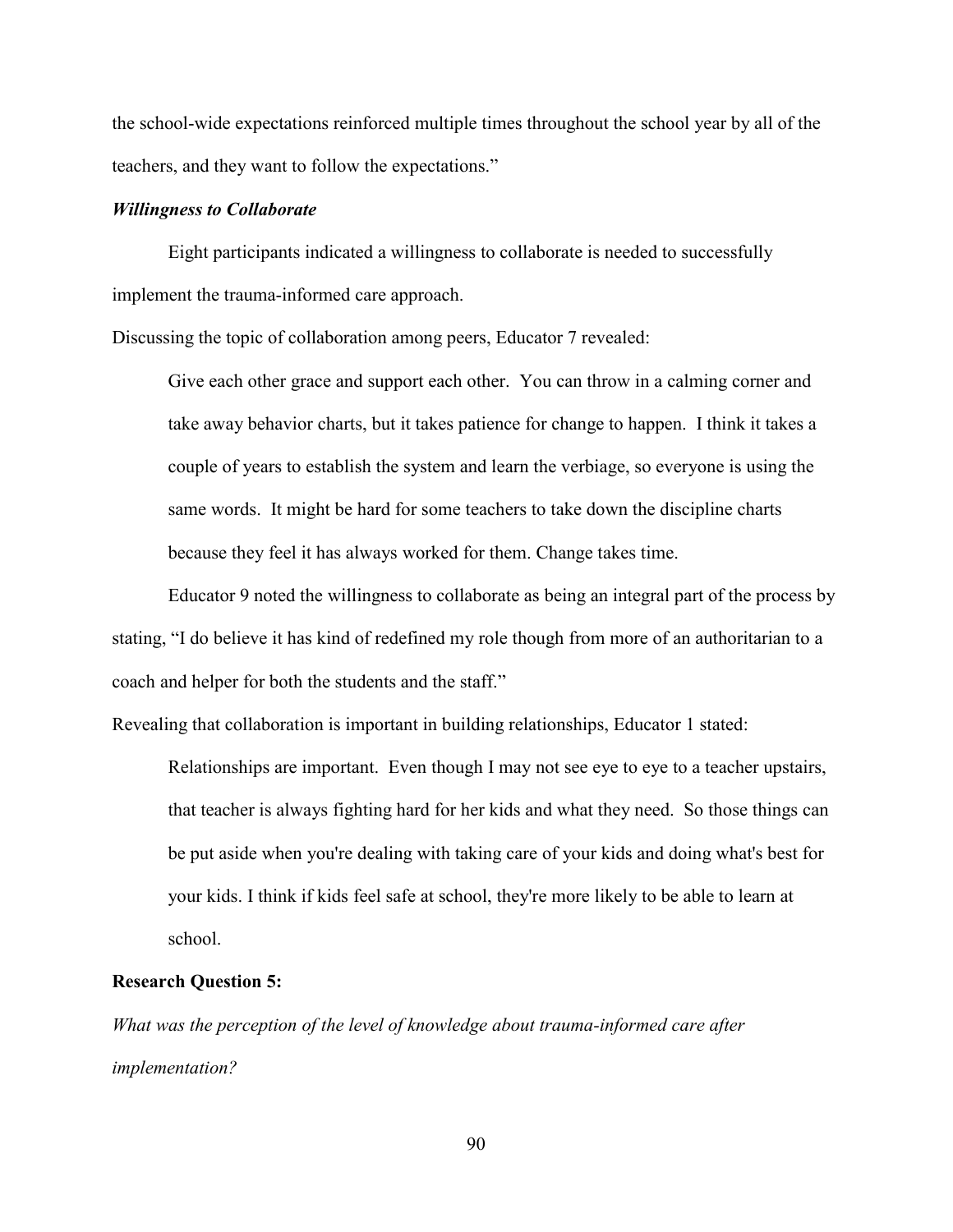the school-wide expectations reinforced multiple times throughout the school year by all of the teachers, and they want to follow the expectations."

#### *Willingness to Collaborate*

Eight participants indicated a willingness to collaborate is needed to successfully implement the trauma-informed care approach.

Discussing the topic of collaboration among peers, Educator 7 revealed:

> Give each other grace and support each other. You can throw in a calming corner and take away behavior charts, but it takes patience for change to happen. I think it takes a couple of years to establish the system and learn the verbiage, so everyone is using the same words. It might be hard for some teachers to take down the discipline charts because they feel it has always worked for them. Change takes time.

Educator 9 noted the willingness to collaborate as being an integral part of the process by stating, "I do believe it has kind of redefined my role though from more of an authoritarian to a coach and helper for both the students and the staff."

Revealing that collaboration is important in building relationships, Educator 1 stated:

> Relationships are important. Even though I may not see eye to eye to a teacher upstairs, that teacher is always fighting hard for her kids and what they need. So those things can be put aside when you're dealing with taking care of your kids and doing what's best for your kids. I think if kids feel safe at school, they're more likely to be able to learn at school.

### **Research Question 5:**

*What was the perception of the level of knowledge about trauma-informed care after implementation?*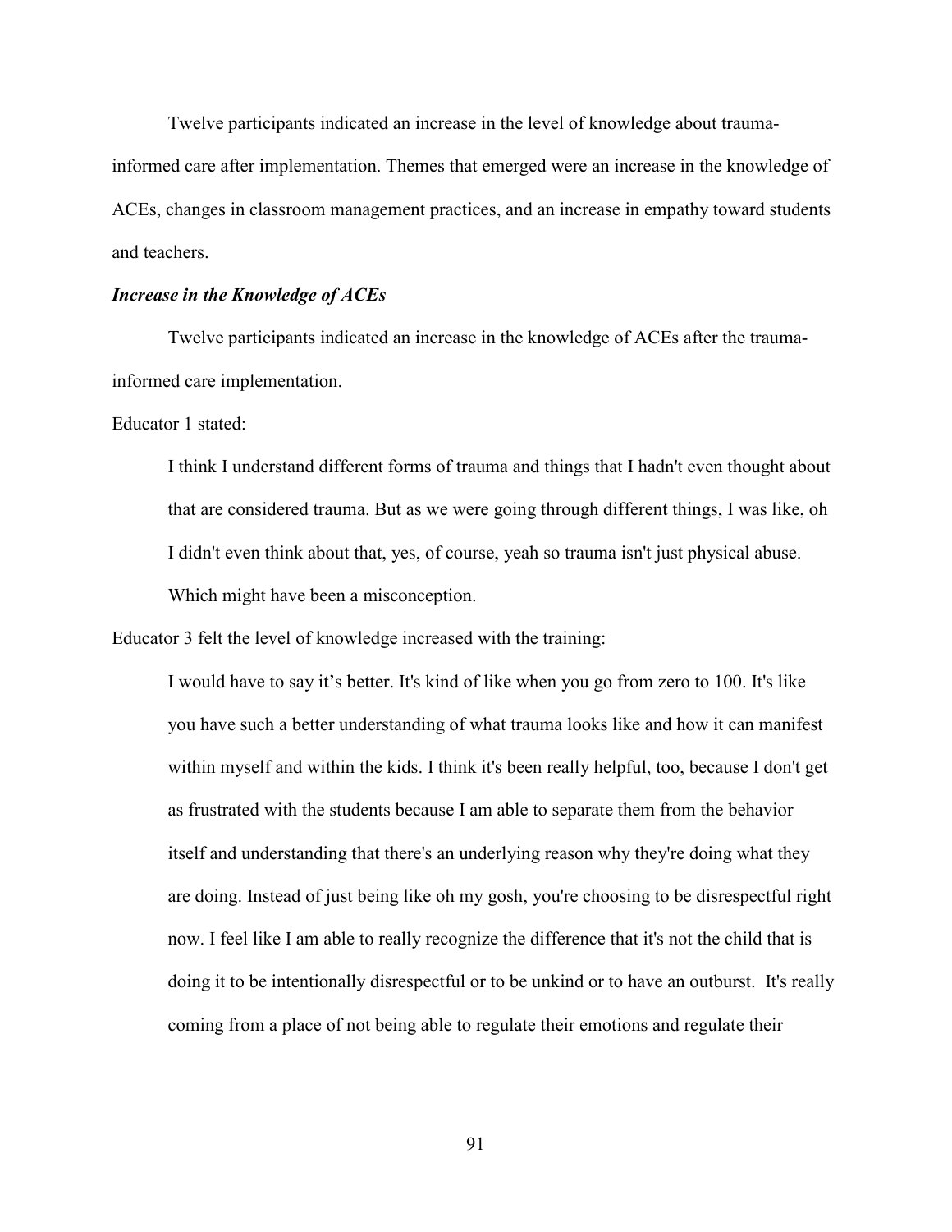Twelve participants indicated an increase in the level of knowledge about trauma-informed care after implementation. Themes that emerged were an increase in the knowledge of ACEs, changes in classroom management practices, and an increase in empathy toward students and teachers.

### *Increase in the Knowledge of ACEs*

Twelve participants indicated an increase in the knowledge of ACEs after the trauma-informed care implementation.

Educator 1 stated:

> I think I understand different forms of trauma and things that I hadn't even thought about that are considered trauma. But as we were going through different things, I was like, oh I didn't even think about that, yes, of course, yeah so trauma isn't just physical abuse. Which might have been a misconception.

Educator 3 felt the level of knowledge increased with the training:

> I would have to say it's better. It's kind of like when you go from zero to 100. It's like you have such a better understanding of what trauma looks like and how it can manifest within myself and within the kids. I think it's been really helpful, too, because I don't get as frustrated with the students because I am able to separate them from the behavior itself and understanding that there's an underlying reason why they're doing what they are doing. Instead of just being like oh my gosh, you're choosing to be disrespectful right now. I feel like I am able to really recognize the difference that it's not the child that is doing it to be intentionally disrespectful or to be unkind or to have an outburst. It's really coming from a place of not being able to regulate their emotions and regulate their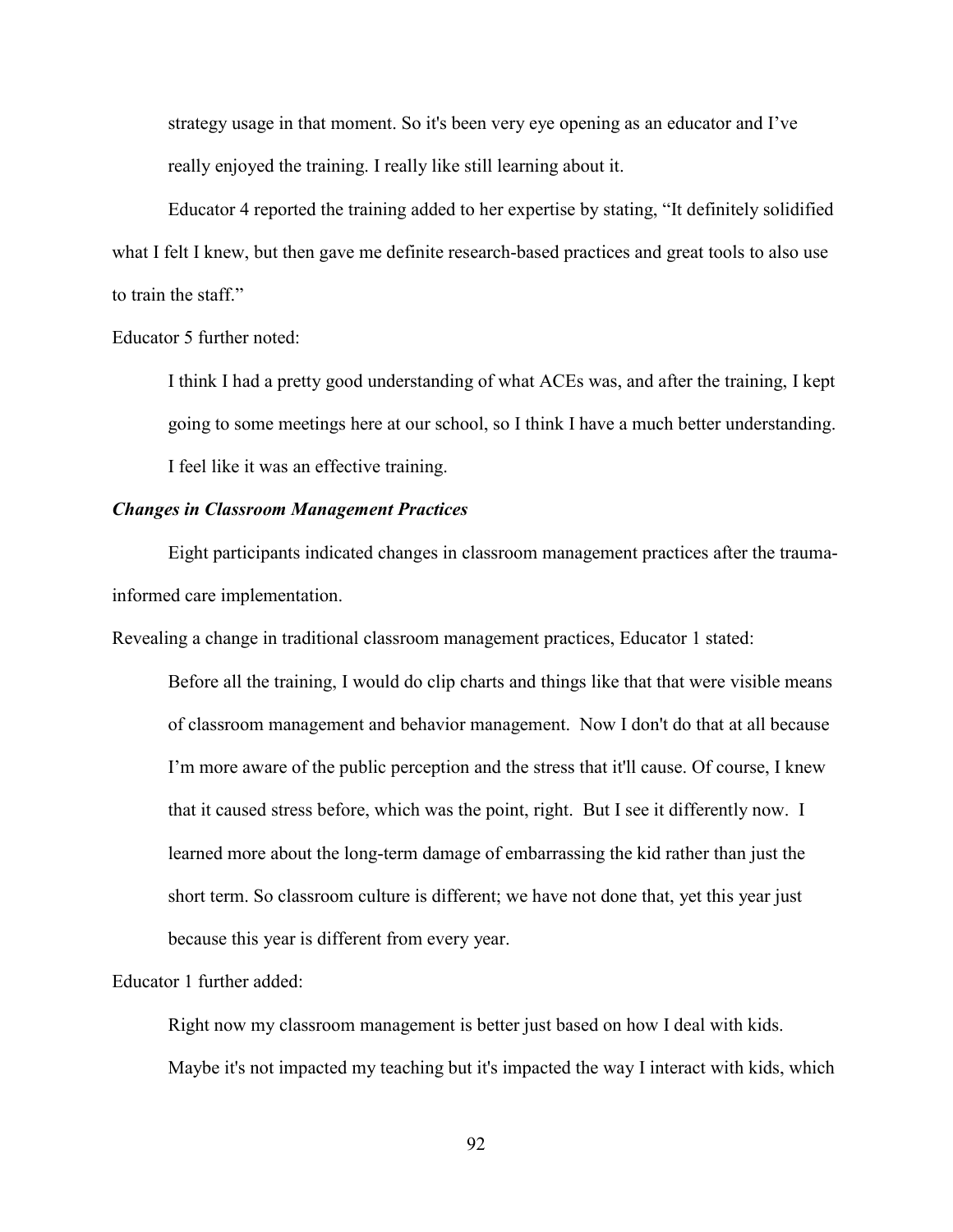> strategy usage in that moment. So it's been very eye opening as an educator and I've really enjoyed the training. I really like still learning about it.

Educator 4 reported the training added to her expertise by stating, "It definitely solidified what I felt I knew, but then gave me definite research-based practices and great tools to also use to train the staff."

Educator 5 further noted:

> I think I had a pretty good understanding of what ACEs was, and after the training, I kept going to some meetings here at our school, so I think I have a much better understanding. I feel like it was an effective training.

***Changes in Classroom Management Practices***

Eight participants indicated changes in classroom management practices after the trauma-informed care implementation.

Revealing a change in traditional classroom management practices, Educator 1 stated:

> Before all the training, I would do clip charts and things like that that were visible means of classroom management and behavior management. Now I don't do that at all because I'm more aware of the public perception and the stress that it'll cause. Of course, I knew that it caused stress before, which was the point, right. But I see it differently now. I learned more about the long-term damage of embarrassing the kid rather than just the short term. So classroom culture is different; we have not done that, yet this year just because this year is different from every year.

Educator 1 further added:

> Right now my classroom management is better just based on how I deal with kids. Maybe it's not impacted my teaching but it's impacted the way I interact with kids, which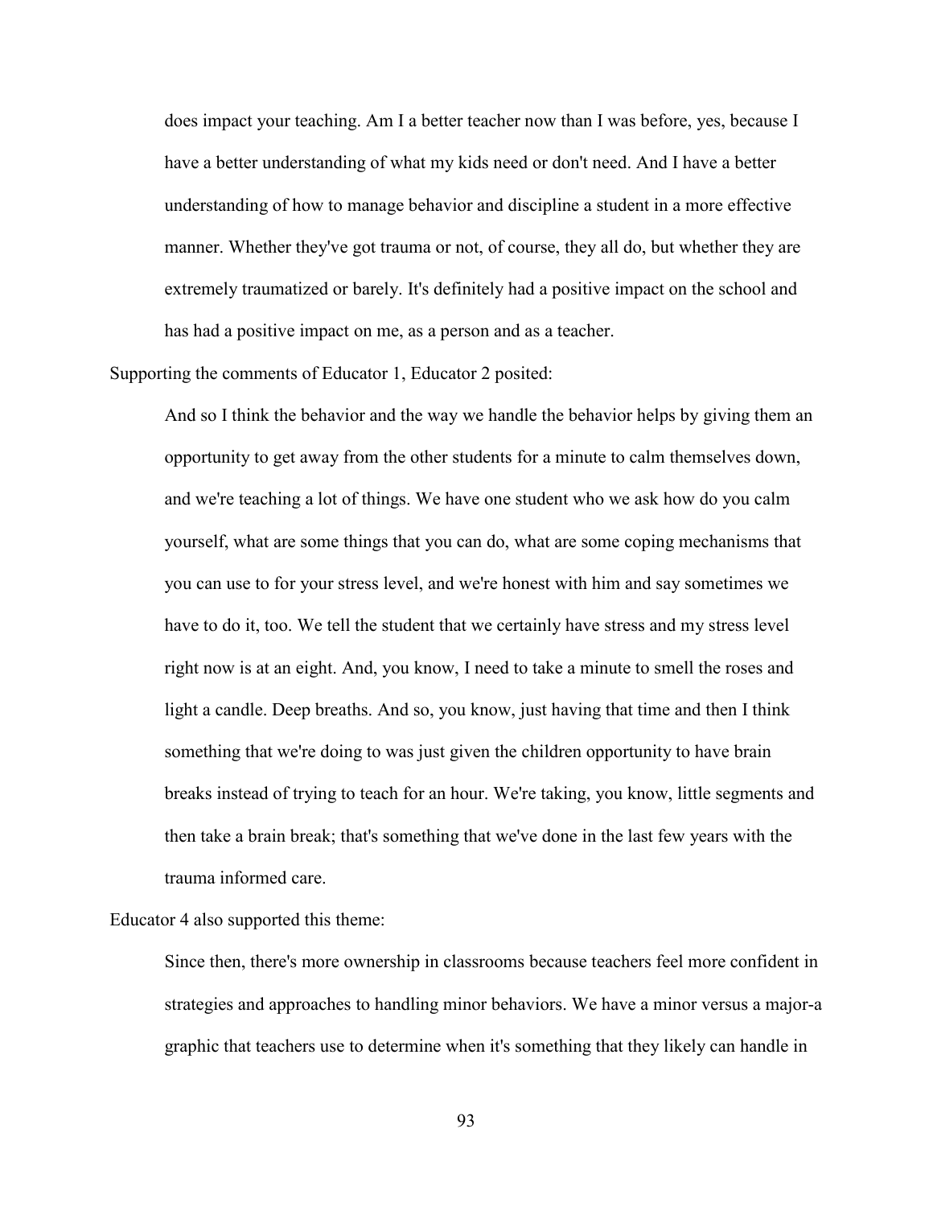> does impact your teaching. Am I a better teacher now than I was before, yes, because I have a better understanding of what my kids need or don't need. And I have a better understanding of how to manage behavior and discipline a student in a more effective manner. Whether they've got trauma or not, of course, they all do, but whether they are extremely traumatized or barely. It's definitely had a positive impact on the school and has had a positive impact on me, as a person and as a teacher.

Supporting the comments of Educator 1, Educator 2 posited:

> And so I think the behavior and the way we handle the behavior helps by giving them an opportunity to get away from the other students for a minute to calm themselves down, and we're teaching a lot of things. We have one student who we ask how do you calm yourself, what are some things that you can do, what are some coping mechanisms that you can use to for your stress level, and we're honest with him and say sometimes we have to do it, too. We tell the student that we certainly have stress and my stress level right now is at an eight. And, you know, I need to take a minute to smell the roses and light a candle. Deep breaths. And so, you know, just having that time and then I think something that we're doing to was just given the children opportunity to have brain breaks instead of trying to teach for an hour. We're taking, you know, little segments and then take a brain break; that's something that we've done in the last few years with the trauma informed care.

Educator 4 also supported this theme:

> Since then, there's more ownership in classrooms because teachers feel more confident in strategies and approaches to handling minor behaviors. We have a minor versus a major-a graphic that teachers use to determine when it's something that they likely can handle in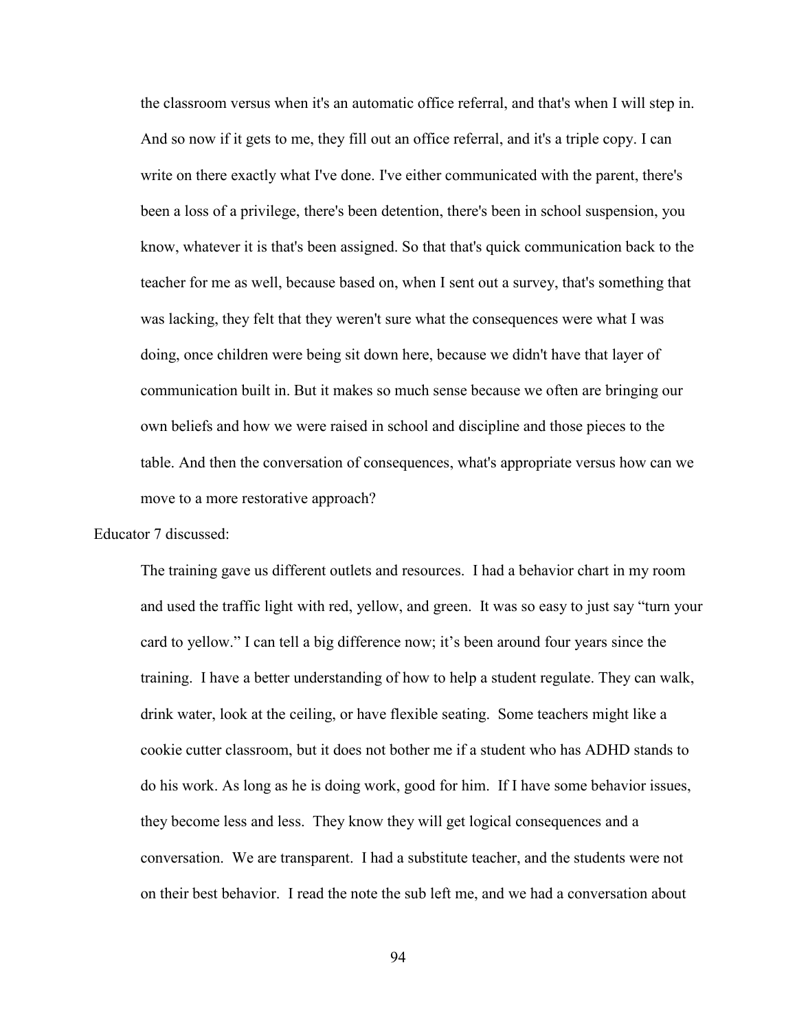the classroom versus when it's an automatic office referral, and that's when I will step in. And so now if it gets to me, they fill out an office referral, and it's a triple copy. I can write on there exactly what I've done. I've either communicated with the parent, there's been a loss of a privilege, there's been detention, there's been in school suspension, you know, whatever it is that's been assigned. So that that's quick communication back to the teacher for me as well, because based on, when I sent out a survey, that's something that was lacking, they felt that they weren't sure what the consequences were what I was doing, once children were being sit down here, because we didn't have that layer of communication built in. But it makes so much sense because we often are bringing our own beliefs and how we were raised in school and discipline and those pieces to the table. And then the conversation of consequences, what's appropriate versus how can we move to a more restorative approach?

Educator 7 discussed:

> The training gave us different outlets and resources. I had a behavior chart in my room and used the traffic light with red, yellow, and green. It was so easy to just say "turn your card to yellow." I can tell a big difference now; it's been around four years since the training. I have a better understanding of how to help a student regulate. They can walk, drink water, look at the ceiling, or have flexible seating. Some teachers might like a cookie cutter classroom, but it does not bother me if a student who has ADHD stands to do his work. As long as he is doing work, good for him. If I have some behavior issues, they become less and less. They know they will get logical consequences and a conversation. We are transparent. I had a substitute teacher, and the students were not on their best behavior. I read the note the sub left me, and we had a conversation about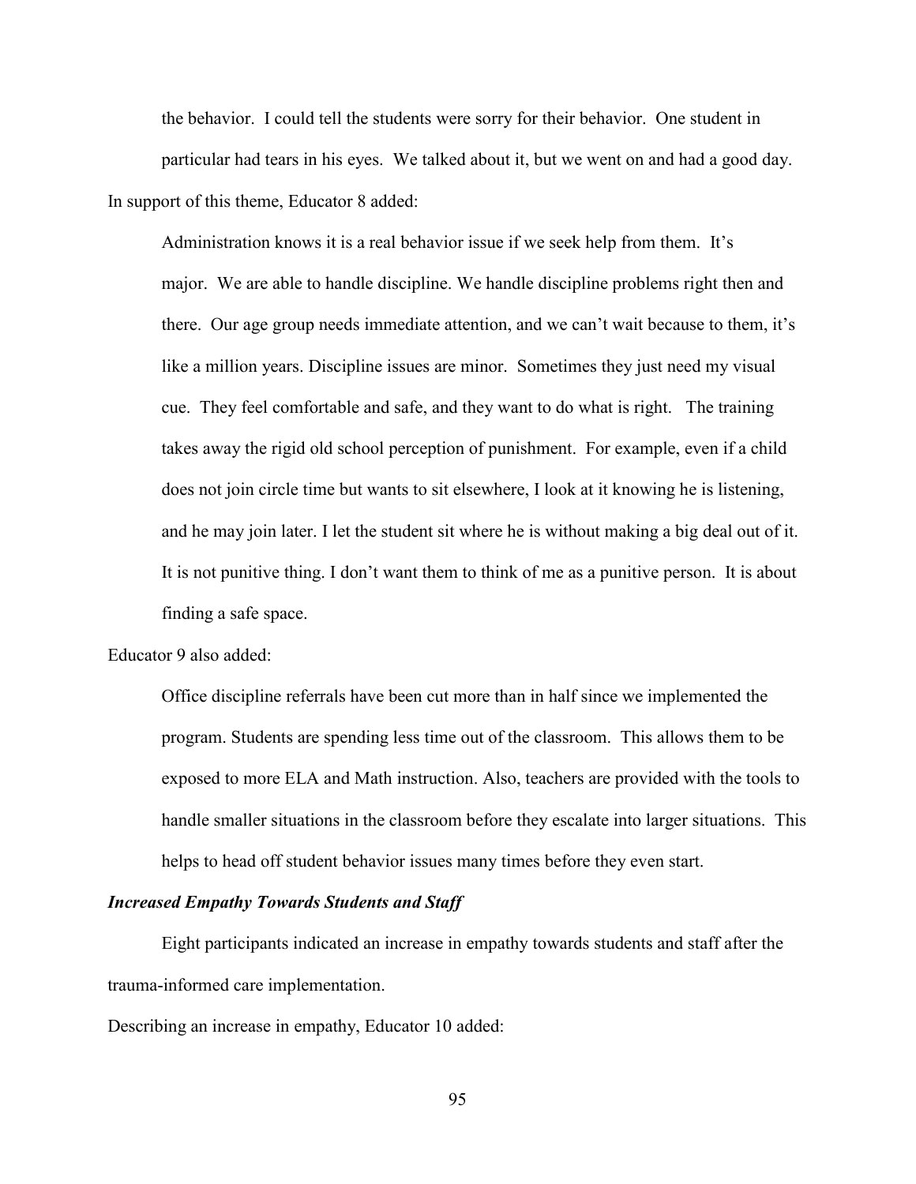the behavior. I could tell the students were sorry for their behavior. One student in particular had tears in his eyes. We talked about it, but we went on and had a good day.

In support of this theme, Educator 8 added:

> Administration knows it is a real behavior issue if we seek help from them. It's major. We are able to handle discipline. We handle discipline problems right then and there. Our age group needs immediate attention, and we can't wait because to them, it's like a million years. Discipline issues are minor. Sometimes they just need my visual cue. They feel comfortable and safe, and they want to do what is right. The training takes away the rigid old school perception of punishment. For example, even if a child does not join circle time but wants to sit elsewhere, I look at it knowing he is listening, and he may join later. I let the student sit where he is without making a big deal out of it. It is not punitive thing. I don't want them to think of me as a punitive person. It is about finding a safe space.

Educator 9 also added:

> Office discipline referrals have been cut more than in half since we implemented the program. Students are spending less time out of the classroom. This allows them to be exposed to more ELA and Math instruction. Also, teachers are provided with the tools to handle smaller situations in the classroom before they escalate into larger situations. This helps to head off student behavior issues many times before they even start.

### *Increased Empathy Towards Students and Staff*

Eight participants indicated an increase in empathy towards students and staff after the trauma-informed care implementation.

Describing an increase in empathy, Educator 10 added: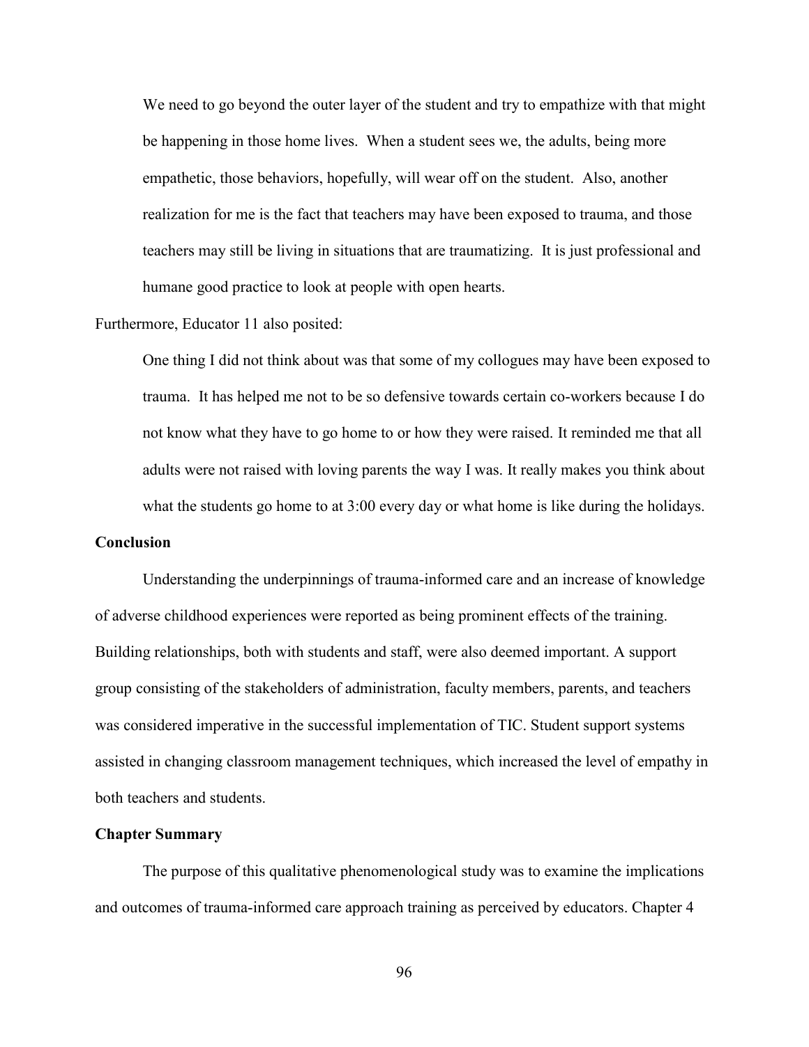> We need to go beyond the outer layer of the student and try to empathize with that might be happening in those home lives. When a student sees we, the adults, being more empathetic, those behaviors, hopefully, will wear off on the student. Also, another realization for me is the fact that teachers may have been exposed to trauma, and those teachers may still be living in situations that are traumatizing. It is just professional and humane good practice to look at people with open hearts.

Furthermore, Educator 11 also posited:

> One thing I did not think about was that some of my collogues may have been exposed to trauma. It has helped me not to be so defensive towards certain co-workers because I do not know what they have to go home to or how they were raised. It reminded me that all adults were not raised with loving parents the way I was. It really makes you think about what the students go home to at 3:00 every day or what home is like during the holidays.

## Conclusion

Understanding the underpinnings of trauma-informed care and an increase of knowledge of adverse childhood experiences were reported as being prominent effects of the training. Building relationships, both with students and staff, were also deemed important. A support group consisting of the stakeholders of administration, faculty members, parents, and teachers was considered imperative in the successful implementation of TIC. Student support systems assisted in changing classroom management techniques, which increased the level of empathy in both teachers and students.

## Chapter Summary

The purpose of this qualitative phenomenological study was to examine the implications and outcomes of trauma-informed care approach training as perceived by educators. Chapter 4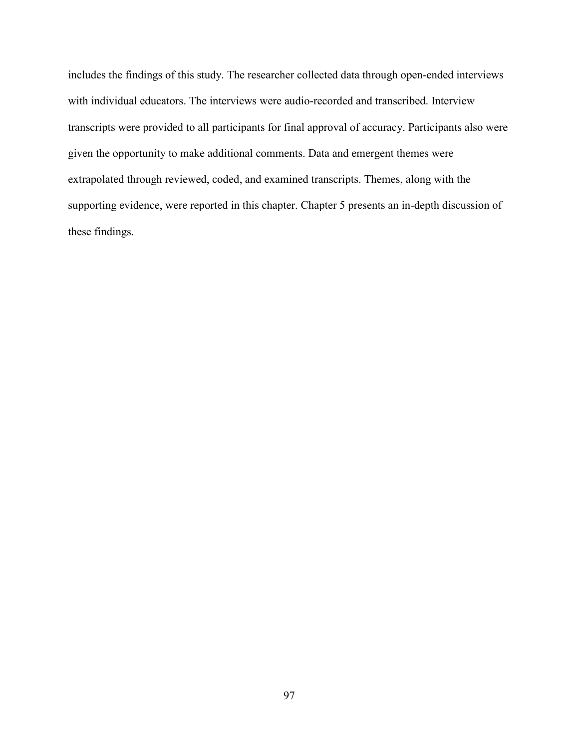includes the findings of this study. The researcher collected data through open-ended interviews with individual educators. The interviews were audio-recorded and transcribed. Interview transcripts were provided to all participants for final approval of accuracy. Participants also were given the opportunity to make additional comments. Data and emergent themes were extrapolated through reviewed, coded, and examined transcripts. Themes, along with the supporting evidence, were reported in this chapter. Chapter 5 presents an in-depth discussion of these findings.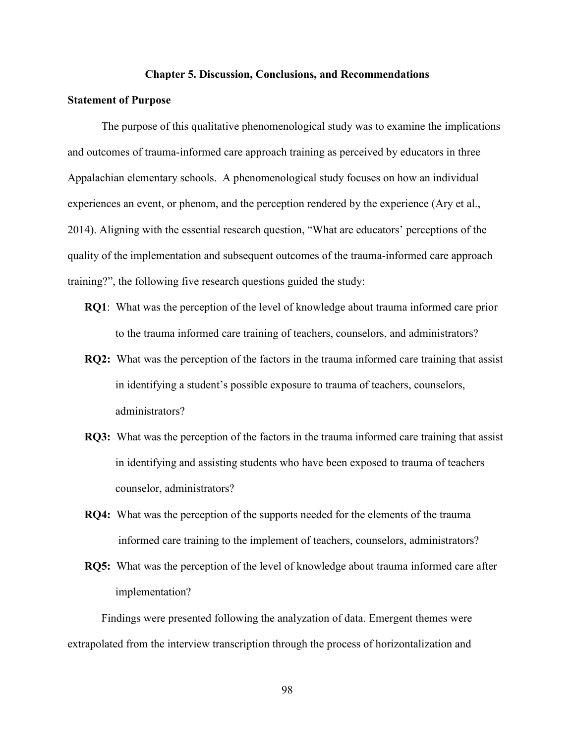## Chapter 5. Discussion, Conclusions, and Recommendations

### Statement of Purpose

The purpose of this qualitative phenomenological study was to examine the implications and outcomes of trauma-informed care approach training as perceived by educators in three Appalachian elementary schools. A phenomenological study focuses on how an individual experiences an event, or phenom, and the perception rendered by the experience (Ary et al., 2014). Aligning with the essential research question, "What are educators' perceptions of the quality of the implementation and subsequent outcomes of the trauma-informed care approach training?", the following five research questions guided the study:

**RQ1**: What was the perception of the level of knowledge about trauma informed care prior to the trauma informed care training of teachers, counselors, and administrators?

**RQ2:** What was the perception of the factors in the trauma informed care training that assist in identifying a student's possible exposure to trauma of teachers, counselors, administrators?

**RQ3:** What was the perception of the factors in the trauma informed care training that assist in identifying and assisting students who have been exposed to trauma of teachers counselor, administrators?

**RQ4:** What was the perception of the supports needed for the elements of the trauma informed care training to the implement of teachers, counselors, administrators?

**RQ5:** What was the perception of the level of knowledge about trauma informed care after implementation?

Findings were presented following the analyzation of data. Emergent themes were extrapolated from the interview transcription through the process of horizontalization and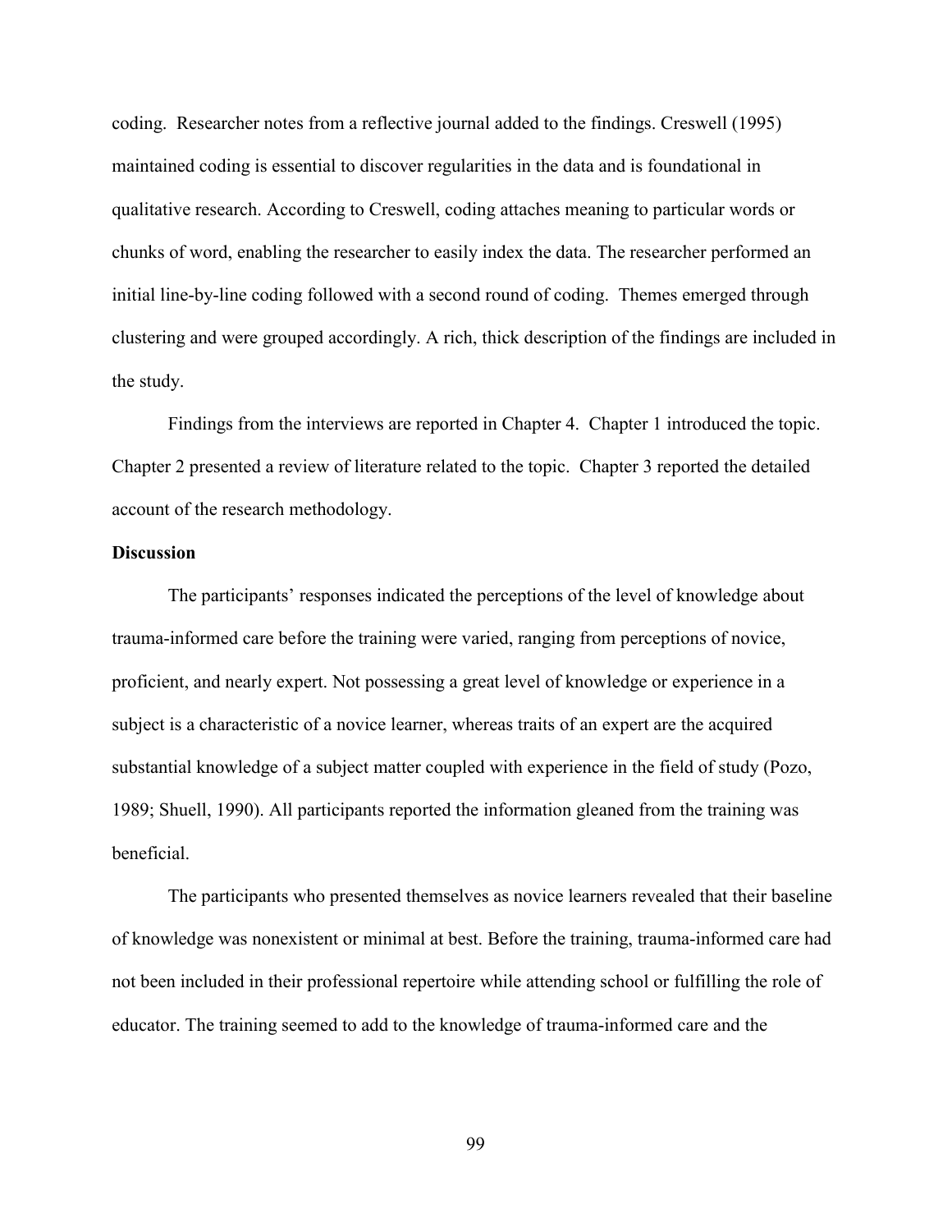coding. Researcher notes from a reflective journal added to the findings. Creswell (1995) maintained coding is essential to discover regularities in the data and is foundational in qualitative research. According to Creswell, coding attaches meaning to particular words or chunks of word, enabling the researcher to easily index the data. The researcher performed an initial line-by-line coding followed with a second round of coding. Themes emerged through clustering and were grouped accordingly. A rich, thick description of the findings are included in the study.

Findings from the interviews are reported in Chapter 4. Chapter 1 introduced the topic. Chapter 2 presented a review of literature related to the topic. Chapter 3 reported the detailed account of the research methodology.

**Discussion**

The participants' responses indicated the perceptions of the level of knowledge about trauma-informed care before the training were varied, ranging from perceptions of novice, proficient, and nearly expert. Not possessing a great level of knowledge or experience in a subject is a characteristic of a novice learner, whereas traits of an expert are the acquired substantial knowledge of a subject matter coupled with experience in the field of study (Pozo, 1989; Shuell, 1990). All participants reported the information gleaned from the training was beneficial.

The participants who presented themselves as novice learners revealed that their baseline of knowledge was nonexistent or minimal at best. Before the training, trauma-informed care had not been included in their professional repertoire while attending school or fulfilling the role of educator. The training seemed to add to the knowledge of trauma-informed care and the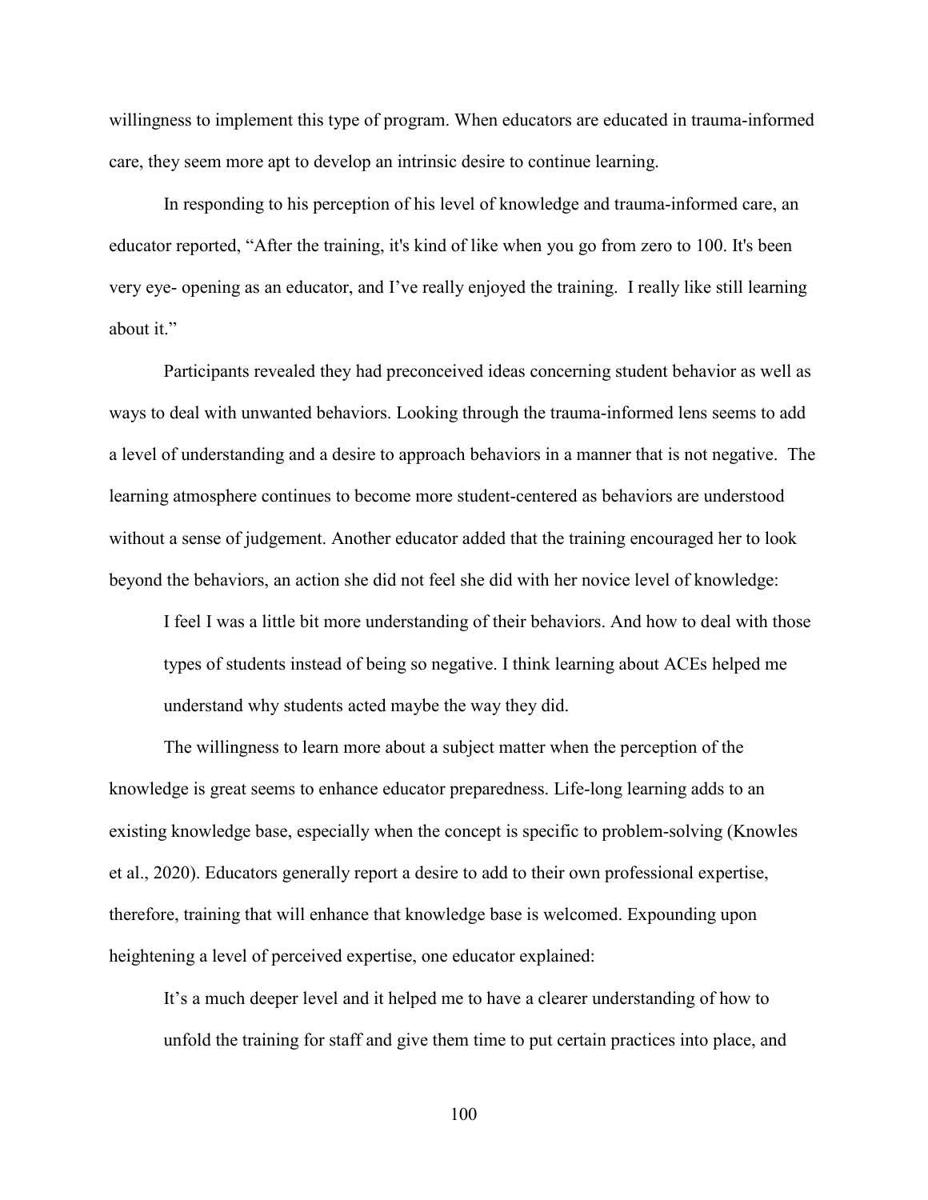willingness to implement this type of program. When educators are educated in trauma-informed care, they seem more apt to develop an intrinsic desire to continue learning.

In responding to his perception of his level of knowledge and trauma-informed care, an educator reported, "After the training, it's kind of like when you go from zero to 100. It's been very eye- opening as an educator, and I've really enjoyed the training. I really like still learning about it."

Participants revealed they had preconceived ideas concerning student behavior as well as ways to deal with unwanted behaviors. Looking through the trauma-informed lens seems to add a level of understanding and a desire to approach behaviors in a manner that is not negative. The learning atmosphere continues to become more student-centered as behaviors are understood without a sense of judgement. Another educator added that the training encouraged her to look beyond the behaviors, an action she did not feel she did with her novice level of knowledge:

> I feel I was a little bit more understanding of their behaviors. And how to deal with those types of students instead of being so negative. I think learning about ACEs helped me understand why students acted maybe the way they did.

The willingness to learn more about a subject matter when the perception of the knowledge is great seems to enhance educator preparedness. Life-long learning adds to an existing knowledge base, especially when the concept is specific to problem-solving (Knowles et al., 2020). Educators generally report a desire to add to their own professional expertise, therefore, training that will enhance that knowledge base is welcomed. Expounding upon heightening a level of perceived expertise, one educator explained:

> It's a much deeper level and it helped me to have a clearer understanding of how to unfold the training for staff and give them time to put certain practices into place, and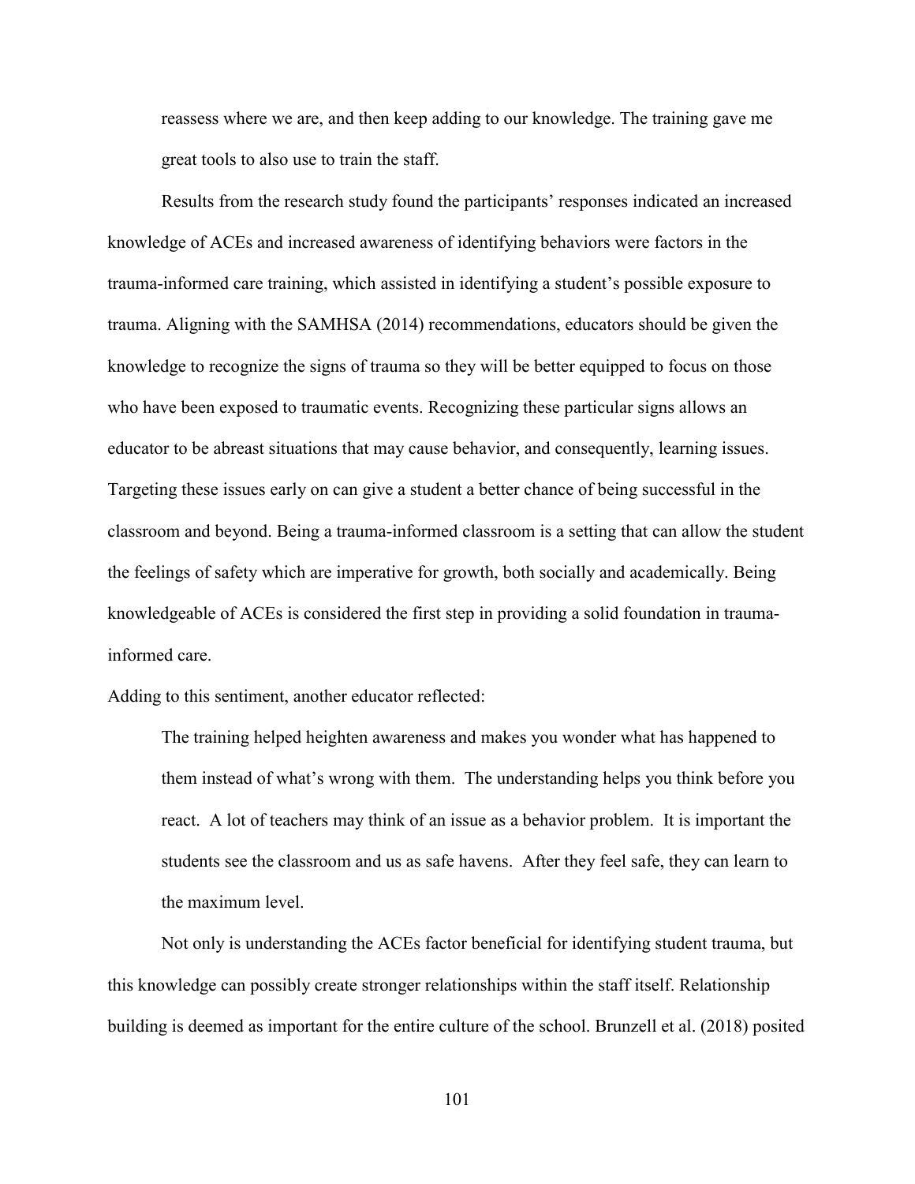> reassess where we are, and then keep adding to our knowledge. The training gave me great tools to also use to train the staff.

Results from the research study found the participants' responses indicated an increased knowledge of ACEs and increased awareness of identifying behaviors were factors in the trauma-informed care training, which assisted in identifying a student's possible exposure to trauma. Aligning with the SAMHSA (2014) recommendations, educators should be given the knowledge to recognize the signs of trauma so they will be better equipped to focus on those who have been exposed to traumatic events. Recognizing these particular signs allows an educator to be abreast situations that may cause behavior, and consequently, learning issues. Targeting these issues early on can give a student a better chance of being successful in the classroom and beyond. Being a trauma-informed classroom is a setting that can allow the student the feelings of safety which are imperative for growth, both socially and academically. Being knowledgeable of ACEs is considered the first step in providing a solid foundation in trauma-informed care.

Adding to this sentiment, another educator reflected:

> The training helped heighten awareness and makes you wonder what has happened to them instead of what's wrong with them. The understanding helps you think before you react. A lot of teachers may think of an issue as a behavior problem. It is important the students see the classroom and us as safe havens. After they feel safe, they can learn to the maximum level.

Not only is understanding the ACEs factor beneficial for identifying student trauma, but this knowledge can possibly create stronger relationships within the staff itself. Relationship building is deemed as important for the entire culture of the school. Brunzell et al. (2018) posited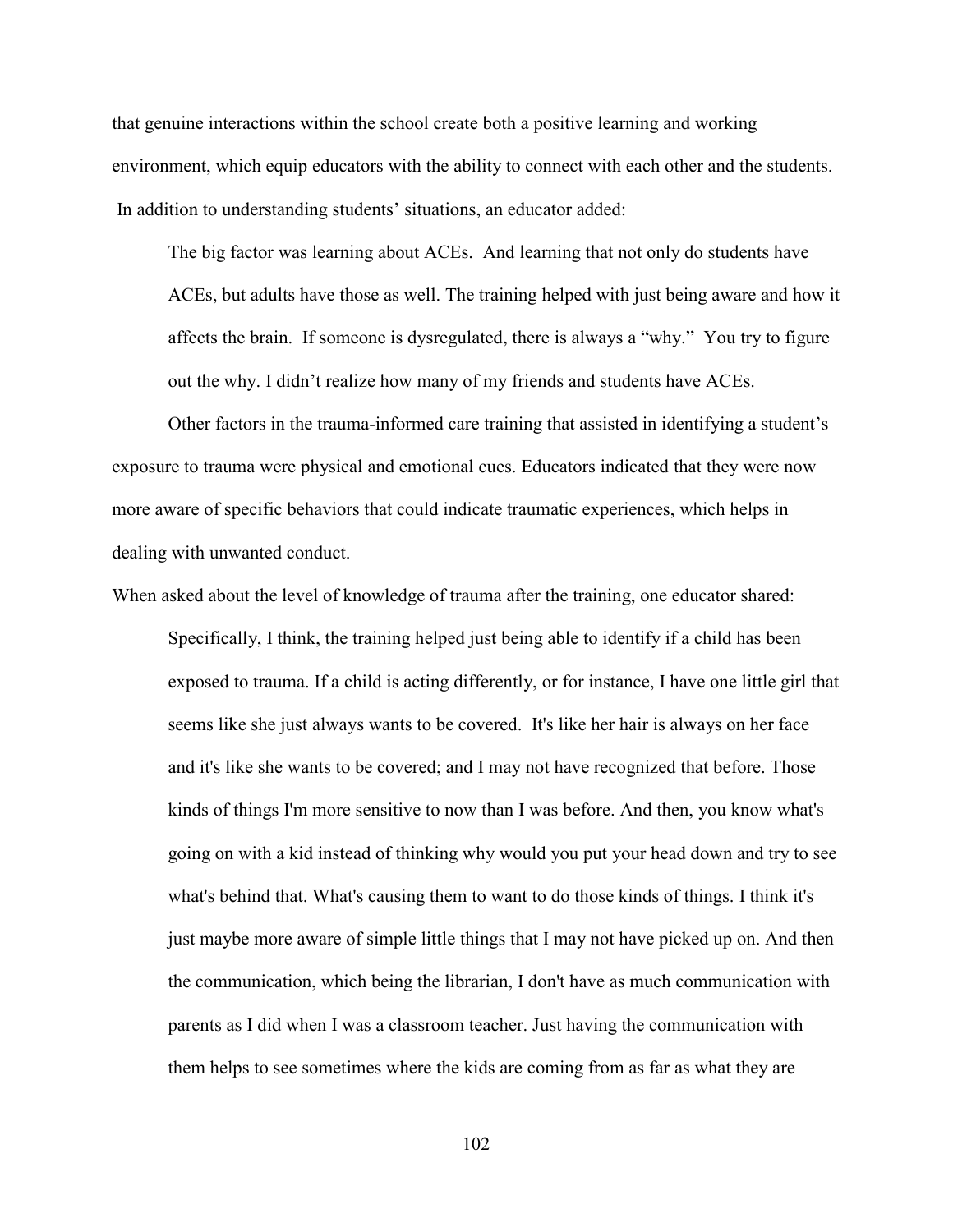that genuine interactions within the school create both a positive learning and working environment, which equip educators with the ability to connect with each other and the students.

In addition to understanding students' situations, an educator added:

> The big factor was learning about ACEs. And learning that not only do students have ACEs, but adults have those as well. The training helped with just being aware and how it affects the brain. If someone is dysregulated, there is always a "why." You try to figure out the why. I didn't realize how many of my friends and students have ACEs.

Other factors in the trauma-informed care training that assisted in identifying a student's exposure to trauma were physical and emotional cues. Educators indicated that they were now more aware of specific behaviors that could indicate traumatic experiences, which helps in dealing with unwanted conduct.

When asked about the level of knowledge of trauma after the training, one educator shared:

> Specifically, I think, the training helped just being able to identify if a child has been exposed to trauma. If a child is acting differently, or for instance, I have one little girl that seems like she just always wants to be covered. It's like her hair is always on her face and it's like she wants to be covered; and I may not have recognized that before. Those kinds of things I'm more sensitive to now than I was before. And then, you know what's going on with a kid instead of thinking why would you put your head down and try to see what's behind that. What's causing them to want to do those kinds of things. I think it's just maybe more aware of simple little things that I may not have picked up on. And then the communication, which being the librarian, I don't have as much communication with parents as I did when I was a classroom teacher. Just having the communication with them helps to see sometimes where the kids are coming from as far as what they are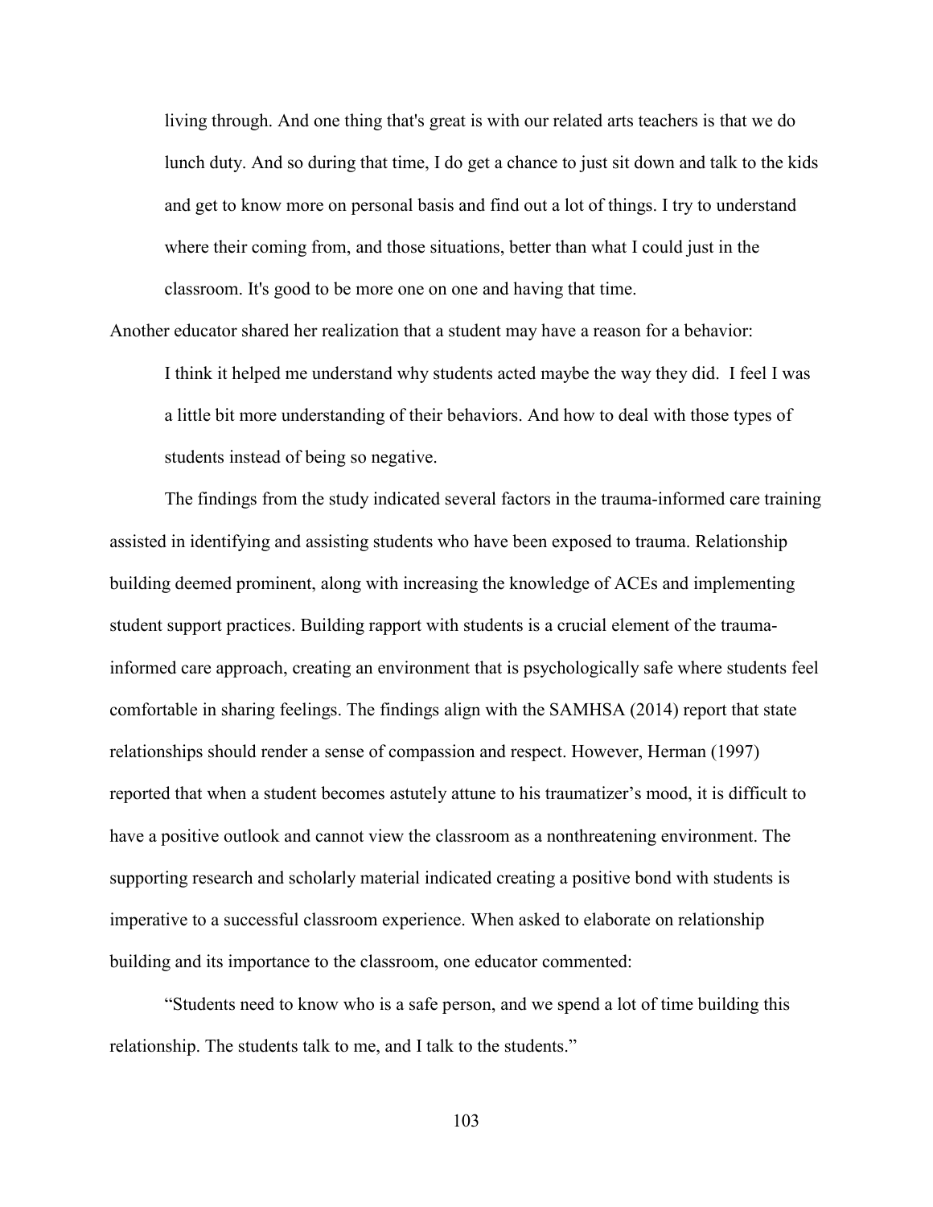> living through. And one thing that's great is with our related arts teachers is that we do lunch duty. And so during that time, I do get a chance to just sit down and talk to the kids and get to know more on personal basis and find out a lot of things. I try to understand where their coming from, and those situations, better than what I could just in the classroom. It's good to be more one on one and having that time.

Another educator shared her realization that a student may have a reason for a behavior:

> I think it helped me understand why students acted maybe the way they did. I feel I was a little bit more understanding of their behaviors. And how to deal with those types of students instead of being so negative.

The findings from the study indicated several factors in the trauma-informed care training assisted in identifying and assisting students who have been exposed to trauma. Relationship building deemed prominent, along with increasing the knowledge of ACEs and implementing student support practices. Building rapport with students is a crucial element of the trauma-informed care approach, creating an environment that is psychologically safe where students feel comfortable in sharing feelings. The findings align with the SAMHSA (2014) report that state relationships should render a sense of compassion and respect. However, Herman (1997) reported that when a student becomes astutely attune to his traumatizer's mood, it is difficult to have a positive outlook and cannot view the classroom as a nonthreatening environment. The supporting research and scholarly material indicated creating a positive bond with students is imperative to a successful classroom experience. When asked to elaborate on relationship building and its importance to the classroom, one educator commented:

"Students need to know who is a safe person, and we spend a lot of time building this relationship. The students talk to me, and I talk to the students."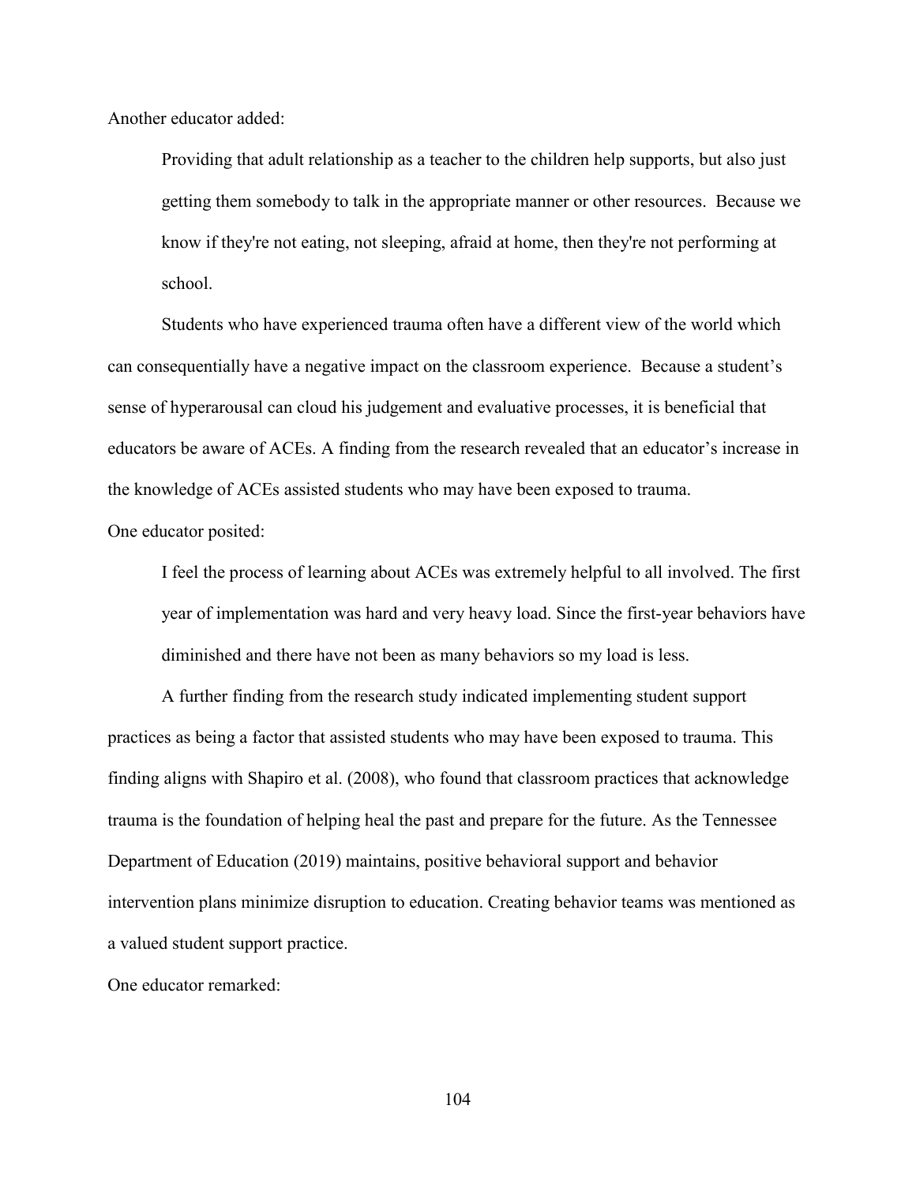Another educator added:

> Providing that adult relationship as a teacher to the children help supports, but also just getting them somebody to talk in the appropriate manner or other resources. Because we know if they're not eating, not sleeping, afraid at home, then they're not performing at school.

Students who have experienced trauma often have a different view of the world which can consequentially have a negative impact on the classroom experience. Because a student's sense of hyperarousal can cloud his judgement and evaluative processes, it is beneficial that educators be aware of ACEs. A finding from the research revealed that an educator's increase in the knowledge of ACEs assisted students who may have been exposed to trauma.

One educator posited:

> I feel the process of learning about ACEs was extremely helpful to all involved. The first year of implementation was hard and very heavy load. Since the first-year behaviors have diminished and there have not been as many behaviors so my load is less.

A further finding from the research study indicated implementing student support practices as being a factor that assisted students who may have been exposed to trauma. This finding aligns with Shapiro et al. (2008), who found that classroom practices that acknowledge trauma is the foundation of helping heal the past and prepare for the future. As the Tennessee Department of Education (2019) maintains, positive behavioral support and behavior intervention plans minimize disruption to education. Creating behavior teams was mentioned as a valued student support practice.

One educator remarked: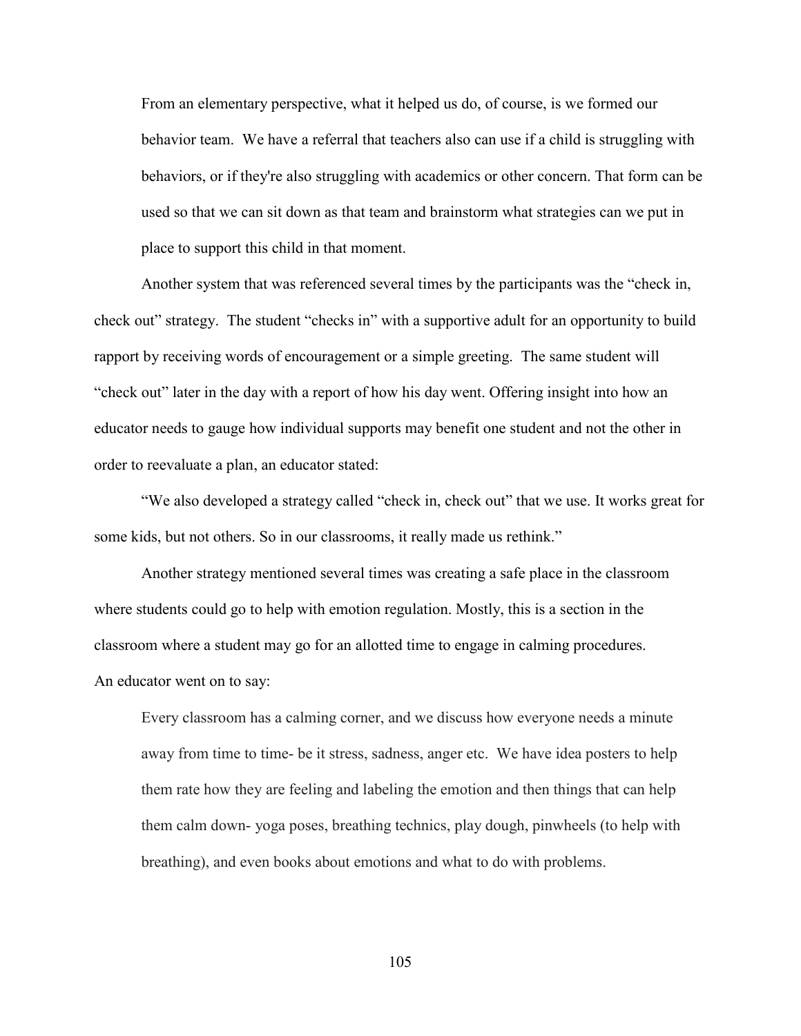> From an elementary perspective, what it helped us do, of course, is we formed our behavior team. We have a referral that teachers also can use if a child is struggling with behaviors, or if they're also struggling with academics or other concern. That form can be used so that we can sit down as that team and brainstorm what strategies can we put in place to support this child in that moment.

Another system that was referenced several times by the participants was the "check in, check out" strategy. The student "checks in" with a supportive adult for an opportunity to build rapport by receiving words of encouragement or a simple greeting. The same student will "check out" later in the day with a report of how his day went. Offering insight into how an educator needs to gauge how individual supports may benefit one student and not the other in order to reevaluate a plan, an educator stated:

"We also developed a strategy called "check in, check out" that we use. It works great for some kids, but not others. So in our classrooms, it really made us rethink."

Another strategy mentioned several times was creating a safe place in the classroom where students could go to help with emotion regulation. Mostly, this is a section in the classroom where a student may go for an allotted time to engage in calming procedures. An educator went on to say:

> Every classroom has a calming corner, and we discuss how everyone needs a minute away from time to time- be it stress, sadness, anger etc. We have idea posters to help them rate how they are feeling and labeling the emotion and then things that can help them calm down- yoga poses, breathing technics, play dough, pinwheels (to help with breathing), and even books about emotions and what to do with problems.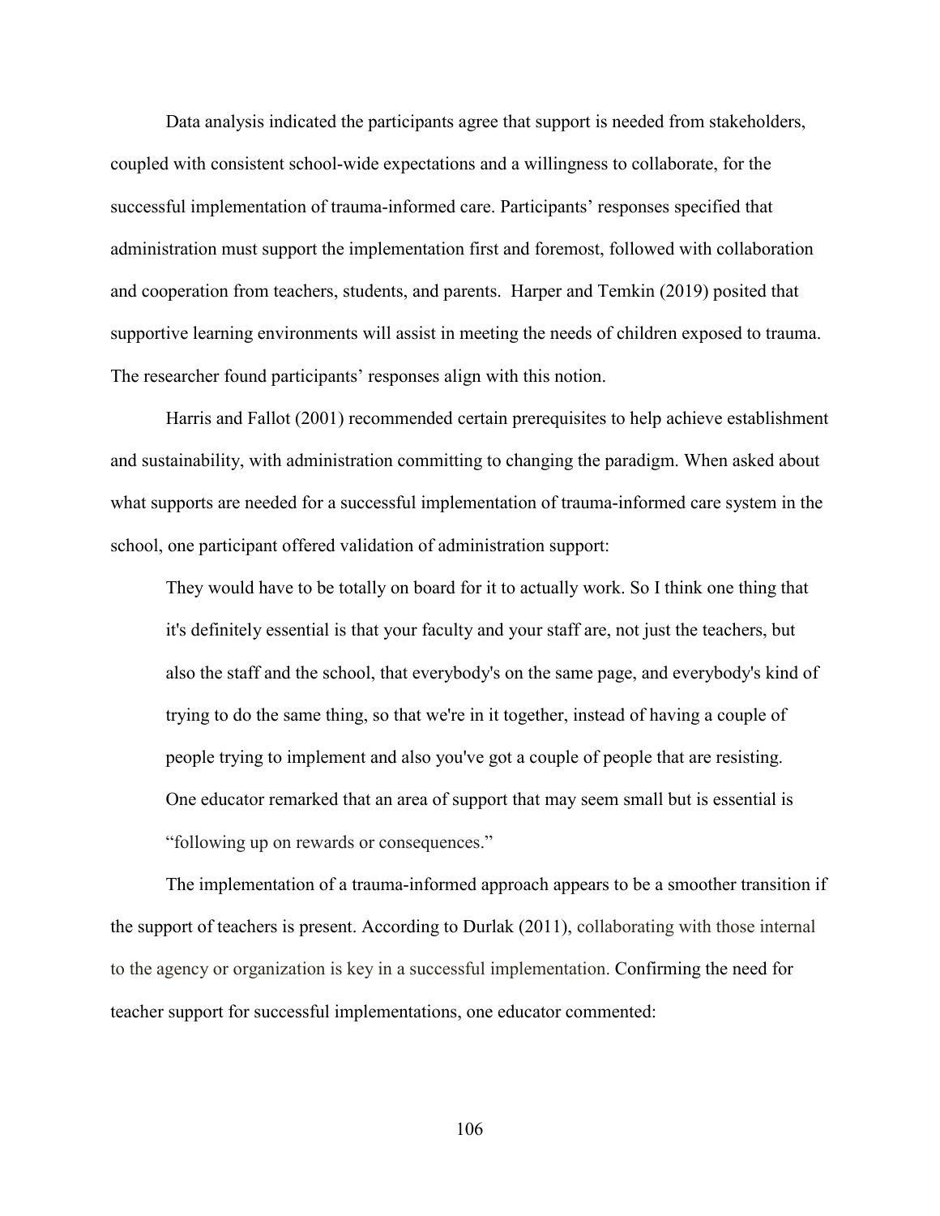Data analysis indicated the participants agree that support is needed from stakeholders, coupled with consistent school-wide expectations and a willingness to collaborate, for the successful implementation of trauma-informed care. Participants' responses specified that administration must support the implementation first and foremost, followed with collaboration and cooperation from teachers, students, and parents. Harper and Temkin (2019) posited that supportive learning environments will assist in meeting the needs of children exposed to trauma. The researcher found participants' responses align with this notion.

Harris and Fallot (2001) recommended certain prerequisites to help achieve establishment and sustainability, with administration committing to changing the paradigm. When asked about what supports are needed for a successful implementation of trauma-informed care system in the school, one participant offered validation of administration support:

> They would have to be totally on board for it to actually work. So I think one thing that it's definitely essential is that your faculty and your staff are, not just the teachers, but also the staff and the school, that everybody's on the same page, and everybody's kind of trying to do the same thing, so that we're in it together, instead of having a couple of people trying to implement and also you've got a couple of people that are resisting.
>
> One educator remarked that an area of support that may seem small but is essential is "following up on rewards or consequences."

The implementation of a trauma-informed approach appears to be a smoother transition if the support of teachers is present. According to Durlak (2011), collaborating with those internal to the agency or organization is key in a successful implementation. Confirming the need for teacher support for successful implementations, one educator commented: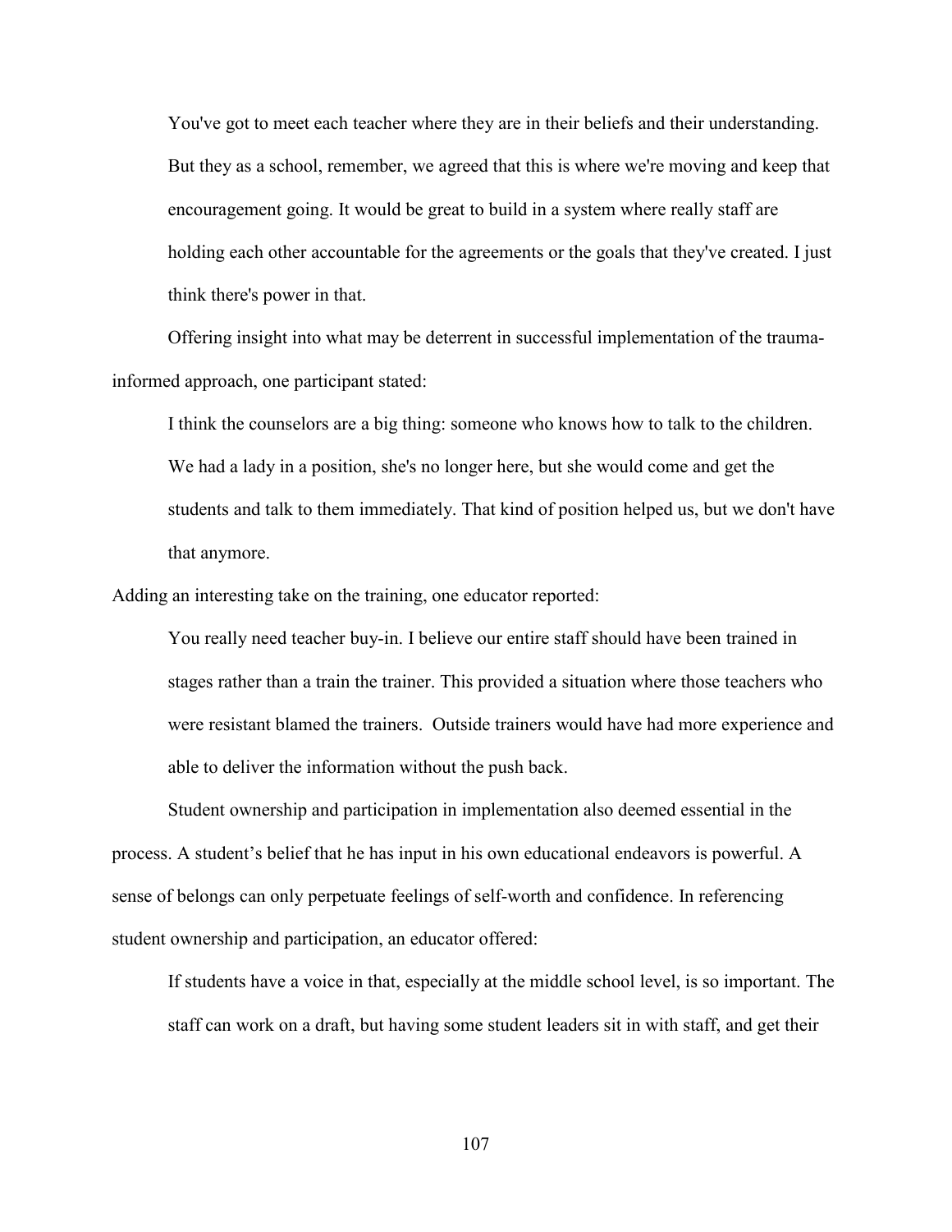> You've got to meet each teacher where they are in their beliefs and their understanding. But they as a school, remember, we agreed that this is where we're moving and keep that encouragement going. It would be great to build in a system where really staff are holding each other accountable for the agreements or the goals that they've created. I just think there's power in that.

Offering insight into what may be deterrent in successful implementation of the trauma-informed approach, one participant stated:

> I think the counselors are a big thing: someone who knows how to talk to the children. We had a lady in a position, she's no longer here, but she would come and get the students and talk to them immediately. That kind of position helped us, but we don't have that anymore.

Adding an interesting take on the training, one educator reported:

> You really need teacher buy-in. I believe our entire staff should have been trained in stages rather than a train the trainer. This provided a situation where those teachers who were resistant blamed the trainers. Outside trainers would have had more experience and able to deliver the information without the push back.

Student ownership and participation in implementation also deemed essential in the process. A student's belief that he has input in his own educational endeavors is powerful. A sense of belongs can only perpetuate feelings of self-worth and confidence. In referencing student ownership and participation, an educator offered:

> If students have a voice in that, especially at the middle school level, is so important. The staff can work on a draft, but having some student leaders sit in with staff, and get their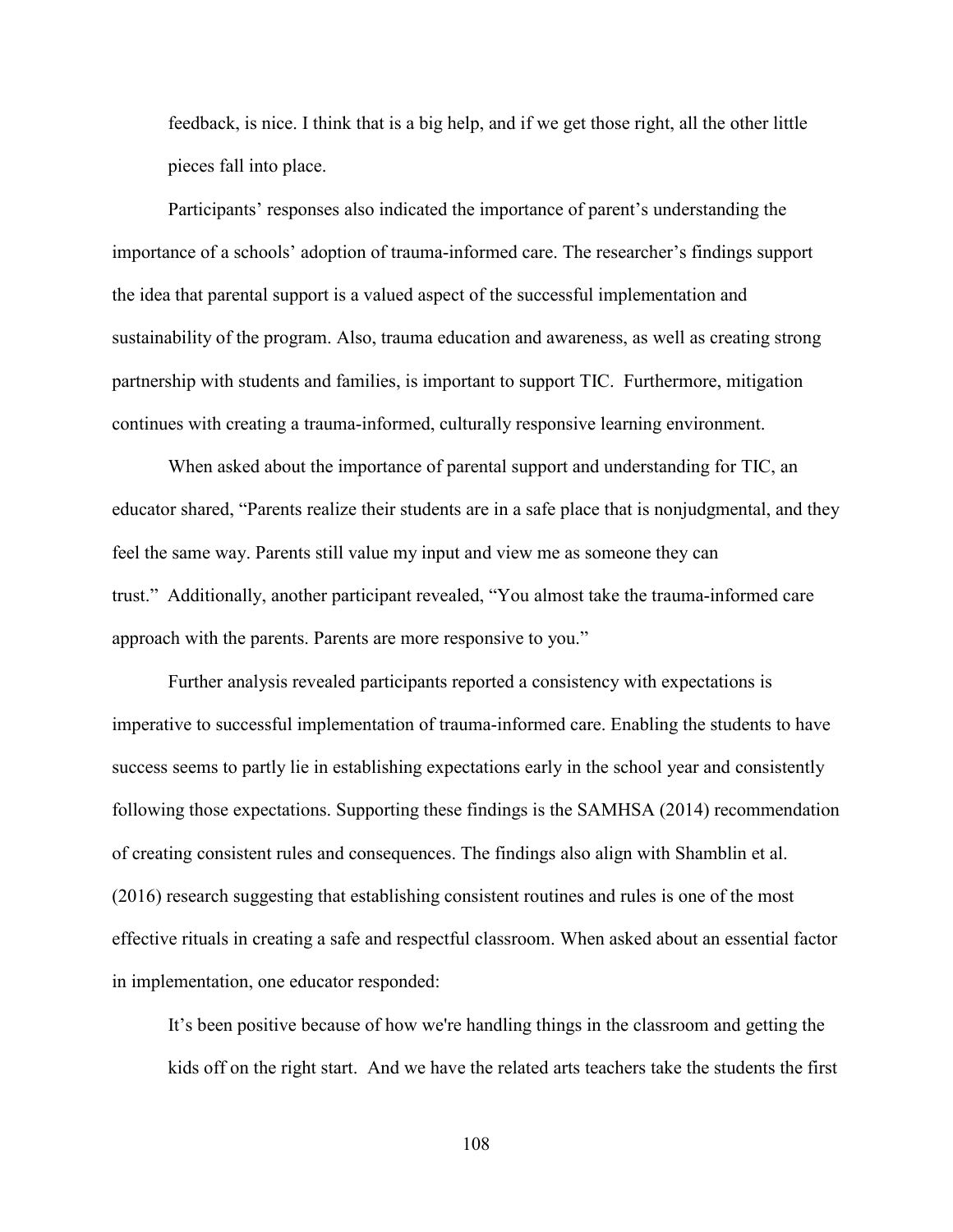> feedback, is nice. I think that is a big help, and if we get those right, all the other little pieces fall into place.

Participants' responses also indicated the importance of parent's understanding the importance of a schools' adoption of trauma-informed care. The researcher's findings support the idea that parental support is a valued aspect of the successful implementation and sustainability of the program. Also, trauma education and awareness, as well as creating strong partnership with students and families, is important to support TIC. Furthermore, mitigation continues with creating a trauma-informed, culturally responsive learning environment.

When asked about the importance of parental support and understanding for TIC, an educator shared, "Parents realize their students are in a safe place that is nonjudgmental, and they feel the same way. Parents still value my input and view me as someone they can trust." Additionally, another participant revealed, "You almost take the trauma-informed care approach with the parents. Parents are more responsive to you."

Further analysis revealed participants reported a consistency with expectations is imperative to successful implementation of trauma-informed care. Enabling the students to have success seems to partly lie in establishing expectations early in the school year and consistently following those expectations. Supporting these findings is the SAMHSA (2014) recommendation of creating consistent rules and consequences. The findings also align with Shamblin et al. (2016) research suggesting that establishing consistent routines and rules is one of the most effective rituals in creating a safe and respectful classroom. When asked about an essential factor in implementation, one educator responded:

> It's been positive because of how we're handling things in the classroom and getting the kids off on the right start. And we have the related arts teachers take the students the first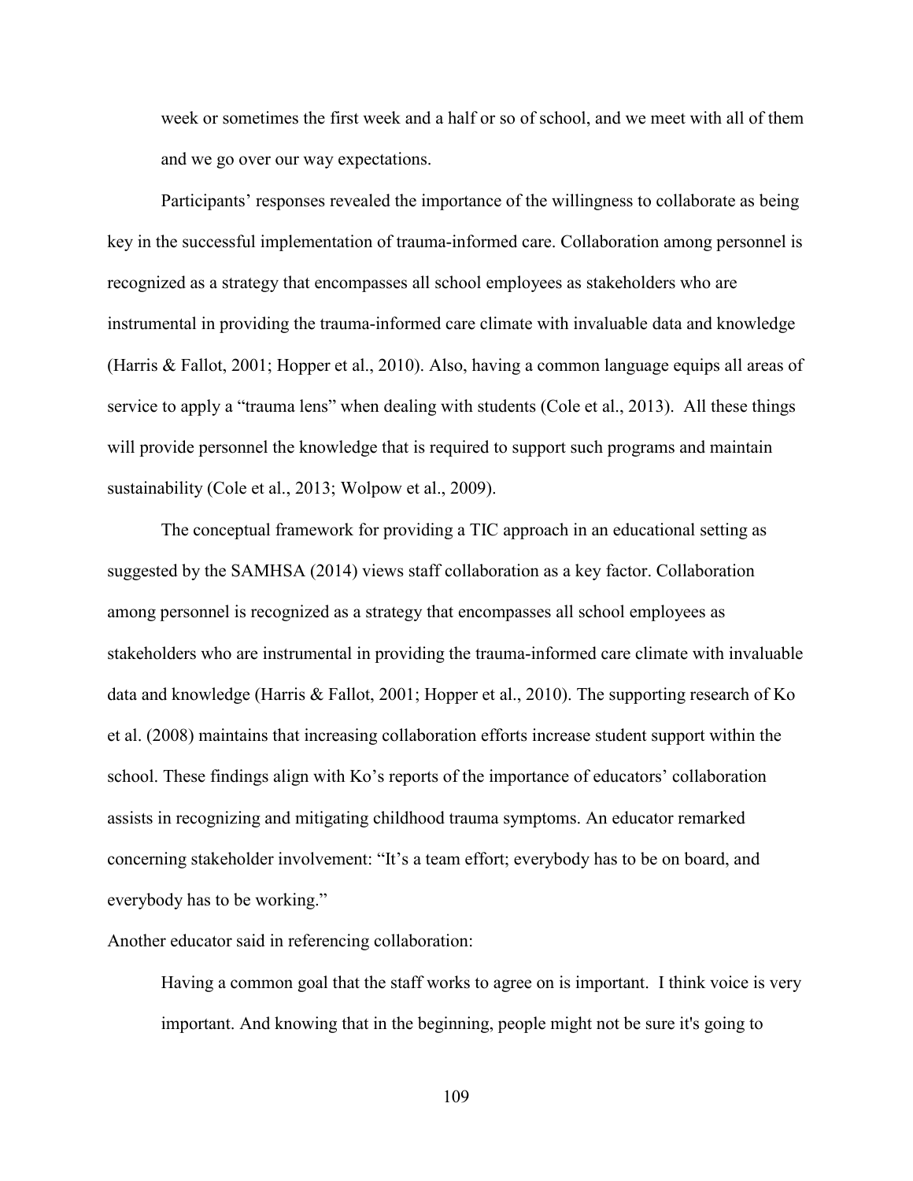> week or sometimes the first week and a half or so of school, and we meet with all of them and we go over our way expectations.

Participants' responses revealed the importance of the willingness to collaborate as being key in the successful implementation of trauma-informed care. Collaboration among personnel is recognized as a strategy that encompasses all school employees as stakeholders who are instrumental in providing the trauma-informed care climate with invaluable data and knowledge (Harris & Fallot, 2001; Hopper et al., 2010). Also, having a common language equips all areas of service to apply a "trauma lens" when dealing with students (Cole et al., 2013). All these things will provide personnel the knowledge that is required to support such programs and maintain sustainability (Cole et al., 2013; Wolpow et al., 2009).

The conceptual framework for providing a TIC approach in an educational setting as suggested by the SAMHSA (2014) views staff collaboration as a key factor. Collaboration among personnel is recognized as a strategy that encompasses all school employees as stakeholders who are instrumental in providing the trauma-informed care climate with invaluable data and knowledge (Harris & Fallot, 2001; Hopper et al., 2010). The supporting research of Ko et al. (2008) maintains that increasing collaboration efforts increase student support within the school. These findings align with Ko's reports of the importance of educators' collaboration assists in recognizing and mitigating childhood trauma symptoms. An educator remarked concerning stakeholder involvement: "It's a team effort; everybody has to be on board, and everybody has to be working."

Another educator said in referencing collaboration:

> Having a common goal that the staff works to agree on is important. I think voice is very important. And knowing that in the beginning, people might not be sure it's going to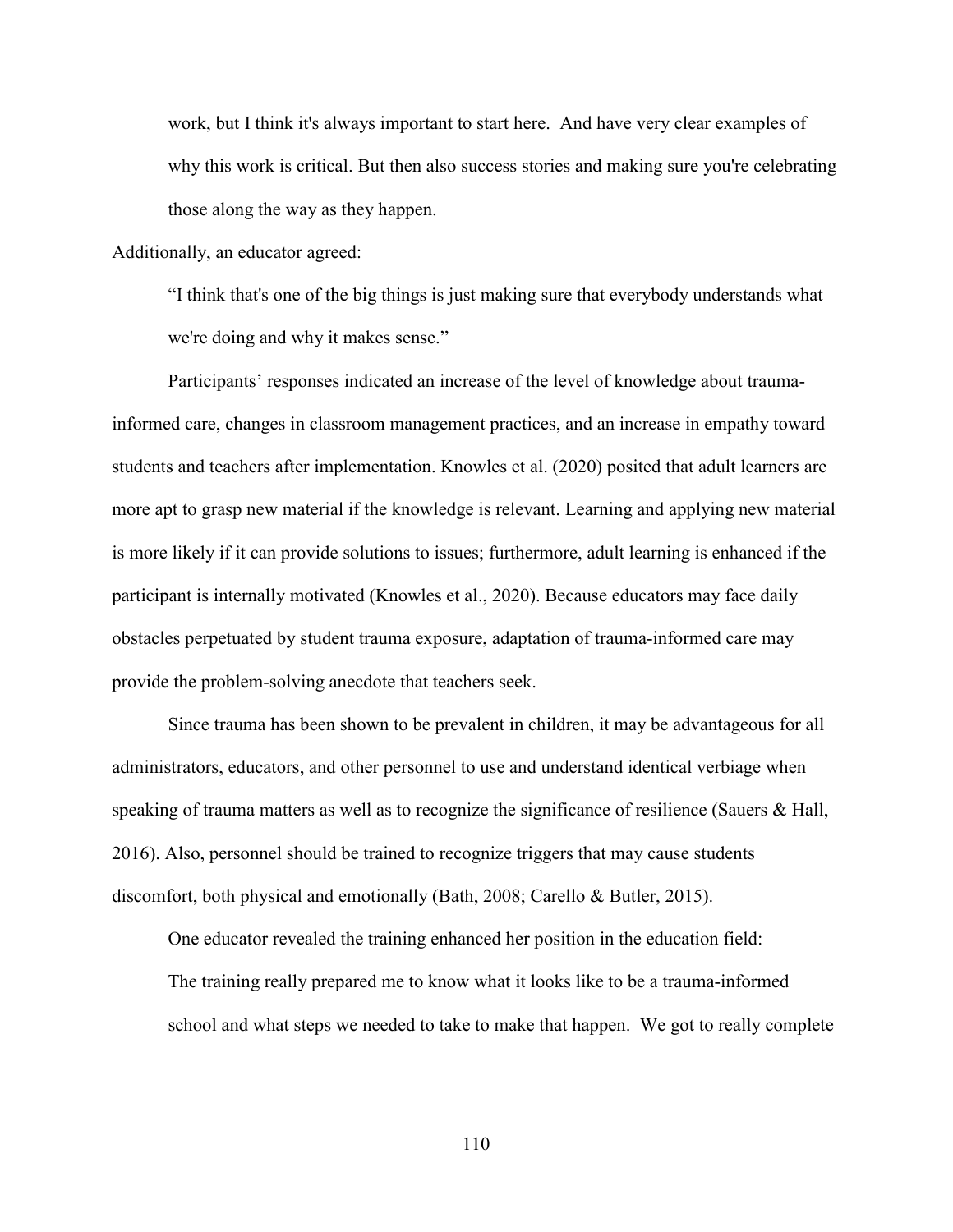> work, but I think it's always important to start here. And have very clear examples of why this work is critical. But then also success stories and making sure you're celebrating those along the way as they happen.

Additionally, an educator agreed:

> "I think that's one of the big things is just making sure that everybody understands what we're doing and why it makes sense."

Participants' responses indicated an increase of the level of knowledge about trauma-informed care, changes in classroom management practices, and an increase in empathy toward students and teachers after implementation. Knowles et al. (2020) posited that adult learners are more apt to grasp new material if the knowledge is relevant. Learning and applying new material is more likely if it can provide solutions to issues; furthermore, adult learning is enhanced if the participant is internally motivated (Knowles et al., 2020). Because educators may face daily obstacles perpetuated by student trauma exposure, adaptation of trauma-informed care may provide the problem-solving anecdote that teachers seek.

Since trauma has been shown to be prevalent in children, it may be advantageous for all administrators, educators, and other personnel to use and understand identical verbiage when speaking of trauma matters as well as to recognize the significance of resilience (Sauers & Hall, 2016). Also, personnel should be trained to recognize triggers that may cause students discomfort, both physical and emotionally (Bath, 2008; Carello & Butler, 2015).

One educator revealed the training enhanced her position in the education field:

> The training really prepared me to know what it looks like to be a trauma-informed school and what steps we needed to take to make that happen. We got to really complete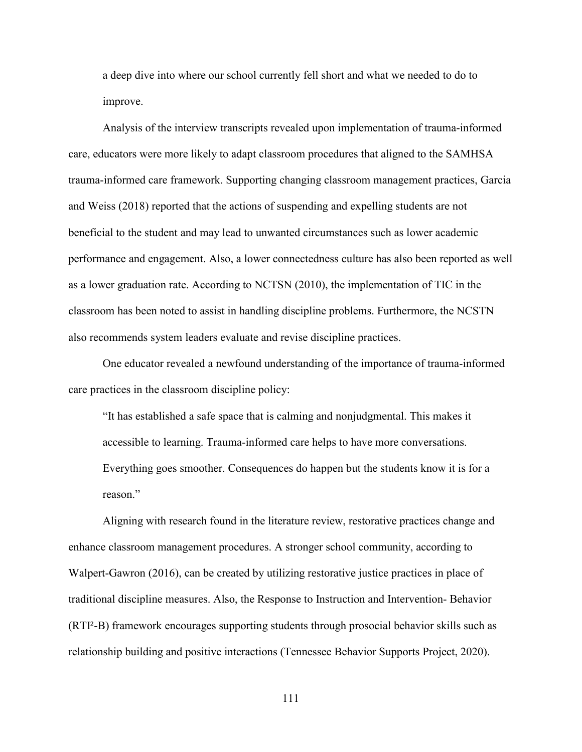a deep dive into where our school currently fell short and what we needed to do to improve.

Analysis of the interview transcripts revealed upon implementation of trauma-informed care, educators were more likely to adapt classroom procedures that aligned to the SAMHSA trauma-informed care framework. Supporting changing classroom management practices, Garcia and Weiss (2018) reported that the actions of suspending and expelling students are not beneficial to the student and may lead to unwanted circumstances such as lower academic performance and engagement. Also, a lower connectedness culture has also been reported as well as a lower graduation rate. According to NCTSN (2010), the implementation of TIC in the classroom has been noted to assist in handling discipline problems. Furthermore, the NCSTN also recommends system leaders evaluate and revise discipline practices.

One educator revealed a newfound understanding of the importance of trauma-informed care practices in the classroom discipline policy:

> "It has established a safe space that is calming and nonjudgmental. This makes it accessible to learning. Trauma-informed care helps to have more conversations. Everything goes smoother. Consequences do happen but the students know it is for a reason."

Aligning with research found in the literature review, restorative practices change and enhance classroom management procedures. A stronger school community, according to Walpert-Gawron (2016), can be created by utilizing restorative justice practices in place of traditional discipline measures. Also, the Response to Instruction and Intervention- Behavior ($RTI^2$-B) framework encourages supporting students through prosocial behavior skills such as relationship building and positive interactions (Tennessee Behavior Supports Project, 2020).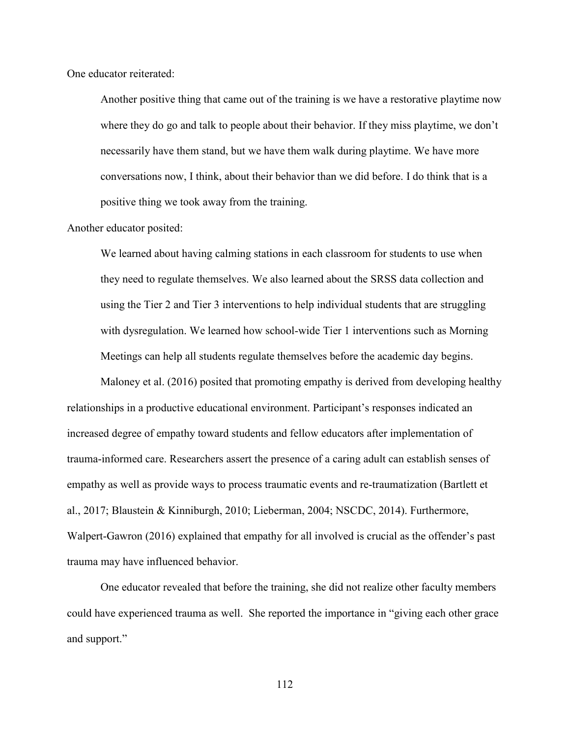One educator reiterated:

> Another positive thing that came out of the training is we have a restorative playtime now where they do go and talk to people about their behavior. If they miss playtime, we don't necessarily have them stand, but we have them walk during playtime. We have more conversations now, I think, about their behavior than we did before. I do think that is a positive thing we took away from the training.

Another educator posited:

> We learned about having calming stations in each classroom for students to use when they need to regulate themselves. We also learned about the SRSS data collection and using the Tier 2 and Tier 3 interventions to help individual students that are struggling with dysregulation. We learned how school-wide Tier 1 interventions such as Morning Meetings can help all students regulate themselves before the academic day begins.

Maloney et al. (2016) posited that promoting empathy is derived from developing healthy relationships in a productive educational environment. Participant's responses indicated an increased degree of empathy toward students and fellow educators after implementation of trauma-informed care. Researchers assert the presence of a caring adult can establish senses of empathy as well as provide ways to process traumatic events and re-traumatization (Bartlett et al., 2017; Blaustein & Kinniburgh, 2010; Lieberman, 2004; NSCDC, 2014). Furthermore, Walpert-Gawron (2016) explained that empathy for all involved is crucial as the offender's past trauma may have influenced behavior.

One educator revealed that before the training, she did not realize other faculty members could have experienced trauma as well. She reported the importance in "giving each other grace and support."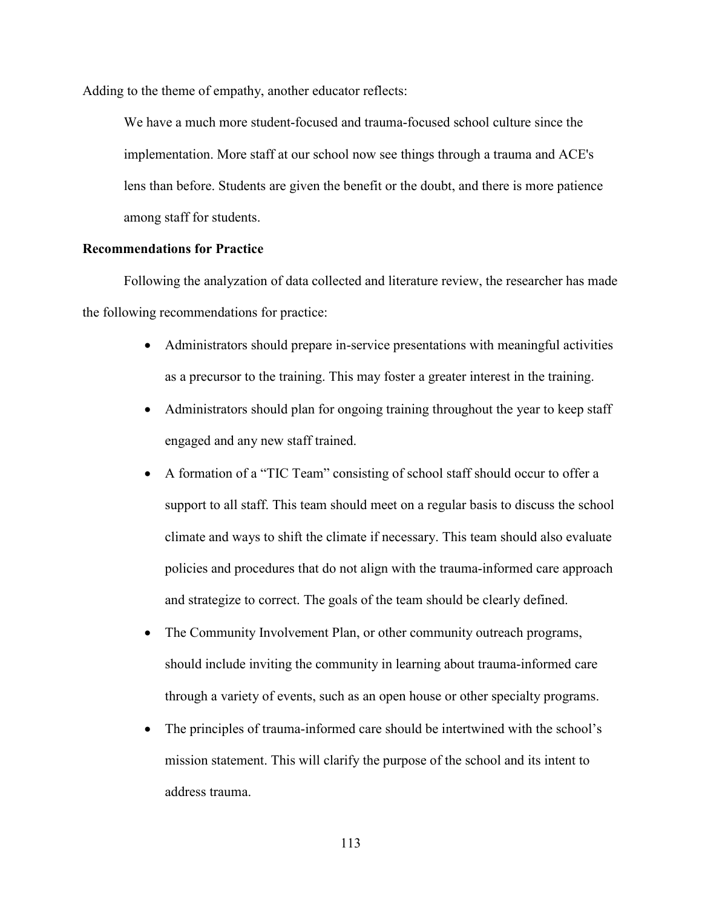Adding to the theme of empathy, another educator reflects:

> We have a much more student-focused and trauma-focused school culture since the implementation. More staff at our school now see things through a trauma and ACE's lens than before. Students are given the benefit or the doubt, and there is more patience among staff for students.

**Recommendations for Practice**

Following the analyzation of data collected and literature review, the researcher has made the following recommendations for practice:

- Administrators should prepare in-service presentations with meaningful activities as a precursor to the training. This may foster a greater interest in the training.
- Administrators should plan for ongoing training throughout the year to keep staff engaged and any new staff trained.
- A formation of a "TIC Team" consisting of school staff should occur to offer a support to all staff. This team should meet on a regular basis to discuss the school climate and ways to shift the climate if necessary. This team should also evaluate policies and procedures that do not align with the trauma-informed care approach and strategize to correct. The goals of the team should be clearly defined.
- The Community Involvement Plan, or other community outreach programs, should include inviting the community in learning about trauma-informed care through a variety of events, such as an open house or other specialty programs.
- The principles of trauma-informed care should be intertwined with the school's mission statement. This will clarify the purpose of the school and its intent to address trauma.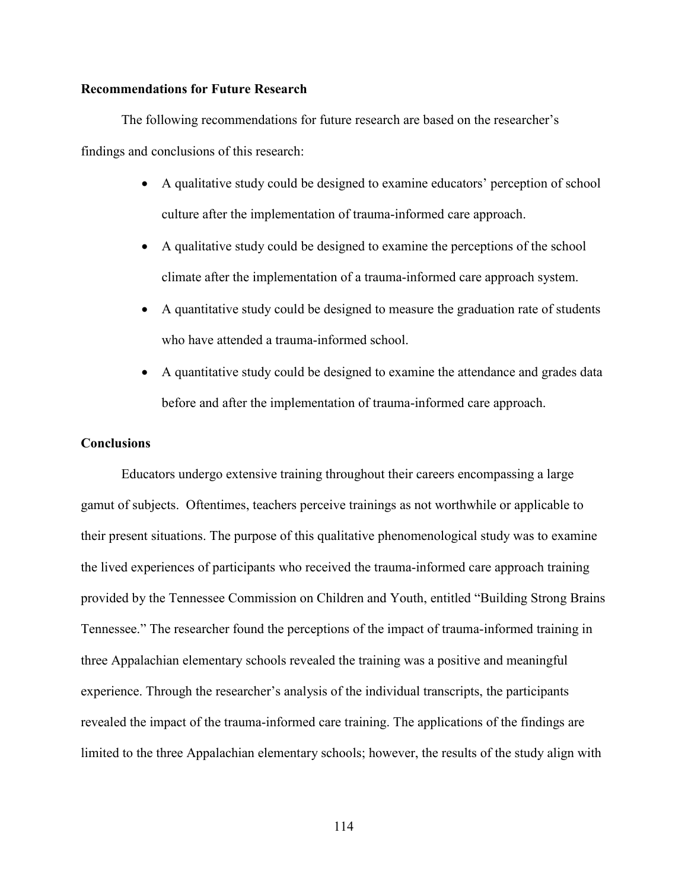### Recommendations for Future Research

The following recommendations for future research are based on the researcher's findings and conclusions of this research:

- A qualitative study could be designed to examine educators' perception of school culture after the implementation of trauma-informed care approach.
- A qualitative study could be designed to examine the perceptions of the school climate after the implementation of a trauma-informed care approach system.
- A quantitative study could be designed to measure the graduation rate of students who have attended a trauma-informed school.
- A quantitative study could be designed to examine the attendance and grades data before and after the implementation of trauma-informed care approach.

### Conclusions

Educators undergo extensive training throughout their careers encompassing a large gamut of subjects. Oftentimes, teachers perceive trainings as not worthwhile or applicable to their present situations. The purpose of this qualitative phenomenological study was to examine the lived experiences of participants who received the trauma-informed care approach training provided by the Tennessee Commission on Children and Youth, entitled "Building Strong Brains Tennessee." The researcher found the perceptions of the impact of trauma-informed training in three Appalachian elementary schools revealed the training was a positive and meaningful experience. Through the researcher's analysis of the individual transcripts, the participants revealed the impact of the trauma-informed care training. The applications of the findings are limited to the three Appalachian elementary schools; however, the results of the study align with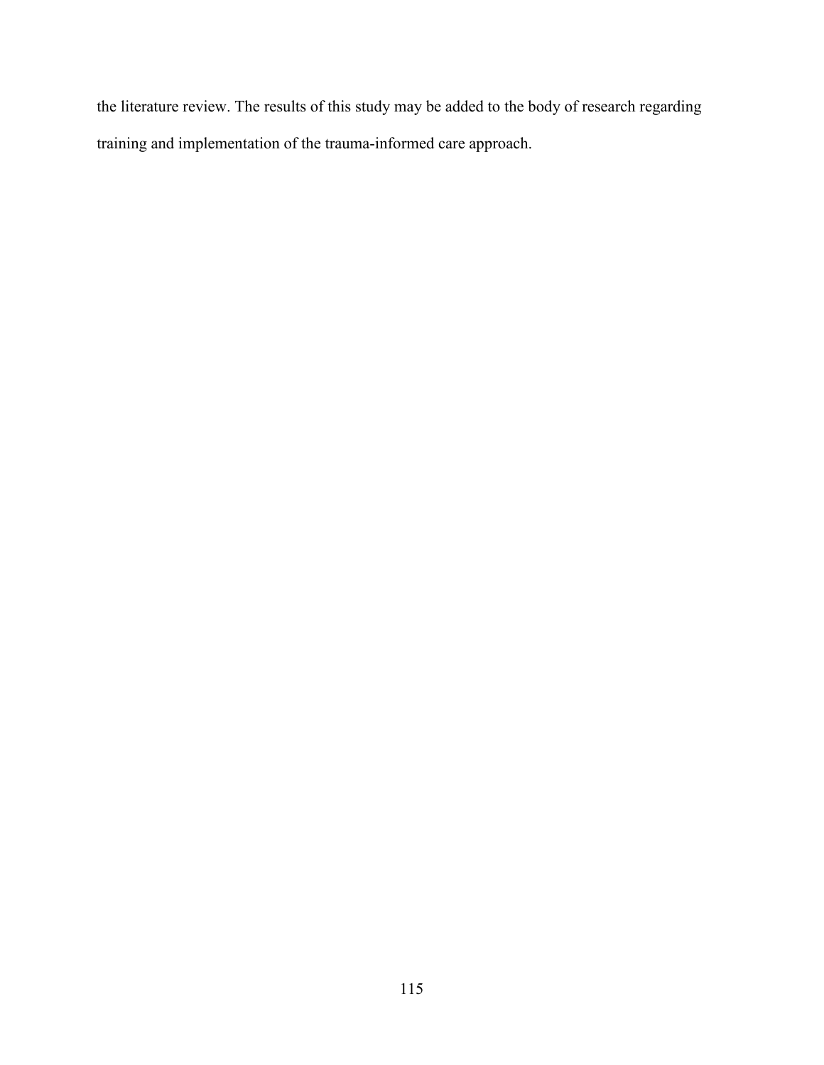the literature review. The results of this study may be added to the body of research regarding training and implementation of the trauma-informed care approach.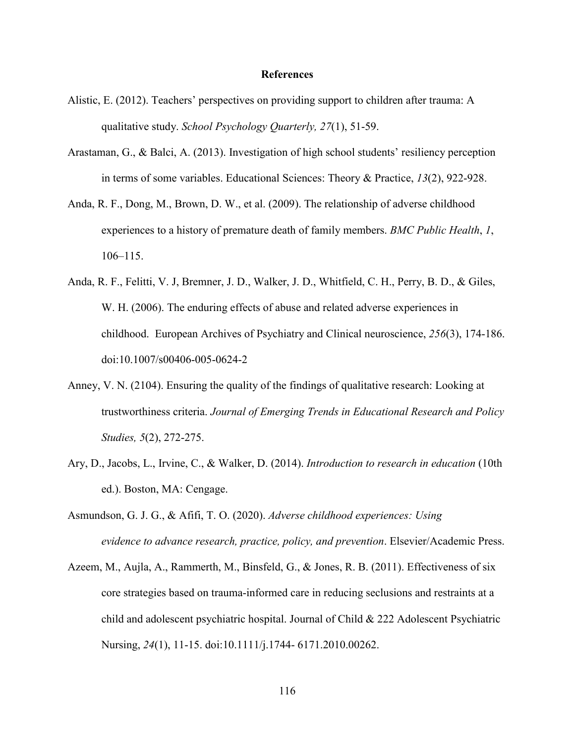# References

Alistic, E. (2012). Teachers' perspectives on providing support to children after trauma: A qualitative study. *School Psychology Quarterly, 27*(1), 51-59.

Arastaman, G., & Balci, A. (2013). Investigation of high school students' resiliency perception in terms of some variables. Educational Sciences: Theory & Practice, *13*(2), 922-928.

Anda, R. F., Dong, M., Brown, D. W., et al. (2009). The relationship of adverse childhood experiences to a history of premature death of family members. *BMC Public Health*, *1*, 106–115.

Anda, R. F., Felitti, V. J, Bremner, J. D., Walker, J. D., Whitfield, C. H., Perry, B. D., & Giles, W. H. (2006). The enduring effects of abuse and related adverse experiences in childhood. European Archives of Psychiatry and Clinical neuroscience, *256*(3), 174-186. doi:10.1007/s00406-005-0624-2

Anney, V. N. (2104). Ensuring the quality of the findings of qualitative research: Looking at trustworthiness criteria. *Journal of Emerging Trends in Educational Research and Policy Studies, 5*(2), 272-275.

Ary, D., Jacobs, L., Irvine, C., & Walker, D. (2014). *Introduction to research in education* (10th ed.). Boston, MA: Cengage.

Asmundson, G. J. G., & Afifi, T. O. (2020). *Adverse childhood experiences: Using evidence to advance research, practice, policy, and prevention*. Elsevier/Academic Press.

Azeem, M., Aujla, A., Rammerth, M., Binsfeld, G., & Jones, R. B. (2011). Effectiveness of six core strategies based on trauma-informed care in reducing seclusions and restraints at a child and adolescent psychiatric hospital. Journal of Child & 222 Adolescent Psychiatric Nursing, *24*(1), 11-15. doi:10.1111/j.1744- 6171.2010.00262.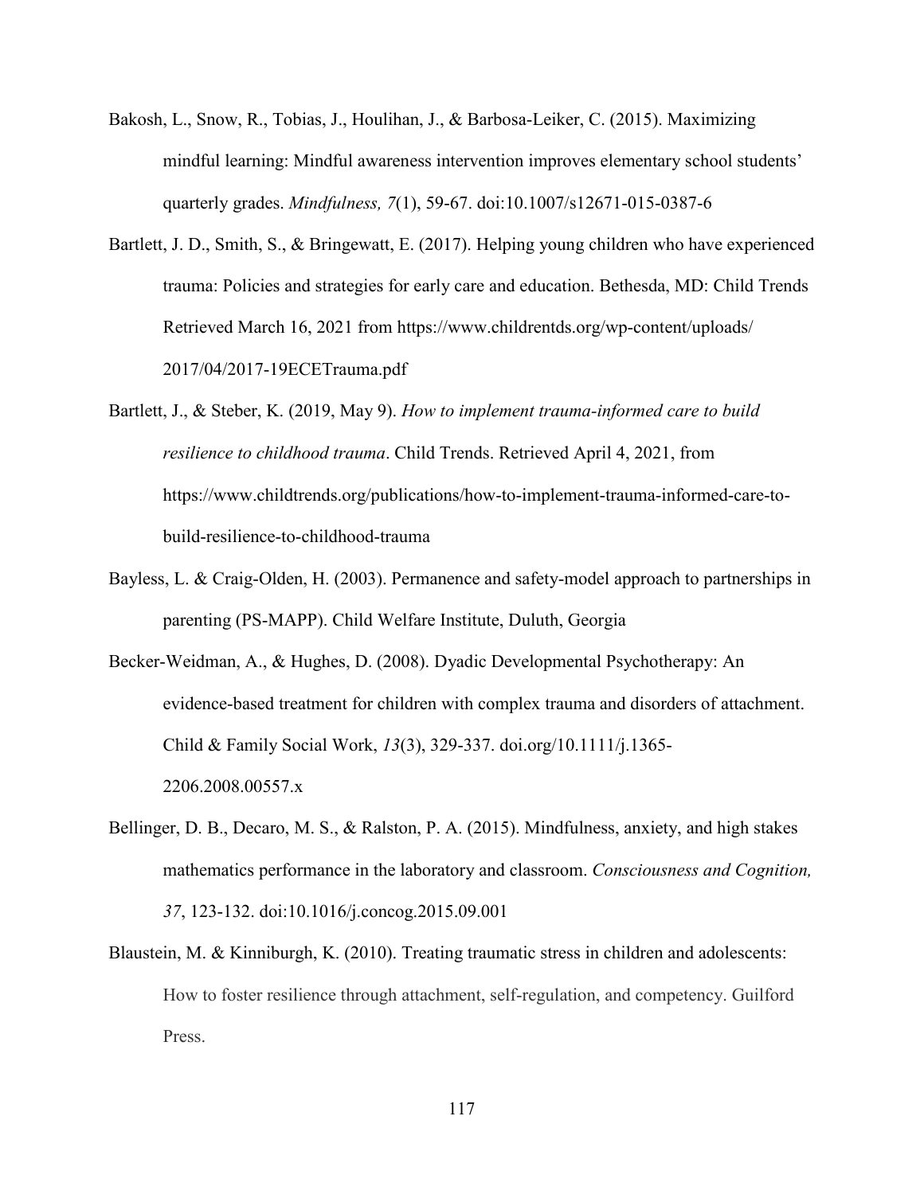Bakosh, L., Snow, R., Tobias, J., Houlihan, J., & Barbosa-Leiker, C. (2015). Maximizing mindful learning: Mindful awareness intervention improves elementary school students' quarterly grades. *Mindfulness, 7*(1), 59-67. doi:10.1007/s12671-015-0387-6

Bartlett, J. D., Smith, S., & Bringewatt, E. (2017). Helping young children who have experienced trauma: Policies and strategies for early care and education. Bethesda, MD: Child Trends Retrieved March 16, 2021 from https://www.childrentds.org/wp-content/uploads/2017/04/2017-19ECETrauma.pdf

Bartlett, J., & Steber, K. (2019, May 9). *How to implement trauma-informed care to build resilience to childhood trauma*. Child Trends. Retrieved April 4, 2021, from https://www.childtrends.org/publications/how-to-implement-trauma-informed-care-to-build-resilience-to-childhood-trauma

Bayless, L. & Craig-Olden, H. (2003). Permanence and safety-model approach to partnerships in parenting (PS-MAPP). Child Welfare Institute, Duluth, Georgia

Becker-Weidman, A., & Hughes, D. (2008). Dyadic Developmental Psychotherapy: An evidence-based treatment for children with complex trauma and disorders of attachment. Child & Family Social Work, *13*(3), 329-337. doi.org/10.1111/j.1365-2206.2008.00557.x

Bellinger, D. B., Decaro, M. S., & Ralston, P. A. (2015). Mindfulness, anxiety, and high stakes mathematics performance in the laboratory and classroom. *Consciousness and Cognition, 37*, 123-132. doi:10.1016/j.concog.2015.09.001

Blaustein, M. & Kinniburgh, K. (2010). Treating traumatic stress in children and adolescents: How to foster resilience through attachment, self-regulation, and competency. Guilford Press.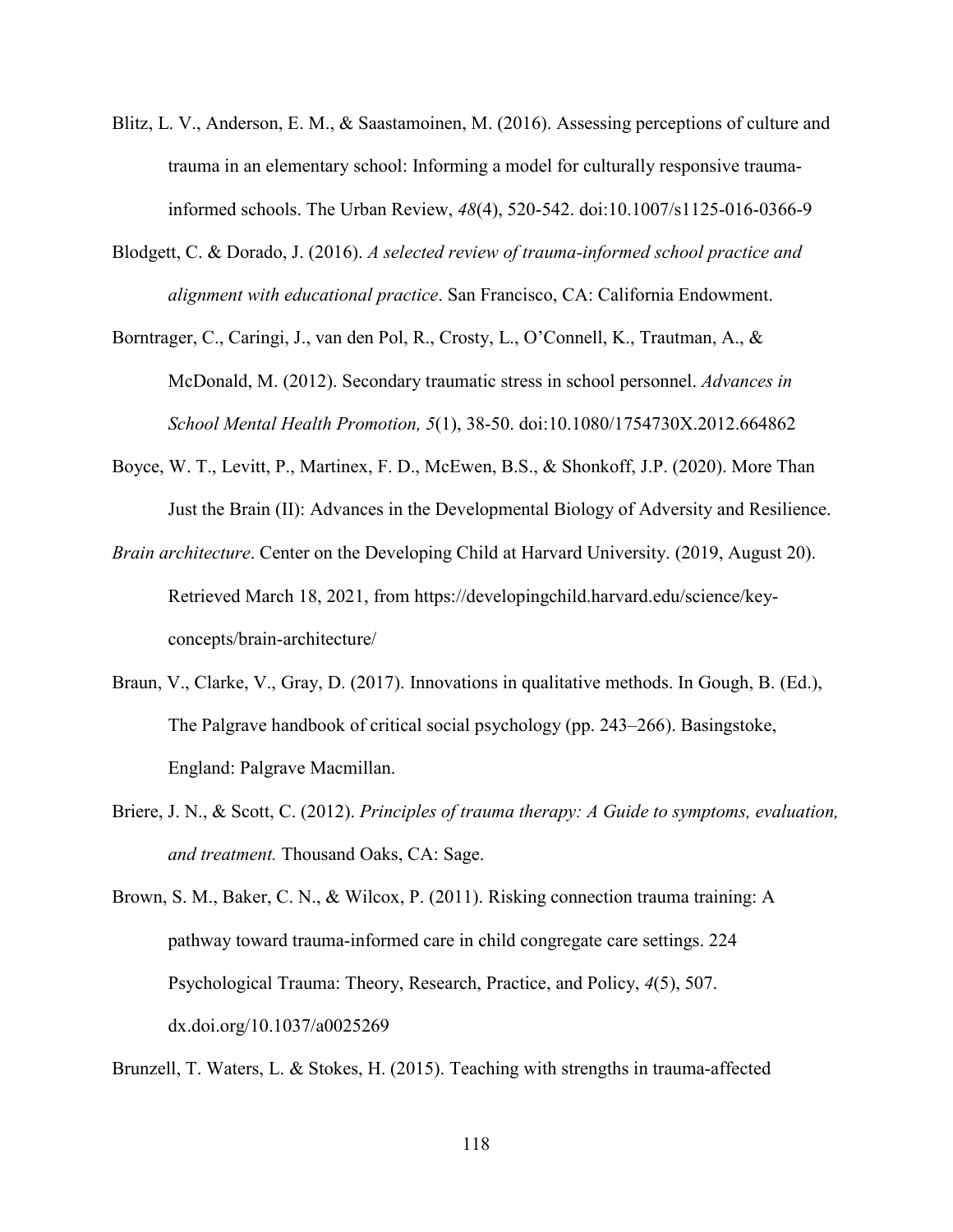Blitz, L. V., Anderson, E. M., & Saastamoinen, M. (2016). Assessing perceptions of culture and trauma in an elementary school: Informing a model for culturally responsive trauma-informed schools. The Urban Review, *48*(4), 520-542. doi:10.1007/s1125-016-0366-9

Blodgett, C. & Dorado, J. (2016). *A selected review of trauma-informed school practice and alignment with educational practice*. San Francisco, CA: California Endowment.

Borntrager, C., Caringi, J., van den Pol, R., Crosty, L., O'Connell, K., Trautman, A., & McDonald, M. (2012). Secondary traumatic stress in school personnel. *Advances in School Mental Health Promotion, 5*(1), 38-50. doi:10.1080/1754730X.2012.664862

Boyce, W. T., Levitt, P., Martinex, F. D., McEwen, B.S., & Shonkoff, J.P. (2020). More Than Just the Brain (II): Advances in the Developmental Biology of Adversity and Resilience.

*Brain architecture*. Center on the Developing Child at Harvard University. (2019, August 20). Retrieved March 18, 2021, from https://developingchild.harvard.edu/science/key-concepts/brain-architecture/

Braun, V., Clarke, V., Gray, D. (2017). Innovations in qualitative methods. In Gough, B. (Ed.), The Palgrave handbook of critical social psychology (pp. 243–266). Basingstoke, England: Palgrave Macmillan.

Briere, J. N., & Scott, C. (2012). *Principles of trauma therapy: A Guide to symptoms, evaluation, and treatment.* Thousand Oaks, CA: Sage.

Brown, S. M., Baker, C. N., & Wilcox, P. (2011). Risking connection trauma training: A pathway toward trauma-informed care in child congregate care settings. 224 Psychological Trauma: Theory, Research, Practice, and Policy, *4*(5), 507. dx.doi.org/10.1037/a0025269

Brunzell, T. Waters, L. & Stokes, H. (2015). Teaching with strengths in trauma-affected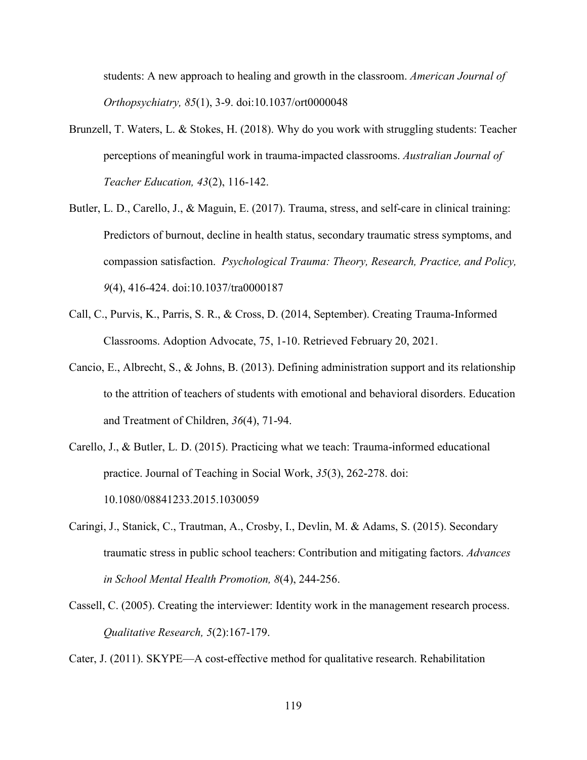students: A new approach to healing and growth in the classroom. *American Journal of Orthopsychiatry, 85*(1), 3-9. doi:10.1037/ort0000048

Brunzell, T. Waters, L. & Stokes, H. (2018). Why do you work with struggling students: Teacher perceptions of meaningful work in trauma-impacted classrooms. *Australian Journal of Teacher Education, 43*(2), 116-142.

Butler, L. D., Carello, J., & Maguin, E. (2017). Trauma, stress, and self-care in clinical training: Predictors of burnout, decline in health status, secondary traumatic stress symptoms, and compassion satisfaction. *Psychological Trauma: Theory, Research, Practice, and Policy, 9*(4), 416-424. doi:10.1037/tra0000187

Call, C., Purvis, K., Parris, S. R., & Cross, D. (2014, September). Creating Trauma-Informed Classrooms. Adoption Advocate, 75, 1-10. Retrieved February 20, 2021.

Cancio, E., Albrecht, S., & Johns, B. (2013). Defining administration support and its relationship to the attrition of teachers of students with emotional and behavioral disorders. Education and Treatment of Children, *36*(4), 71-94.

Carello, J., & Butler, L. D. (2015). Practicing what we teach: Trauma-informed educational practice. Journal of Teaching in Social Work, *35*(3), 262-278. doi: 10.1080/08841233.2015.1030059

Caringi, J., Stanick, C., Trautman, A., Crosby, I., Devlin, M. & Adams, S. (2015). Secondary traumatic stress in public school teachers: Contribution and mitigating factors. *Advances in School Mental Health Promotion, 8*(4), 244-256.

Cassell, C. (2005). Creating the interviewer: Identity work in the management research process. *Qualitative Research, 5*(2):167-179.

Cater, J. (2011). SKYPE—A cost-effective method for qualitative research. Rehabilitation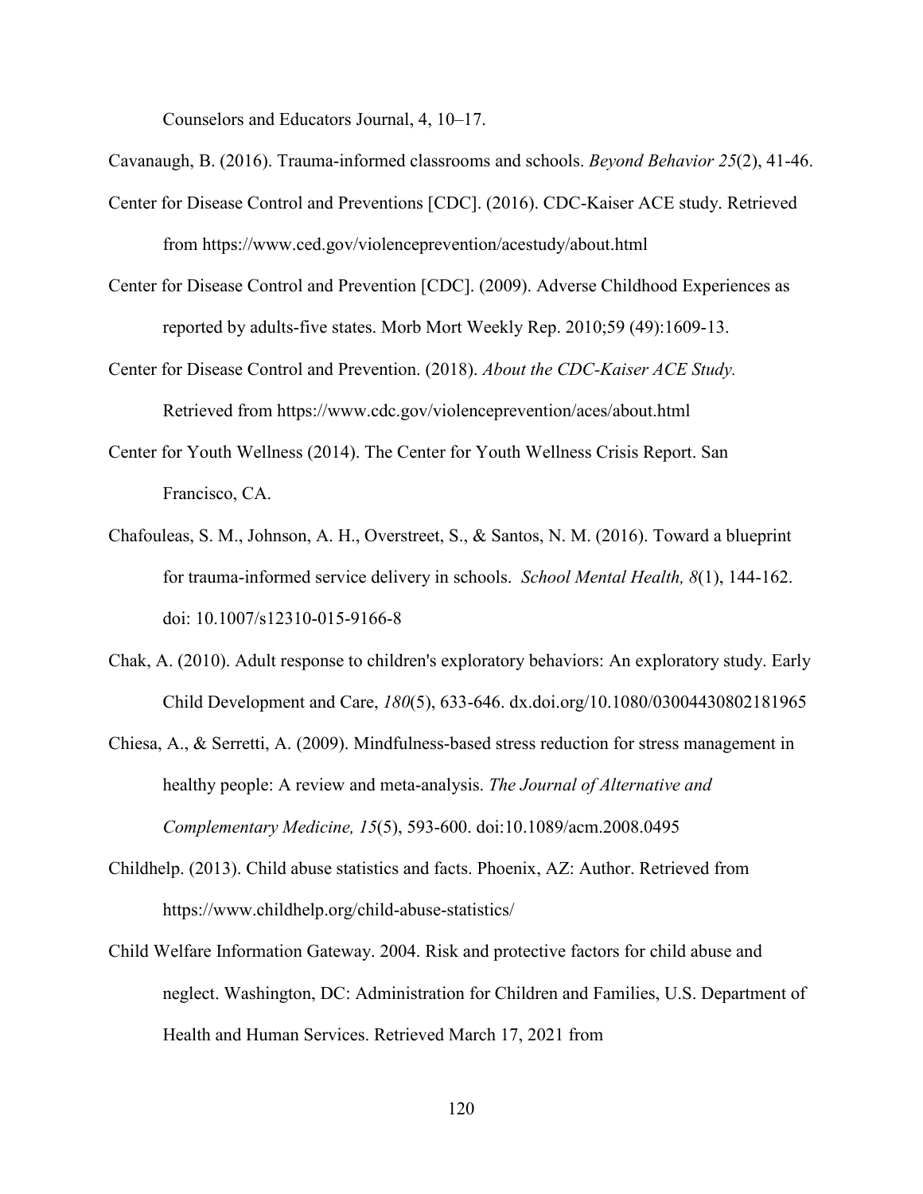Counselors and Educators Journal, 4, 10–17.

Cavanaugh, B. (2016). Trauma-informed classrooms and schools. *Beyond Behavior 25*(2), 41-46.

Center for Disease Control and Preventions [CDC]. (2016). CDC-Kaiser ACE study. Retrieved from https://www.ced.gov/violenceprevention/acestudy/about.html

Center for Disease Control and Prevention [CDC]. (2009). Adverse Childhood Experiences as reported by adults-five states. Morb Mort Weekly Rep. 2010;59 (49):1609-13.

Center for Disease Control and Prevention. (2018). *About the CDC-Kaiser ACE Study.* Retrieved from https://www.cdc.gov/violenceprevention/aces/about.html

Center for Youth Wellness (2014). The Center for Youth Wellness Crisis Report. San Francisco, CA.

Chafouleas, S. M., Johnson, A. H., Overstreet, S., & Santos, N. M. (2016). Toward a blueprint for trauma-informed service delivery in schools. *School Mental Health, 8*(1), 144-162. doi: 10.1007/s12310-015-9166-8

Chak, A. (2010). Adult response to children's exploratory behaviors: An exploratory study. Early Child Development and Care, *180*(5), 633-646. dx.doi.org/10.1080/03004430802181965

Chiesa, A., & Serretti, A. (2009). Mindfulness-based stress reduction for stress management in healthy people: A review and meta-analysis. *The Journal of Alternative and Complementary Medicine, 15*(5), 593-600. doi:10.1089/acm.2008.0495

Childhelp. (2013). Child abuse statistics and facts. Phoenix, AZ: Author. Retrieved from https://www.childhelp.org/child-abuse-statistics/

Child Welfare Information Gateway. 2004. Risk and protective factors for child abuse and neglect. Washington, DC: Administration for Children and Families, U.S. Department of Health and Human Services. Retrieved March 17, 2021 from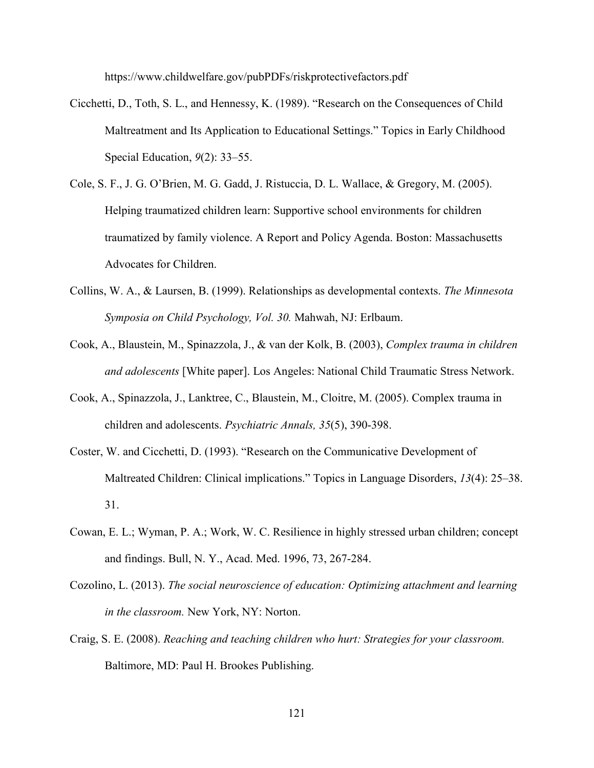https://www.childwelfare.gov/pubPDFs/riskprotectivefactors.pdf

Cicchetti, D., Toth, S. L., and Hennessy, K. (1989). "Research on the Consequences of Child Maltreatment and Its Application to Educational Settings." Topics in Early Childhood Special Education, *9*(2): 33–55.

Cole, S. F., J. G. O'Brien, M. G. Gadd, J. Ristuccia, D. L. Wallace, & Gregory, M. (2005). Helping traumatized children learn: Supportive school environments for children traumatized by family violence. A Report and Policy Agenda. Boston: Massachusetts Advocates for Children.

Collins, W. A., & Laursen, B. (1999). Relationships as developmental contexts. *The Minnesota Symposia on Child Psychology, Vol. 30.* Mahwah, NJ: Erlbaum.

Cook, A., Blaustein, M., Spinazzola, J., & van der Kolk, B. (2003), *Complex trauma in children and adolescents* [White paper]. Los Angeles: National Child Traumatic Stress Network.

Cook, A., Spinazzola, J., Lanktree, C., Blaustein, M., Cloitre, M. (2005). Complex trauma in children and adolescents. *Psychiatric Annals, 35*(5), 390-398.

Coster, W. and Cicchetti, D. (1993). "Research on the Communicative Development of Maltreated Children: Clinical implications." Topics in Language Disorders, *13*(4): 25–38. 31.

Cowan, E. L.; Wyman, P. A.; Work, W. C. Resilience in highly stressed urban children; concept and findings. Bull, N. Y., Acad. Med. 1996, 73, 267-284.

Cozolino, L. (2013). *The social neuroscience of education: Optimizing attachment and learning in the classroom.* New York, NY: Norton.

Craig, S. E. (2008). *Reaching and teaching children who hurt: Strategies for your classroom.* Baltimore, MD: Paul H. Brookes Publishing.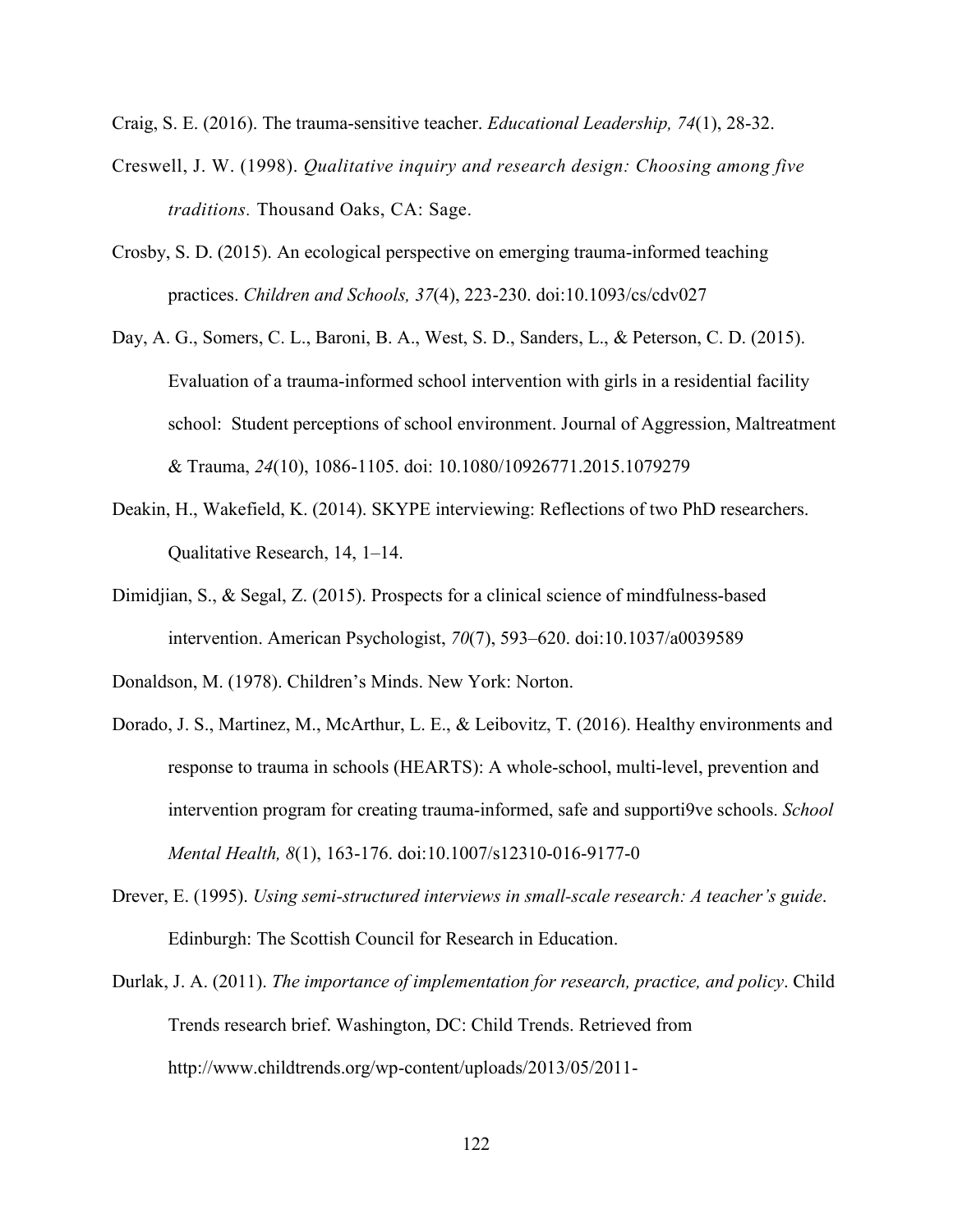Craig, S. E. (2016). The trauma-sensitive teacher. *Educational Leadership, 74*(1), 28-32.

Creswell, J. W. (1998). *Qualitative inquiry and research design: Choosing among five traditions.* Thousand Oaks, CA: Sage.

Crosby, S. D. (2015). An ecological perspective on emerging trauma-informed teaching practices. *Children and Schools, 37*(4), 223-230. doi:10.1093/cs/cdv027

Day, A. G., Somers, C. L., Baroni, B. A., West, S. D., Sanders, L., & Peterson, C. D. (2015). Evaluation of a trauma-informed school intervention with girls in a residential facility school: Student perceptions of school environment. Journal of Aggression, Maltreatment & Trauma, *24*(10), 1086-1105. doi: 10.1080/10926771.2015.1079279

Deakin, H., Wakefield, K. (2014). SKYPE interviewing: Reflections of two PhD researchers. Qualitative Research, 14, 1–14.

Dimidjian, S., & Segal, Z. (2015). Prospects for a clinical science of mindfulness-based intervention. American Psychologist, *70*(7), 593–620. doi:10.1037/a0039589

Donaldson, M. (1978). Children's Minds. New York: Norton.

Dorado, J. S., Martinez, M., McArthur, L. E., & Leibovitz, T. (2016). Healthy environments and response to trauma in schools (HEARTS): A whole-school, multi-level, prevention and intervention program for creating trauma-informed, safe and supporti9ve schools. *School Mental Health, 8*(1), 163-176. doi:10.1007/s12310-016-9177-0

Drever, E. (1995). *Using semi-structured interviews in small-scale research: A teacher's guide*. Edinburgh: The Scottish Council for Research in Education.

Durlak, J. A. (2011). *The importance of implementation for research, practice, and policy*. Child Trends research brief. Washington, DC: Child Trends. Retrieved from http://www.childtrends.org/wp-content/uploads/2013/05/2011-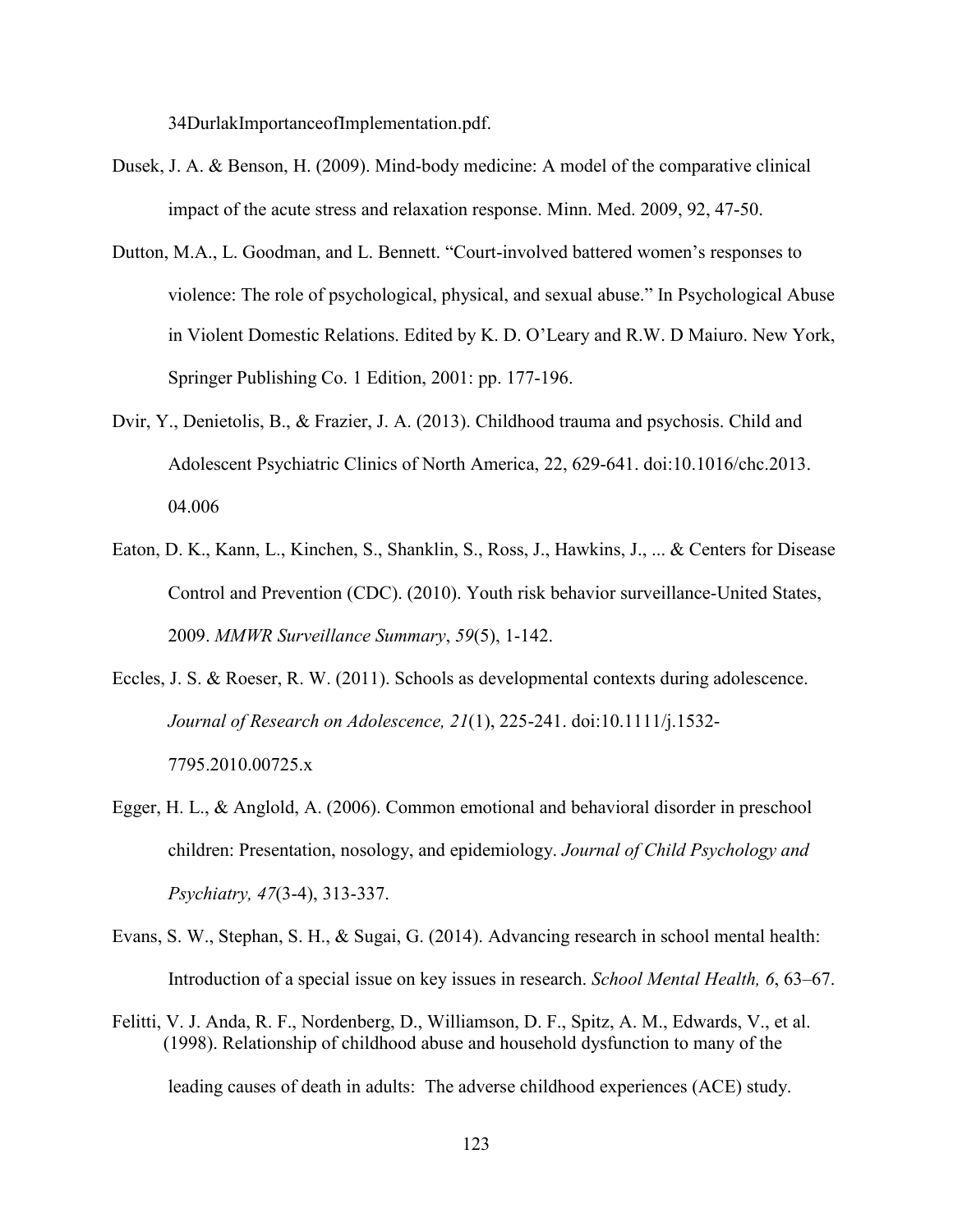34DurlakImportanceofImplementation.pdf.

Dusek, J. A. & Benson, H. (2009). Mind-body medicine: A model of the comparative clinical impact of the acute stress and relaxation response. Minn. Med. 2009, 92, 47-50.

Dutton, M.A., L. Goodman, and L. Bennett. "Court-involved battered women's responses to violence: The role of psychological, physical, and sexual abuse." In Psychological Abuse in Violent Domestic Relations. Edited by K. D. O'Leary and R.W. D Maiuro. New York, Springer Publishing Co. 1 Edition, 2001: pp. 177-196.

Dvir, Y., Denietolis, B., & Frazier, J. A. (2013). Childhood trauma and psychosis. Child and Adolescent Psychiatric Clinics of North America, 22, 629-641. doi:10.1016/chc.2013.04.006

Eaton, D. K., Kann, L., Kinchen, S., Shanklin, S., Ross, J., Hawkins, J., ... & Centers for Disease Control and Prevention (CDC). (2010). Youth risk behavior surveillance-United States, 2009. *MMWR Surveillance Summary*, *59*(5), 1-142.

Eccles, J. S. & Roeser, R. W. (2011). Schools as developmental contexts during adolescence. *Journal of Research on Adolescence, 21*(1), 225-241. doi:10.1111/j.1532-7795.2010.00725.x

Egger, H. L., & Anglold, A. (2006). Common emotional and behavioral disorder in preschool children: Presentation, nosology, and epidemiology. *Journal of Child Psychology and Psychiatry, 47*(3-4), 313-337.

Evans, S. W., Stephan, S. H., & Sugai, G. (2014). Advancing research in school mental health: Introduction of a special issue on key issues in research. *School Mental Health, 6*, 63–67.

Felitti, V. J. Anda, R. F., Nordenberg, D., Williamson, D. F., Spitz, A. M., Edwards, V., et al. (1998). Relationship of childhood abuse and household dysfunction to many of the leading causes of death in adults: The adverse childhood experiences (ACE) study.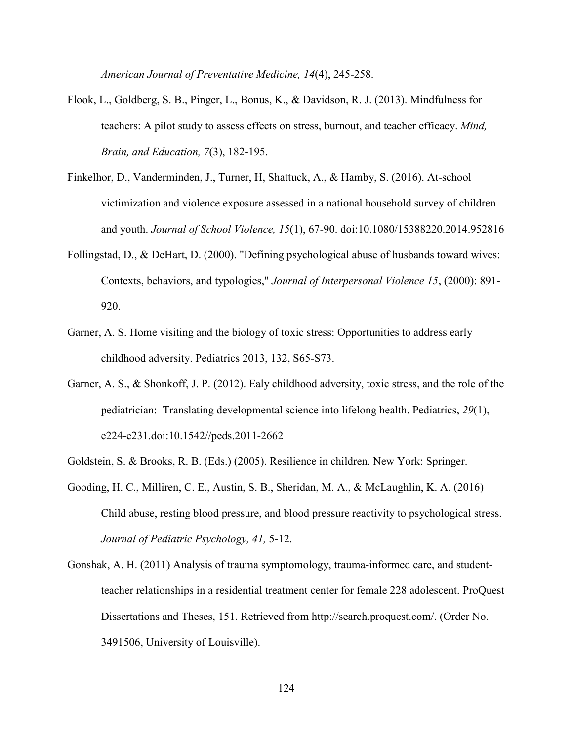*American Journal of Preventative Medicine, 14*(4), 245-258.

Flook, L., Goldberg, S. B., Pinger, L., Bonus, K., & Davidson, R. J. (2013). Mindfulness for teachers: A pilot study to assess effects on stress, burnout, and teacher efficacy. *Mind, Brain, and Education, 7*(3), 182-195.

Finkelhor, D., Vanderminden, J., Turner, H, Shattuck, A., & Hamby, S. (2016). At-school victimization and violence exposure assessed in a national household survey of children and youth. *Journal of School Violence, 15*(1), 67-90. doi:10.1080/15388220.2014.952816

Follingstad, D., & DeHart, D. (2000). "Defining psychological abuse of husbands toward wives: Contexts, behaviors, and typologies," *Journal of Interpersonal Violence 15*, (2000): 891-920.

Garner, A. S. Home visiting and the biology of toxic stress: Opportunities to address early childhood adversity. Pediatrics 2013, 132, S65-S73.

Garner, A. S., & Shonkoff, J. P. (2012). Ealy childhood adversity, toxic stress, and the role of the pediatrician: Translating developmental science into lifelong health. Pediatrics, *29*(1), e224-e231.doi:10.1542//peds.2011-2662

Goldstein, S. & Brooks, R. B. (Eds.) (2005). Resilience in children. New York: Springer.

Gooding, H. C., Milliren, C. E., Austin, S. B., Sheridan, M. A., & McLaughlin, K. A. (2016) Child abuse, resting blood pressure, and blood pressure reactivity to psychological stress. *Journal of Pediatric Psychology, 41,* 5-12.

Gonshak, A. H. (2011) Analysis of trauma symptomology, trauma-informed care, and student-teacher relationships in a residential treatment center for female 228 adolescent. ProQuest Dissertations and Theses, 151. Retrieved from http://search.proquest.com/. (Order No. 3491506, University of Louisville).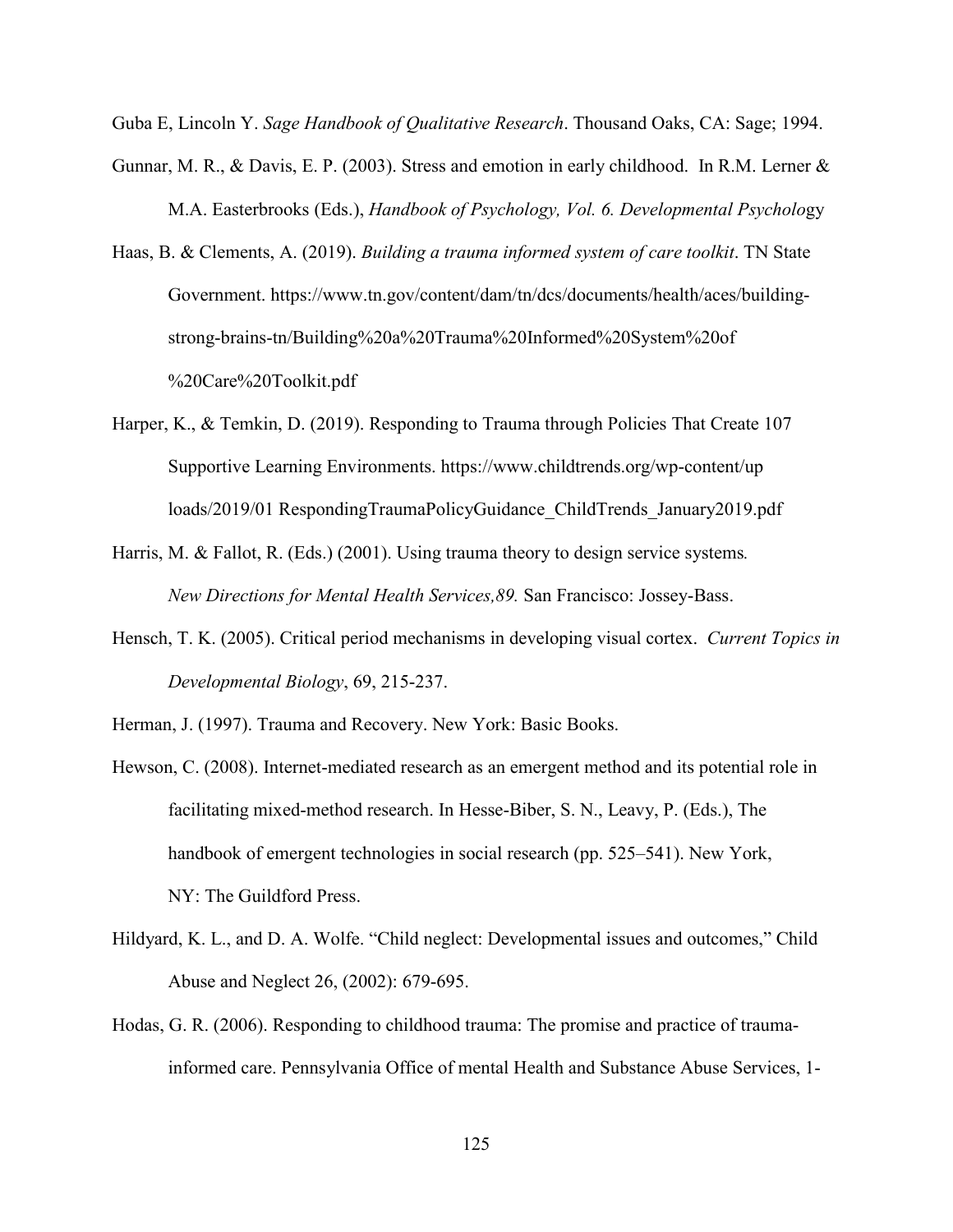Guba E, Lincoln Y. *Sage Handbook of Qualitative Research*. Thousand Oaks, CA: Sage; 1994.

Gunnar, M. R., & Davis, E. P. (2003). Stress and emotion in early childhood. In R.M. Lerner & M.A. Easterbrooks (Eds.), *Handbook of Psychology, Vol. 6. Developmental Psycholog*y

Haas, B. & Clements, A. (2019). *Building a trauma informed system of care toolkit*. TN State Government. https://www.tn.gov/content/dam/tn/dcs/documents/health/aces/building-strong-brains-tn/Building%20a%20Trauma%20Informed%20System%20of %20Care%20Toolkit.pdf

Harper, K., & Temkin, D. (2019). Responding to Trauma through Policies That Create 107 Supportive Learning Environments. https://www.childtrends.org/wp-content/up loads/2019/01 RespondingTraumaPolicyGuidance_ChildTrends_January2019.pdf

Harris, M. & Fallot, R. (Eds.) (2001). Using trauma theory to design service systems*. New Directions for Mental Health Services,89.* San Francisco: Jossey-Bass.

Hensch, T. K. (2005). Critical period mechanisms in developing visual cortex. *Current Topics in Developmental Biology*, 69, 215-237.

Herman, J. (1997). Trauma and Recovery. New York: Basic Books.

Hewson, C. (2008). Internet-mediated research as an emergent method and its potential role in facilitating mixed-method research. In Hesse-Biber, S. N., Leavy, P. (Eds.), The handbook of emergent technologies in social research (pp. 525–541). New York, NY: The Guildford Press.

Hildyard, K. L., and D. A. Wolfe. "Child neglect: Developmental issues and outcomes," Child Abuse and Neglect 26, (2002): 679-695.

Hodas, G. R. (2006). Responding to childhood trauma: The promise and practice of trauma-informed care. Pennsylvania Office of mental Health and Substance Abuse Services, 1-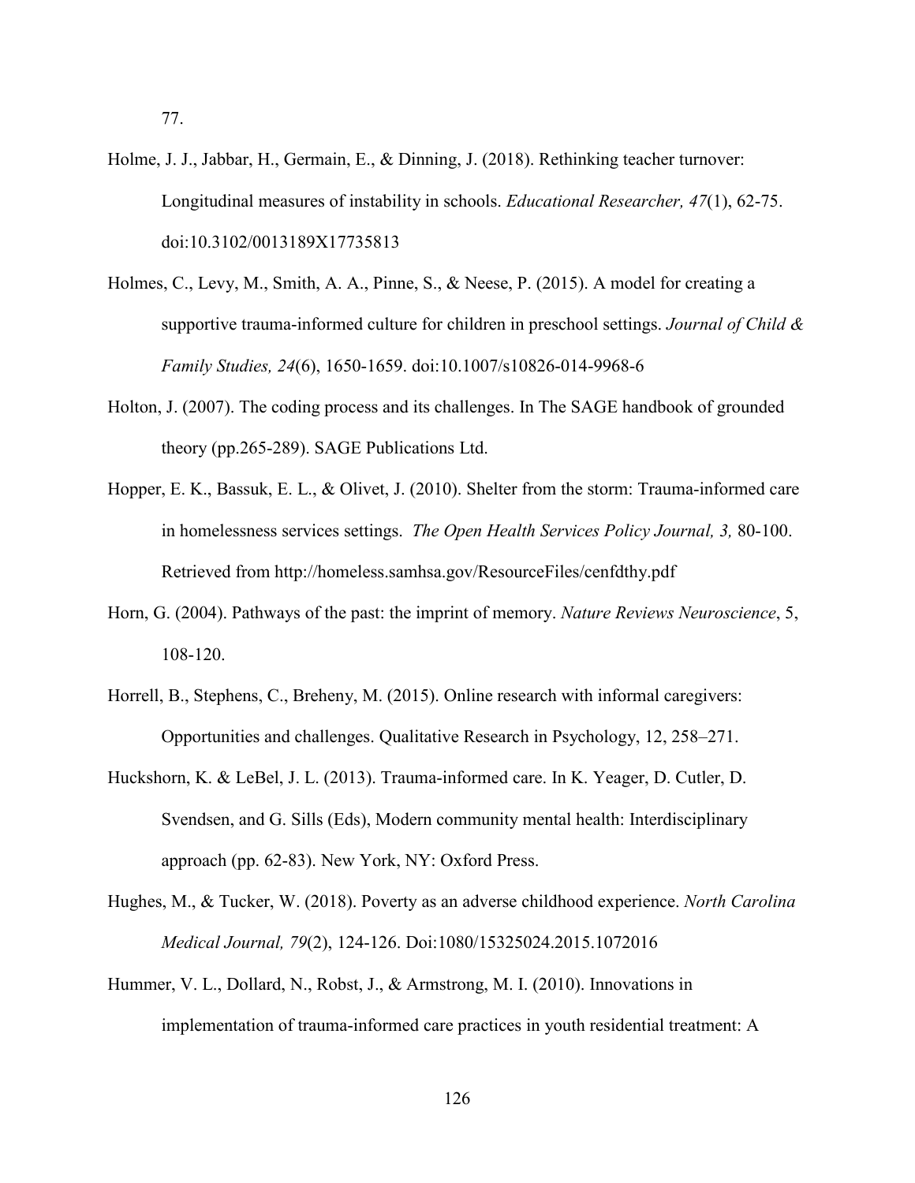77.

Holme, J. J., Jabbar, H., Germain, E., & Dinning, J. (2018). Rethinking teacher turnover: Longitudinal measures of instability in schools. *Educational Researcher, 47*(1), 62-75. doi:10.3102/0013189X17735813

Holmes, C., Levy, M., Smith, A. A., Pinne, S., & Neese, P. (2015). A model for creating a supportive trauma-informed culture for children in preschool settings. *Journal of Child & Family Studies, 24*(6), 1650-1659. doi:10.1007/s10826-014-9968-6

Holton, J. (2007). The coding process and its challenges. In The SAGE handbook of grounded theory (pp.265-289). SAGE Publications Ltd.

Hopper, E. K., Bassuk, E. L., & Olivet, J. (2010). Shelter from the storm: Trauma-informed care in homelessness services settings. *The Open Health Services Policy Journal, 3,* 80-100. Retrieved from http://homeless.samhsa.gov/ResourceFiles/cenfdthy.pdf

Horn, G. (2004). Pathways of the past: the imprint of memory. *Nature Reviews Neuroscience*, 5, 108-120.

Horrell, B., Stephens, C., Breheny, M. (2015). Online research with informal caregivers: Opportunities and challenges. Qualitative Research in Psychology, 12, 258–271.

Huckshorn, K. & LeBel, J. L. (2013). Trauma-informed care. In K. Yeager, D. Cutler, D. Svendsen, and G. Sills (Eds), Modern community mental health: Interdisciplinary approach (pp. 62-83). New York, NY: Oxford Press.

Hughes, M., & Tucker, W. (2018). Poverty as an adverse childhood experience. *North Carolina Medical Journal, 79*(2), 124-126. Doi:1080/15325024.2015.1072016

Hummer, V. L., Dollard, N., Robst, J., & Armstrong, M. I. (2010). Innovations in implementation of trauma-informed care practices in youth residential treatment: A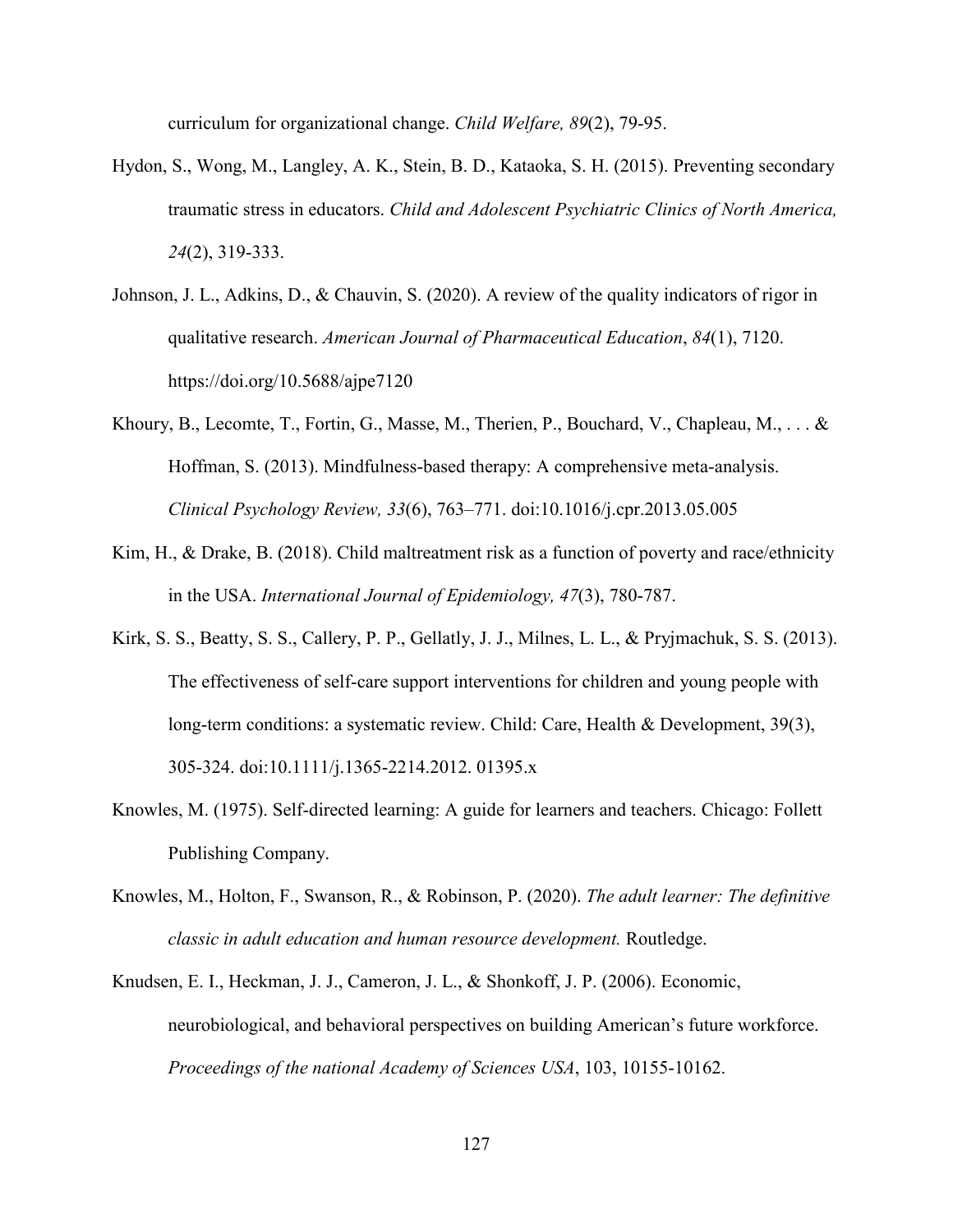curriculum for organizational change. *Child Welfare, 89*(2), 79-95.

Hydon, S., Wong, M., Langley, A. K., Stein, B. D., Kataoka, S. H. (2015). Preventing secondary traumatic stress in educators. *Child and Adolescent Psychiatric Clinics of North America, 24*(2), 319-333.

Johnson, J. L., Adkins, D., & Chauvin, S. (2020). A review of the quality indicators of rigor in qualitative research. *American Journal of Pharmaceutical Education*, *84*(1), 7120. https://doi.org/10.5688/ajpe7120

Khoury, B., Lecomte, T., Fortin, G., Masse, M., Therien, P., Bouchard, V., Chapleau, M., . . . & Hoffman, S. (2013). Mindfulness-based therapy: A comprehensive meta-analysis. *Clinical Psychology Review, 33*(6), 763–771. doi:10.1016/j.cpr.2013.05.005

Kim, H., & Drake, B. (2018). Child maltreatment risk as a function of poverty and race/ethnicity in the USA. *International Journal of Epidemiology, 47*(3), 780-787.

Kirk, S. S., Beatty, S. S., Callery, P. P., Gellatly, J. J., Milnes, L. L., & Pryjmachuk, S. S. (2013). The effectiveness of self-care support interventions for children and young people with long-term conditions: a systematic review. Child: Care, Health & Development, 39(3), 305-324. doi:10.1111/j.1365-2214.2012. 01395.x

Knowles, M. (1975). Self-directed learning: A guide for learners and teachers. Chicago: Follett Publishing Company.

Knowles, M., Holton, F., Swanson, R., & Robinson, P. (2020). *The adult learner: The definitive classic in adult education and human resource development.* Routledge.

Knudsen, E. I., Heckman, J. J., Cameron, J. L., & Shonkoff, J. P. (2006). Economic, neurobiological, and behavioral perspectives on building American's future workforce. *Proceedings of the national Academy of Sciences USA*, 103, 10155-10162.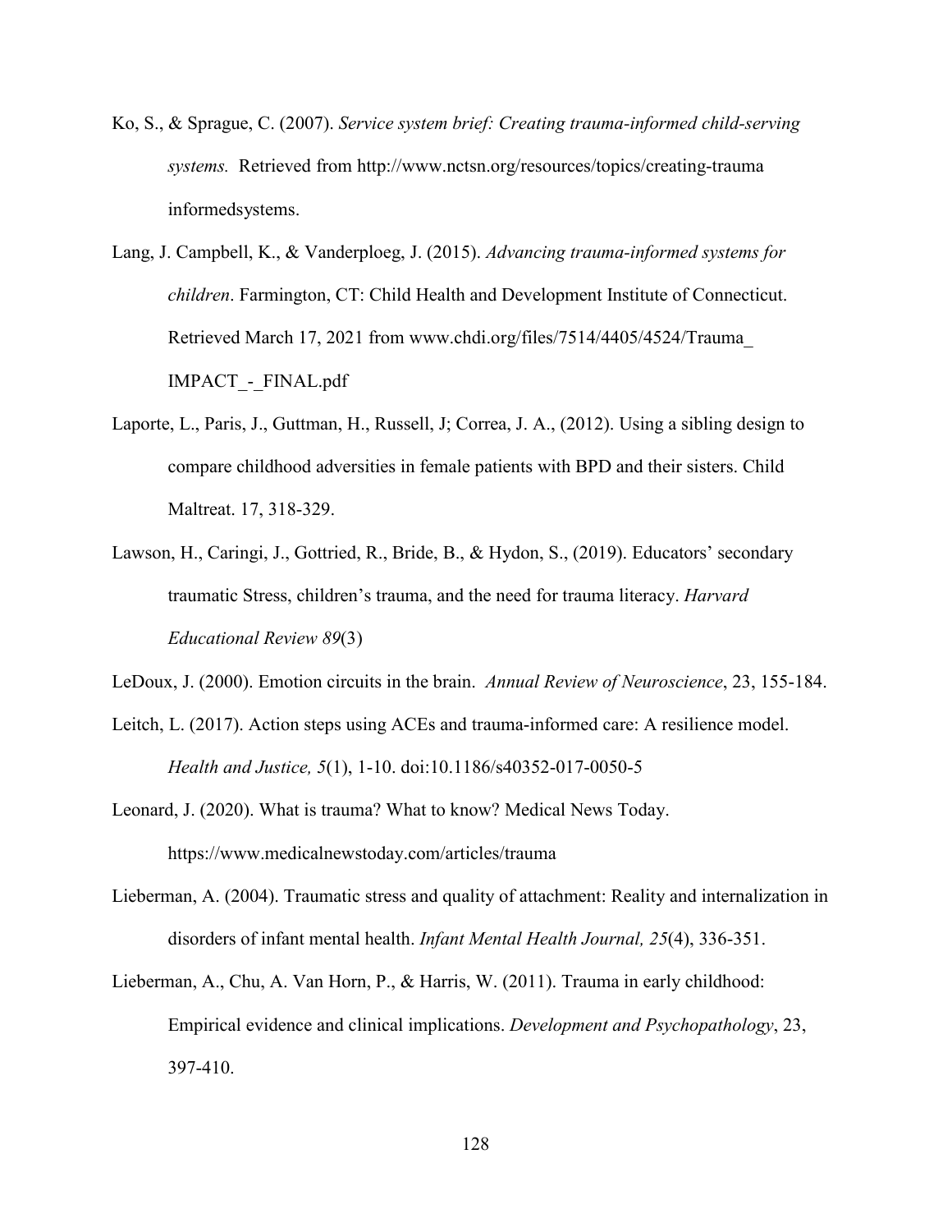Ko, S., & Sprague, C. (2007). *Service system brief: Creating trauma-informed child-serving systems.* Retrieved from http://www.nctsn.org/resources/topics/creating-trauma informedsystems.

Lang, J. Campbell, K., & Vanderploeg, J. (2015). *Advancing trauma-informed systems for children*. Farmington, CT: Child Health and Development Institute of Connecticut. Retrieved March 17, 2021 from www.chdi.org/files/7514/4405/4524/Trauma_ IMPACT_-_FINAL.pdf

Laporte, L., Paris, J., Guttman, H., Russell, J; Correa, J. A., (2012). Using a sibling design to compare childhood adversities in female patients with BPD and their sisters. Child Maltreat. 17, 318-329.

Lawson, H., Caringi, J., Gottried, R., Bride, B., & Hydon, S., (2019). Educators' secondary traumatic Stress, children's trauma, and the need for trauma literacy. *Harvard Educational Review 89*(3)

LeDoux, J. (2000). Emotion circuits in the brain. *Annual Review of Neuroscience*, 23, 155-184.

Leitch, L. (2017). Action steps using ACEs and trauma-informed care: A resilience model. *Health and Justice, 5*(1), 1-10. doi:10.1186/s40352-017-0050-5

Leonard, J. (2020). What is trauma? What to know? Medical News Today. https://www.medicalnewstoday.com/articles/trauma

Lieberman, A. (2004). Traumatic stress and quality of attachment: Reality and internalization in disorders of infant mental health. *Infant Mental Health Journal, 25*(4), 336-351.

Lieberman, A., Chu, A. Van Horn, P., & Harris, W. (2011). Trauma in early childhood: Empirical evidence and clinical implications. *Development and Psychopathology*, 23, 397-410.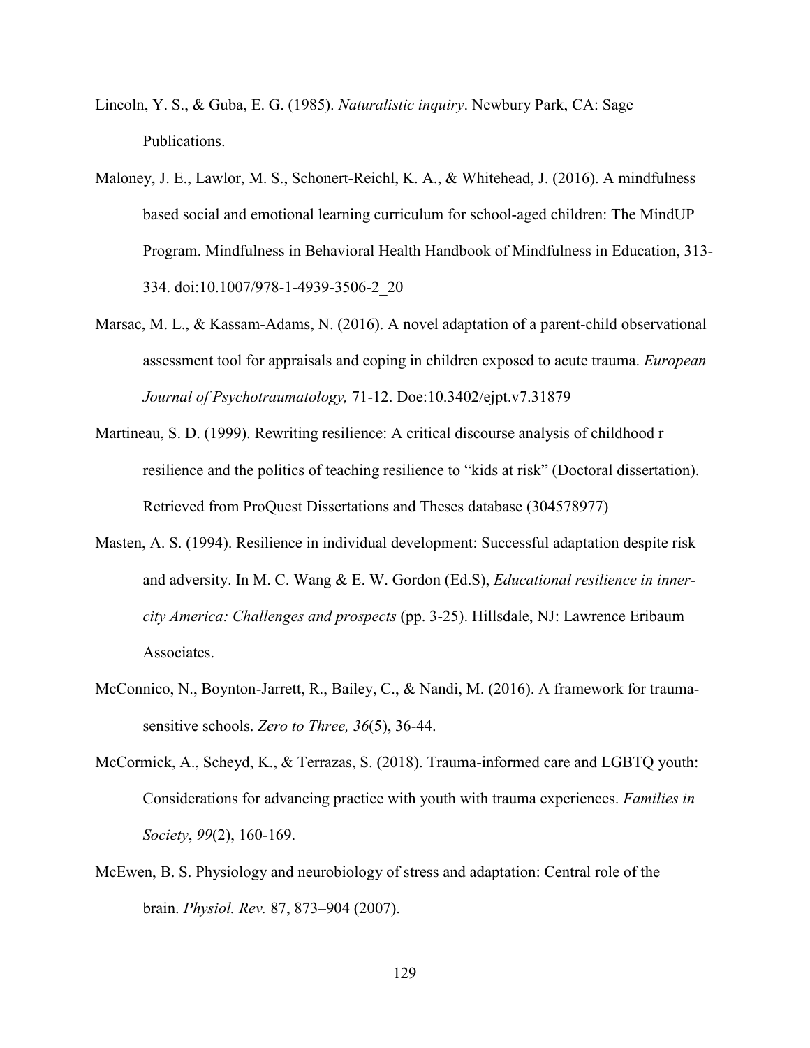Lincoln, Y. S., & Guba, E. G. (1985). *Naturalistic inquiry*. Newbury Park, CA: Sage Publications.

Maloney, J. E., Lawlor, M. S., Schonert-Reichl, K. A., & Whitehead, J. (2016). A mindfulness based social and emotional learning curriculum for school-aged children: The MindUP Program. Mindfulness in Behavioral Health Handbook of Mindfulness in Education, 313-334. doi:10.1007/978-1-4939-3506-2_20

Marsac, M. L., & Kassam-Adams, N. (2016). A novel adaptation of a parent-child observational assessment tool for appraisals and coping in children exposed to acute trauma. *European Journal of Psychotraumatology,* 71-12. Doe:10.3402/ejpt.v7.31879

Martineau, S. D. (1999). Rewriting resilience: A critical discourse analysis of childhood r resilience and the politics of teaching resilience to "kids at risk" (Doctoral dissertation). Retrieved from ProQuest Dissertations and Theses database (304578977)

Masten, A. S. (1994). Resilience in individual development: Successful adaptation despite risk and adversity. In M. C. Wang & E. W. Gordon (Ed.S), *Educational resilience in inner-city America: Challenges and prospects* (pp. 3-25). Hillsdale, NJ: Lawrence Eribaum Associates.

McConnico, N., Boynton-Jarrett, R., Bailey, C., & Nandi, M. (2016). A framework for trauma-sensitive schools. *Zero to Three, 36*(5), 36-44.

McCormick, A., Scheyd, K., & Terrazas, S. (2018). Trauma-informed care and LGBTQ youth: Considerations for advancing practice with youth with trauma experiences. *Families in Society*, *99*(2), 160-169.

McEwen, B. S. Physiology and neurobiology of stress and adaptation: Central role of the brain. *Physiol. Rev.* 87, 873–904 (2007).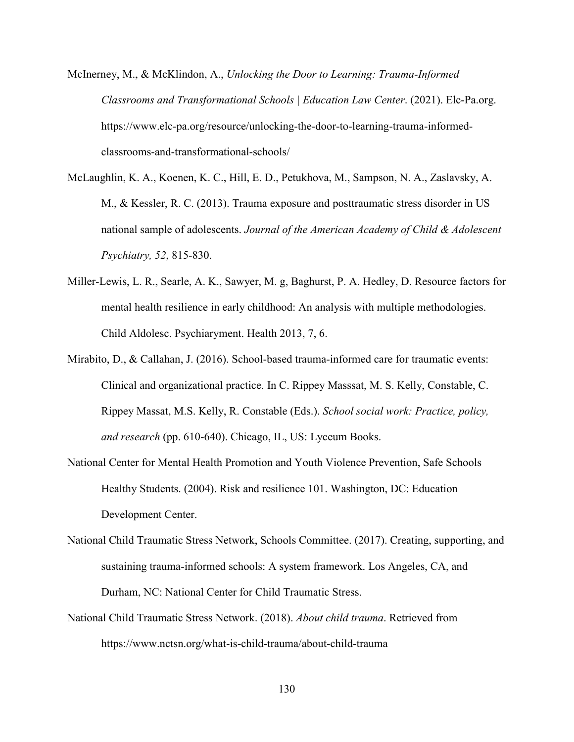McInerney, M., & McKlindon, A., *Unlocking the Door to Learning: Trauma-Informed Classrooms and Transformational Schools | Education Law Center*. (2021). Elc-Pa.org. https://www.elc-pa.org/resource/unlocking-the-door-to-learning-trauma-informed-classrooms-and-transformational-schools/

McLaughlin, K. A., Koenen, K. C., Hill, E. D., Petukhova, M., Sampson, N. A., Zaslavsky, A. M., & Kessler, R. C. (2013). Trauma exposure and posttraumatic stress disorder in US national sample of adolescents. *Journal of the American Academy of Child & Adolescent Psychiatry, 52*, 815-830.

Miller-Lewis, L. R., Searle, A. K., Sawyer, M. g, Baghurst, P. A. Hedley, D. Resource factors for mental health resilience in early childhood: An analysis with multiple methodologies. Child Aldolesc. Psychiaryment. Health 2013, 7, 6.

Mirabito, D., & Callahan, J. (2016). School-based trauma-informed care for traumatic events: Clinical and organizational practice. In C. Rippey Masssat, M. S. Kelly, Constable, C. Rippey Massat, M.S. Kelly, R. Constable (Eds.). *School social work: Practice, policy, and research* (pp. 610-640). Chicago, IL, US: Lyceum Books.

National Center for Mental Health Promotion and Youth Violence Prevention, Safe Schools Healthy Students. (2004). Risk and resilience 101. Washington, DC: Education Development Center.

National Child Traumatic Stress Network, Schools Committee. (2017). Creating, supporting, and sustaining trauma-informed schools: A system framework. Los Angeles, CA, and Durham, NC: National Center for Child Traumatic Stress.

National Child Traumatic Stress Network. (2018). *About child trauma*. Retrieved from https://www.nctsn.org/what-is-child-trauma/about-child-trauma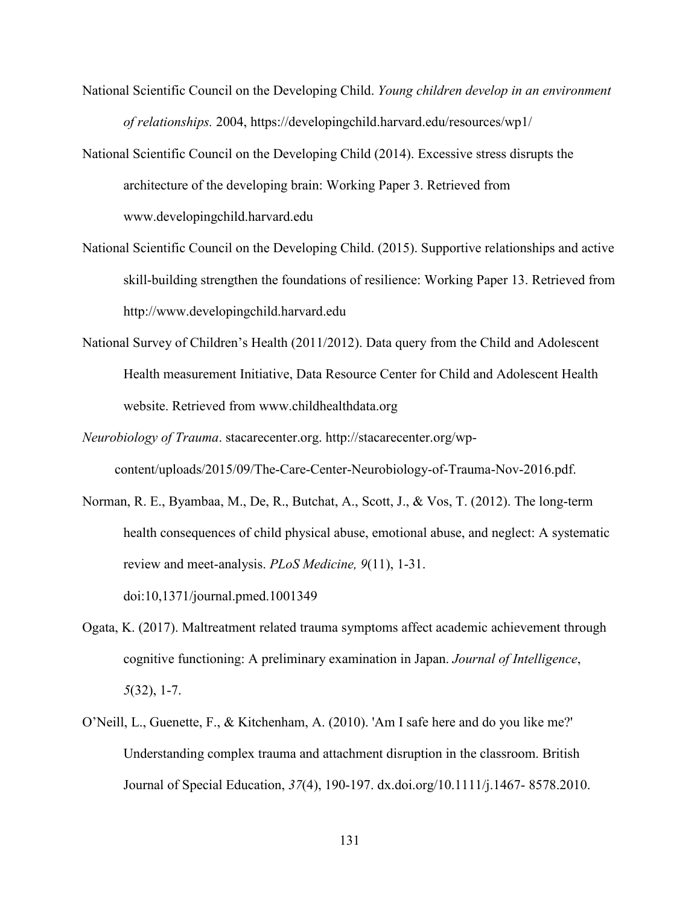National Scientific Council on the Developing Child. *Young children develop in an environment of relationships.* 2004, https://developingchild.harvard.edu/resources/wp1/

National Scientific Council on the Developing Child (2014). Excessive stress disrupts the architecture of the developing brain: Working Paper 3. Retrieved from www.developingchild.harvard.edu

National Scientific Council on the Developing Child. (2015). Supportive relationships and active skill-building strengthen the foundations of resilience: Working Paper 13. Retrieved from http://www.developingchild.harvard.edu

National Survey of Children's Health (2011/2012). Data query from the Child and Adolescent Health measurement Initiative, Data Resource Center for Child and Adolescent Health website. Retrieved from www.childhealthdata.org

*Neurobiology of Trauma*. stacarecenter.org. http://stacarecenter.org/wp-content/uploads/2015/09/The-Care-Center-Neurobiology-of-Trauma-Nov-2016.pdf.

Norman, R. E., Byambaa, M., De, R., Butchat, A., Scott, J., & Vos, T. (2012). The long-term health consequences of child physical abuse, emotional abuse, and neglect: A systematic review and meet-analysis. *PLoS Medicine, 9*(11), 1-31. doi:10,1371/journal.pmed.1001349

Ogata, K. (2017). Maltreatment related trauma symptoms affect academic achievement through cognitive functioning: A preliminary examination in Japan. *Journal of Intelligence*, *5*(32), 1-7.

O'Neill, L., Guenette, F., & Kitchenham, A. (2010). 'Am I safe here and do you like me?' Understanding complex trauma and attachment disruption in the classroom. British Journal of Special Education, *37*(4), 190-197. dx.doi.org/10.1111/j.1467- 8578.2010.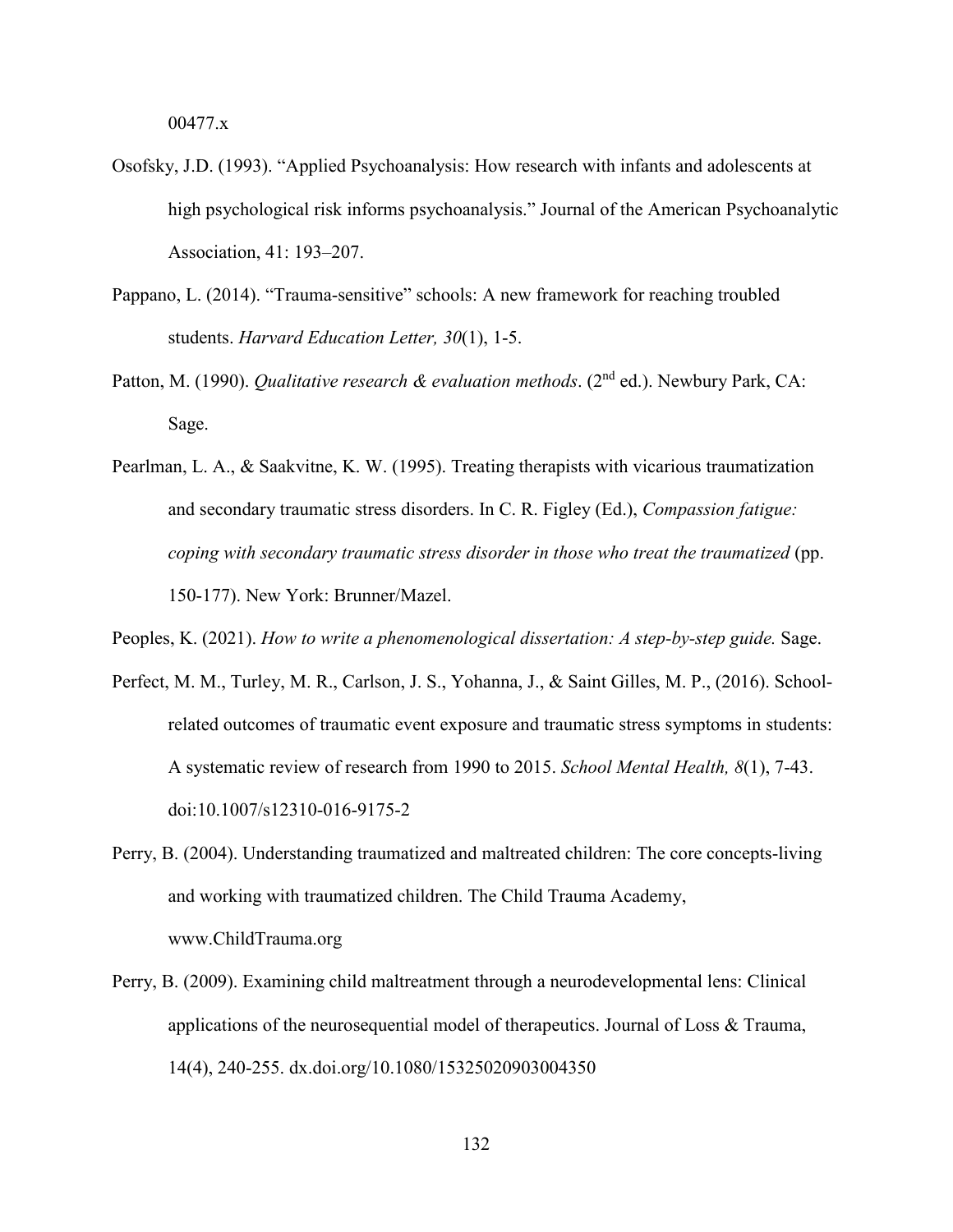00477.x

Osofsky, J.D. (1993). "Applied Psychoanalysis: How research with infants and adolescents at high psychological risk informs psychoanalysis." Journal of the American Psychoanalytic Association, 41: 193–207.

Pappano, L. (2014). "Trauma-sensitive" schools: A new framework for reaching troubled students. *Harvard Education Letter, 30*(1), 1-5.

Patton, M. (1990). *Qualitative research & evaluation methods*. (2nd ed.). Newbury Park, CA: Sage.

Pearlman, L. A., & Saakvitne, K. W. (1995). Treating therapists with vicarious traumatization and secondary traumatic stress disorders. In C. R. Figley (Ed.), *Compassion fatigue: coping with secondary traumatic stress disorder in those who treat the traumatized* (pp. 150-177). New York: Brunner/Mazel.

Peoples, K. (2021). *How to write a phenomenological dissertation: A step-by-step guide.* Sage.

Perfect, M. M., Turley, M. R., Carlson, J. S., Yohanna, J., & Saint Gilles, M. P., (2016). School-related outcomes of traumatic event exposure and traumatic stress symptoms in students: A systematic review of research from 1990 to 2015. *School Mental Health, 8*(1), 7-43. doi:10.1007/s12310-016-9175-2

Perry, B. (2004). Understanding traumatized and maltreated children: The core concepts-living and working with traumatized children. The Child Trauma Academy, www.ChildTrauma.org

Perry, B. (2009). Examining child maltreatment through a neurodevelopmental lens: Clinical applications of the neurosequential model of therapeutics. Journal of Loss & Trauma, 14(4), 240-255. dx.doi.org/10.1080/15325020903004350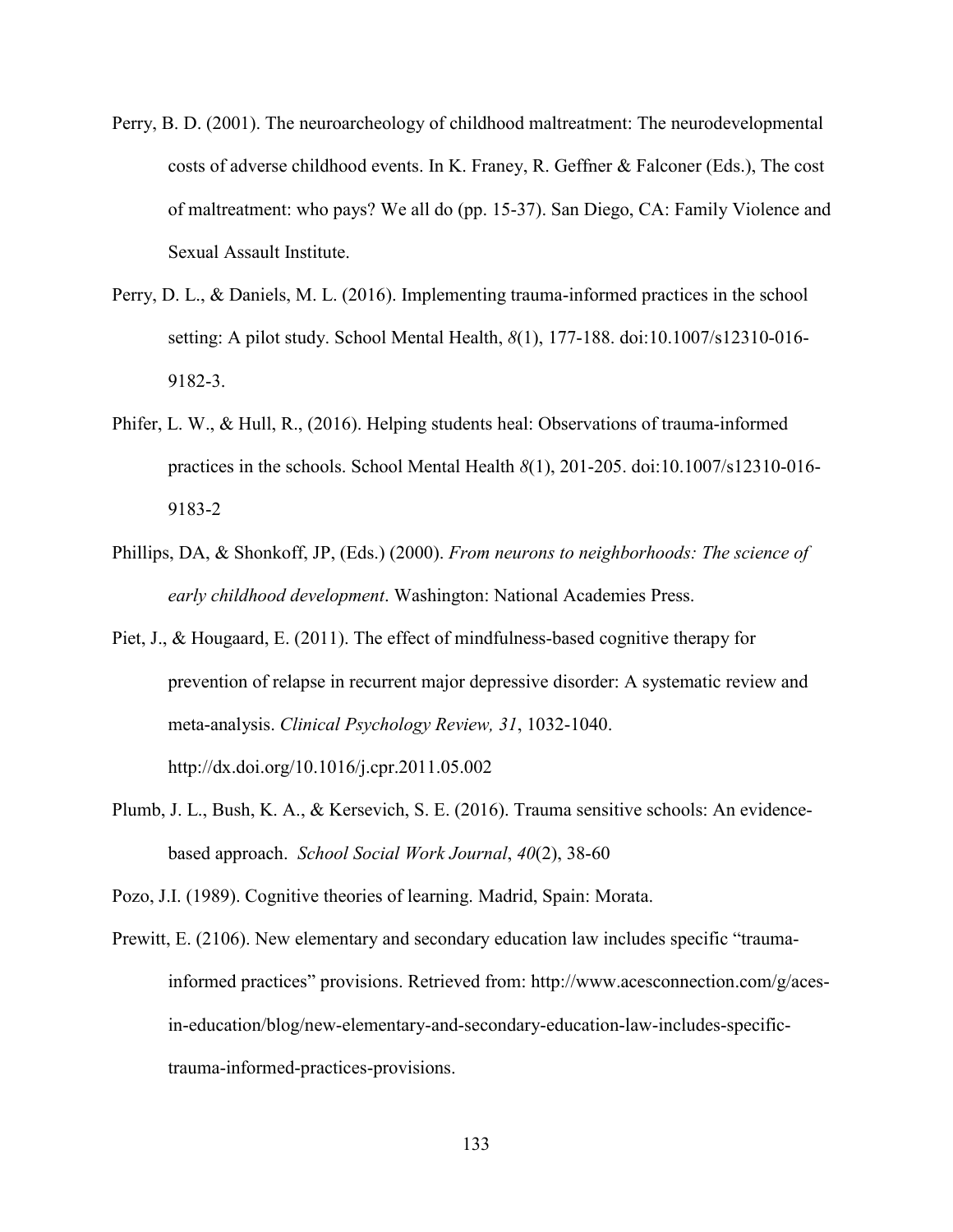Perry, B. D. (2001). The neuroarcheology of childhood maltreatment: The neurodevelopmental costs of adverse childhood events. In K. Franey, R. Geffner & Falconer (Eds.), The cost of maltreatment: who pays? We all do (pp. 15-37). San Diego, CA: Family Violence and Sexual Assault Institute.

Perry, D. L., & Daniels, M. L. (2016). Implementing trauma-informed practices in the school setting: A pilot study. School Mental Health, *8*(1), 177-188. doi:10.1007/s12310-016-9182-3.

Phifer, L. W., & Hull, R., (2016). Helping students heal: Observations of trauma-informed practices in the schools. School Mental Health *8*(1), 201-205. doi:10.1007/s12310-016-9183-2

Phillips, DA, & Shonkoff, JP, (Eds.) (2000). *From neurons to neighborhoods: The science of early childhood development*. Washington: National Academies Press.

Piet, J., & Hougaard, E. (2011). The effect of mindfulness-based cognitive therapy for prevention of relapse in recurrent major depressive disorder: A systematic review and meta-analysis. *Clinical Psychology Review, 31*, 1032-1040. http://dx.doi.org/10.1016/j.cpr.2011.05.002

Plumb, J. L., Bush, K. A., & Kersevich, S. E. (2016). Trauma sensitive schools: An evidence-based approach. *School Social Work Journal*, *40*(2), 38-60

Pozo, J.I. (1989). Cognitive theories of learning. Madrid, Spain: Morata.

Prewitt, E. (2106). New elementary and secondary education law includes specific "trauma-informed practices" provisions. Retrieved from: http://www.acesconnection.com/g/aces-in-education/blog/new-elementary-and-secondary-education-law-includes-specific-trauma-informed-practices-provisions.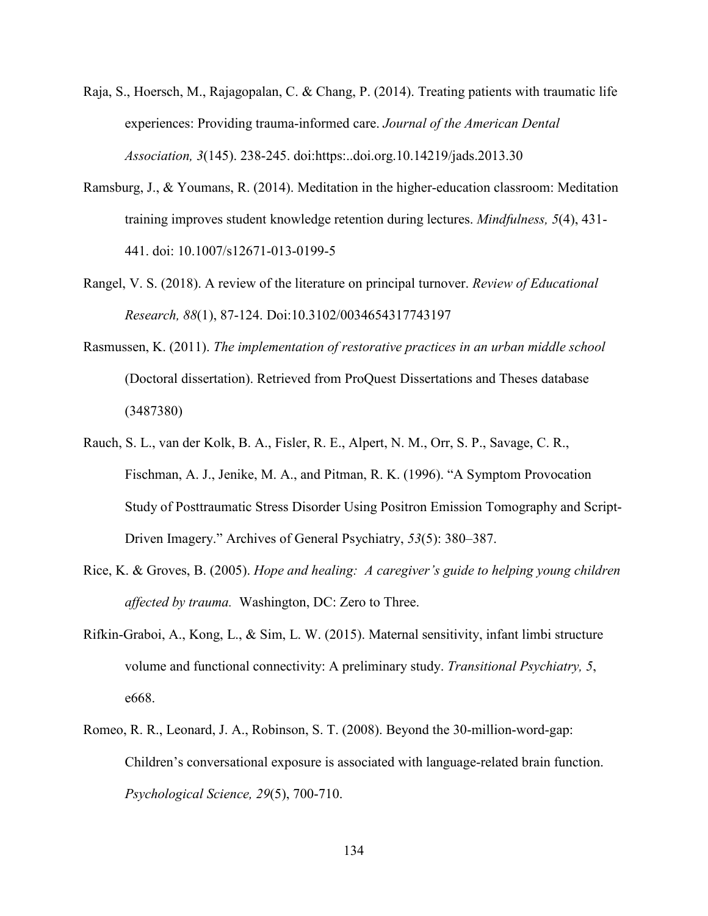Raja, S., Hoersch, M., Rajagopalan, C. & Chang, P. (2014). Treating patients with traumatic life experiences: Providing trauma-informed care. *Journal of the American Dental Association, 3*(145). 238-245. doi:https:..doi.org.10.14219/jads.2013.30

Ramsburg, J., & Youmans, R. (2014). Meditation in the higher-education classroom: Meditation training improves student knowledge retention during lectures. *Mindfulness, 5*(4), 431-441. doi: 10.1007/s12671-013-0199-5

Rangel, V. S. (2018). A review of the literature on principal turnover. *Review of Educational Research, 88*(1), 87-124. Doi:10.3102/0034654317743197

Rasmussen, K. (2011). *The implementation of restorative practices in an urban middle school* (Doctoral dissertation). Retrieved from ProQuest Dissertations and Theses database (3487380)

Rauch, S. L., van der Kolk, B. A., Fisler, R. E., Alpert, N. M., Orr, S. P., Savage, C. R., Fischman, A. J., Jenike, M. A., and Pitman, R. K. (1996). "A Symptom Provocation Study of Posttraumatic Stress Disorder Using Positron Emission Tomography and Script-Driven Imagery." Archives of General Psychiatry, *53*(5): 380–387.

Rice, K. & Groves, B. (2005). *Hope and healing: A caregiver's guide to helping young children affected by trauma.* Washington, DC: Zero to Three.

Rifkin-Graboi, A., Kong, L., & Sim, L. W. (2015). Maternal sensitivity, infant limbi structure volume and functional connectivity: A preliminary study. *Transitional Psychiatry, 5*, e668.

Romeo, R. R., Leonard, J. A., Robinson, S. T. (2008). Beyond the 30-million-word-gap: Children's conversational exposure is associated with language-related brain function. *Psychological Science, 29*(5), 700-710.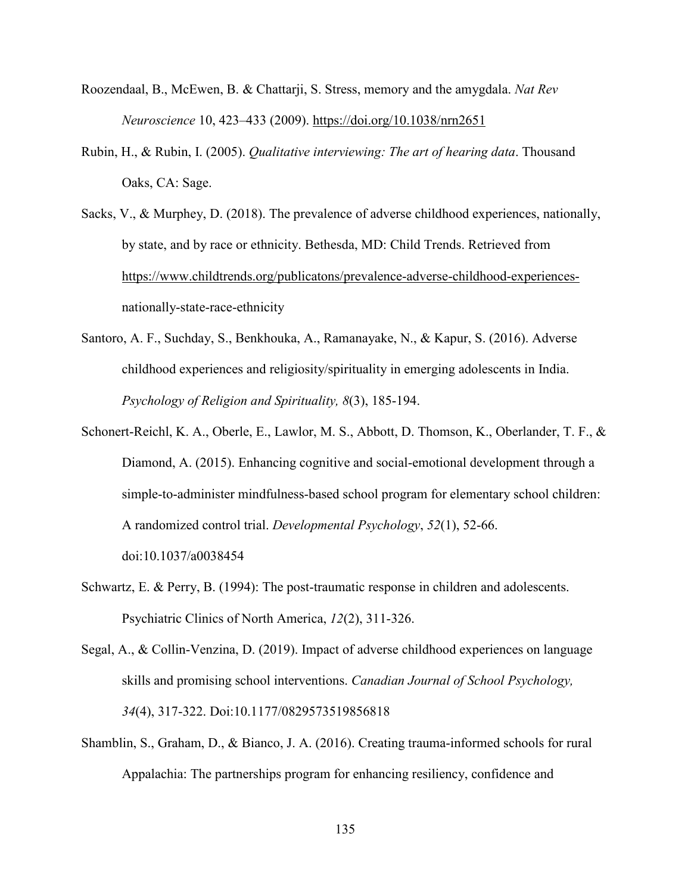Roozendaal, B., McEwen, B. & Chattarji, S. Stress, memory and the amygdala. *Nat Rev Neuroscience* 10, 423–433 (2009). https://doi.org/10.1038/nrn2651

Rubin, H., & Rubin, I. (2005). *Qualitative interviewing: The art of hearing data*. Thousand Oaks, CA: Sage.

Sacks, V., & Murphey, D. (2018). The prevalence of adverse childhood experiences, nationally, by state, and by race or ethnicity. Bethesda, MD: Child Trends. Retrieved from https://www.childtrends.org/publicatons/prevalence-adverse-childhood-experiences-nationally-state-race-ethnicity

Santoro, A. F., Suchday, S., Benkhouka, A., Ramanayake, N., & Kapur, S. (2016). Adverse childhood experiences and religiosity/spirituality in emerging adolescents in India. *Psychology of Religion and Spirituality, 8*(3), 185-194.

Schonert-Reichl, K. A., Oberle, E., Lawlor, M. S., Abbott, D. Thomson, K., Oberlander, T. F., & Diamond, A. (2015). Enhancing cognitive and social-emotional development through a simple-to-administer mindfulness-based school program for elementary school children: A randomized control trial. *Developmental Psychology*, *52*(1), 52-66. doi:10.1037/a0038454

Schwartz, E. & Perry, B. (1994): The post-traumatic response in children and adolescents. Psychiatric Clinics of North America, *12*(2), 311-326.

Segal, A., & Collin-Venzina, D. (2019). Impact of adverse childhood experiences on language skills and promising school interventions. *Canadian Journal of School Psychology, 34*(4), 317-322. Doi:10.1177/0829573519856818

Shamblin, S., Graham, D., & Bianco, J. A. (2016). Creating trauma-informed schools for rural Appalachia: The partnerships program for enhancing resiliency, confidence and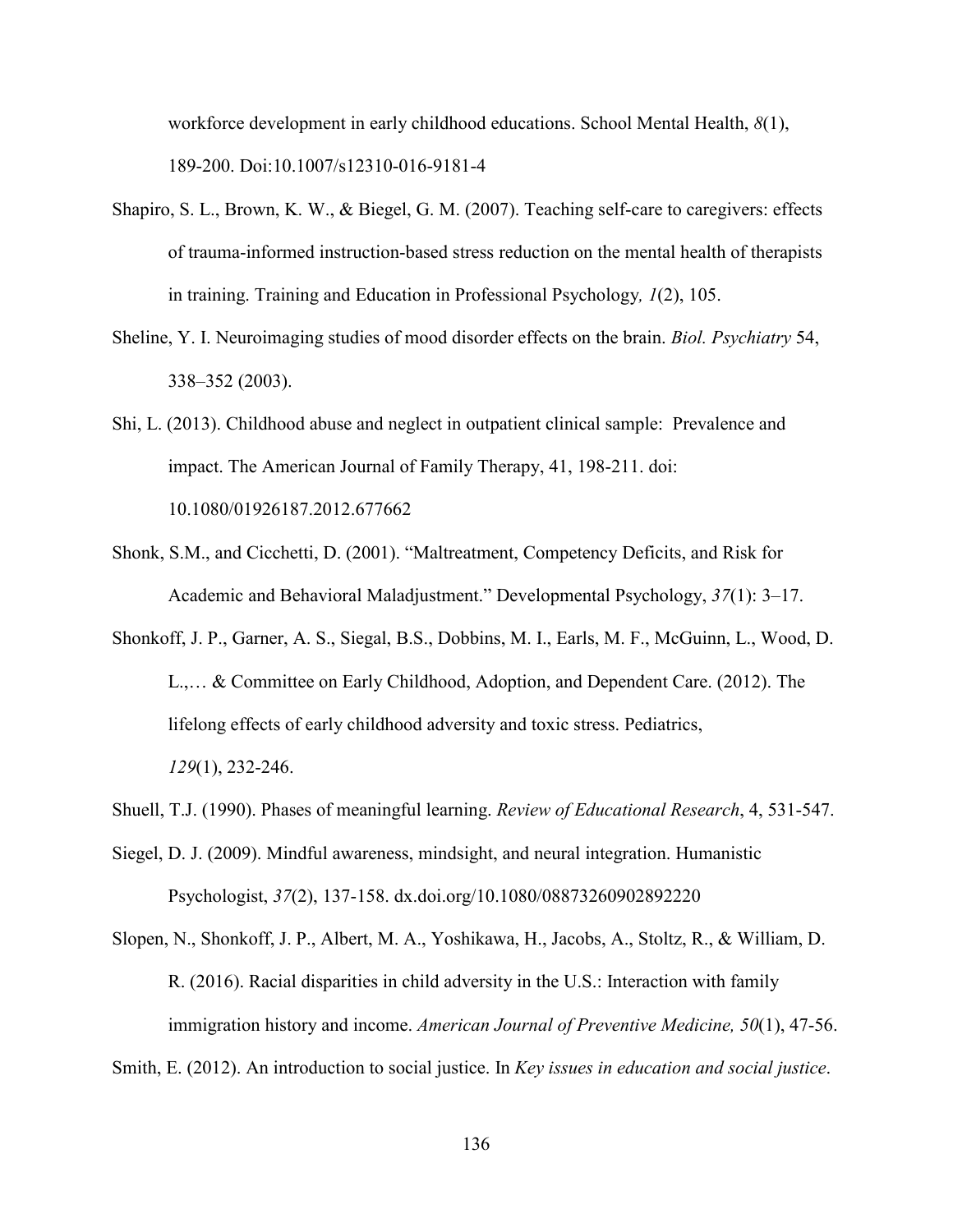workforce development in early childhood educations. School Mental Health, *8*(1), 189-200. Doi:10.1007/s12310-016-9181-4

Shapiro, S. L., Brown, K. W., & Biegel, G. M. (2007). Teaching self-care to caregivers: effects of trauma-informed instruction-based stress reduction on the mental health of therapists in training. Training and Education in Professional Psychology*, 1*(2), 105.

Sheline, Y. I. Neuroimaging studies of mood disorder effects on the brain. *Biol. Psychiatry* 54, 338–352 (2003).

Shi, L. (2013). Childhood abuse and neglect in outpatient clinical sample: Prevalence and impact. The American Journal of Family Therapy, 41, 198-211. doi: 10.1080/01926187.2012.677662

Shonk, S.M., and Cicchetti, D. (2001). "Maltreatment, Competency Deficits, and Risk for Academic and Behavioral Maladjustment." Developmental Psychology, *37*(1): 3–17.

Shonkoff, J. P., Garner, A. S., Siegal, B.S., Dobbins, M. I., Earls, M. F., McGuinn, L., Wood, D. L.,… & Committee on Early Childhood, Adoption, and Dependent Care. (2012). The lifelong effects of early childhood adversity and toxic stress. Pediatrics, *129*(1), 232-246.

Shuell, T.J. (1990). Phases of meaningful learning. *Review of Educational Research*, 4, 531-547.

Siegel, D. J. (2009). Mindful awareness, mindsight, and neural integration. Humanistic Psychologist, *37*(2), 137-158. dx.doi.org/10.1080/08873260902892220

Slopen, N., Shonkoff, J. P., Albert, M. A., Yoshikawa, H., Jacobs, A., Stoltz, R., & William, D. R. (2016). Racial disparities in child adversity in the U.S.: Interaction with family immigration history and income. *American Journal of Preventive Medicine, 50*(1), 47-56.

Smith, E. (2012). An introduction to social justice. In *Key issues in education and social justice*.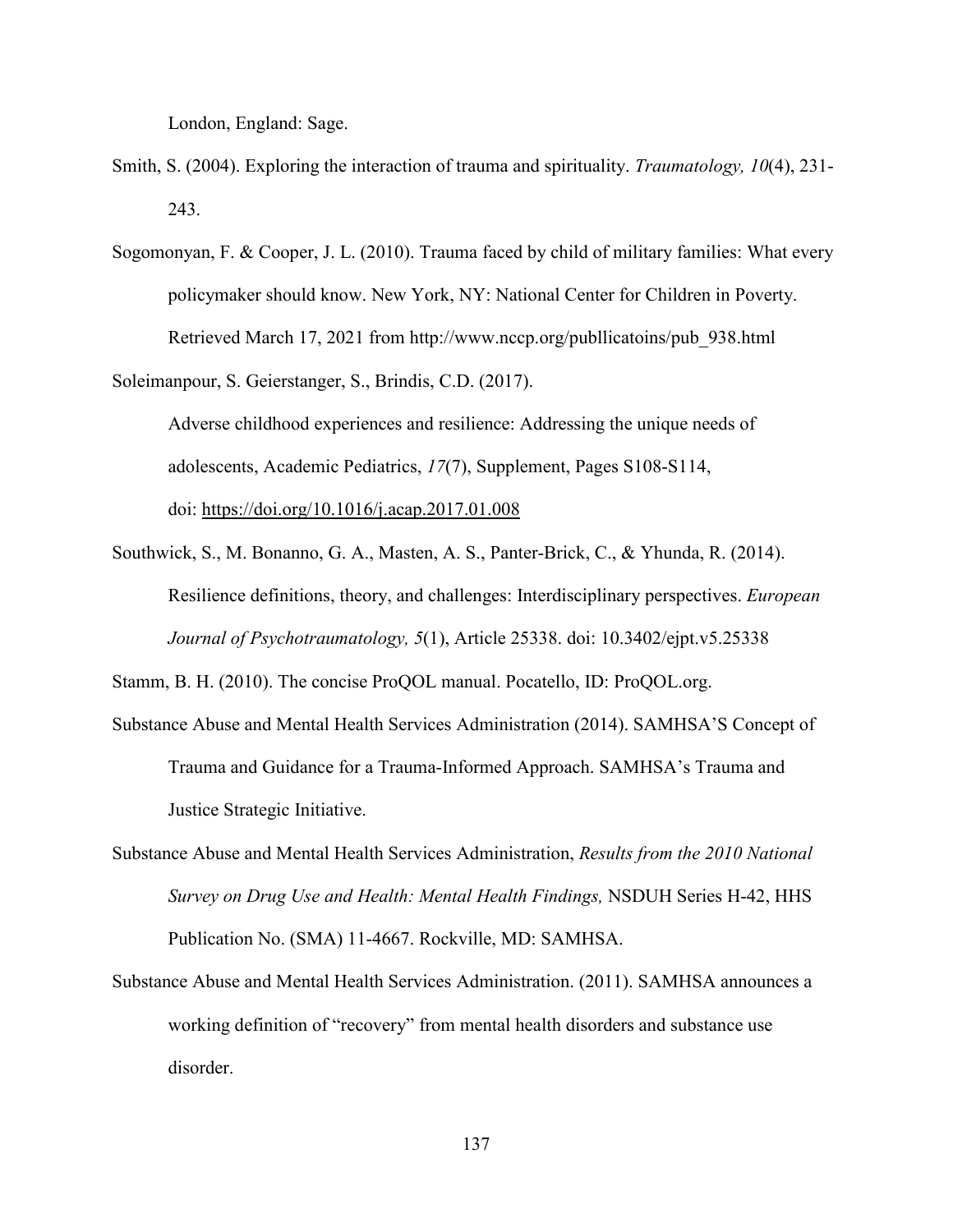London, England: Sage.

Smith, S. (2004). Exploring the interaction of trauma and spirituality. *Traumatology, 10*(4), 231-243.

Sogomonyan, F. & Cooper, J. L. (2010). Trauma faced by child of military families: What every policymaker should know. New York, NY: National Center for Children in Poverty. Retrieved March 17, 2021 from http://www.nccp.org/publlicatoins/pub_938.html

Soleimanpour, S. Geierstanger, S., Brindis, C.D. (2017). Adverse childhood experiences and resilience: Addressing the unique needs of adolescents, Academic Pediatrics, *17*(7), Supplement, Pages S108-S114, doi: https://doi.org/10.1016/j.acap.2017.01.008

Southwick, S., M. Bonanno, G. A., Masten, A. S., Panter-Brick, C., & Yhunda, R. (2014). Resilience definitions, theory, and challenges: Interdisciplinary perspectives. *European Journal of Psychotraumatology, 5*(1), Article 25338. doi: 10.3402/ejpt.v5.25338

Stamm, B. H. (2010). The concise ProQOL manual. Pocatello, ID: ProQOL.org.

Substance Abuse and Mental Health Services Administration (2014). SAMHSA'S Concept of Trauma and Guidance for a Trauma-Informed Approach. SAMHSA's Trauma and Justice Strategic Initiative.

Substance Abuse and Mental Health Services Administration, *Results from the 2010 National Survey on Drug Use and Health: Mental Health Findings,* NSDUH Series H-42, HHS Publication No. (SMA) 11-4667. Rockville, MD: SAMHSA.

Substance Abuse and Mental Health Services Administration. (2011). SAMHSA announces a working definition of "recovery" from mental health disorders and substance use disorder.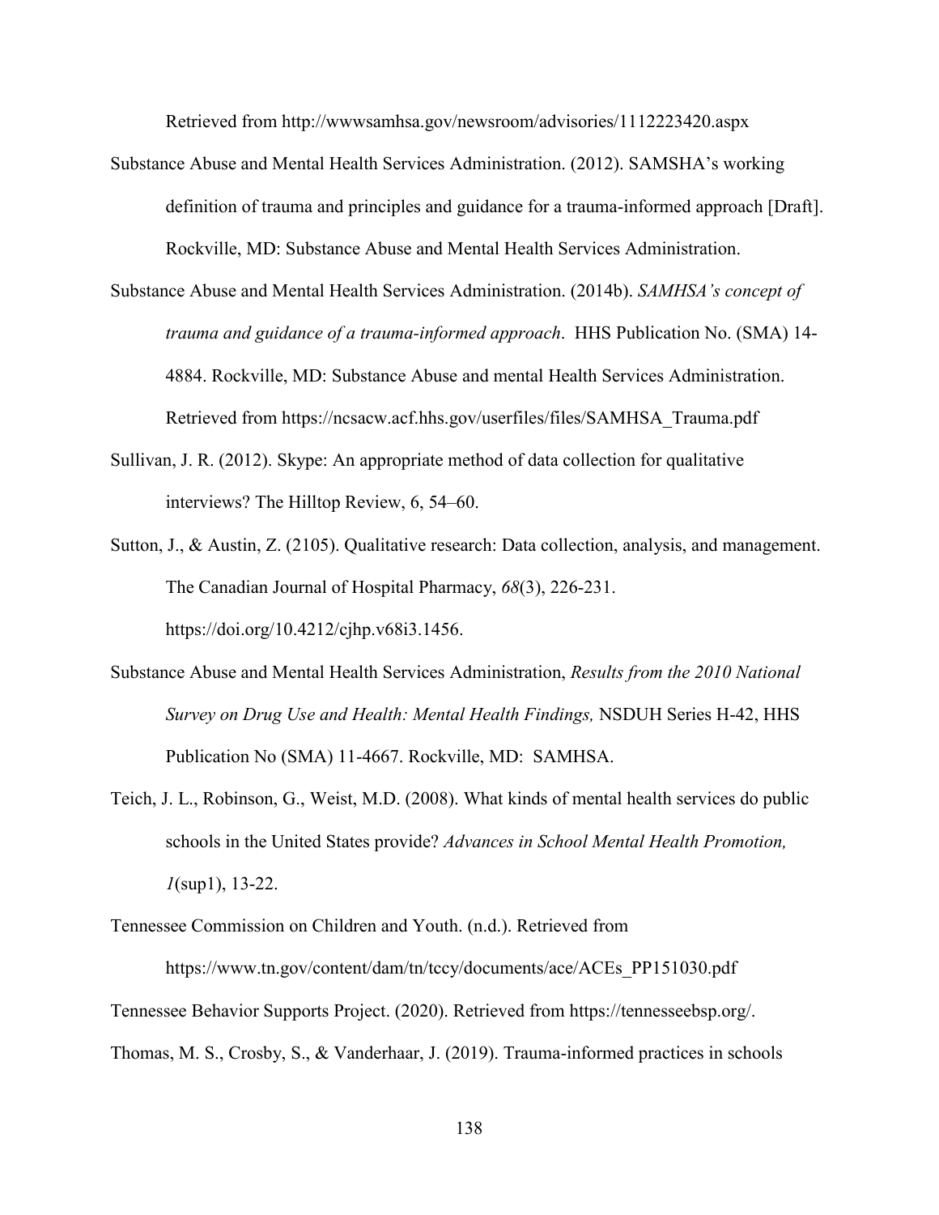Retrieved from http://wwwsamhsa.gov/newsroom/advisories/1112223420.aspx

Substance Abuse and Mental Health Services Administration. (2012). SAMSHA's working definition of trauma and principles and guidance for a trauma-informed approach [Draft]. Rockville, MD: Substance Abuse and Mental Health Services Administration.

Substance Abuse and Mental Health Services Administration. (2014b). *SAMHSA's concept of trauma and guidance of a trauma-informed approach*. HHS Publication No. (SMA) 14-4884. Rockville, MD: Substance Abuse and mental Health Services Administration. Retrieved from https://ncsacw.acf.hhs.gov/userfiles/files/SAMHSA_Trauma.pdf

Sullivan, J. R. (2012). Skype: An appropriate method of data collection for qualitative interviews? The Hilltop Review, 6, 54–60.

Sutton, J., & Austin, Z. (2105). Qualitative research: Data collection, analysis, and management. The Canadian Journal of Hospital Pharmacy, *68*(3), 226-231. https://doi.org/10.4212/cjhp.v68i3.1456.

Substance Abuse and Mental Health Services Administration, *Results from the 2010 National Survey on Drug Use and Health: Mental Health Findings,* NSDUH Series H-42, HHS Publication No (SMA) 11-4667. Rockville, MD: SAMHSA.

Teich, J. L., Robinson, G., Weist, M.D. (2008). What kinds of mental health services do public schools in the United States provide? *Advances in School Mental Health Promotion, 1*(sup1), 13-22.

Tennessee Commission on Children and Youth. (n.d.). Retrieved from https://www.tn.gov/content/dam/tn/tccy/documents/ace/ACEs_PP151030.pdf

Tennessee Behavior Supports Project. (2020). Retrieved from https://tennesseebsp.org/.

Thomas, M. S., Crosby, S., & Vanderhaar, J. (2019). Trauma-informed practices in schools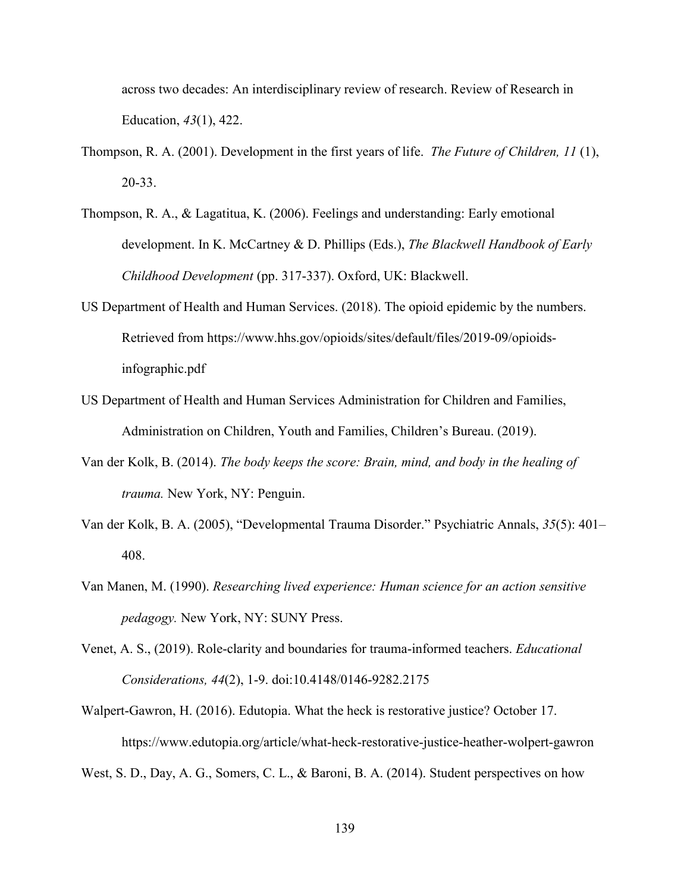across two decades: An interdisciplinary review of research. Review of Research in Education, *43*(1), 422.

Thompson, R. A. (2001). Development in the first years of life. *The Future of Children, 11* (1), 20-33.

Thompson, R. A., & Lagatitua, K. (2006). Feelings and understanding: Early emotional development. In K. McCartney & D. Phillips (Eds.), *The Blackwell Handbook of Early Childhood Development* (pp. 317-337). Oxford, UK: Blackwell.

US Department of Health and Human Services. (2018). The opioid epidemic by the numbers. Retrieved from https://www.hhs.gov/opioids/sites/default/files/2019-09/opioids-infographic.pdf

US Department of Health and Human Services Administration for Children and Families, Administration on Children, Youth and Families, Children's Bureau. (2019).

Van der Kolk, B. (2014). *The body keeps the score: Brain, mind, and body in the healing of trauma.* New York, NY: Penguin.

Van der Kolk, B. A. (2005), "Developmental Trauma Disorder." Psychiatric Annals, *35*(5): 401–408.

Van Manen, M. (1990). *Researching lived experience: Human science for an action sensitive pedagogy.* New York, NY: SUNY Press.

Venet, A. S., (2019). Role-clarity and boundaries for trauma-informed teachers. *Educational Considerations, 44*(2), 1-9. doi:10.4148/0146-9282.2175

Walpert-Gawron, H. (2016). Edutopia. What the heck is restorative justice? October 17. https://www.edutopia.org/article/what-heck-restorative-justice-heather-wolpert-gawron

West, S. D., Day, A. G., Somers, C. L., & Baroni, B. A. (2014). Student perspectives on how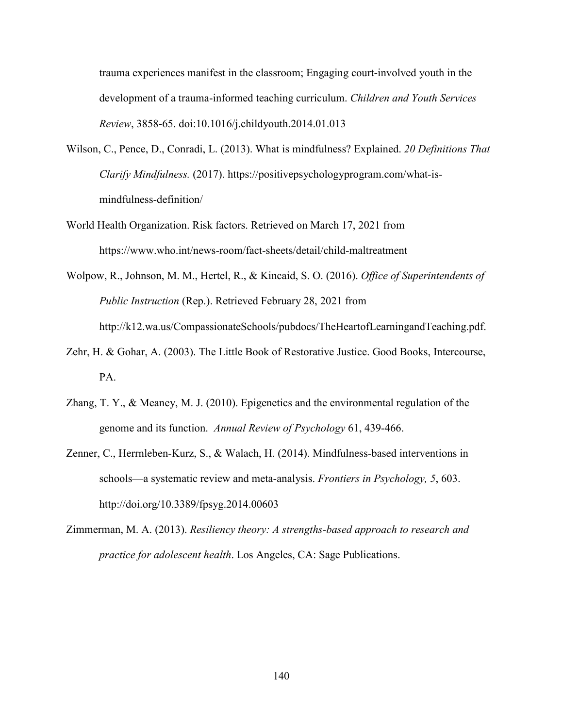trauma experiences manifest in the classroom; Engaging court-involved youth in the development of a trauma-informed teaching curriculum. *Children and Youth Services Review*, 3858-65. doi:10.1016/j.childyouth.2014.01.013

Wilson, C., Pence, D., Conradi, L. (2013). What is mindfulness? Explained. *20 Definitions That Clarify Mindfulness.* (2017). https://positivepsychologyprogram.com/what-is-mindfulness-definition/

World Health Organization. Risk factors. Retrieved on March 17, 2021 from https://www.who.int/news-room/fact-sheets/detail/child-maltreatment

Wolpow, R., Johnson, M. M., Hertel, R., & Kincaid, S. O. (2016). *Office of Superintendents of Public Instruction* (Rep.). Retrieved February 28, 2021 from http://k12.wa.us/CompassionateSchools/pubdocs/TheHeartofLearningandTeaching.pdf.

Zehr, H. & Gohar, A. (2003). The Little Book of Restorative Justice. Good Books, Intercourse, PA.

Zhang, T. Y., & Meaney, M. J. (2010). Epigenetics and the environmental regulation of the genome and its function. *Annual Review of Psychology* 61, 439-466.

Zenner, C., Herrnleben-Kurz, S., & Walach, H. (2014). Mindfulness-based interventions in schools—a systematic review and meta-analysis. *Frontiers in Psychology, 5*, 603. http://doi.org/10.3389/fpsyg.2014.00603

Zimmerman, M. A. (2013). *Resiliency theory: A strengths-based approach to research and practice for adolescent health*. Los Angeles, CA: Sage Publications.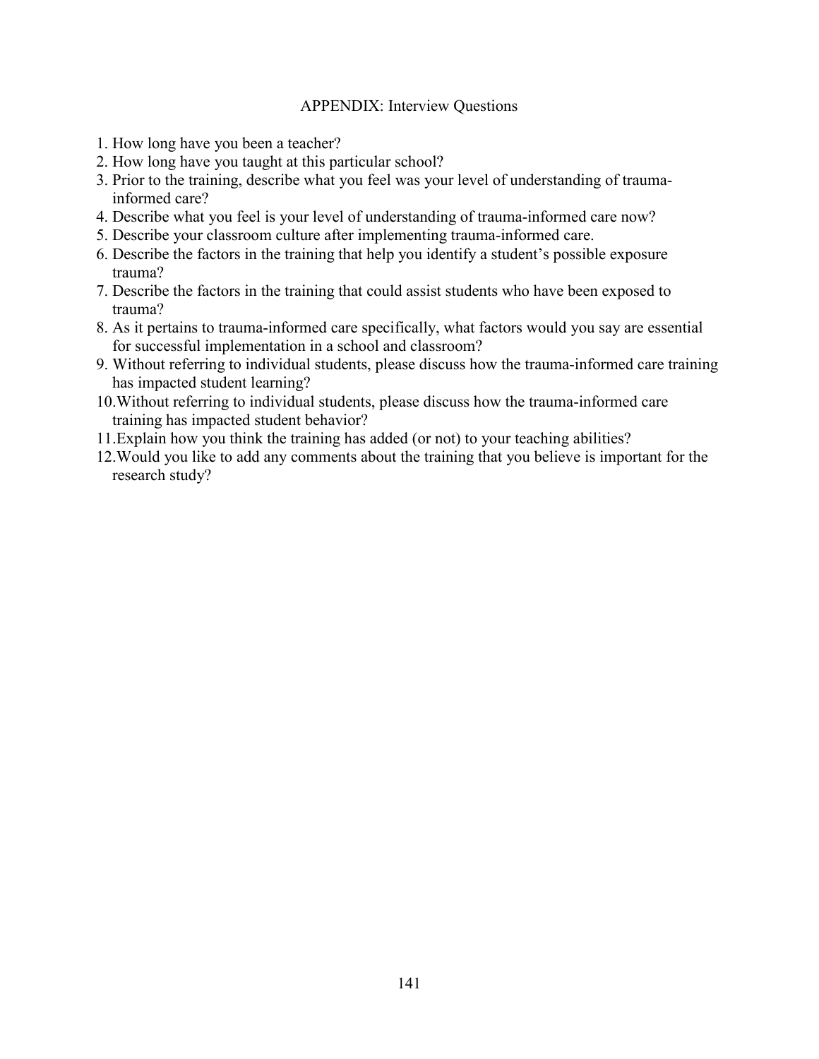# APPENDIX: Interview Questions

1. How long have you been a teacher?
2. How long have you taught at this particular school?
3. Prior to the training, describe what you feel was your level of understanding of trauma-informed care?
4. Describe what you feel is your level of understanding of trauma-informed care now?
5. Describe your classroom culture after implementing trauma-informed care.
6. Describe the factors in the training that help you identify a student's possible exposure trauma?
7. Describe the factors in the training that could assist students who have been exposed to trauma?
8. As it pertains to trauma-informed care specifically, what factors would you say are essential for successful implementation in a school and classroom?
9. Without referring to individual students, please discuss how the trauma-informed care training has impacted student learning?
10. Without referring to individual students, please discuss how the trauma-informed care training has impacted student behavior?
11. Explain how you think the training has added (or not) to your teaching abilities?
12. Would you like to add any comments about the training that you believe is important for the research study?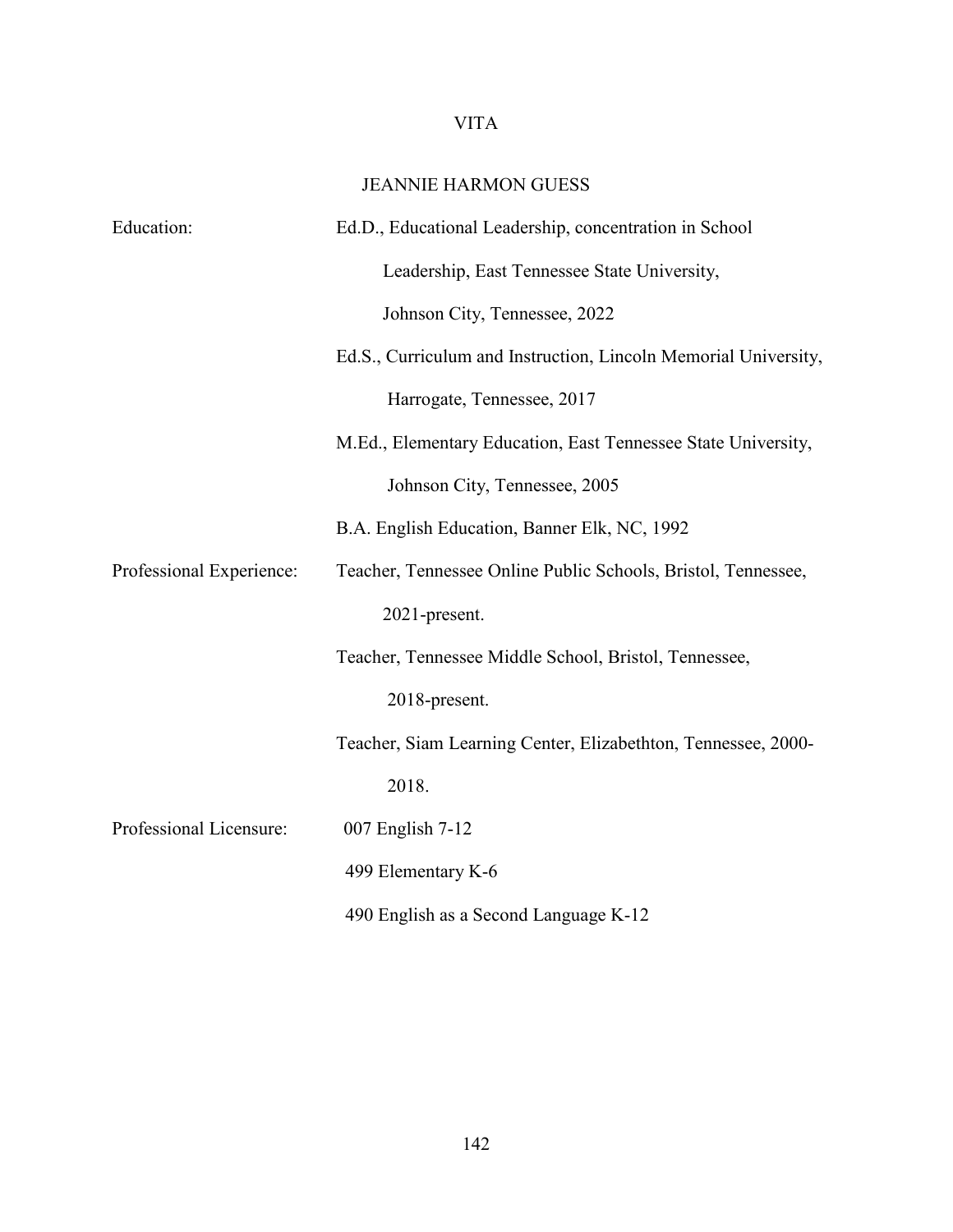# VITA

## JEANNIE HARMON GUESS

| | |
|---|---|
| Education: | Ed.D., Educational Leadership, concentration in School Leadership, East Tennessee State University, Johnson City, Tennessee, 2022 |
| | Ed.S., Curriculum and Instruction, Lincoln Memorial University, Harrogate, Tennessee, 2017 |
| | M.Ed., Elementary Education, East Tennessee State University, Johnson City, Tennessee, 2005 |
| | B.A. English Education, Banner Elk, NC, 1992 |
| Professional Experience: | Teacher, Tennessee Online Public Schools, Bristol, Tennessee, 2021-present. |
| | Teacher, Tennessee Middle School, Bristol, Tennessee, 2018-present. |
| | Teacher, Siam Learning Center, Elizabethton, Tennessee, 2000-2018. |
| Professional Licensure: | 007 English 7-12 |
| | 499 Elementary K-6 |
| | 490 English as a Second Language K-12 |